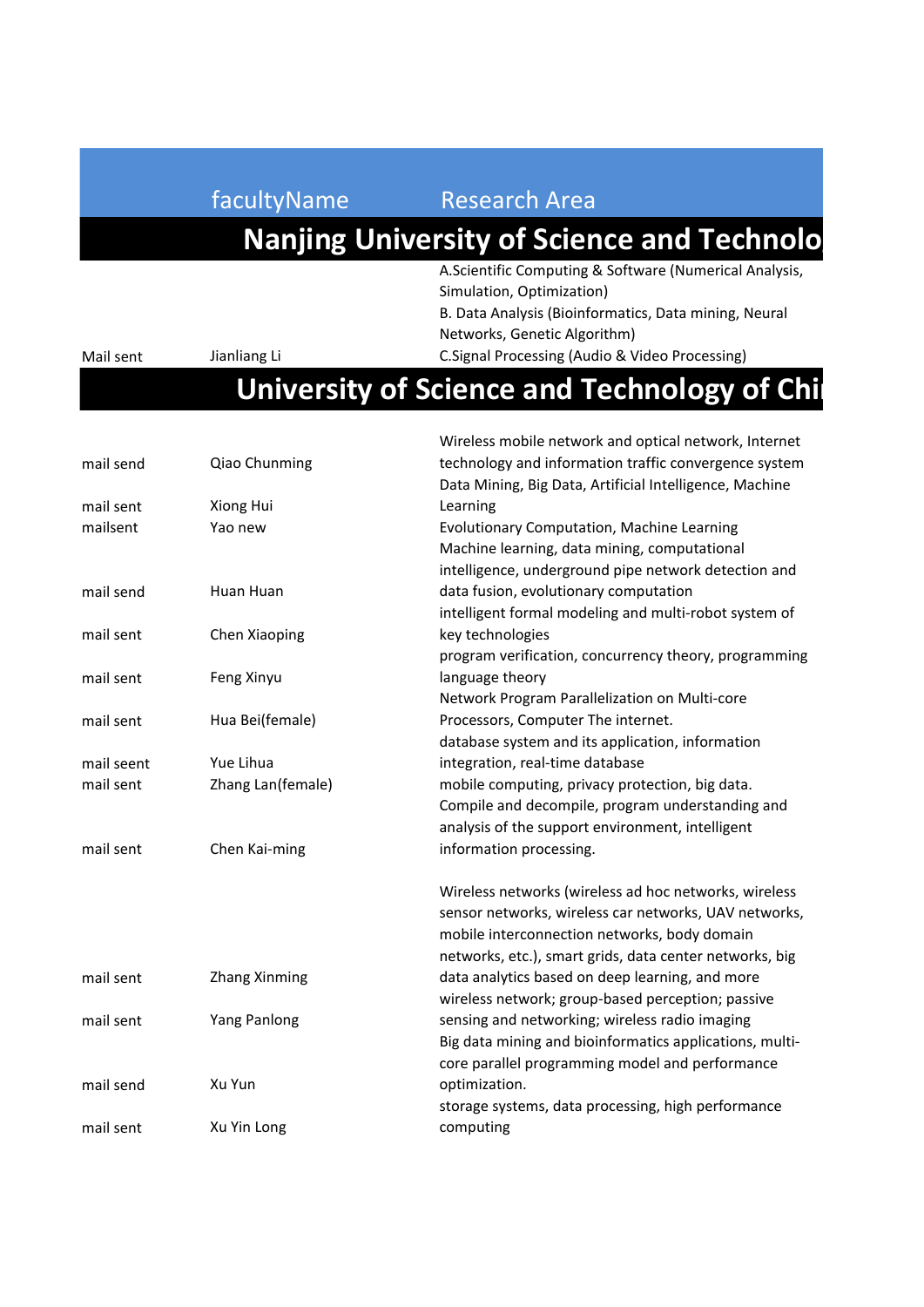| | facultyName | Research Area |
|---|---|---|
| | **Nanjing University of Science and Technolo** | |
| Mail sent | Jianliang Li | A.Scientific Computing & Software (Numerical Analysis, Simulation, Optimization) B. Data Analysis (Bioinformatics, Data mining, Neural Networks, Genetic Algorithm) C.Signal Processing (Audio & Video Processing) |
| | **University of Science and Technology of Chi** | |
| mail send | Qiao Chunming | Wireless mobile network and optical network, Internet technology and information traffic convergence system |
| mail sent | Xiong Hui | Data Mining, Big Data, Artificial Intelligence, Machine Learning |
| mailsent | Yao new | Evolutionary Computation, Machine Learning |
| mail send | Huan Huan | Machine learning, data mining, computational intelligence, underground pipe network detection and data fusion, evolutionary computation |
| mail sent | Chen Xiaoping | intelligent formal modeling and multi-robot system of key technologies |
| mail sent | Feng Xinyu | program verification, concurrency theory, programming language theory |
| mail sent | Hua Bei(female) | Network Program Parallelization on Multi-core Processors, Computer The internet. |
| mail seent | Yue Lihua | database system and its application, information integration, real-time database |
| mail sent | Zhang Lan(female) | mobile computing, privacy protection, big data. |
| mail sent | Chen Kai-ming | Compile and decompile, program understanding and analysis of the support environment, intelligent information processing. |
| mail sent | Zhang Xinming | Wireless networks (wireless ad hoc networks, wireless sensor networks, wireless car networks, UAV networks, mobile interconnection networks, body domain networks, etc.), smart grids, data center networks, big data analytics based on deep learning, and more |
| mail sent | Yang Panlong | wireless network; group-based perception; passive sensing and networking; wireless radio imaging |
| mail send | Xu Yun | Big data mining and bioinformatics applications, multi-core parallel programming model and performance optimization. |
| mail sent | Xu Yin Long | storage systems, data processing, high performance computing |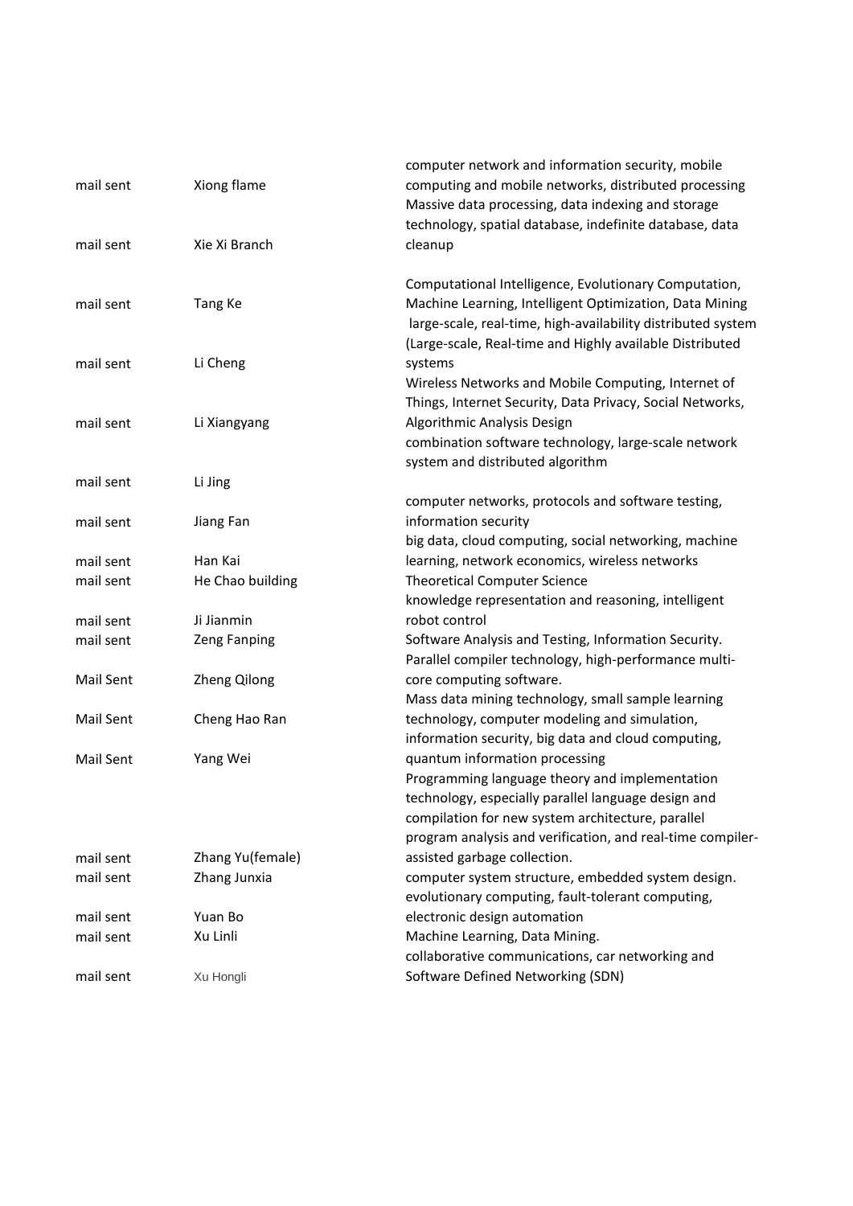| | | |
|---|---|---|
| mail sent | Xiong flame | computer network and information security, mobile computing and mobile networks, distributed processing |
| mail sent | Xie Xi Branch | Massive data processing, data indexing and storage technology, spatial database, indefinite database, data cleanup |
| mail sent | Tang Ke | Computational Intelligence, Evolutionary Computation, Machine Learning, Intelligent Optimization, Data Mining |
| mail sent | Li Cheng | large-scale, real-time, high-availability distributed system (Large-scale, Real-time and Highly available Distributed systems |
| mail sent | Li Xiangyang | Wireless Networks and Mobile Computing, Internet of Things, Internet Security, Data Privacy, Social Networks, Algorithmic Analysis Design |
| mail sent | Li Jing | combination software technology, large-scale network system and distributed algorithm |
| mail sent | Jiang Fan | computer networks, protocols and software testing, information security |
| mail sent | Han Kai | big data, cloud computing, social networking, machine learning, network economics, wireless networks |
| mail sent | He Chao building | Theoretical Computer Science |
| mail sent | Ji Jianmin | knowledge representation and reasoning, intelligent robot control |
| mail sent | Zeng Fanping | Software Analysis and Testing, Information Security. |
| Mail Sent | Zheng Qilong | Parallel compiler technology, high-performance multi-core computing software. |
| Mail Sent | Cheng Hao Ran | Mass data mining technology, small sample learning technology, computer modeling and simulation, |
| Mail Sent | Yang Wei | information security, big data and cloud computing, quantum information processing |
| mail sent | Zhang Yu(female) | Programming language theory and implementation technology, especially parallel language design and compilation for new system architecture, parallel program analysis and verification, and real-time compiler-assisted garbage collection. |
| mail sent | Zhang Junxia | computer system structure, embedded system design. |
| mail sent | Yuan Bo | evolutionary computing, fault-tolerant computing, electronic design automation |
| mail sent | Xu Linli | Machine Learning, Data Mining. |
| mail sent | Xu Hongli | collaborative communications, car networking and Software Defined Networking (SDN) |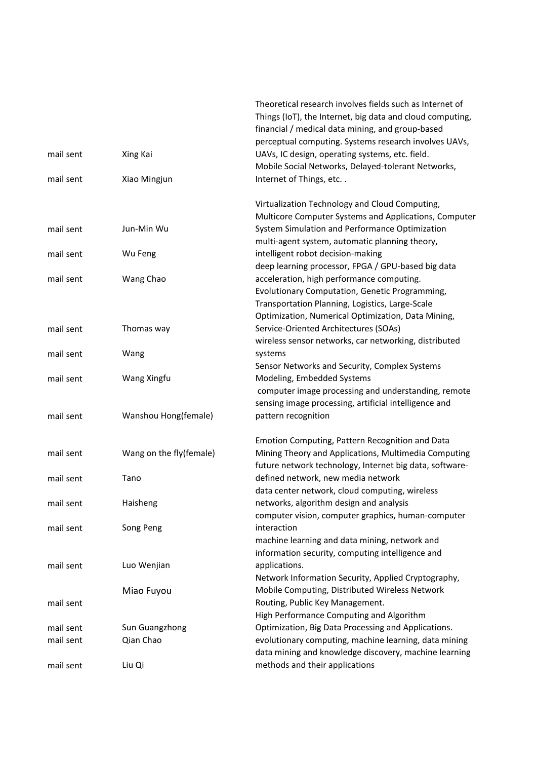| | | |
|---|---|---|
| mail sent | Xing Kai | Theoretical research involves fields such as Internet of Things (IoT), the Internet, big data and cloud computing, financial / medical data mining, and group-based perceptual computing. Systems research involves UAVs, UAVs, IC design, operating systems, etc. field. |
| mail sent | Xiao Mingjun | Mobile Social Networks, Delayed-tolerant Networks, Internet of Things, etc. . |
| mail sent | Jun-Min Wu | Virtualization Technology and Cloud Computing, Multicore Computer Systems and Applications, Computer System Simulation and Performance Optimization |
| mail sent | Wu Feng | multi-agent system, automatic planning theory, intelligent robot decision-making |
| mail sent | Wang Chao | deep learning processor, FPGA / GPU-based big data acceleration, high performance computing. |
| mail sent | Thomas way | Evolutionary Computation, Genetic Programming, Transportation Planning, Logistics, Large-Scale Optimization, Numerical Optimization, Data Mining, Service-Oriented Architectures (SOAs) |
| mail sent | Wang | wireless sensor networks, car networking, distributed systems |
| mail sent | Wang Xingfu | Sensor Networks and Security, Complex Systems Modeling, Embedded Systems |
| mail sent | Wanshou Hong(female) | computer image processing and understanding, remote sensing image processing, artificial intelligence and pattern recognition |
| mail sent | Wang on the fly(female) | Emotion Computing, Pattern Recognition and Data Mining Theory and Applications, Multimedia Computing |
| mail sent | Tano | future network technology, Internet big data, software-defined network, new media network |
| mail sent | Haisheng | data center network, cloud computing, wireless networks, algorithm design and analysis |
| mail sent | Song Peng | computer vision, computer graphics, human-computer interaction |
| mail sent | Luo Wenjian | machine learning and data mining, network and information security, computing intelligence and applications. |
| mail sent | Miao Fuyou | Network Information Security, Applied Cryptography, Mobile Computing, Distributed Wireless Network Routing, Public Key Management. |
| mail sent | Sun Guangzhong | High Performance Computing and Algorithm Optimization, Big Data Processing and Applications. |
| mail sent | Qian Chao | evolutionary computing, machine learning, data mining |
| mail sent | Liu Qi | data mining and knowledge discovery, machine learning methods and their applications |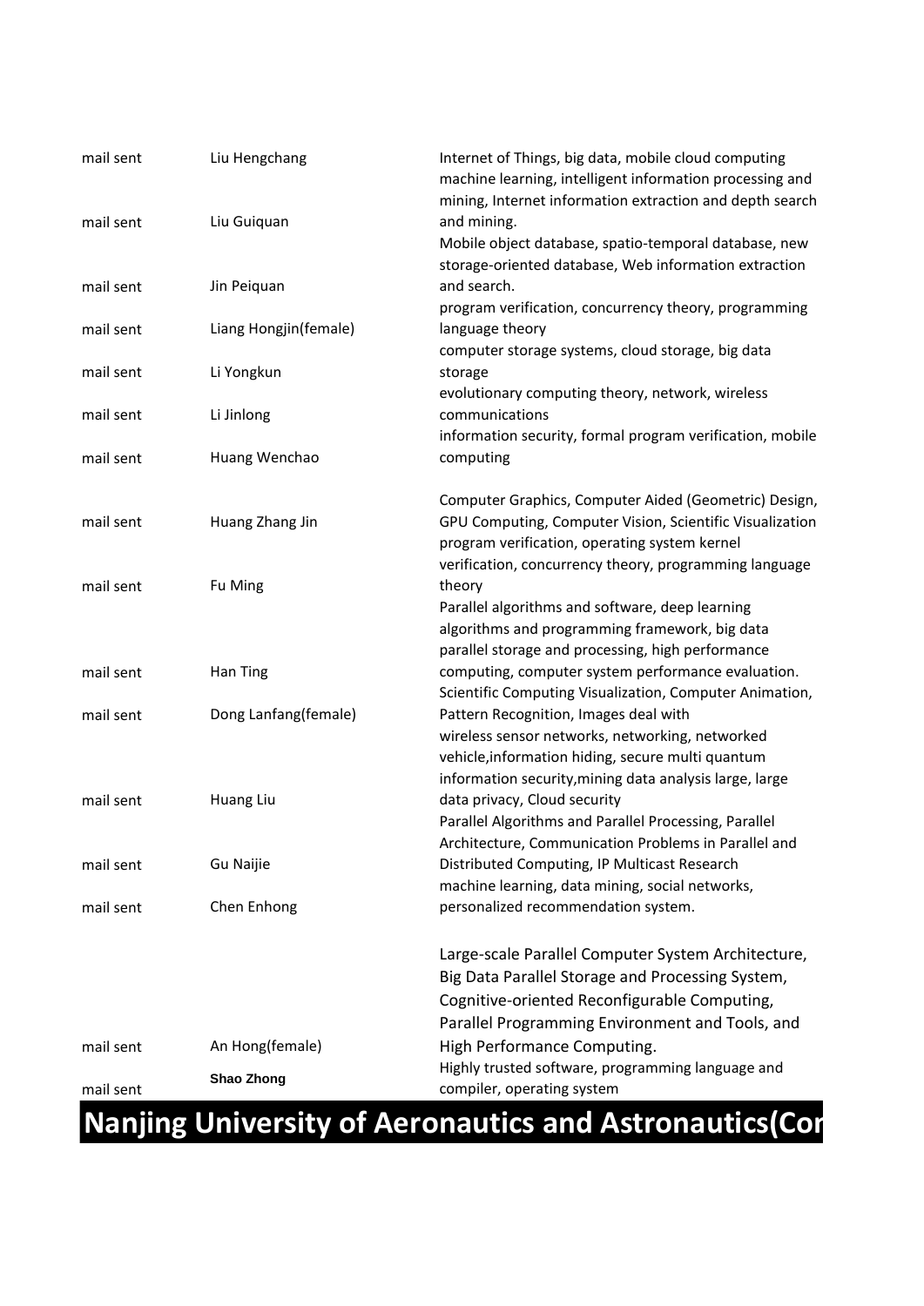| | | |
|---|---|---|
| mail sent | Liu Hengchang | Internet of Things, big data, mobile cloud computing |
| mail sent | Liu Guiquan | machine learning, intelligent information processing and mining, Internet information extraction and depth search and mining. |
| mail sent | Jin Peiquan | Mobile object database, spatio-temporal database, new storage-oriented database, Web information extraction and search. |
| mail sent | Liang Hongjin(female) | program verification, concurrency theory, programming language theory |
| mail sent | Li Yongkun | computer storage systems, cloud storage, big data storage |
| mail sent | Li Jinlong | evolutionary computing theory, network, wireless communications |
| mail sent | Huang Wenchao | information security, formal program verification, mobile computing |
| mail sent | Huang Zhang Jin | Computer Graphics, Computer Aided (Geometric) Design, GPU Computing, Computer Vision, Scientific Visualization |
| mail sent | Fu Ming | program verification, operating system kernel verification, concurrency theory, programming language theory |
| mail sent | Han Ting | Parallel algorithms and software, deep learning algorithms and programming framework, big data parallel storage and processing, high performance computing, computer system performance evaluation. |
| mail sent | Dong Lanfang(female) | Scientific Computing Visualization, Computer Animation, Pattern Recognition, Images deal with |
| mail sent | Huang Liu | wireless sensor networks, networking, networked vehicle,information hiding, secure multi quantum information security,mining data analysis large, large data privacy, Cloud security |
| mail sent | Gu Naijie | Parallel Algorithms and Parallel Processing, Parallel Architecture, Communication Problems in Parallel and Distributed Computing, IP Multicast Research |
| mail sent | Chen Enhong | machine learning, data mining, social networks, personalized recommendation system. |
| mail sent | An Hong(female) | Large-scale Parallel Computer System Architecture, Big Data Parallel Storage and Processing System, Cognitive-oriented Reconfigurable Computing, Parallel Programming Environment and Tools, and High Performance Computing. |
| mail sent | **Shao Zhong** | Highly trusted software, programming language and compiler, operating system |

# Nanjing University of Aeronautics and Astronautics(Cor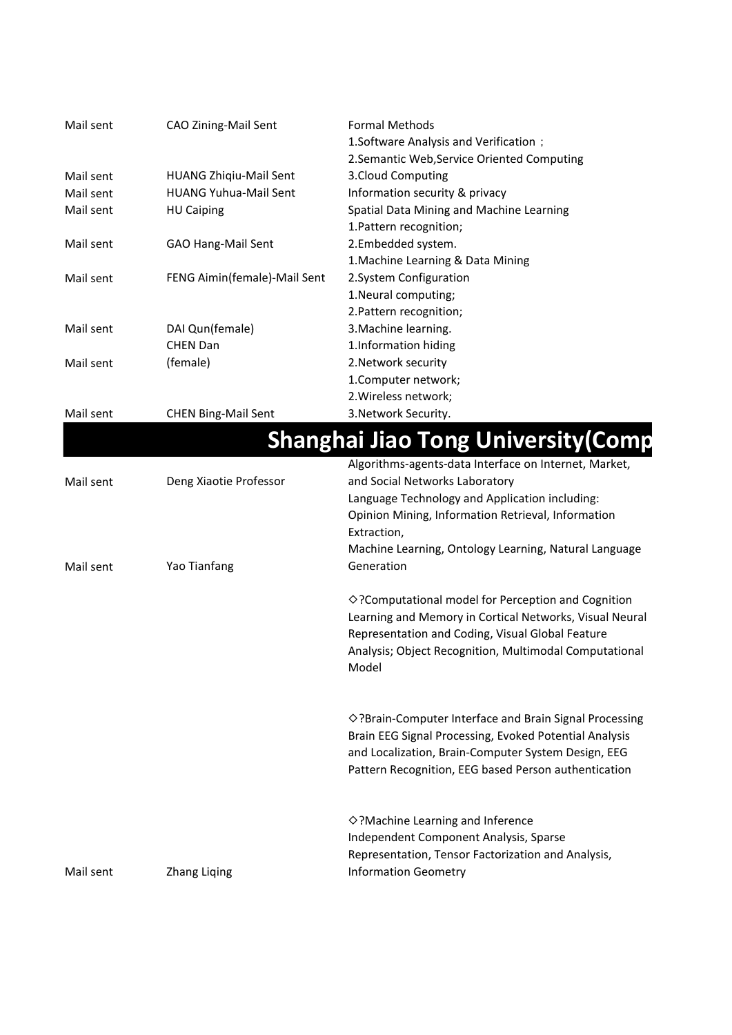| | | |
|---|---|---|
| Mail sent | CAO Zining-Mail Sent | Formal Methods<br>1.Software Analysis and Verification；<br>2.Semantic Web,Service Oriented Computing |
| Mail sent | HUANG Zhiqiu-Mail Sent | 3.Cloud Computing |
| Mail sent | HUANG Yuhua-Mail Sent | Information security & privacy |
| Mail sent | HU Caiping | Spatial Data Mining and Machine Learning |
| Mail sent | GAO Hang-Mail Sent | 1.Pattern recognition;<br>2.Embedded system. |
| Mail sent | FENG Aimin(female)-Mail Sent | 1.Machine Learning & Data Mining<br>2.System Configuration |
| Mail sent | DAI Qun(female) | 1.Neural computing;<br>2.Pattern recognition;<br>3.Machine learning. |
| Mail sent | CHEN Dan (female) | 1.Information hiding<br>2.Network security |
| Mail sent | CHEN Bing-Mail Sent | 1.Computer network;<br>2.Wireless network;<br>3.Network Security. |

## Shanghai Jiao Tong University(Comp

| | | |
|---|---|---|
| Mail sent | Deng Xiaotie Professor | Algorithms-agents-data Interface on Internet, Market, and Social Networks Laboratory |
| Mail sent | Yao Tianfang | Language Technology and Application including: Opinion Mining, Information Retrieval, Information Extraction,<br>Machine Learning, Ontology Learning, Natural Language Generation |
| Mail sent | Zhang Liqing | ◇?Computational model for Perception and Cognition Learning and Memory in Cortical Networks, Visual Neural Representation and Coding, Visual Global Feature Analysis; Object Recognition, Multimodal Computational Model<br><br>◇?Brain-Computer Interface and Brain Signal Processing Brain EEG Signal Processing, Evoked Potential Analysis and Localization, Brain-Computer System Design, EEG Pattern Recognition, EEG based Person authentication<br><br>◇?Machine Learning and Inference<br>Independent Component Analysis, Sparse Representation, Tensor Factorization and Analysis, Information Geometry |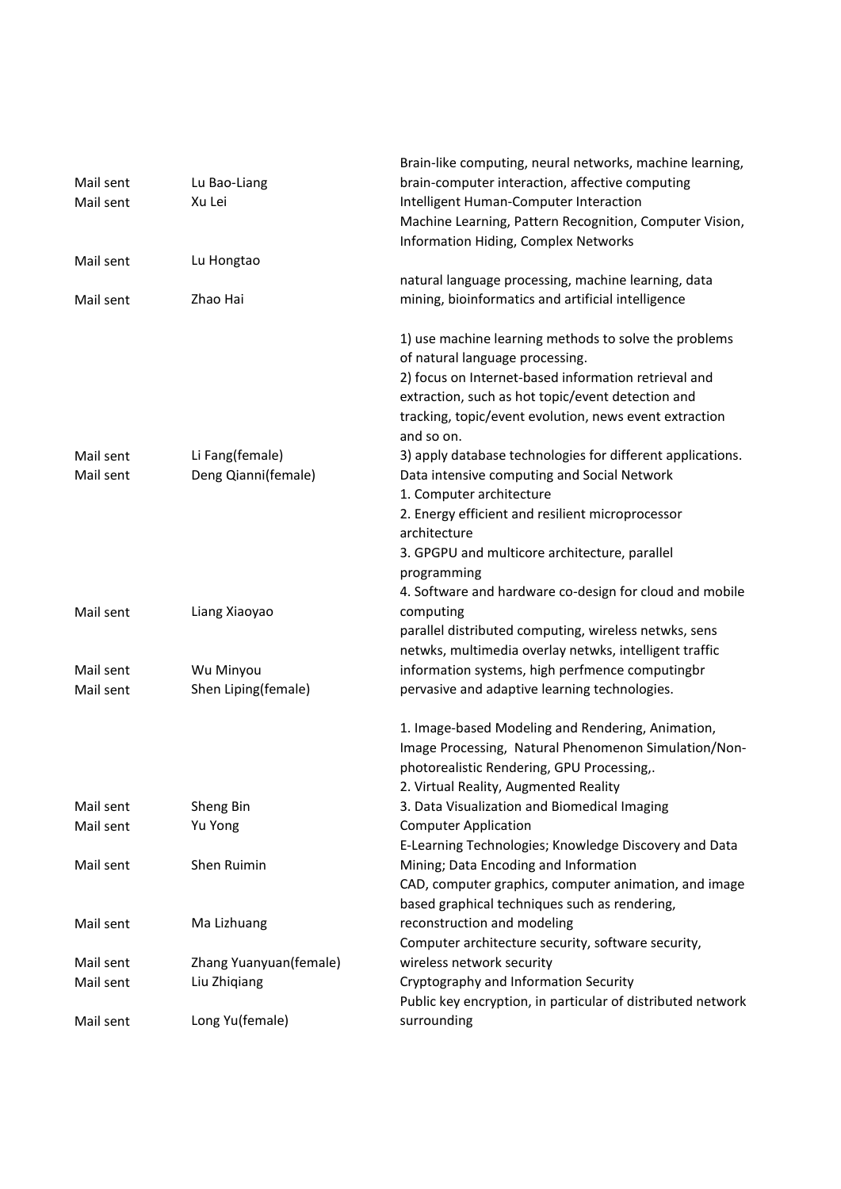| | | |
|---|---|---|
| Mail sent | Lu Bao-Liang | Brain-like computing, neural networks, machine learning, brain-computer interaction, affective computing |
| Mail sent | Xu Lei | Intelligent Human-Computer Interaction |
| Mail sent | Lu Hongtao | Machine Learning, Pattern Recognition, Computer Vision, Information Hiding, Complex Networks |
| Mail sent | Zhao Hai | natural language processing, machine learning, data mining, bioinformatics and artificial intelligence |
| Mail sent | Li Fang(female) | 1) use machine learning methods to solve the problems of natural language processing. 2) focus on Internet-based information retrieval and extraction, such as hot topic/event detection and tracking, topic/event evolution, news event extraction and so on. 3) apply database technologies for different applications. |
| Mail sent | Deng Qianni(female) | Data intensive computing and Social Network |
| Mail sent | Liang Xiaoyao | 1. Computer architecture 2. Energy efficient and resilient microprocessor architecture 3. GPGPU and multicore architecture, parallel programming 4. Software and hardware co-design for cloud and mobile computing |
| Mail sent | Wu Minyou | parallel distributed computing, wireless netwks, sens netwks, multimedia overlay netwks, intelligent traffic information systems, high perfmence computingbr |
| Mail sent | Shen Liping(female) | pervasive and adaptive learning technologies. |
| Mail sent | Sheng Bin | 1. Image-based Modeling and Rendering, Animation, Image Processing, Natural Phenomenon Simulation/Non-photorealistic Rendering, GPU Processing,. 2. Virtual Reality, Augmented Reality 3. Data Visualization and Biomedical Imaging |
| Mail sent | Yu Yong | Computer Application |
| Mail sent | Shen Ruimin | E-Learning Technologies; Knowledge Discovery and Data Mining; Data Encoding and Information |
| Mail sent | Ma Lizhuang | CAD, computer graphics, computer animation, and image based graphical techniques such as rendering, reconstruction and modeling |
| Mail sent | Zhang Yuanyuan(female) | Computer architecture security, software security, wireless network security |
| Mail sent | Liu Zhiqiang | Cryptography and Information Security |
| Mail sent | Long Yu(female) | Public key encryption, in particular of distributed network surrounding |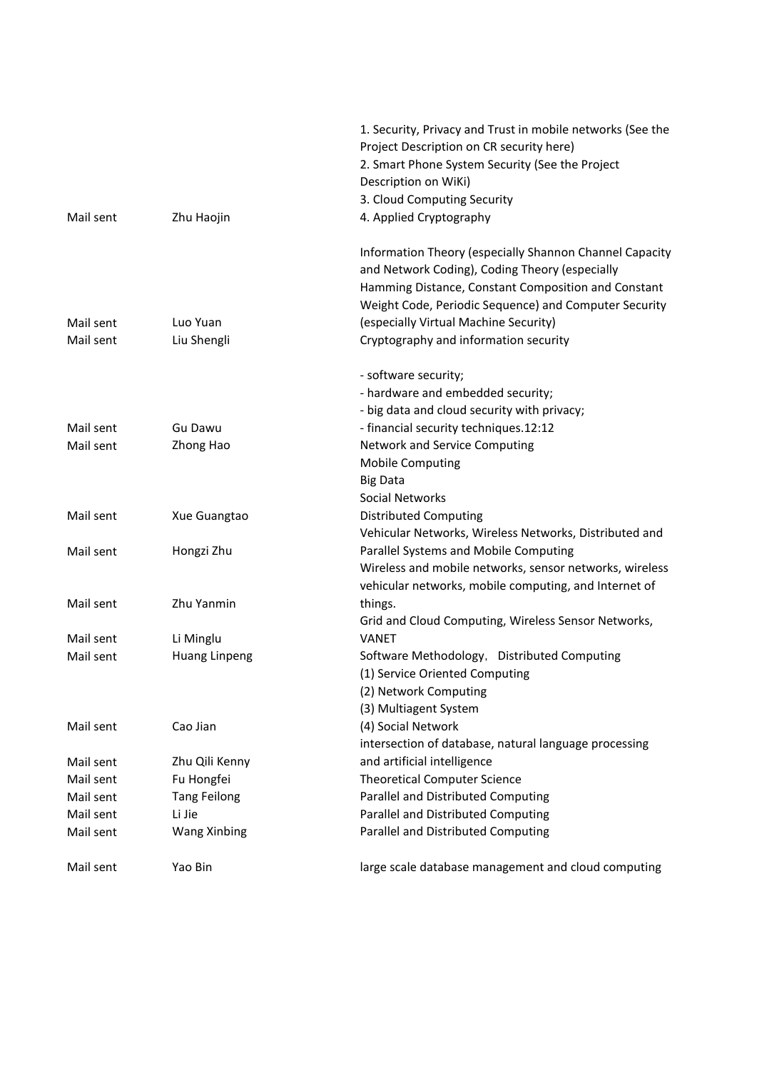| | | |
|---|---|---|
| Mail sent | Zhu Haojin | 1. Security, Privacy and Trust in mobile networks (See the Project Description on CR security here)<br>2. Smart Phone System Security (See the Project Description on WiKi)<br>3. Cloud Computing Security<br>4. Applied Cryptography |
| Mail sent | Luo Yuan | Information Theory (especially Shannon Channel Capacity and Network Coding), Coding Theory (especially Hamming Distance, Constant Composition and Constant Weight Code, Periodic Sequence) and Computer Security (especially Virtual Machine Security) |
| Mail sent | Liu Shengli | Cryptography and information security |
| Mail sent | Gu Dawu | - software security;<br>- hardware and embedded security;<br>- big data and cloud security with privacy;<br>- financial security techniques.12:12 |
| Mail sent | Zhong Hao | Network and Service Computing |
| Mail sent | Xue Guangtao | Mobile Computing<br>Big Data<br>Social Networks<br>Distributed Computing |
| Mail sent | Hongzi Zhu | Vehicular Networks, Wireless Networks, Distributed and Parallel Systems and Mobile Computing |
| Mail sent | Zhu Yanmin | Wireless and mobile networks, sensor networks, wireless vehicular networks, mobile computing, and Internet of things. |
| Mail sent | Li Minglu | Grid and Cloud Computing, Wireless Sensor Networks, VANET |
| Mail sent | Huang Linpeng | Software Methodology, Distributed Computing |
| Mail sent | Cao Jian | (1) Service Oriented Computing<br>(2) Network Computing<br>(3) Multiagent System<br>(4) Social Network |
| Mail sent | Zhu Qili Kenny | intersection of database, natural language processing and artificial intelligence |
| Mail sent | Fu Hongfei | Theoretical Computer Science |
| Mail sent | Tang Feilong | Parallel and Distributed Computing |
| Mail sent | Li Jie | Parallel and Distributed Computing |
| Mail sent | Wang Xinbing | Parallel and Distributed Computing |
| Mail sent | Yao Bin | large scale database management and cloud computing |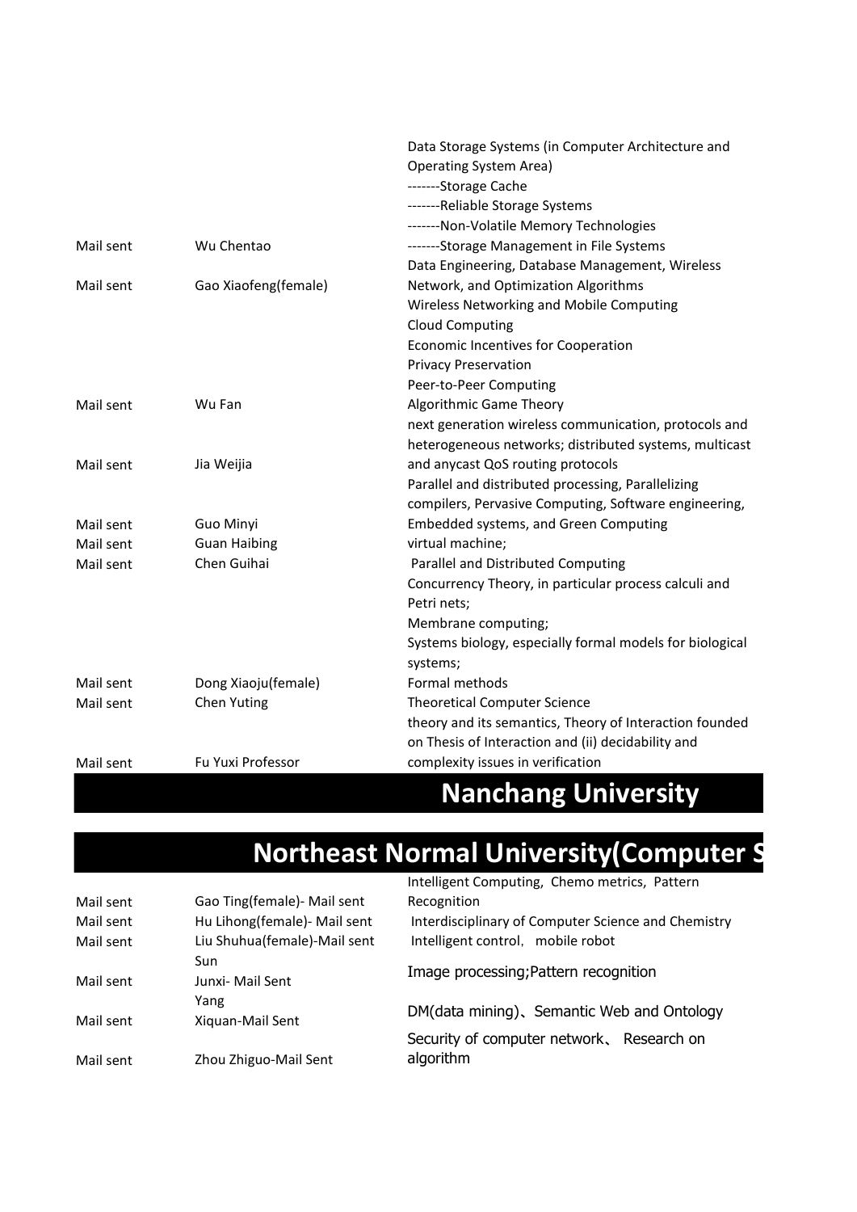| | | |
|---|---|---|
| Mail sent | Wu Chentao | Data Storage Systems (in Computer Architecture and Operating System Area)<br>-------Storage Cache<br>-------Reliable Storage Systems<br>-------Non-Volatile Memory Technologies<br>-------Storage Management in File Systems |
| Mail sent | Gao Xiaofeng(female) | Data Engineering, Database Management, Wireless Network, and Optimization Algorithms |
| Mail sent | Wu Fan | Wireless Networking and Mobile Computing<br>Cloud Computing<br>Economic Incentives for Cooperation<br>Privacy Preservation<br>Peer-to-Peer Computing<br>Algorithmic Game Theory |
| Mail sent | Jia Weijia | next generation wireless communication, protocols and heterogeneous networks; distributed systems, multicast and anycast QoS routing protocols |
| Mail sent | Guo Minyi | Parallel and distributed processing, Parallelizing compilers, Pervasive Computing, Software engineering, Embedded systems, and Green Computing |
| Mail sent | Guan Haibing | virtual machine; |
| Mail sent | Chen Guihai | Parallel and Distributed Computing |
| Mail sent | Dong Xiaoju(female) | Concurrency Theory, in particular process calculi and Petri nets;<br>Membrane computing;<br>Systems biology, especially formal models for biological systems;<br>Formal methods |
| Mail sent | Chen Yuting | Theoretical Computer Science |
| Mail sent | Fu Yuxi Professor | theory and its semantics, Theory of Interaction founded on Thesis of Interaction and (ii) decidability and complexity issues in verification |

## Nanchang University

## Northeast Normal University(Computer S

| | | |
|---|---|---|
| Mail sent | Gao Ting(female)- Mail sent | Intelligent Computing, Chemo metrics, Pattern Recognition |
| Mail sent | Hu Lihong(female)- Mail sent | Interdisciplinary of Computer Science and Chemistry |
| Mail sent | Liu Shuhua(female)-Mail sent | Intelligent control, mobile robot |
| Mail sent | Sun Junxi- Mail Sent | Image processing;Pattern recognition |
| Mail sent | Yang Xiquan-Mail Sent | DM(data mining)、Semantic Web and Ontology |
| Mail sent | Zhou Zhiguo-Mail Sent | Security of computer network、 Research on algorithm |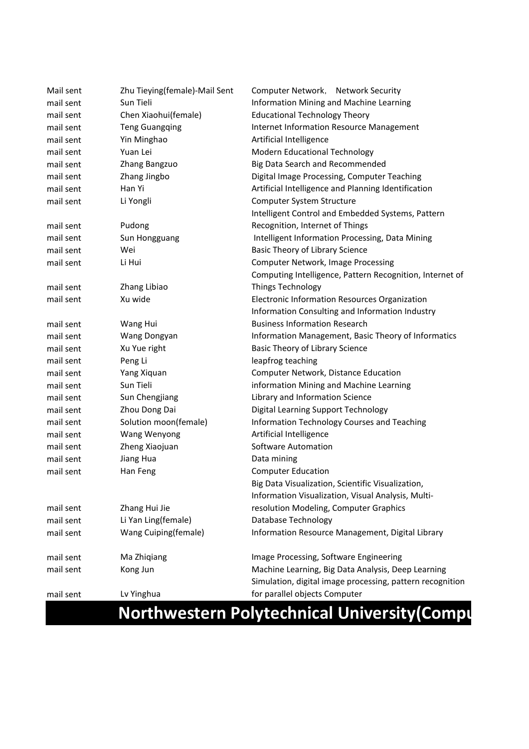| | | |
|---|---|---|
| Mail sent | Zhu Tieying(female)-Mail Sent | Computer Network, Network Security |
| mail sent | Sun Tieli | Information Mining and Machine Learning |
| mail sent | Chen Xiaohui(female) | Educational Technology Theory |
| mail sent | Teng Guangqing | Internet Information Resource Management |
| mail sent | Yin Minghao | Artificial Intelligence |
| mail sent | Yuan Lei | Modern Educational Technology |
| mail sent | Zhang Bangzuo | Big Data Search and Recommended |
| mail sent | Zhang Jingbo | Digital Image Processing, Computer Teaching |
| mail sent | Han Yi | Artificial Intelligence and Planning Identification |
| mail sent | Li Yongli | Computer System Structure |
| mail sent | Pudong | Intelligent Control and Embedded Systems, Pattern Recognition, Internet of Things |
| mail sent | Sun Hongguang | Intelligent Information Processing, Data Mining |
| mail sent | Wei | Basic Theory of Library Science |
| mail sent | Li Hui | Computer Network, Image Processing |
| mail sent | Zhang Libiao | Computing Intelligence, Pattern Recognition, Internet of Things Technology |
| mail sent | Xu wide | Electronic Information Resources Organization |
| mail sent | Wang Hui | Information Consulting and Information Industry Business Information Research |
| mail sent | Wang Dongyan | Information Management, Basic Theory of Informatics |
| mail sent | Xu Yue right | Basic Theory of Library Science |
| mail sent | Peng Li | leapfrog teaching |
| mail sent | Yang Xiquan | Computer Network, Distance Education |
| mail sent | Sun Tieli | information Mining and Machine Learning |
| mail sent | Sun Chengjiang | Library and Information Science |
| mail sent | Zhou Dong Dai | Digital Learning Support Technology |
| mail sent | Solution moon(female) | Information Technology Courses and Teaching |
| mail sent | Wang Wenyong | Artificial Intelligence |
| mail sent | Zheng Xiaojuan | Software Automation |
| mail sent | Jiang Hua | Data mining |
| mail sent | Han Feng | Computer Education |
| mail sent | Zhang Hui Jie | Big Data Visualization, Scientific Visualization, Information Visualization, Visual Analysis, Multi-resolution Modeling, Computer Graphics |
| mail sent | Li Yan Ling(female) | Database Technology |
| mail sent | Wang Cuiping(female) | Information Resource Management, Digital Library |
| mail sent | Ma Zhiqiang | Image Processing, Software Engineering |
| mail sent | Kong Jun | Machine Learning, Big Data Analysis, Deep Learning |
| mail sent | Lv Yinghua | Simulation, digital image processing, pattern recognition for parallel objects Computer |

# Northwestern Polytechnical University(Compu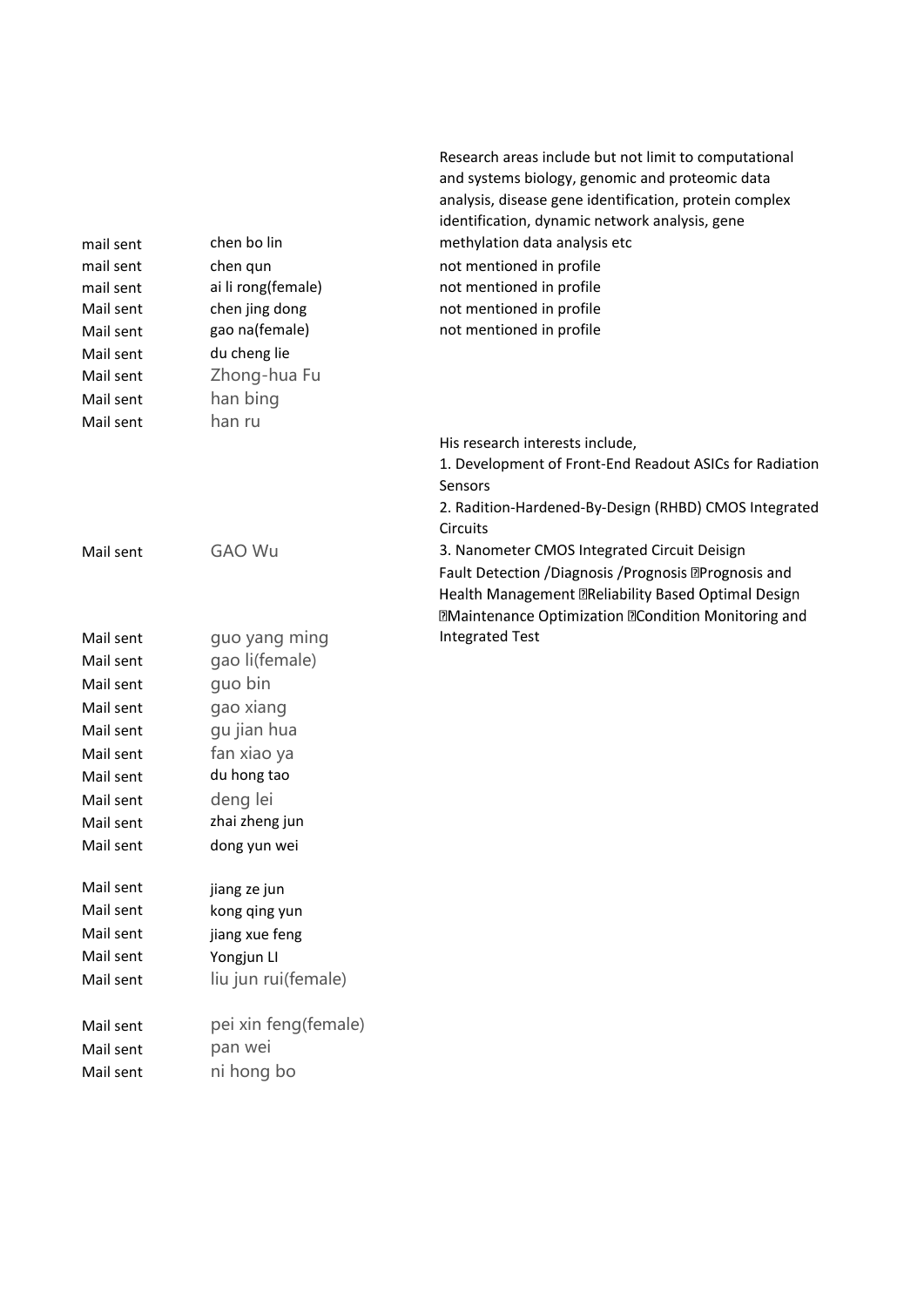| | | |
|---|---|---|
| mail sent | chen bo lin | Research areas include but not limit to computational and systems biology, genomic and proteomic data analysis, disease gene identification, protein complex identification, dynamic network analysis, gene methylation data analysis etc |
| mail sent | chen qun | not mentioned in profile |
| mail sent | ai li rong(female) | not mentioned in profile |
| Mail sent | chen jing dong | not mentioned in profile |
| Mail sent | gao na(female) | not mentioned in profile |
| Mail sent | du cheng lie | |
| Mail sent | Zhong-hua Fu | |
| Mail sent | han bing | |
| Mail sent | han ru | |
| Mail sent | GAO Wu | His research interests include,<br>1. Development of Front-End Readout ASICs for Radiation Sensors<br>2. Radition-Hardened-By-Design (RHBD) CMOS Integrated Circuits<br>3. Nanometer CMOS Integrated Circuit Deisign |
| Mail sent | guo yang ming | Fault Detection /Diagnosis /Prognosis Prognosis and Health Management Reliability Based Optimal Design Maintenance Optimization Condition Monitoring and Integrated Test |
| Mail sent | gao li(female) | |
| Mail sent | guo bin | |
| Mail sent | gao xiang | |
| Mail sent | gu jian hua | |
| Mail sent | fan xiao ya | |
| Mail sent | du hong tao | |
| Mail sent | deng lei | |
| Mail sent | zhai zheng jun | |
| Mail sent | dong yun wei | |
| Mail sent | jiang ze jun | |
| Mail sent | kong qing yun | |
| Mail sent | jiang xue feng | |
| Mail sent | Yongjun LI | |
| Mail sent | liu jun rui(female) | |
| Mail sent | pei xin feng(female) | |
| Mail sent | pan wei | |
| Mail sent | ni hong bo | |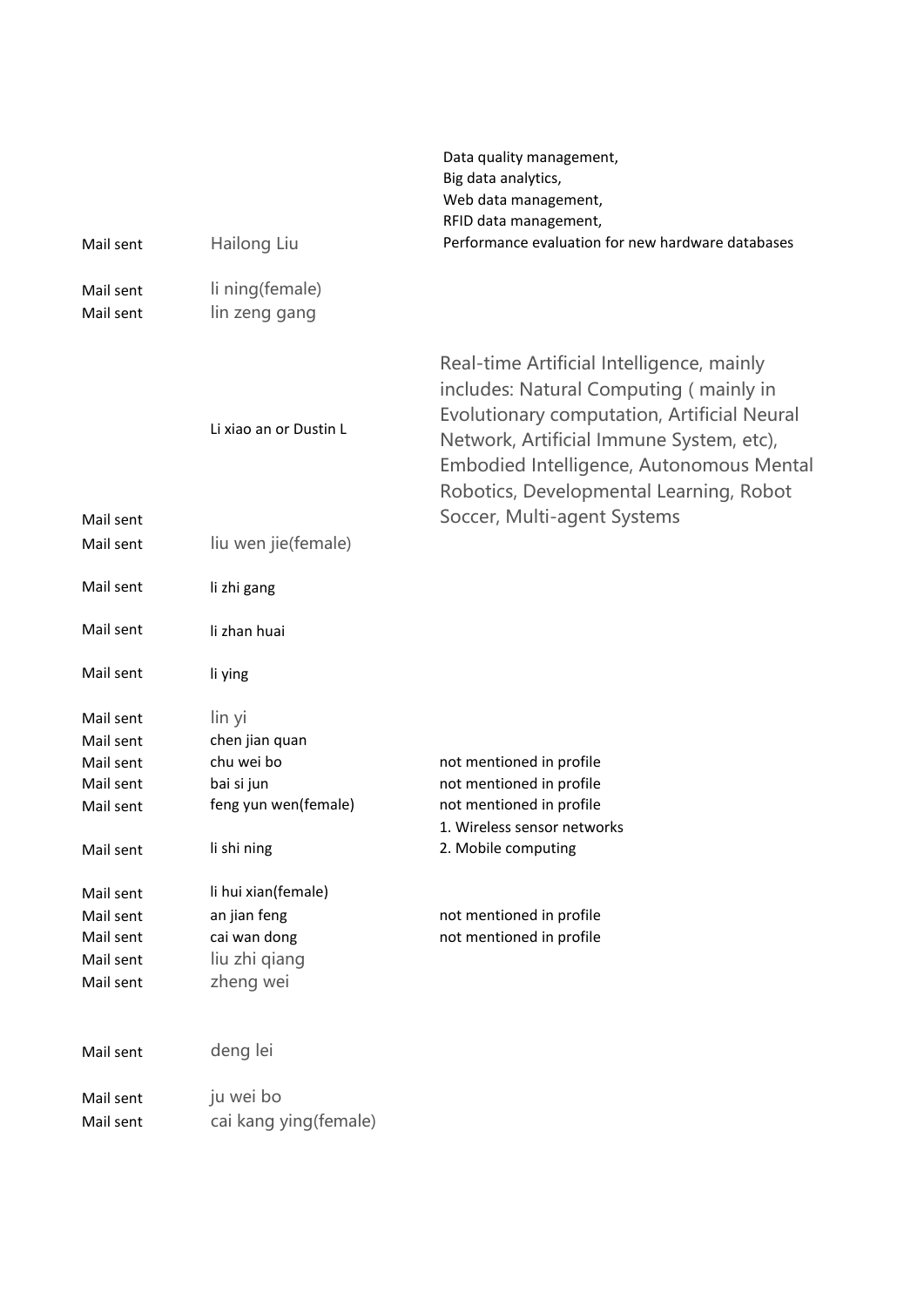| | | |
|---|---|---|
| Mail sent | Hailong Liu | Data quality management,<br>Big data analytics,<br>Web data management,<br>RFID data management,<br>Performance evaluation for new hardware databases |
| Mail sent | li ning(female) | |
| Mail sent | lin zeng gang | |
| Mail sent | Li xiao an or Dustin L | Real-time Artificial Intelligence, mainly includes: Natural Computing ( mainly in Evolutionary computation, Artificial Neural Network, Artificial Immune System, etc), Embodied Intelligence, Autonomous Mental Robotics, Developmental Learning, Robot Soccer, Multi-agent Systems |
| Mail sent | liu wen jie(female) | |
| Mail sent | li zhi gang | |
| Mail sent | li zhan huai | |
| Mail sent | li ying | |
| Mail sent | lin yi | |
| Mail sent | chen jian quan | |
| Mail sent | chu wei bo | not mentioned in profile |
| Mail sent | bai si jun | not mentioned in profile |
| Mail sent | feng yun wen(female) | not mentioned in profile |
| Mail sent | li shi ning | 1. Wireless sensor networks<br>2. Mobile computing |
| Mail sent | li hui xian(female) | |
| Mail sent | an jian feng | not mentioned in profile |
| Mail sent | cai wan dong | not mentioned in profile |
| Mail sent | liu zhi qiang | |
| Mail sent | zheng wei | |
| Mail sent | deng lei | |
| Mail sent | ju wei bo | |
| Mail sent | cai kang ying(female) | |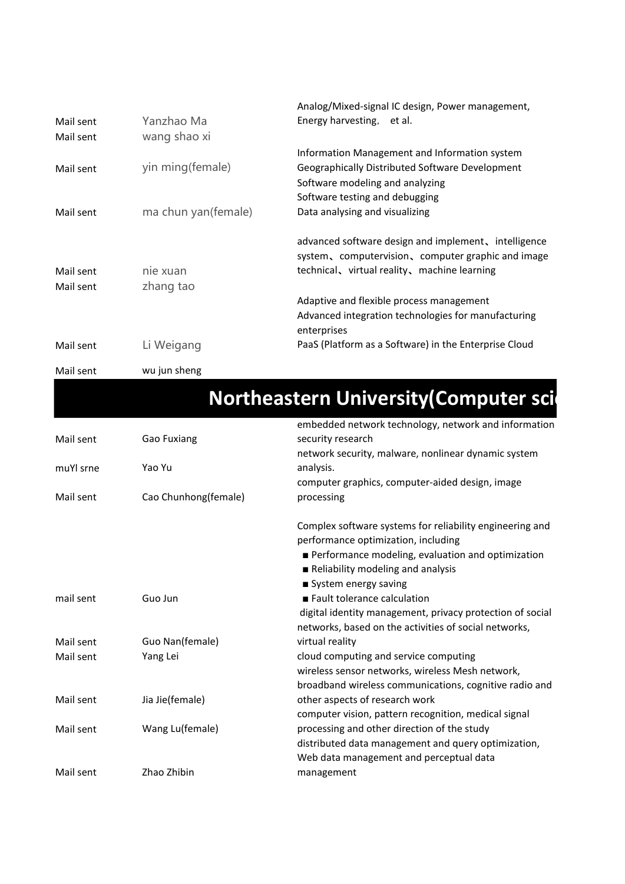| | | |
|---|---|---|
| Mail sent | Yanzhao Ma | Analog/Mixed-signal IC design, Power management, Energy harvesting， et al. |
| Mail sent | wang shao xi | |
| Mail sent | yin ming(female) | Information Management and Information system Geographically Distributed Software Development |
| Mail sent | ma chun yan(female) | Software modeling and analyzing Software testing and debugging Data analysing and visualizing |
| Mail sent | nie xuan | advanced software design and implement、intelligence system、computervision、computer graphic and image technical、virtual reality、machine learning |
| Mail sent | zhang tao | |
| Mail sent | Li Weigang | Adaptive and flexible process management Advanced integration technologies for manufacturing enterprises PaaS (Platform as a Software) in the Enterprise Cloud |
| Mail sent | wu jun sheng | |

## Northeastern University(Computer sci

| | | |
|---|---|---|
| Mail sent | Gao Fuxiang | embedded network technology, network and information security research |
| muYl srne | Yao Yu | network security, malware, nonlinear dynamic system analysis. |
| Mail sent | Cao Chunhong(female) | computer graphics, computer-aided design, image processing |
| mail sent | Guo Jun | Complex software systems for reliability engineering and performance optimization, including ■ Performance modeling, evaluation and optimization ■ Reliability modeling and analysis ■ System energy saving ■ Fault tolerance calculation |
| Mail sent | Guo Nan(female) | digital identity management, privacy protection of social networks, based on the activities of social networks, virtual reality |
| Mail sent | Yang Lei | cloud computing and service computing |
| Mail sent | Jia Jie(female) | wireless sensor networks, wireless Mesh network, broadband wireless communications, cognitive radio and other aspects of research work |
| Mail sent | Wang Lu(female) | computer vision, pattern recognition, medical signal processing and other direction of the study |
| Mail sent | Zhao Zhibin | distributed data management and query optimization, Web data management and perceptual data management |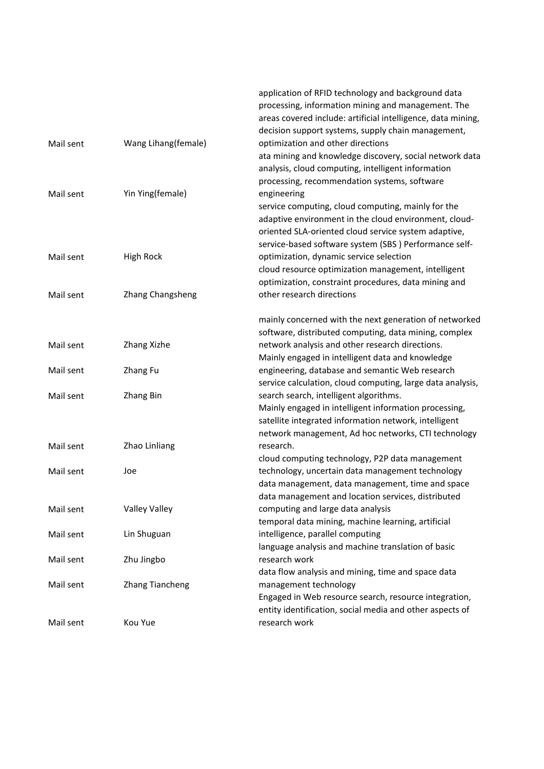| | | |
|---|---|---|
| Mail sent | Wang Lihang(female) | application of RFID technology and background data processing, information mining and management. The areas covered include: artificial intelligence, data mining, decision support systems, supply chain management, optimization and other directions |
| Mail sent | Yin Ying(female) | ata mining and knowledge discovery, social network data analysis, cloud computing, intelligent information processing, recommendation systems, software engineering |
| Mail sent | High Rock | service computing, cloud computing, mainly for the adaptive environment in the cloud environment, cloud-oriented SLA-oriented cloud service system adaptive, service-based software system (SBS ) Performance self-optimization, dynamic service selection |
| Mail sent | Zhang Changsheng | cloud resource optimization management, intelligent optimization, constraint procedures, data mining and other research directions |
| Mail sent | Zhang Xizhe | mainly concerned with the next generation of networked software, distributed computing, data mining, complex network analysis and other research directions. |
| Mail sent | Zhang Fu | Mainly engaged in intelligent data and knowledge engineering, database and semantic Web research |
| Mail sent | Zhang Bin | service calculation, cloud computing, large data analysis, search search, intelligent algorithms. |
| Mail sent | Zhao Linliang | Mainly engaged in intelligent information processing, satellite integrated information network, intelligent network management, Ad hoc networks, CTI technology research. |
| Mail sent | Joe | cloud computing technology, P2P data management technology, uncertain data management technology |
| Mail sent | Valley Valley | data management, data management, time and space data management and location services, distributed computing and large data analysis |
| Mail sent | Lin Shuguan | temporal data mining, machine learning, artificial intelligence, parallel computing |
| Mail sent | Zhu Jingbo | language analysis and machine translation of basic research work |
| Mail sent | Zhang Tiancheng | data flow analysis and mining, time and space data management technology |
| Mail sent | Kou Yue | Engaged in Web resource search, resource integration, entity identification, social media and other aspects of research work |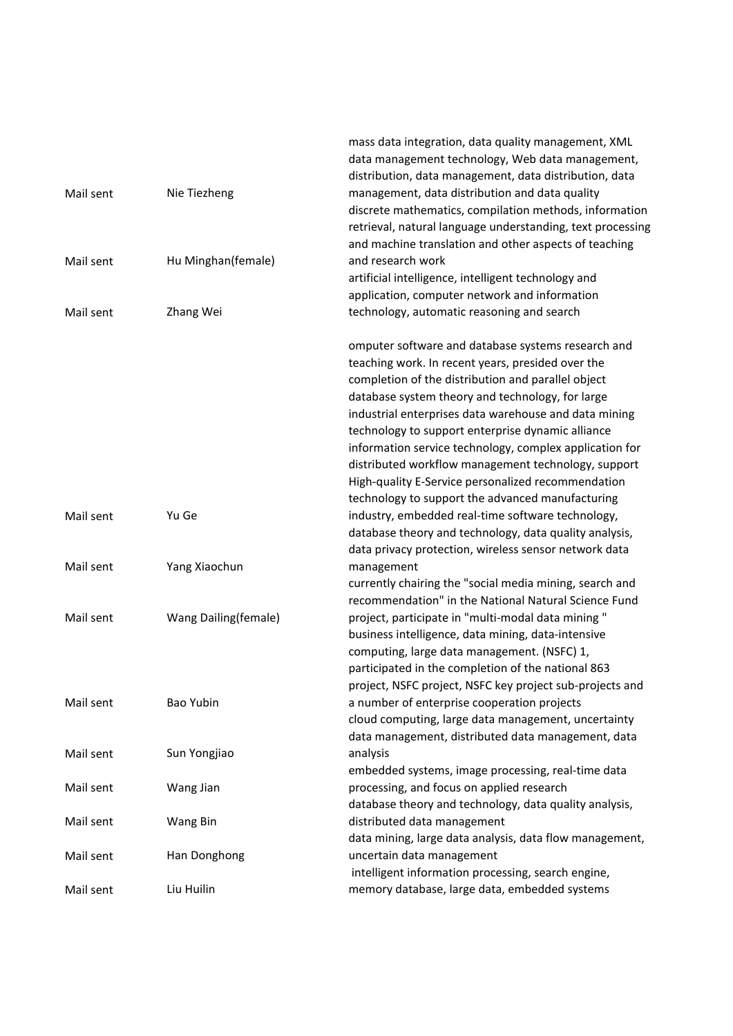| | | |
|---|---|---|
| Mail sent | Nie Tiezheng | mass data integration, data quality management, XML data management technology, Web data management, distribution, data management, data distribution, data management, data distribution and data quality |
| Mail sent | Hu Minghan(female) | discrete mathematics, compilation methods, information retrieval, natural language understanding, text processing and machine translation and other aspects of teaching and research work |
| Mail sent | Zhang Wei | artificial intelligence, intelligent technology and application, computer network and information technology, automatic reasoning and search |
| Mail sent | Yu Ge | omputer software and database systems research and teaching work. In recent years, presided over the completion of the distribution and parallel object database system theory and technology, for large industrial enterprises data warehouse and data mining technology to support enterprise dynamic alliance information service technology, complex application for distributed workflow management technology, support High-quality E-Service personalized recommendation technology to support the advanced manufacturing industry, embedded real-time software technology, |
| Mail sent | Yang Xiaochun | database theory and technology, data quality analysis, data privacy protection, wireless sensor network data management |
| Mail sent | Wang Dailing(female) | currently chairing the "social media mining, search and recommendation" in the National Natural Science Fund project, participate in "multi-modal data mining " |
| Mail sent | Bao Yubin | business intelligence, data mining, data-intensive computing, large data management. (NSFC) 1, participated in the completion of the national 863 project, NSFC project, NSFC key project sub-projects and a number of enterprise cooperation projects |
| Mail sent | Sun Yongjiao | cloud computing, large data management, uncertainty data management, distributed data management, data analysis |
| Mail sent | Wang Jian | embedded systems, image processing, real-time data processing, and focus on applied research |
| Mail sent | Wang Bin | database theory and technology, data quality analysis, distributed data management |
| Mail sent | Han Donghong | data mining, large data analysis, data flow management, uncertain data management |
| Mail sent | Liu Huilin | intelligent information processing, search engine, memory database, large data, embedded systems |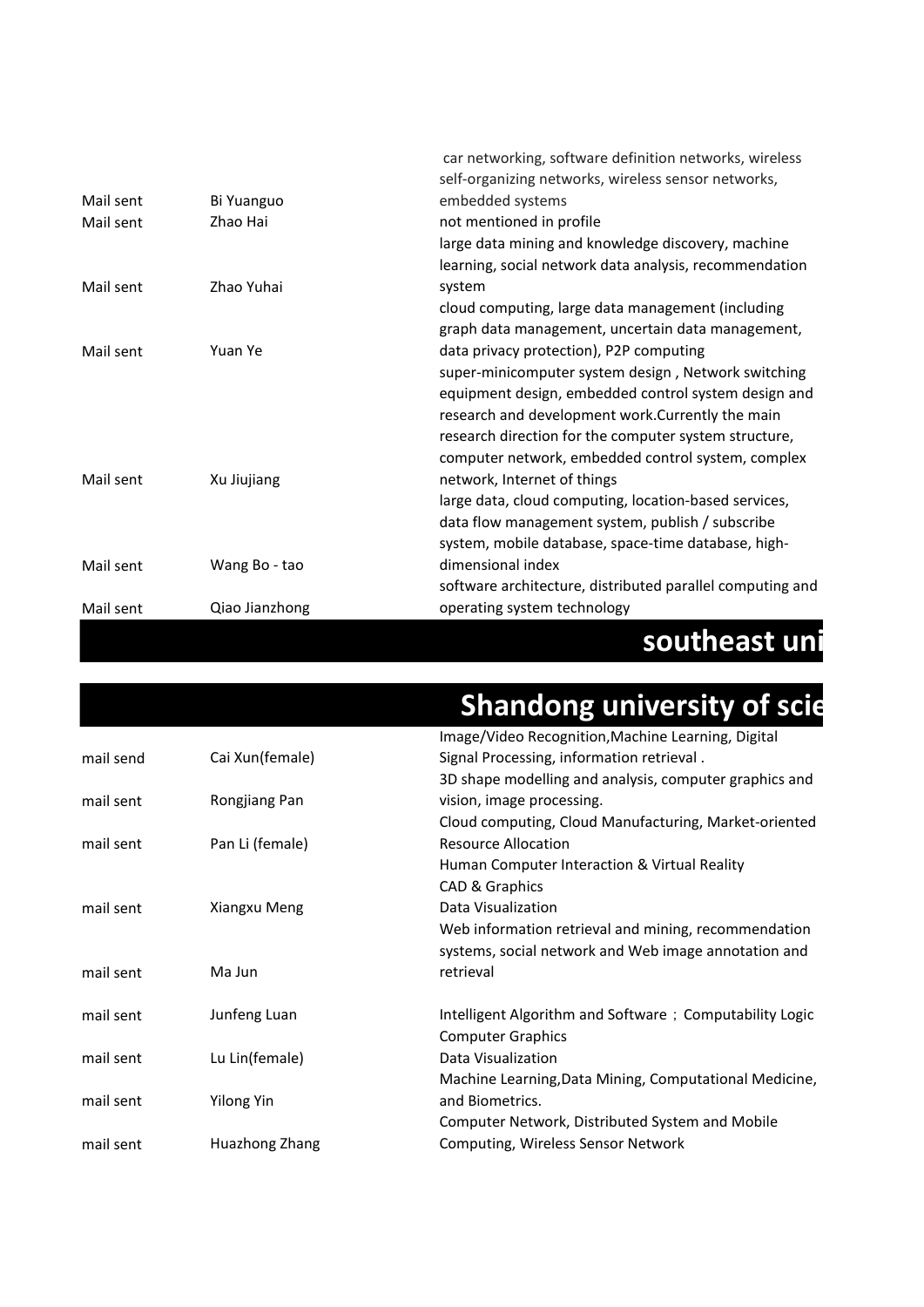| | | |
|---|---|---|
| Mail sent | Bi Yuanguo | car networking, software definition networks, wireless self-organizing networks, wireless sensor networks, embedded systems |
| Mail sent | Zhao Hai | not mentioned in profile |
| Mail sent | Zhao Yuhai | large data mining and knowledge discovery, machine learning, social network data analysis, recommendation system |
| Mail sent | Yuan Ye | cloud computing, large data management (including graph data management, uncertain data management, data privacy protection), P2P computing |
| Mail sent | Xu Jiujiang | super-minicomputer system design , Network switching equipment design, embedded control system design and research and development work.Currently the main research direction for the computer system structure, computer network, embedded control system, complex network, Internet of things |
| Mail sent | Wang Bo - tao | large data, cloud computing, location-based services, data flow management system, publish / subscribe system, mobile database, space-time database, high-dimensional index |
| Mail sent | Qiao Jianzhong | software architecture, distributed parallel computing and operating system technology |

## southeast uni

## Shandong university of scie

| | | |
|---|---|---|
| mail send | Cai Xun(female) | Image/Video Recognition,Machine Learning, Digital Signal Processing, information retrieval . |
| mail sent | Rongjiang Pan | 3D shape modelling and analysis, computer graphics and vision, image processing. |
| mail sent | Pan Li (female) | Cloud computing, Cloud Manufacturing, Market-oriented Resource Allocation |
| mail sent | Xiangxu Meng | Human Computer Interaction & Virtual Reality<br>CAD & Graphics<br>Data Visualization |
| mail sent | Ma Jun | Web information retrieval and mining, recommendation systems, social network and Web image annotation and retrieval |
| mail sent | Junfeng Luan | Intelligent Algorithm and Software ; Computability Logic |
| mail sent | Lu Lin(female) | Computer Graphics<br>Data Visualization |
| mail sent | Yilong Yin | Machine Learning,Data Mining, Computational Medicine, and Biometrics. |
| mail sent | Huazhong Zhang | Computer Network, Distributed System and Mobile Computing, Wireless Sensor Network |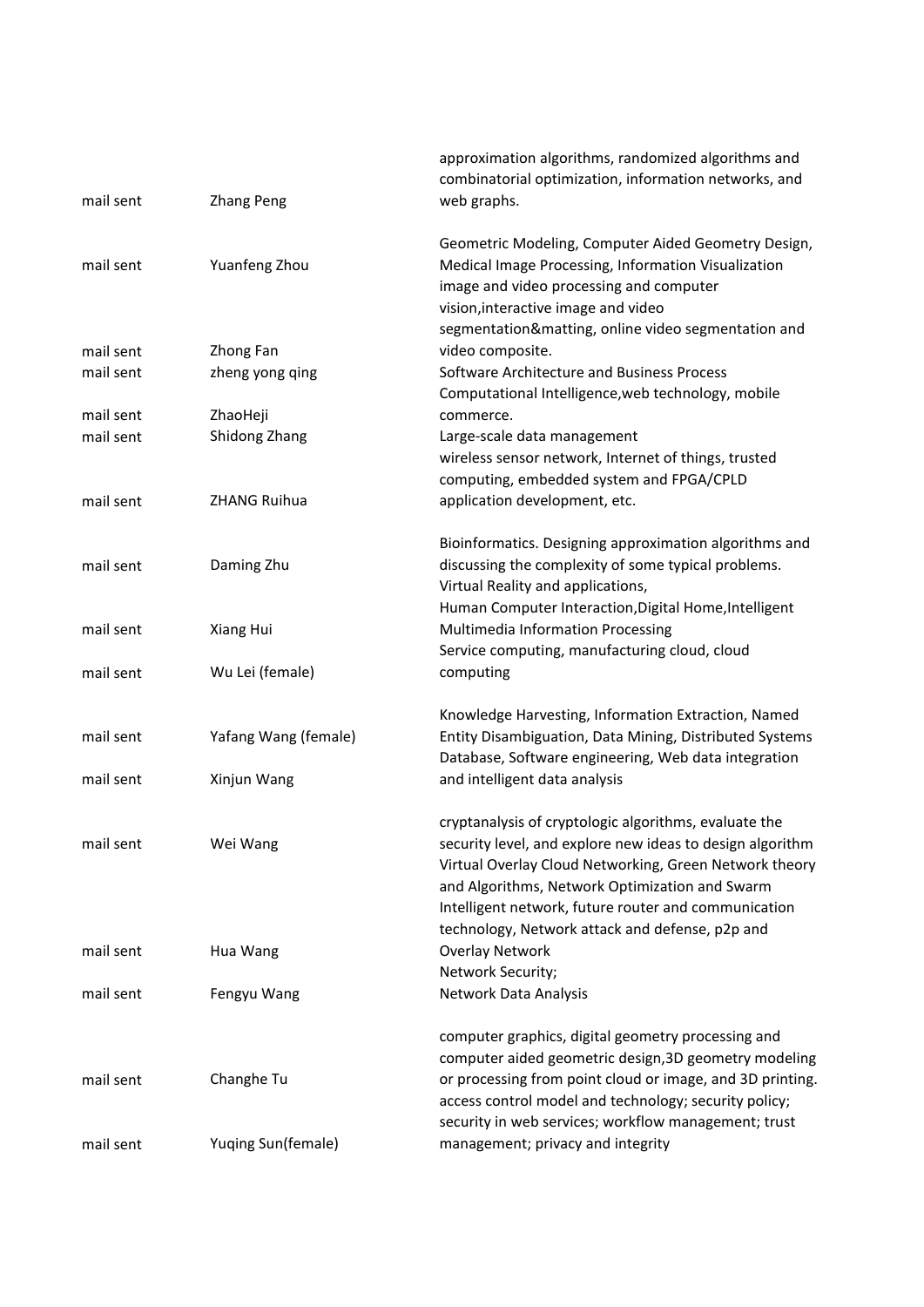| | | |
|---|---|---|
| mail sent | Zhang Peng | approximation algorithms, randomized algorithms and combinatorial optimization, information networks, and web graphs. |
| mail sent | Yuanfeng Zhou | Geometric Modeling, Computer Aided Geometry Design, Medical Image Processing, Information Visualization |
| mail sent | Zhong Fan | image and video processing and computer vision,interactive image and video segmentation&matting, online video segmentation and video composite. |
| mail sent | zheng yong qing | Software Architecture and Business Process |
| mail sent | ZhaoHeji | Computational Intelligence,web technology, mobile commerce. |
| mail sent | Shidong Zhang | Large-scale data management |
| mail sent | ZHANG Ruihua | wireless sensor network, Internet of things, trusted computing, embedded system and FPGA/CPLD application development, etc. |
| mail sent | Daming Zhu | Bioinformatics. Designing approximation algorithms and discussing the complexity of some typical problems. |
| mail sent | Xiang Hui | Virtual Reality and applications, Human Computer Interaction,Digital Home,Intelligent Multimedia Information Processing |
| mail sent | Wu Lei (female) | Service computing, manufacturing cloud, cloud computing |
| mail sent | Yafang Wang (female) | Knowledge Harvesting, Information Extraction, Named Entity Disambiguation, Data Mining, Distributed Systems |
| mail sent | Xinjun Wang | Database, Software engineering, Web data integration and intelligent data analysis |
| mail sent | Wei Wang | cryptanalysis of cryptologic algorithms, evaluate the security level, and explore new ideas to design algorithm |
| mail sent | Hua Wang | Virtual Overlay Cloud Networking, Green Network theory and Algorithms, Network Optimization and Swarm Intelligent network, future router and communication technology, Network attack and defense, p2p and Overlay Network |
| mail sent | Fengyu Wang | Network Security; Network Data Analysis |
| mail sent | Changhe Tu | computer graphics, digital geometry processing and computer aided geometric design,3D geometry modeling or processing from point cloud or image, and 3D printing. |
| mail sent | Yuqing Sun(female) | access control model and technology; security policy; security in web services; workflow management; trust management; privacy and integrity |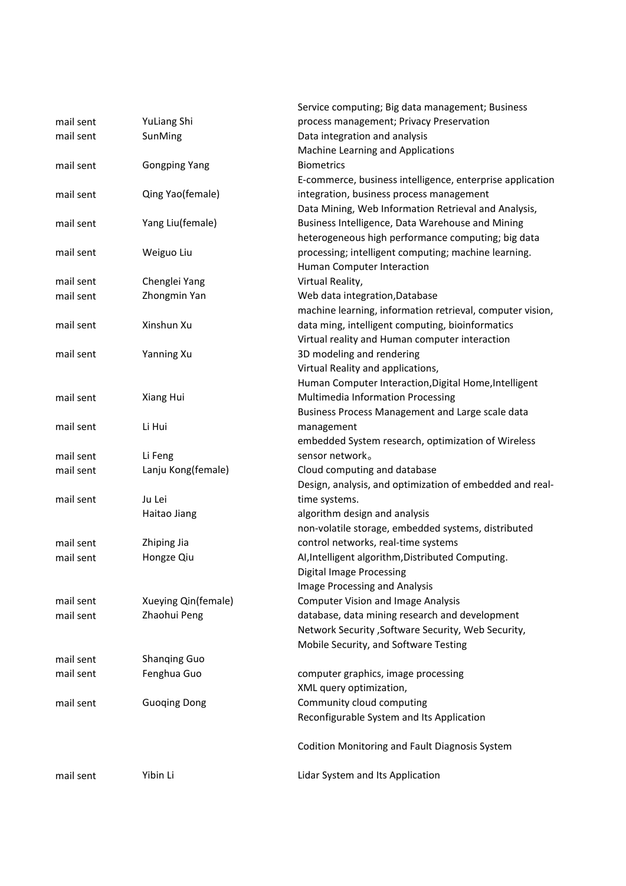| | | |
|---|---|---|
| mail sent | YuLiang Shi | Service computing; Big data management; Business process management; Privacy Preservation |
| mail sent | SunMing | Data integration and analysis |
| mail sent | Gongping Yang | Machine Learning and Applications<br>Biometrics |
| mail sent | Qing Yao(female) | E-commerce, business intelligence, enterprise application integration, business process management |
| mail sent | Yang Liu(female) | Data Mining, Web Information Retrieval and Analysis, Business Intelligence, Data Warehouse and Mining |
| mail sent | Weiguo Liu | heterogeneous high performance computing; big data processing; intelligent computing; machine learning. |
| mail sent | Chenglei Yang | Human Computer Interaction<br>Virtual Reality, |
| mail sent | Zhongmin Yan | Web data integration,Database |
| mail sent | Xinshun Xu | machine learning, information retrieval, computer vision, data ming, intelligent computing, bioinformatics |
| mail sent | Yanning Xu | Virtual reality and Human computer interaction<br>3D modeling and rendering |
| mail sent | Xiang Hui | Virtual Reality and applications,<br>Human Computer Interaction,Digital Home,Intelligent Multimedia Information Processing |
| mail sent | Li Hui | Business Process Management and Large scale data management |
| mail sent | Li Feng | embedded System research, optimization of Wireless sensor network。 |
| mail sent | Lanju Kong(female) | Cloud computing and database |
| mail sent | Ju Lei | Design, analysis, and optimization of embedded and real-time systems. |
| | Haitao Jiang | algorithm design and analysis |
| mail sent | Zhiping Jia | non-volatile storage, embedded systems, distributed control networks, real-time systems |
| mail sent | Hongze Qiu | AI,Intelligent algorithm,Distributed Computing. |
| mail sent | Xueying Qin(female) | Digital Image Processing<br>Image Processing and Analysis<br>Computer Vision and Image Analysis |
| mail sent | Zhaohui Peng | database, data mining research and development |
| mail sent | Shanqing Guo | Network Security ,Software Security, Web Security, Mobile Security, and Software Testing |
| mail sent | Fenghua Guo | computer graphics, image processing |
| mail sent | Guoqing Dong | XML query optimization,<br>Community cloud computing |
| mail sent | Yibin Li | Reconfigurable System and Its Application<br>Codition Monitoring and Fault Diagnosis System<br>Lidar System and Its Application |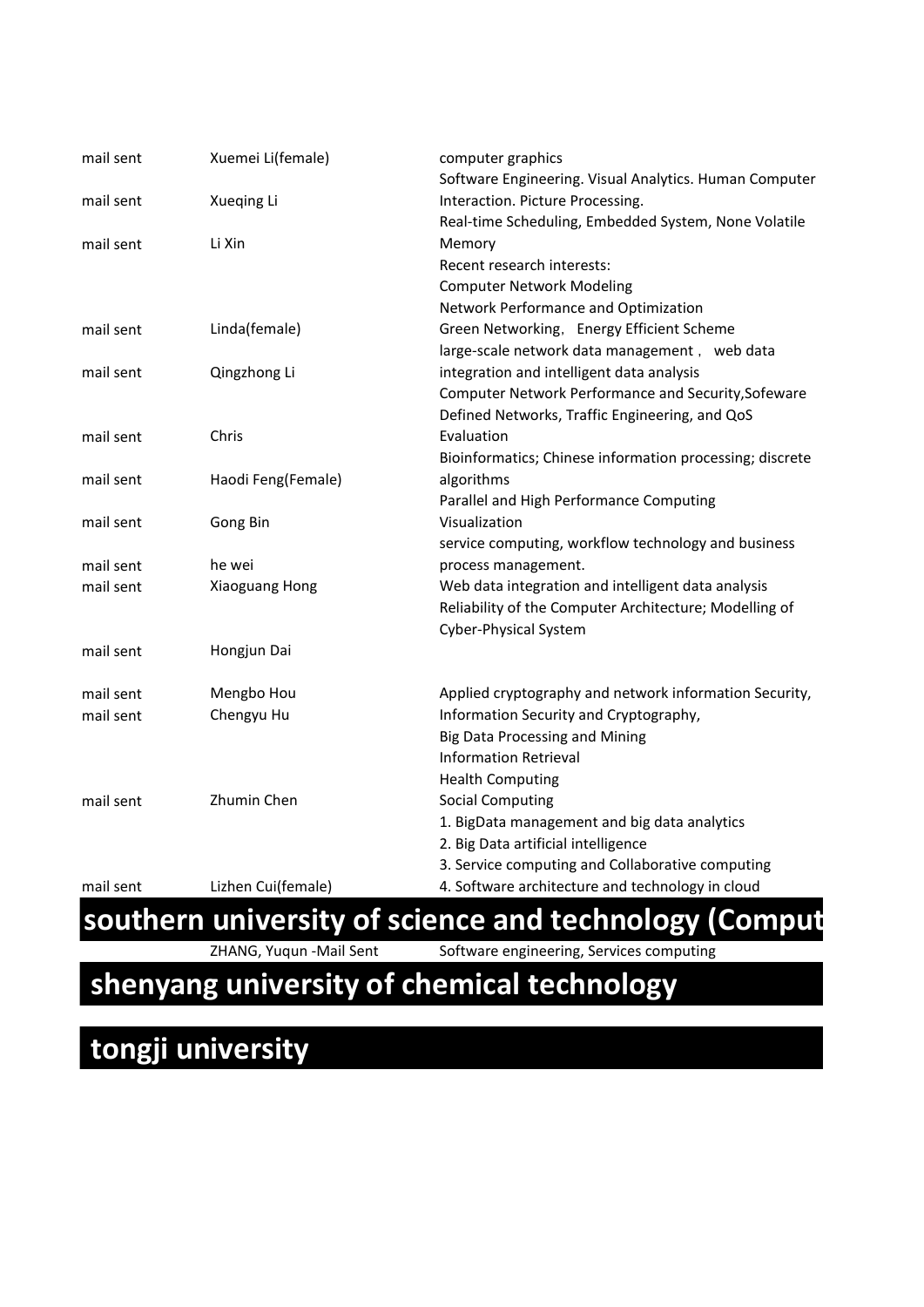| | | |
|---|---|---|
| mail sent | Xuemei Li(female) | computer graphics |
| mail sent | Xueqing Li | Software Engineering. Visual Analytics. Human Computer Interaction. Picture Processing. |
| mail sent | Li Xin | Real-time Scheduling, Embedded System, None Volatile Memory |
| mail sent | Linda(female) | Recent research interests:<br>Computer Network Modeling<br>Network Performance and Optimization<br>Green Networking， Energy Efficient Scheme |
| mail sent | Qingzhong Li | large-scale network data management， web data integration and intelligent data analysis |
| mail sent | Chris | Computer Network Performance and Security,Sofeware Defined Networks, Traffic Engineering, and QoS Evaluation |
| mail sent | Haodi Feng(Female) | Bioinformatics; Chinese information processing; discrete algorithms |
| mail sent | Gong Bin | Parallel and High Performance Computing Visualization |
| mail sent | he wei | service computing, workflow technology and business process management. |
| mail sent | Xiaoguang Hong | Web data integration and intelligent data analysis |
| mail sent | Hongjun Dai | Reliability of the Computer Architecture; Modelling of Cyber-Physical System |
| mail sent | Mengbo Hou | Applied cryptography and network information Security, |
| mail sent | Chengyu Hu | Information Security and Cryptography, |
| mail sent | Zhumin Chen | Big Data Processing and Mining<br>Information Retrieval<br>Health Computing<br>Social Computing |
| mail sent | Lizhen Cui(female) | 1. BigData management and big data analytics<br>2. Big Data artificial intelligence<br>3. Service computing and Collaborative computing<br>4. Software architecture and technology in cloud |

# southern university of science and technology (Comput

| | | |
|---|---|---|
| | ZHANG, Yuqun -Mail Sent | Software engineering, Services computing |

# shenyang university of chemical technology

# tongji university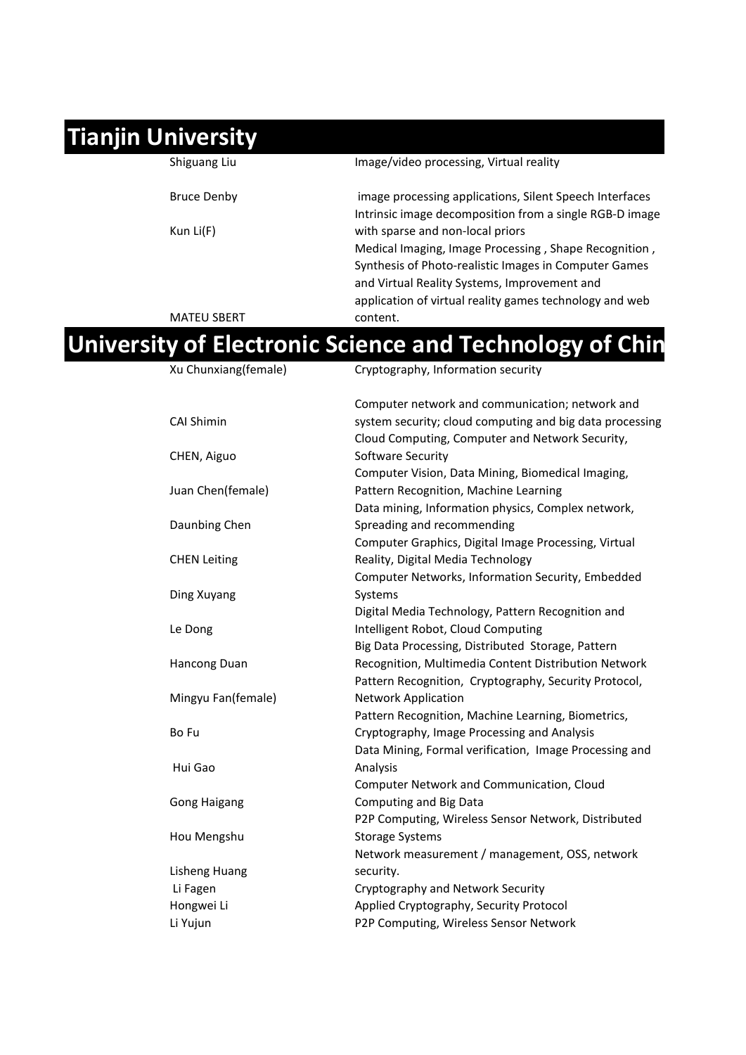## Tianjin University

| Name | Research Interests |
|---|---|
| Shiguang Liu | Image/video processing, Virtual reality |
| Bruce Denby | image processing applications, Silent Speech Interfaces |
| Kun Li(F) | Intrinsic image decomposition from a single RGB-D image with sparse and non-local priors |
| MATEU SBERT | Medical Imaging, Image Processing , Shape Recognition , Synthesis of Photo-realistic Images in Computer Games and Virtual Reality Systems, Improvement and application of virtual reality games technology and web content. |

## University of Electronic Science and Technology of Chin

| Name | Research Interests |
|---|---|
| Xu Chunxiang(female) | Cryptography, Information security |
| CAI Shimin | Computer network and communication; network and system security; cloud computing and big data processing |
| CHEN, Aiguo | Cloud Computing, Computer and Network Security, Software Security |
| Juan Chen(female) | Computer Vision, Data Mining, Biomedical Imaging, Pattern Recognition, Machine Learning |
| Daunbing Chen | Data mining, Information physics, Complex network, Spreading and recommending |
| CHEN Leiting | Computer Graphics, Digital Image Processing, Virtual Reality, Digital Media Technology |
| Ding Xuyang | Computer Networks, Information Security, Embedded Systems |
| Le Dong | Digital Media Technology, Pattern Recognition and Intelligent Robot, Cloud Computing |
| Hancong Duan | Big Data Processing, Distributed Storage, Pattern Recognition, Multimedia Content Distribution Network |
| Mingyu Fan(female) | Pattern Recognition, Cryptography, Security Protocol, Network Application |
| Bo Fu | Pattern Recognition, Machine Learning, Biometrics, Cryptography, Image Processing and Analysis |
| Hui Gao | Data Mining, Formal verification, Image Processing and Analysis |
| Gong Haigang | Computer Network and Communication, Cloud Computing and Big Data |
| Hou Mengshu | P2P Computing, Wireless Sensor Network, Distributed Storage Systems |
| Lisheng Huang | Network measurement / management, OSS, network security. |
| Li Fagen | Cryptography and Network Security |
| Hongwei Li | Applied Cryptography, Security Protocol |
| Li Yujun | P2P Computing, Wireless Sensor Network |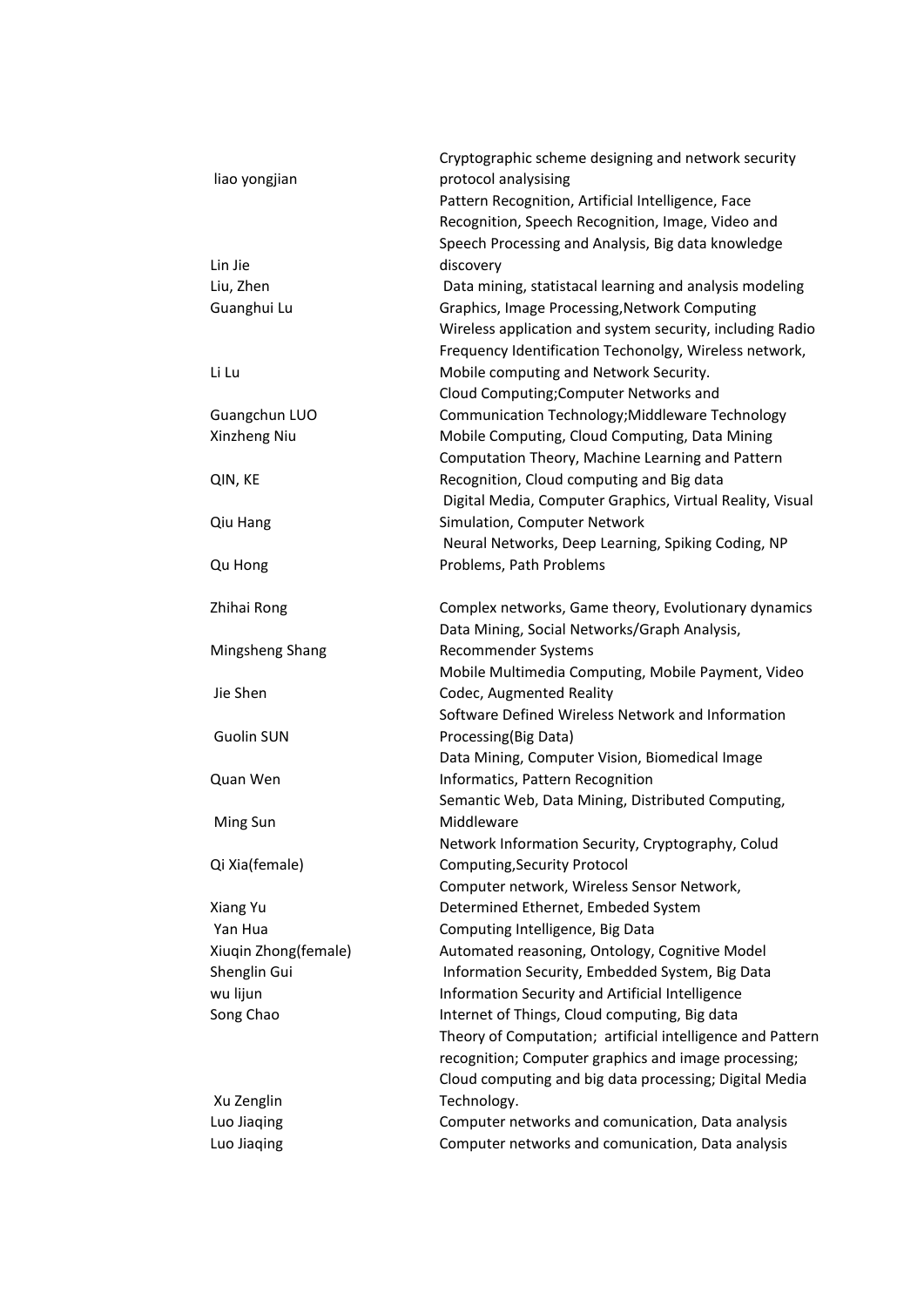| | |
|---|---|
| liao yongjian | Cryptographic scheme designing and network security protocol analysising |
| Lin Jie | Pattern Recognition, Artificial Intelligence, Face Recognition, Speech Recognition, Image, Video and Speech Processing and Analysis, Big data knowledge discovery |
| Liu, Zhen | Data mining, statistacal learning and analysis modeling |
| Guanghui Lu | Graphics, Image Processing,Network Computing |
| Li Lu | Wireless application and system security, including Radio Frequency Identification Techonolgy, Wireless network, Mobile computing and Network Security. |
| Guangchun LUO | Cloud Computing;Computer Networks and Communication Technology;Middleware Technology |
| Xinzheng Niu | Mobile Computing, Cloud Computing, Data Mining |
| QIN, KE | Computation Theory, Machine Learning and Pattern Recognition, Cloud computing and Big data |
| Qiu Hang | Digital Media, Computer Graphics, Virtual Reality, Visual Simulation, Computer Network |
| Qu Hong | Neural Networks, Deep Learning, Spiking Coding, NP Problems, Path Problems |
| Zhihai Rong | Complex networks, Game theory, Evolutionary dynamics |
| Mingsheng Shang | Data Mining, Social Networks/Graph Analysis, Recommender Systems |
| Jie Shen | Mobile Multimedia Computing, Mobile Payment, Video Codec, Augmented Reality |
| Guolin SUN | Software Defined Wireless Network and Information Processing(Big Data) |
| Quan Wen | Data Mining, Computer Vision, Biomedical Image Informatics, Pattern Recognition |
| Ming Sun | Semantic Web, Data Mining, Distributed Computing, Middleware |
| Qi Xia(female) | Network Information Security, Cryptography, Colud Computing,Security Protocol |
| Xiang Yu | Computer network, Wireless Sensor Network, Determined Ethernet, Embeded System |
| Yan Hua | Computing Intelligence, Big Data |
| Xiuqin Zhong(female) | Automated reasoning, Ontology, Cognitive Model |
| Shenglin Gui | Information Security, Embedded System, Big Data |
| wu lijun | Information Security and Artificial Intelligence |
| Song Chao | Internet of Things, Cloud computing, Big data |
| Xu Zenglin | Theory of Computation; artificial intelligence and Pattern recognition; Computer graphics and image processing; Cloud computing and big data processing; Digital Media Technology. |
| Luo Jiaqing | Computer networks and comunication, Data analysis |
| Luo Jiaqing | Computer networks and comunication, Data analysis |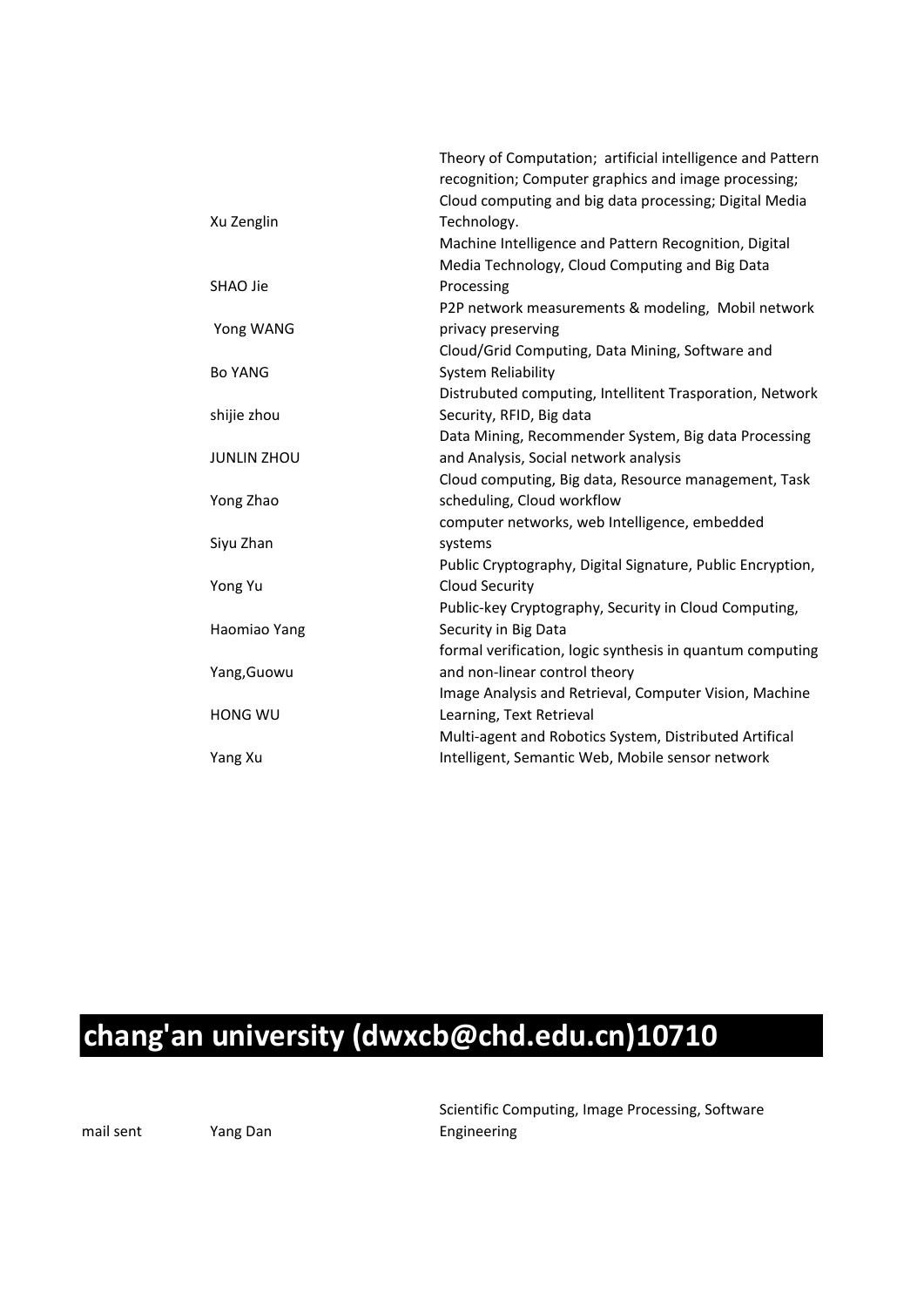| | | |
|---|---|---|
| | Xu Zenglin | Theory of Computation; artificial intelligence and Pattern recognition; Computer graphics and image processing; Cloud computing and big data processing; Digital Media Technology. |
| | SHAO Jie | Machine Intelligence and Pattern Recognition, Digital Media Technology, Cloud Computing and Big Data Processing |
| | Yong WANG | P2P network measurements & modeling, Mobil network privacy preserving |
| | Bo YANG | Cloud/Grid Computing, Data Mining, Software and System Reliability |
| | shijie zhou | Distrubuted computing, Intellitent Trasporation, Network Security, RFID, Big data |
| | JUNLIN ZHOU | Data Mining, Recommender System, Big data Processing and Analysis, Social network analysis |
| | Yong Zhao | Cloud computing, Big data, Resource management, Task scheduling, Cloud workflow |
| | Siyu Zhan | computer networks, web Intelligence, embedded systems |
| | Yong Yu | Public Cryptography, Digital Signature, Public Encryption, Cloud Security |
| | Haomiao Yang | Public-key Cryptography, Security in Cloud Computing, Security in Big Data |
| | Yang,Guowu | formal verification, logic synthesis in quantum computing and non-linear control theory |
| | HONG WU | Image Analysis and Retrieval, Computer Vision, Machine Learning, Text Retrieval |
| | Yang Xu | Multi-agent and Robotics System, Distributed Artifical Intelligent, Semantic Web, Mobile sensor network |

# chang'an university (dwxcb@chd.edu.cn)10710

| | | |
|---|---|---|
| mail sent | Yang Dan | Scientific Computing, Image Processing, Software Engineering |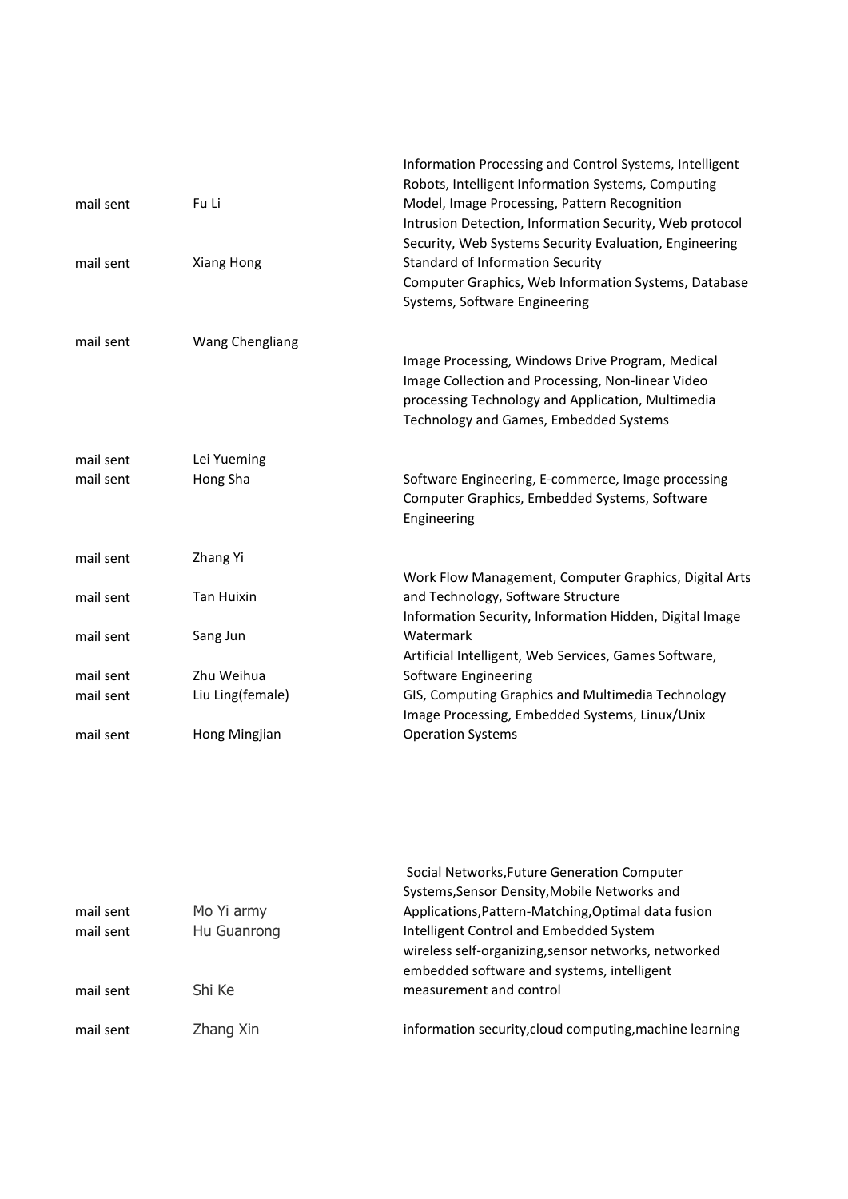| | | |
|---|---|---|
| mail sent | Fu Li | Information Processing and Control Systems, Intelligent Robots, Intelligent Information Systems, Computing Model, Image Processing, Pattern Recognition |
| mail sent | Xiang Hong | Intrusion Detection, Information Security, Web protocol Security, Web Systems Security Evaluation, Engineering Standard of Information Security |
| mail sent | Wang Chengliang | Computer Graphics, Web Information Systems, Database Systems, Software Engineering |
| mail sent | Lei Yueming | Image Processing, Windows Drive Program, Medical Image Collection and Processing, Non-linear Video processing Technology and Application, Multimedia Technology and Games, Embedded Systems |
| mail sent | Hong Sha | Software Engineering, E-commerce, Image processing |
| mail sent | Zhang Yi | Computer Graphics, Embedded Systems, Software Engineering |
| mail sent | Tan Huixin | Work Flow Management, Computer Graphics, Digital Arts and Technology, Software Structure |
| mail sent | Sang Jun | Information Security, Information Hidden, Digital Image Watermark |
| mail sent | Zhu Weihua | Artificial Intelligent, Web Services, Games Software, Software Engineering |
| mail sent | Liu Ling(female) | GIS, Computing Graphics and Multimedia Technology |
| mail sent | Hong Mingjian | Image Processing, Embedded Systems, Linux/Unix Operation Systems |
| | | |
| mail sent | Mo Yi army | Social Networks,Future Generation Computer Systems,Sensor Density,Mobile Networks and Applications,Pattern-Matching,Optimal data fusion |
| mail sent | Hu Guanrong | Intelligent Control and Embedded System |
| mail sent | Shi Ke | wireless self-organizing,sensor networks, networked embedded software and systems, intelligent measurement and control |
| mail sent | Zhang Xin | information security,cloud computing,machine learning |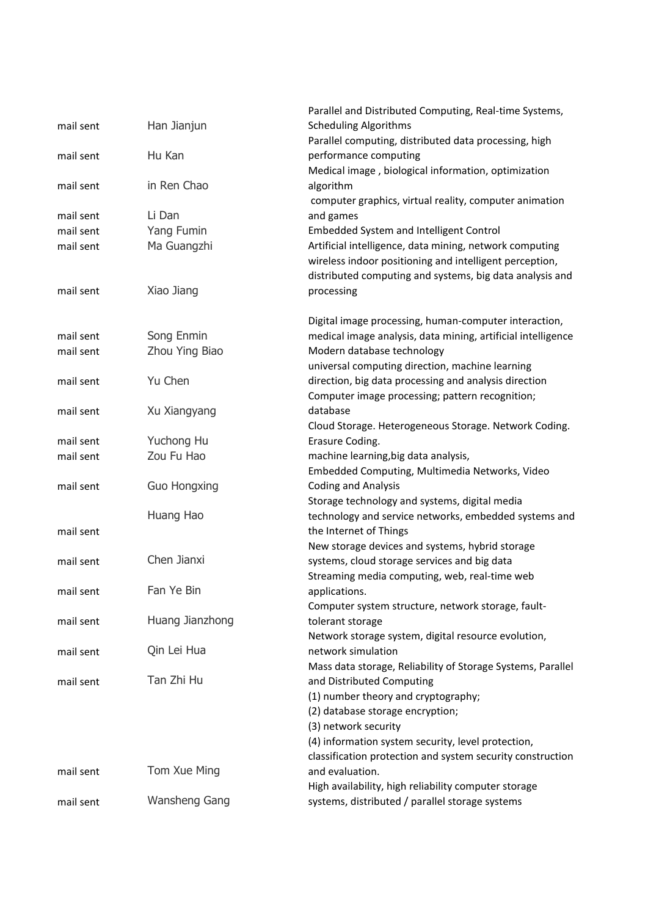| | | |
|---|---|---|
| mail sent | Han Jianjun | Parallel and Distributed Computing, Real-time Systems, Scheduling Algorithms |
| mail sent | Hu Kan | Parallel computing, distributed data processing, high performance computing |
| mail sent | in Ren Chao | Medical image , biological information, optimization algorithm |
| mail sent | Li Dan | computer graphics, virtual reality, computer animation and games |
| mail sent | Yang Fumin | Embedded System and Intelligent Control |
| mail sent | Ma Guangzhi | Artificial intelligence, data mining, network computing |
| mail sent | Xiao Jiang | wireless indoor positioning and intelligent perception, distributed computing and systems, big data analysis and processing |
| mail sent | Song Enmin | Digital image processing, human-computer interaction, medical image analysis, data mining, artificial intelligence |
| mail sent | Zhou Ying Biao | Modern database technology |
| mail sent | Yu Chen | universal computing direction, machine learning direction, big data processing and analysis direction |
| mail sent | Xu Xiangyang | Computer image processing; pattern recognition; database |
| mail sent | Yuchong Hu | Cloud Storage. Heterogeneous Storage. Network Coding. Erasure Coding. |
| mail sent | Zou Fu Hao | machine learning,big data analysis, |
| mail sent | Guo Hongxing | Embedded Computing, Multimedia Networks, Video Coding and Analysis |
| mail sent | Huang Hao | Storage technology and systems, digital media technology and service networks, embedded systems and the Internet of Things |
| mail sent | Chen Jianxi | New storage devices and systems, hybrid storage systems, cloud storage services and big data |
| mail sent | Fan Ye Bin | Streaming media computing, web, real-time web applications. |
| mail sent | Huang Jianzhong | Computer system structure, network storage, fault-tolerant storage |
| mail sent | Qin Lei Hua | Network storage system, digital resource evolution, network simulation |
| mail sent | Tan Zhi Hu | Mass data storage, Reliability of Storage Systems, Parallel and Distributed Computing |
| mail sent | Tom Xue Ming | (1) number theory and cryptography;<br>(2) database storage encryption;<br>(3) network security<br>(4) information system security, level protection, classification protection and system security construction and evaluation. |
| mail sent | Wansheng Gang | High availability, high reliability computer storage systems, distributed / parallel storage systems |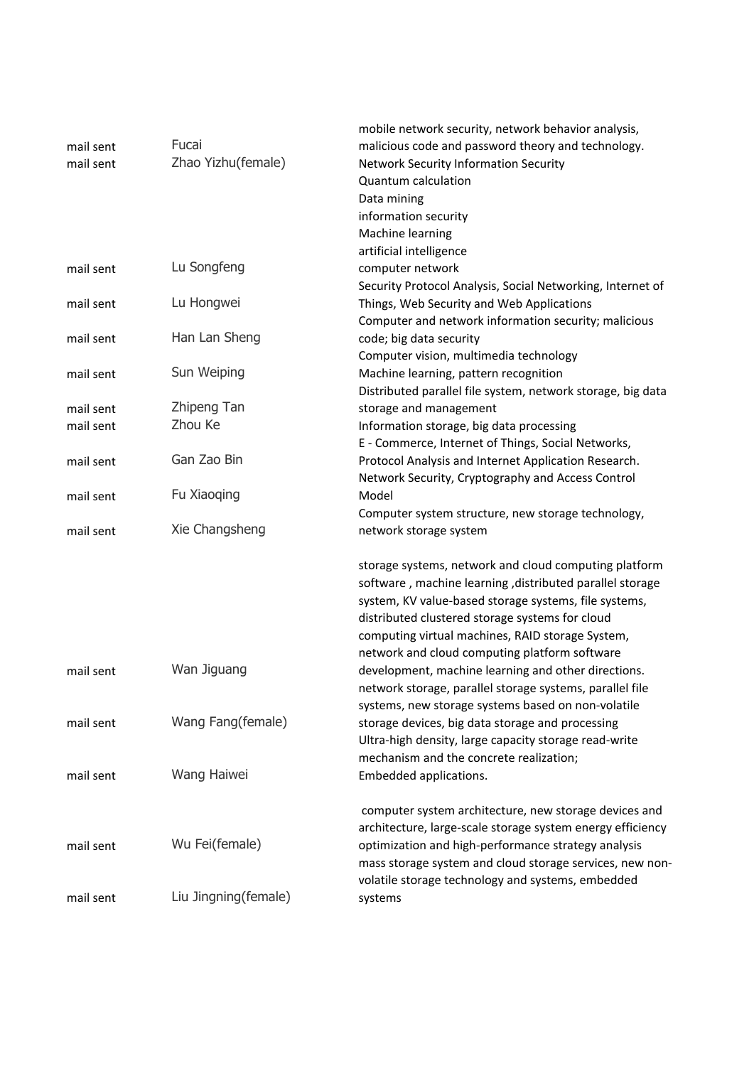| | | |
|---|---|---|
| mail sent | Fucai | mobile network security, network behavior analysis, malicious code and password theory and technology. |
| mail sent | Zhao Yizhu(female) | Network Security Information Security<br>Quantum calculation<br>Data mining<br>information security<br>Machine learning<br>artificial intelligence |
| mail sent | Lu Songfeng | computer network |
| mail sent | Lu Hongwei | Security Protocol Analysis, Social Networking, Internet of Things, Web Security and Web Applications |
| mail sent | Han Lan Sheng | Computer and network information security; malicious code; big data security |
| mail sent | Sun Weiping | Computer vision, multimedia technology<br>Machine learning, pattern recognition |
| mail sent | Zhipeng Tan | Distributed parallel file system, network storage, big data storage and management |
| mail sent | Zhou Ke | Information storage, big data processing |
| mail sent | Gan Zao Bin | E - Commerce, Internet of Things, Social Networks, Protocol Analysis and Internet Application Research. |
| mail sent | Fu Xiaoqing | Network Security, Cryptography and Access Control Model |
| mail sent | Xie Changsheng | Computer system structure, new storage technology, network storage system |
| mail sent | Wan Jiguang | storage systems, network and cloud computing platform software , machine learning ,distributed parallel storage system, KV value-based storage systems, file systems, distributed clustered storage systems for cloud computing virtual machines, RAID storage System, network and cloud computing platform software development, machine learning and other directions. |
| mail sent | Wang Fang(female) | network storage, parallel storage systems, parallel file systems, new storage systems based on non-volatile storage devices, big data storage and processing |
| mail sent | Wang Haiwei | Ultra-high density, large capacity storage read-write mechanism and the concrete realization;<br>Embedded applications. |
| mail sent | Wu Fei(female) | computer system architecture, new storage devices and architecture, large-scale storage system energy efficiency optimization and high-performance strategy analysis |
| mail sent | Liu Jingning(female) | mass storage system and cloud storage services, new non-volatile storage technology and systems, embedded systems |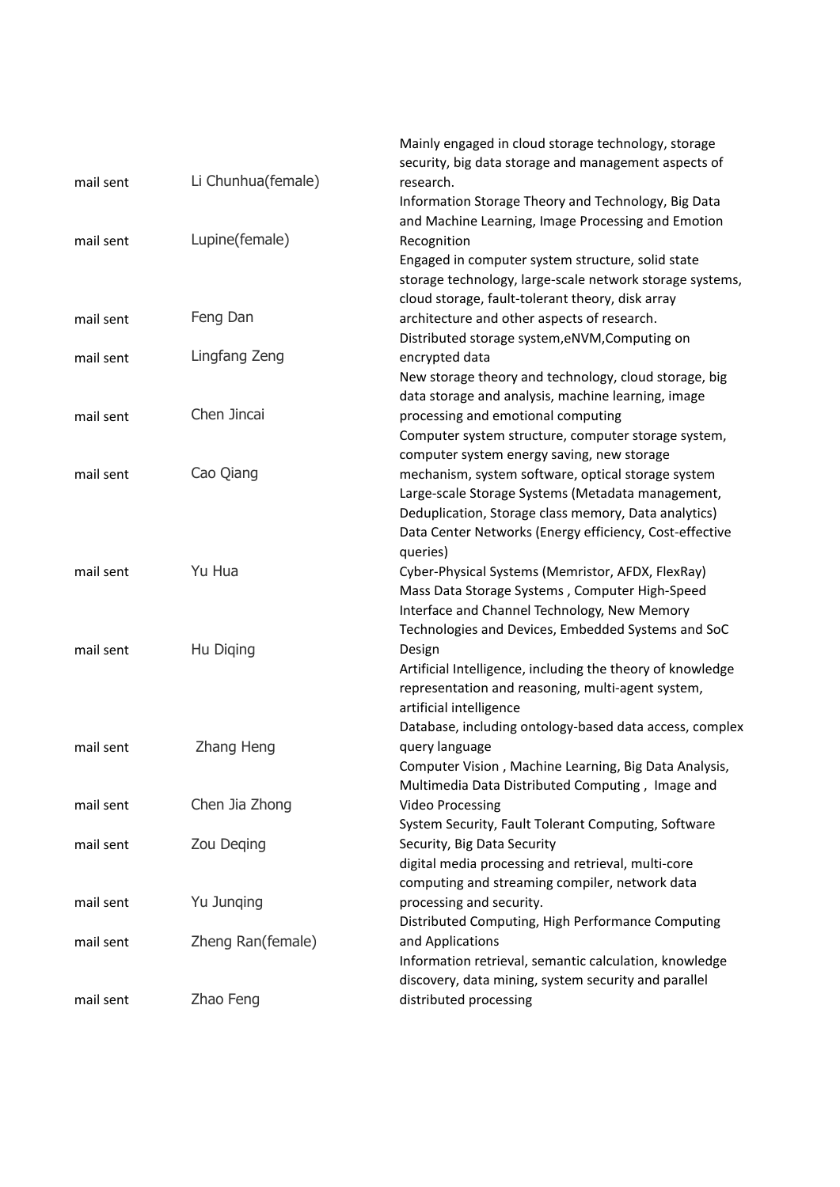| | | |
|---|---|---|
| mail sent | Li Chunhua(female) | Mainly engaged in cloud storage technology, storage security, big data storage and management aspects of research. |
| mail sent | Lupine(female) | Information Storage Theory and Technology, Big Data and Machine Learning, Image Processing and Emotion Recognition |
| mail sent | Feng Dan | Engaged in computer system structure, solid state storage technology, large-scale network storage systems, cloud storage, fault-tolerant theory, disk array architecture and other aspects of research. |
| mail sent | Lingfang Zeng | Distributed storage system,eNVM,Computing on encrypted data |
| mail sent | Chen Jincai | New storage theory and technology, cloud storage, big data storage and analysis, machine learning, image processing and emotional computing |
| mail sent | Cao Qiang | Computer system structure, computer storage system, computer system energy saving, new storage mechanism, system software, optical storage system |
| mail sent | Yu Hua | Large-scale Storage Systems (Metadata management, Deduplication, Storage class memory, Data analytics) Data Center Networks (Energy efficiency, Cost-effective queries) Cyber-Physical Systems (Memristor, AFDX, FlexRay) |
| mail sent | Hu Diqing | Mass Data Storage Systems , Computer High-Speed Interface and Channel Technology, New Memory Technologies and Devices, Embedded Systems and SoC Design |
| mail sent | Zhang Heng | Artificial Intelligence, including the theory of knowledge representation and reasoning, multi-agent system, artificial intelligence Database, including ontology-based data access, complex query language |
| mail sent | Chen Jia Zhong | Computer Vision , Machine Learning, Big Data Analysis, Multimedia Data Distributed Computing , Image and Video Processing |
| mail sent | Zou Deqing | System Security, Fault Tolerant Computing, Software Security, Big Data Security |
| mail sent | Yu Junqing | digital media processing and retrieval, multi-core computing and streaming compiler, network data processing and security. |
| mail sent | Zheng Ran(female) | Distributed Computing, High Performance Computing and Applications |
| mail sent | Zhao Feng | Information retrieval, semantic calculation, knowledge discovery, data mining, system security and parallel distributed processing |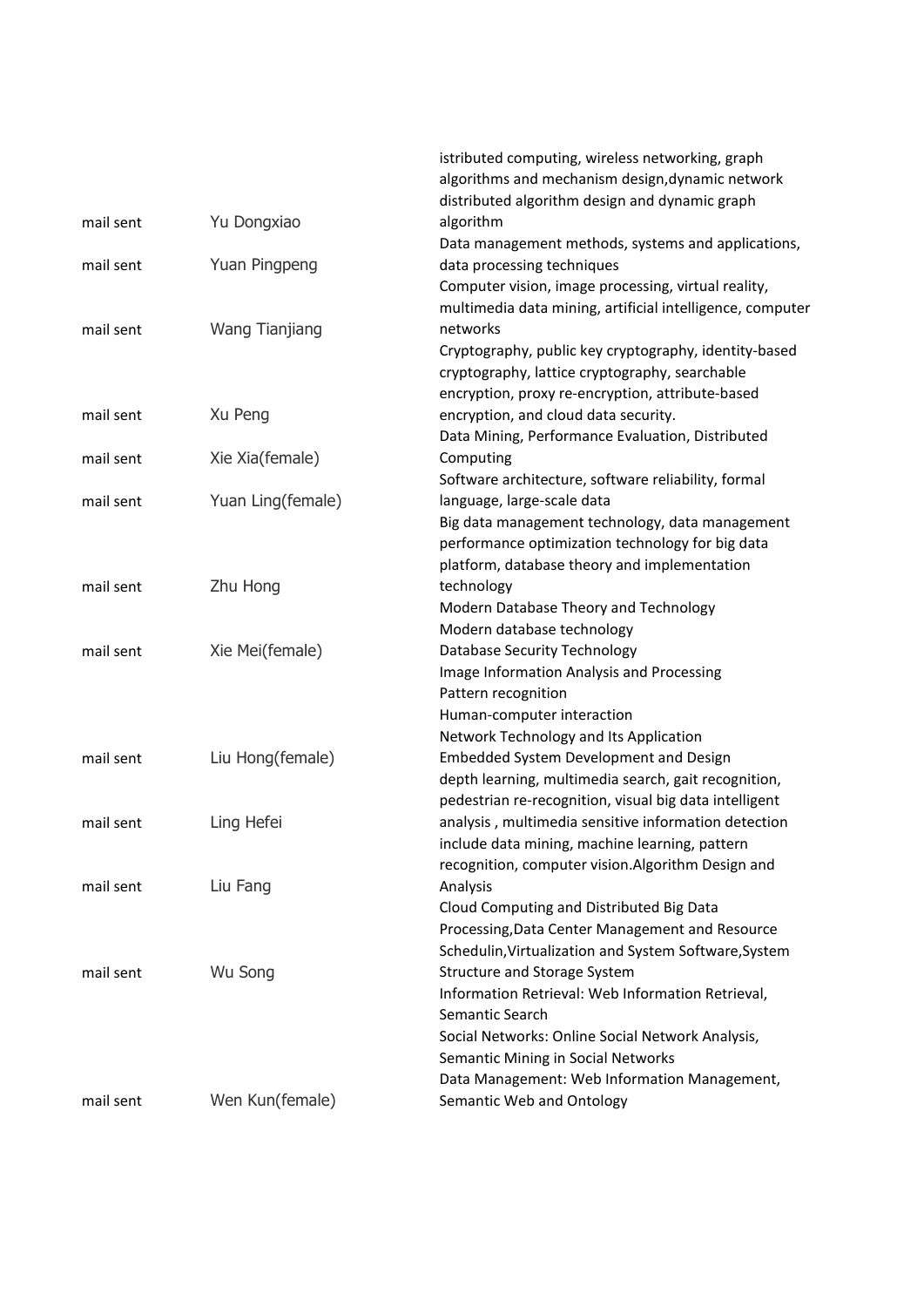| | | |
|---|---|---|
| mail sent | Yu Dongxiao | istributed computing, wireless networking, graph algorithms and mechanism design,dynamic network distributed algorithm design and dynamic graph algorithm |
| mail sent | Yuan Pingpeng | Data management methods, systems and applications, data processing techniques |
| mail sent | Wang Tianjiang | Computer vision, image processing, virtual reality, multimedia data mining, artificial intelligence, computer networks |
| mail sent | Xu Peng | Cryptography, public key cryptography, identity-based cryptography, lattice cryptography, searchable encryption, proxy re-encryption, attribute-based encryption, and cloud data security. |
| mail sent | Xie Xia(female) | Data Mining, Performance Evaluation, Distributed Computing |
| mail sent | Yuan Ling(female) | Software architecture, software reliability, formal language, large-scale data |
| mail sent | Zhu Hong | Big data management technology, data management performance optimization technology for big data platform, database theory and implementation technology |
| mail sent | Xie Mei(female) | Modern Database Theory and Technology<br>Modern database technology<br>Database Security Technology |
| mail sent | Liu Hong(female) | Image Information Analysis and Processing<br>Pattern recognition<br>Human-computer interaction<br>Network Technology and Its Application<br>Embedded System Development and Design |
| mail sent | Ling Hefei | depth learning, multimedia search, gait recognition, pedestrian re-recognition, visual big data intelligent analysis , multimedia sensitive information detection |
| mail sent | Liu Fang | include data mining, machine learning, pattern recognition, computer vision.Algorithm Design and Analysis |
| mail sent | Wu Song | Cloud Computing and Distributed Big Data Processing,Data Center Management and Resource Schedulin,Virtualization and System Software,System Structure and Storage System |
| mail sent | Wen Kun(female) | Information Retrieval: Web Information Retrieval, Semantic Search<br>Social Networks: Online Social Network Analysis, Semantic Mining in Social Networks<br>Data Management: Web Information Management, Semantic Web and Ontology |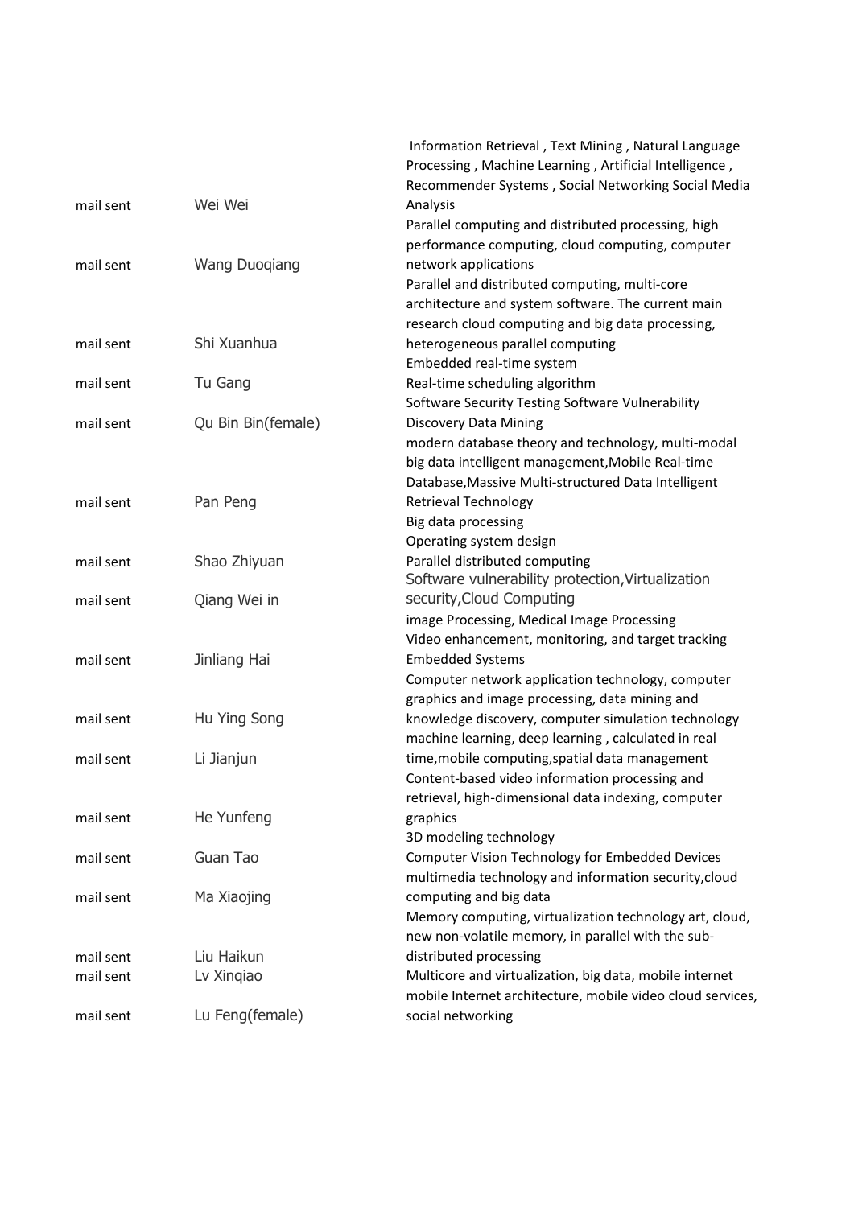| | | |
|---|---|---|
| mail sent | Wei Wei | Information Retrieval , Text Mining , Natural Language Processing , Machine Learning , Artificial Intelligence , Recommender Systems , Social Networking Social Media Analysis |
| mail sent | Wang Duoqiang | Parallel computing and distributed processing, high performance computing, cloud computing, computer network applications |
| mail sent | Shi Xuanhua | Parallel and distributed computing, multi-core architecture and system software. The current main research cloud computing and big data processing, heterogeneous parallel computing |
| mail sent | Tu Gang | Embedded real-time system Real-time scheduling algorithm |
| mail sent | Qu Bin Bin(female) | Software Security Testing Software Vulnerability Discovery Data Mining |
| mail sent | Pan Peng | modern database theory and technology, multi-modal big data intelligent management,Mobile Real-time Database,Massive Multi-structured Data Intelligent Retrieval Technology |
| mail sent | Shao Zhiyuan | Big data processing Operating system design Parallel distributed computing |
| mail sent | Qiang Wei in | Software vulnerability protection,Virtualization security,Cloud Computing |
| mail sent | Jinliang Hai | image Processing, Medical Image Processing Video enhancement, monitoring, and target tracking Embedded Systems |
| mail sent | Hu Ying Song | Computer network application technology, computer graphics and image processing, data mining and knowledge discovery, computer simulation technology |
| mail sent | Li Jianjun | machine learning, deep learning , calculated in real time,mobile computing,spatial data management |
| mail sent | He Yunfeng | Content-based video information processing and retrieval, high-dimensional data indexing, computer graphics |
| mail sent | Guan Tao | 3D modeling technology Computer Vision Technology for Embedded Devices |
| mail sent | Ma Xiaojing | multimedia technology and information security,cloud computing and big data |
| mail sent | Liu Haikun | Memory computing, virtualization technology art, cloud, new non-volatile memory, in parallel with the sub-distributed processing |
| mail sent | Lv Xinqiao | Multicore and virtualization, big data, mobile internet |
| mail sent | Lu Feng(female) | mobile Internet architecture, mobile video cloud services, social networking |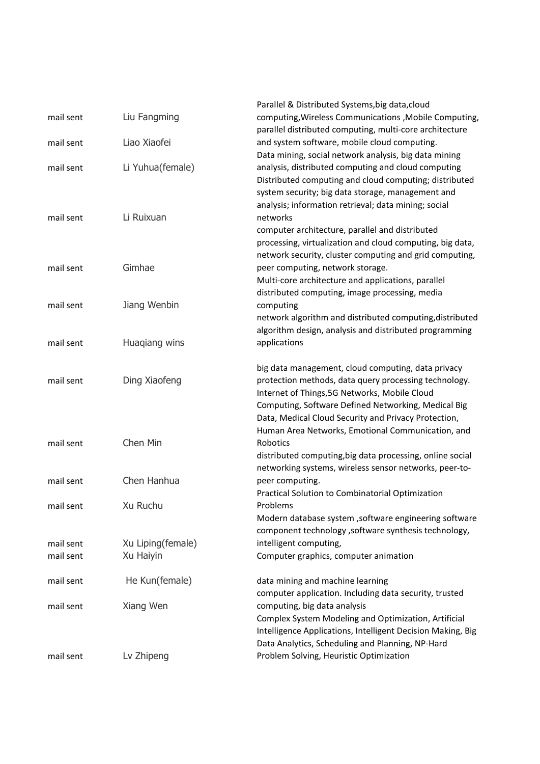| | | |
|---|---|---|
| mail sent | Liu Fangming | Parallel & Distributed Systems,big data,cloud computing,Wireless Communications ,Mobile Computing, |
| mail sent | Liao Xiaofei | parallel distributed computing, multi-core architecture and system software, mobile cloud computing. |
| mail sent | Li Yuhua(female) | Data mining, social network analysis, big data mining analysis, distributed computing and cloud computing |
| mail sent | Li Ruixuan | Distributed computing and cloud computing; distributed system security; big data storage, management and analysis; information retrieval; data mining; social networks |
| mail sent | Gimhae | computer architecture, parallel and distributed processing, virtualization and cloud computing, big data, network security, cluster computing and grid computing, peer computing, network storage. |
| mail sent | Jiang Wenbin | Multi-core architecture and applications, parallel distributed computing, image processing, media computing |
| mail sent | Huaqiang wins | network algorithm and distributed computing,distributed algorithm design, analysis and distributed programming applications |
| mail sent | Ding Xiaofeng | big data management, cloud computing, data privacy protection methods, data query processing technology. |
| mail sent | Chen Min | Internet of Things,5G Networks, Mobile Cloud Computing, Software Defined Networking, Medical Big Data, Medical Cloud Security and Privacy Protection, Human Area Networks, Emotional Communication, and Robotics |
| mail sent | Chen Hanhua | distributed computing,big data processing, online social networking systems, wireless sensor networks, peer-to-peer computing. |
| mail sent | Xu Ruchu | Practical Solution to Combinatorial Optimization Problems |
| mail sent | Xu Liping(female) | Modern database system ,software engineering software component technology ,software synthesis technology, intelligent computing, |
| mail sent | Xu Haiyin | Computer graphics, computer animation |
| mail sent | He Kun(female) | data mining and machine learning |
| mail sent | Xiang Wen | computer application. Including data security, trusted computing, big data analysis |
| mail sent | Lv Zhipeng | Complex System Modeling and Optimization, Artificial Intelligence Applications, Intelligent Decision Making, Big Data Analytics, Scheduling and Planning, NP-Hard Problem Solving, Heuristic Optimization |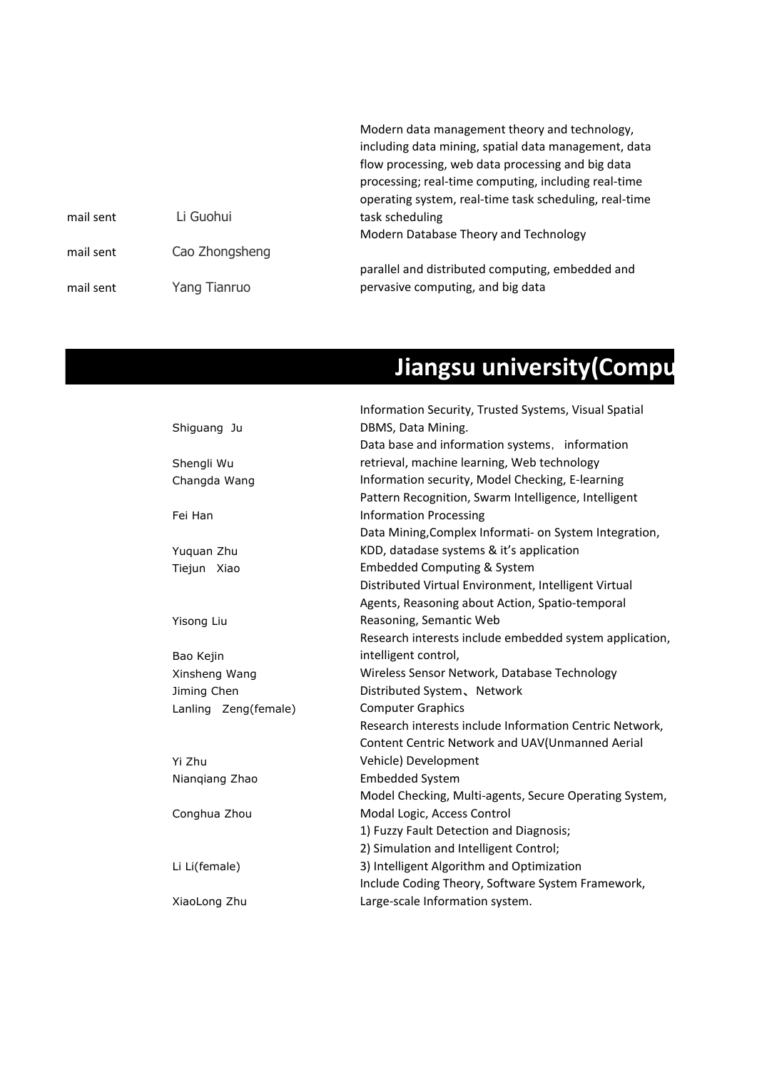| | | |
|---|---|---|
| mail sent | Li Guohui | Modern data management theory and technology, including data mining, spatial data management, data flow processing, web data processing and big data processing; real-time computing, including real-time operating system, real-time task scheduling, real-time task scheduling |
| mail sent | Cao Zhongsheng | Modern Database Theory and Technology |
| mail sent | Yang Tianruo | parallel and distributed computing, embedded and pervasive computing, and big data |

## Jiangsu university(Compu

| | | |
|---|---|---|
| | Shiguang Ju | Information Security, Trusted Systems, Visual Spatial DBMS, Data Mining. |
| | Shengli Wu | Data base and information systems, information retrieval, machine learning, Web technology |
| | Changda Wang | Information security, Model Checking, E-learning |
| | Fei Han | Pattern Recognition, Swarm Intelligence, Intelligent Information Processing |
| | Yuquan Zhu | Data Mining,Complex Informati- on System Integration, KDD, datadase systems & it's application |
| | Tiejun Xiao | Embedded Computing & System |
| | Yisong Liu | Distributed Virtual Environment, Intelligent Virtual Agents, Reasoning about Action, Spatio-temporal Reasoning, Semantic Web |
| | Bao Kejin | Research interests include embedded system application, intelligent control, |
| | Xinsheng Wang | Wireless Sensor Network, Database Technology |
| | Jiming Chen | Distributed System、Network |
| | Lanling Zeng(female) | Computer Graphics |
| | Yi Zhu | Research interests include Information Centric Network, Content Centric Network and UAV(Unmanned Aerial Vehicle) Development |
| | Nianqiang Zhao | Embedded System |
| | Conghua Zhou | Model Checking, Multi-agents, Secure Operating System, Modal Logic, Access Control |
| | Li Li(female) | 1) Fuzzy Fault Detection and Diagnosis; 2) Simulation and Intelligent Control; 3) Intelligent Algorithm and Optimization |
| | XiaoLong Zhu | Include Coding Theory, Software System Framework, Large-scale Information system. |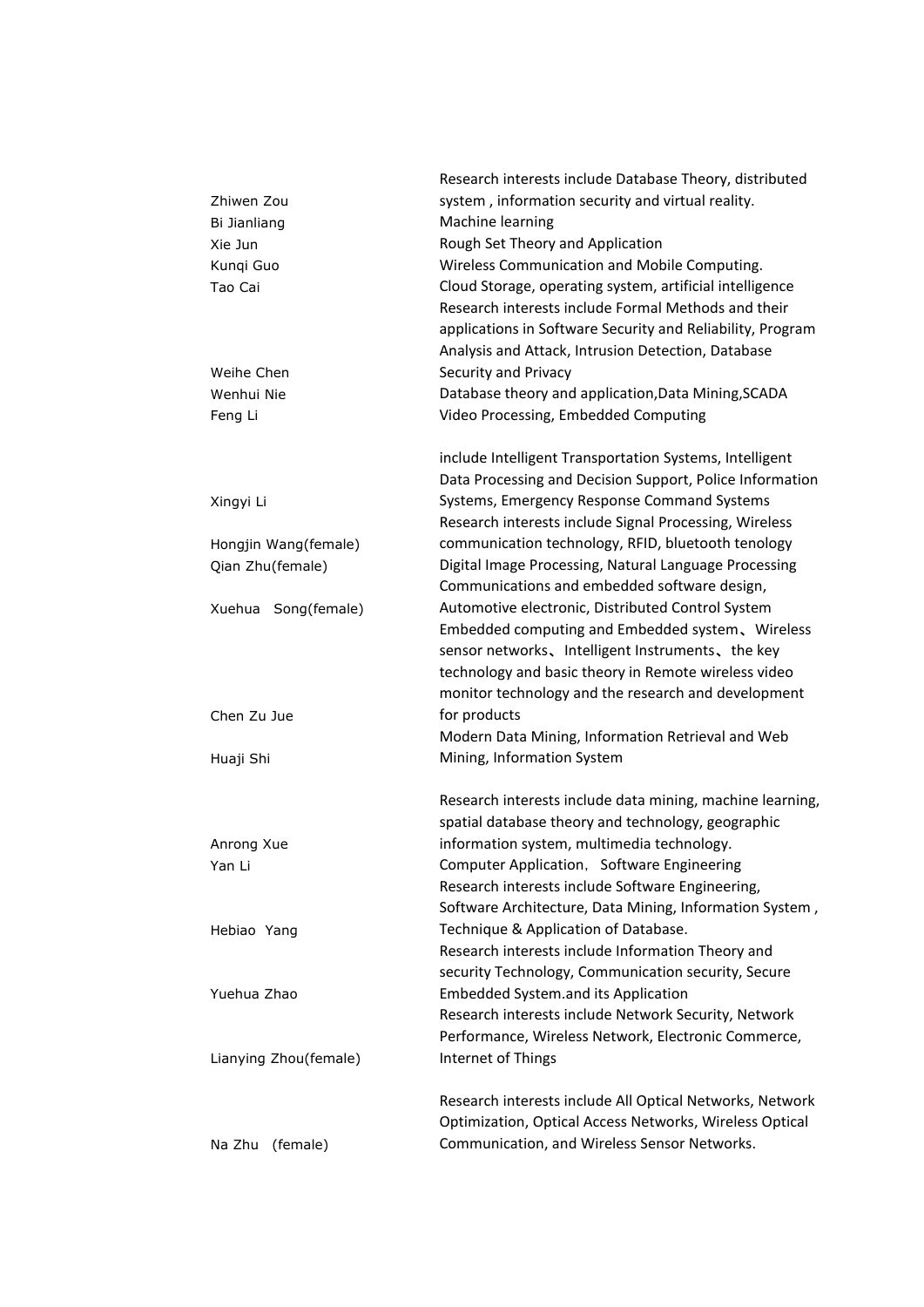| | |
|---|---|
| Zhiwen Zou | Research interests include Database Theory, distributed system , information security and virtual reality. |
| Bi Jianliang | Machine learning |
| Xie Jun | Rough Set Theory and Application |
| Kunqi Guo | Wireless Communication and Mobile Computing. |
| Tao Cai | Cloud Storage, operating system, artificial intelligence |
| Weihe Chen | Research interests include Formal Methods and their applications in Software Security and Reliability, Program Analysis and Attack, Intrusion Detection, Database Security and Privacy |
| Wenhui Nie | Database theory and application,Data Mining,SCADA |
| Feng Li | Video Processing, Embedded Computing |
| Xingyi Li | include Intelligent Transportation Systems, Intelligent Data Processing and Decision Support, Police Information Systems, Emergency Response Command Systems |
| Hongjin Wang(female) | Research interests include Signal Processing, Wireless communication technology, RFID, bluetooth tenology |
| Qian Zhu(female) | Digital Image Processing, Natural Language Processing |
| Xuehua Song(female) | Communications and embedded software design, Automotive electronic, Distributed Control System |
| Chen Zu Jue | Embedded computing and Embedded system、Wireless sensor networks、Intelligent Instruments、the key technology and basic theory in Remote wireless video monitor technology and the research and development for products |
| Huaji Shi | Modern Data Mining, Information Retrieval and Web Mining, Information System |
| Anrong Xue | Research interests include data mining, machine learning, spatial database theory and technology, geographic information system, multimedia technology. |
| Yan Li | Computer Application, Software Engineering |
| Hebiao Yang | Research interests include Software Engineering, Software Architecture, Data Mining, Information System , Technique & Application of Database. |
| Yuehua Zhao | Research interests include Information Theory and security Technology, Communication security, Secure Embedded System.and its Application |
| Lianying Zhou(female) | Research interests include Network Security, Network Performance, Wireless Network, Electronic Commerce, Internet of Things |
| Na Zhu (female) | Research interests include All Optical Networks, Network Optimization, Optical Access Networks, Wireless Optical Communication, and Wireless Sensor Networks. |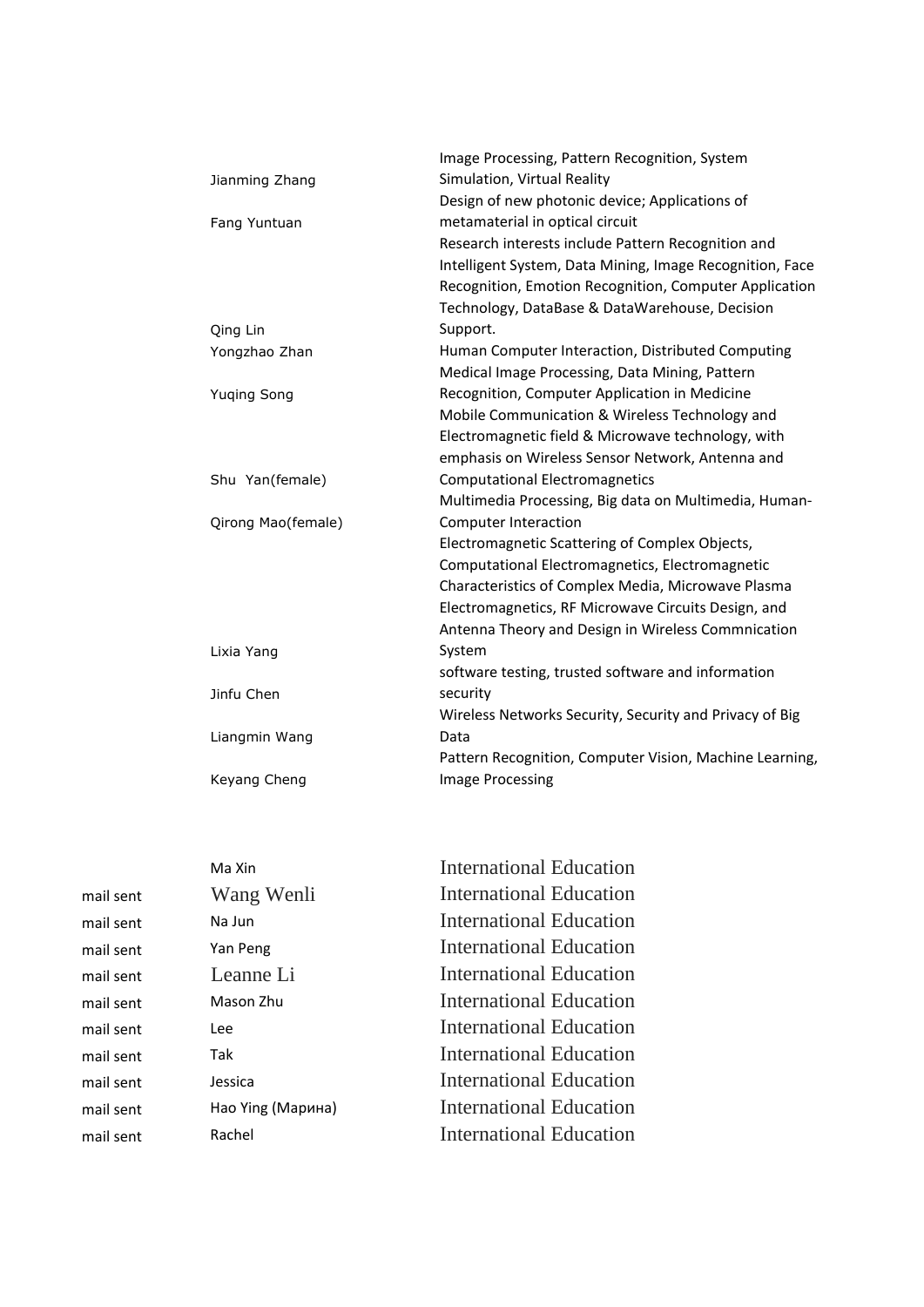| Name | Research Interests |
| --- | --- |
| Jianming Zhang | Image Processing, Pattern Recognition, System Simulation, Virtual Reality |
| Fang Yuntuan | Design of new photonic device; Applications of metamaterial in optical circuit |
| Qing Lin | Research interests include Pattern Recognition and Intelligent System, Data Mining, Image Recognition, Face Recognition, Emotion Recognition, Computer Application Technology, DataBase & DataWarehouse, Decision Support. |
| Yongzhao Zhan | Human Computer Interaction, Distributed Computing |
| Yuqing Song | Medical Image Processing, Data Mining, Pattern Recognition, Computer Application in Medicine |
| Shu Yan(female) | Mobile Communication & Wireless Technology and Electromagnetic field & Microwave technology, with emphasis on Wireless Sensor Network, Antenna and Computational Electromagnetics |
| Qirong Mao(female) | Multimedia Processing, Big data on Multimedia, Human-Computer Interaction |
| Lixia Yang | Electromagnetic Scattering of Complex Objects, Computational Electromagnetics, Electromagnetic Characteristics of Complex Media, Microwave Plasma Electromagnetics, RF Microwave Circuits Design, and Antenna Theory and Design in Wireless Commnication System |
| Jinfu Chen | software testing, trusted software and information security |
| Liangmin Wang | Wireless Networks Security, Security and Privacy of Big Data |
| Keyang Cheng | Pattern Recognition, Computer Vision, Machine Learning, Image Processing |

| Status | Name | Department |
| --- | --- | --- |
| | Ma Xin | International Education |
| mail sent | Wang Wenli | International Education |
| mail sent | Na Jun | International Education |
| mail sent | Yan Peng | International Education |
| mail sent | Leanne Li | International Education |
| mail sent | Mason Zhu | International Education |
| mail sent | Lee | International Education |
| mail sent | Tak | International Education |
| mail sent | Jessica | International Education |
| mail sent | Hao Ying (Марина) | International Education |
| mail sent | Rachel | International Education |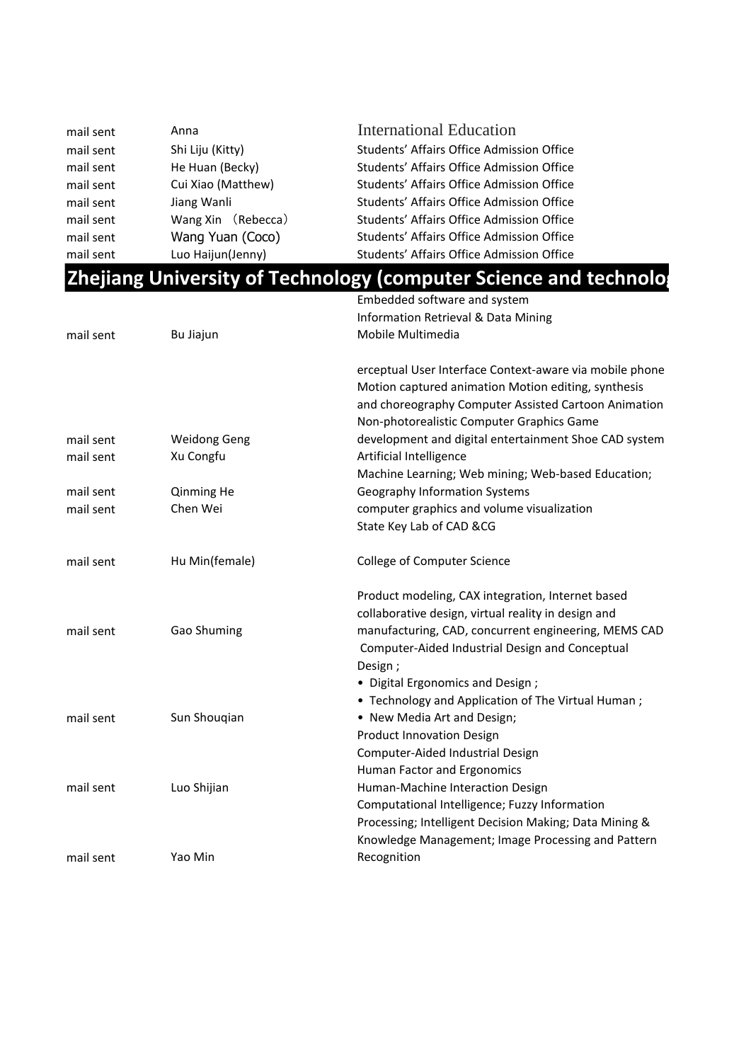| | | |
|---|---|---|
| mail sent | Anna | International Education |
| mail sent | Shi Liju (Kitty) | Students' Affairs Office Admission Office |
| mail sent | He Huan (Becky) | Students' Affairs Office Admission Office |
| mail sent | Cui Xiao (Matthew) | Students' Affairs Office Admission Office |
| mail sent | Jiang Wanli | Students' Affairs Office Admission Office |
| mail sent | Wang Xin （Rebecca） | Students' Affairs Office Admission Office |
| mail sent | Wang Yuan (Coco) | Students' Affairs Office Admission Office |
| mail sent | Luo Haijun(Jenny) | Students' Affairs Office Admission Office |

## Zhejiang University of Technology (computer Science and technolog

| | | |
|---|---|---|
| mail sent | Bu Jiajun | Embedded software and system Information Retrieval & Data Mining Mobile Multimedia |
| mail sent | Weidong Geng | erceptual User Interface Context-aware via mobile phone Motion captured animation Motion editing, synthesis and choreography Computer Assisted Cartoon Animation Non-photorealistic Computer Graphics Game development and digital entertainment Shoe CAD system |
| mail sent | Xu Congfu | Artificial Intelligence |
| mail sent | Qinming He | Machine Learning; Web mining; Web-based Education; Geography Information Systems |
| mail sent | Chen Wei | computer graphics and volume visualization State Key Lab of CAD &CG |
| mail sent | Hu Min(female) | College of Computer Science |
| mail sent | Gao Shuming | Product modeling, CAX integration, Internet based collaborative design, virtual reality in design and manufacturing, CAD, concurrent engineering, MEMS CAD |
| mail sent | Sun Shouqian | Computer-Aided Industrial Design and Conceptual Design ; • Digital Ergonomics and Design ; • Technology and Application of The Virtual Human ; • New Media Art and Design; |
| mail sent | Luo Shijian | Product Innovation Design Computer-Aided Industrial Design Human Factor and Ergonomics Human-Machine Interaction Design |
| mail sent | Yao Min | Computational Intelligence; Fuzzy Information Processing; Intelligent Decision Making; Data Mining & Knowledge Management; Image Processing and Pattern Recognition |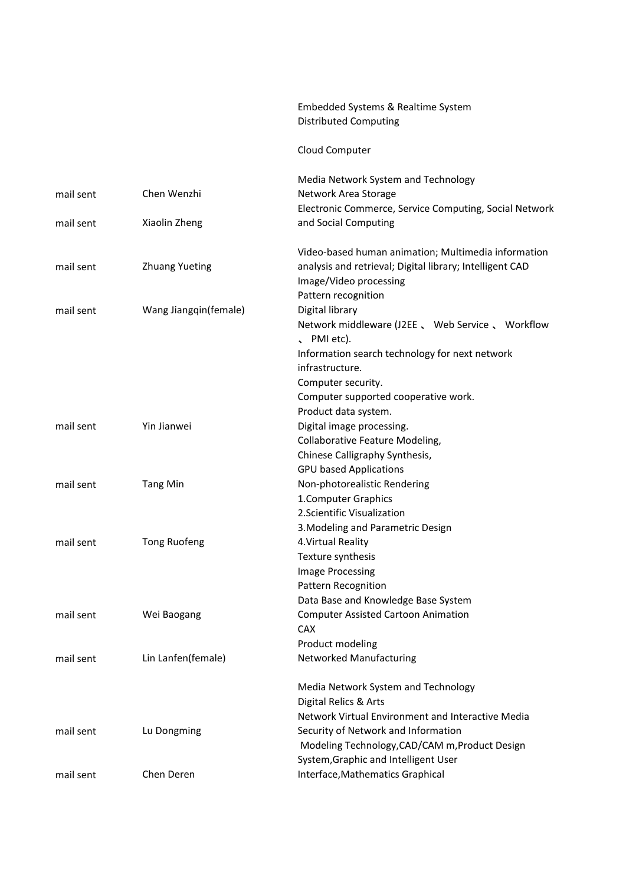| | | |
|---|---|---|
| | | Embedded Systems & Realtime System<br>Distributed Computing<br><br>Cloud Computer<br><br>Media Network System and Technology |
| mail sent | Chen Wenzhi | Network Area Storage |
| mail sent | Xiaolin Zheng | Electronic Commerce, Service Computing, Social Network and Social Computing |
| mail sent | Zhuang Yueting | Video-based human animation; Multimedia information analysis and retrieval; Digital library; Intelligent CAD |
| mail sent | Wang Jiangqin(female) | Image/Video processing<br>Pattern recognition<br>Digital library |
| mail sent | Yin Jianwei | Network middleware (J2EE 、 Web Service 、 Workflow 、 PMI etc).<br>Information search technology for next network infrastructure.<br>Computer security.<br>Computer supported cooperative work.<br>Product data system.<br>Digital image processing. |
| mail sent | Tang Min | Collaborative Feature Modeling,<br>Chinese Calligraphy Synthesis,<br>GPU based Applications<br>Non-photorealistic Rendering |
| mail sent | Tong Ruofeng | 1.Computer Graphics<br>2.Scientific Visualization<br>3.Modeling and Parametric Design<br>4.Virtual Reality |
| mail sent | Wei Baogang | Texture synthesis<br>Image Processing<br>Pattern Recognition<br>Data Base and Knowledge Base System<br>Computer Assisted Cartoon Animation |
| mail sent | Lin Lanfen(female) | CAX<br>Product modeling<br>Networked Manufacturing |
| mail sent | Lu Dongming | Media Network System and Technology<br>Digital Relics & Arts<br>Network Virtual Environment and Interactive Media<br>Security of Network and Information |
| mail sent | Chen Deren | Modeling Technology,CAD/CAM m,Product Design System,Graphic and Intelligent User Interface,Mathematics Graphical |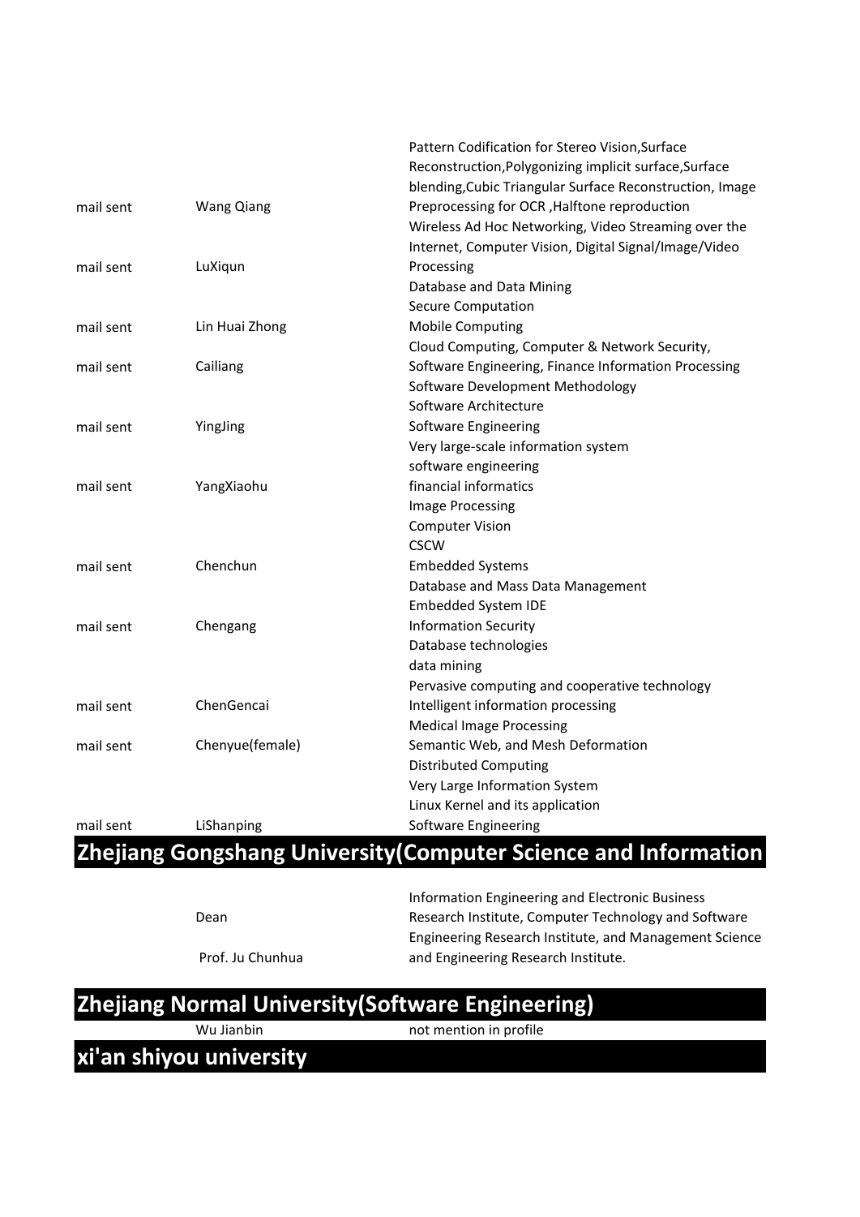| | | |
|---|---|---|
| mail sent | Wang Qiang | Pattern Codification for Stereo Vision,Surface Reconstruction,Polygonizing implicit surface,Surface blending,Cubic Triangular Surface Reconstruction, Image Preprocessing for OCR ,Halftone reproduction |
| mail sent | LuXiqun | Wireless Ad Hoc Networking, Video Streaming over the Internet, Computer Vision, Digital Signal/Image/Video Processing |
| mail sent | Lin Huai Zhong | Database and Data Mining<br>Secure Computation<br>Mobile Computing |
| mail sent | Cailiang | Cloud Computing, Computer & Network Security, Software Engineering, Finance Information Processing |
| mail sent | YingJing | Software Development Methodology<br>Software Architecture<br>Software Engineering |
| mail sent | YangXiaohu | Very large-scale information system<br>software engineering<br>financial informatics |
| mail sent | Chenchun | Image Processing<br>Computer Vision<br>CSCW<br>Embedded Systems |
| mail sent | Chengang | Database and Mass Data Management<br>Embedded System IDE<br>Information Security |
| mail sent | ChenGencai | Database technologies<br>data mining<br>Pervasive computing and cooperative technology<br>Intelligent information processing |
| mail sent | Chenyue(female) | Medical Image Processing<br>Semantic Web, and Mesh Deformation |
| mail sent | LiShanping | Distributed Computing<br>Very Large Information System<br>Linux Kernel and its application<br>Software Engineering |

## Zhejiang Gongshang University(Computer Science and Information

| | | |
|---|---|---|
| | Dean<br>Prof. Ju Chunhua | Information Engineering and Electronic Business Research Institute, Computer Technology and Software Engineering Research Institute, and Management Science and Engineering Research Institute. |

## Zhejiang Normal University(Software Engineering)

| | | |
|---|---|---|
| | Wu Jianbin | not mention in profile |

## xi'an shiyou university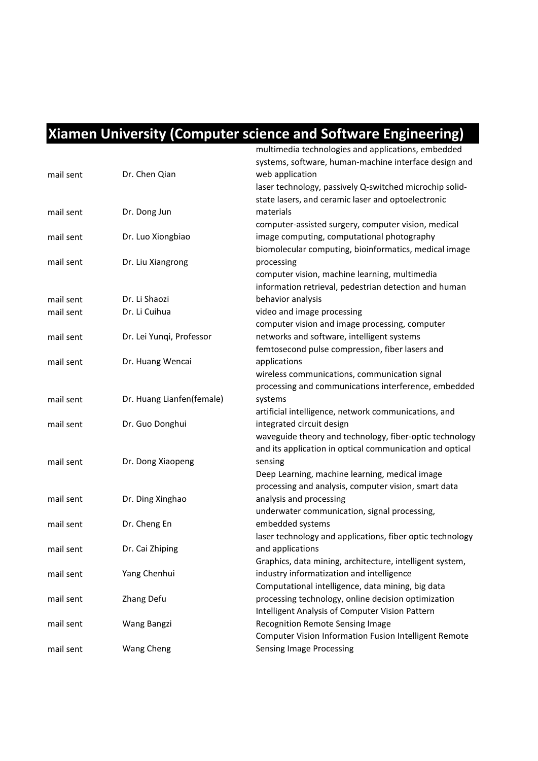# Xiamen University (Computer science and Software Engineering)

| | | |
|---|---|---|
| mail sent | Dr. Chen Qian | multimedia technologies and applications, embedded systems, software, human-machine interface design and web application |
| mail sent | Dr. Dong Jun | laser technology, passively Q-switched microchip solid-state lasers, and ceramic laser and optoelectronic materials |
| mail sent | Dr. Luo Xiongbiao | computer-assisted surgery, computer vision, medical image computing, computational photography |
| mail sent | Dr. Liu Xiangrong | biomolecular computing, bioinformatics, medical image processing |
| mail sent | Dr. Li Shaozi | computer vision, machine learning, multimedia information retrieval, pedestrian detection and human behavior analysis |
| mail sent | Dr. Li Cuihua | video and image processing |
| mail sent | Dr. Lei Yunqi, Professor | computer vision and image processing, computer networks and software, intelligent systems |
| mail sent | Dr. Huang Wencai | femtosecond pulse compression, fiber lasers and applications |
| mail sent | Dr. Huang Lianfen(female) | wireless communications, communication signal processing and communications interference, embedded systems |
| mail sent | Dr. Guo Donghui | artificial intelligence, network communications, and integrated circuit design |
| mail sent | Dr. Dong Xiaopeng | waveguide theory and technology, fiber-optic technology and its application in optical communication and optical sensing |
| mail sent | Dr. Ding Xinghao | Deep Learning, machine learning, medical image processing and analysis, computer vision, smart data analysis and processing |
| mail sent | Dr. Cheng En | underwater communication, signal processing, embedded systems |
| mail sent | Dr. Cai Zhiping | laser technology and applications, fiber optic technology and applications |
| mail sent | Yang Chenhui | Graphics, data mining, architecture, intelligent system, industry informatization and intelligence |
| mail sent | Zhang Defu | Computational intelligence, data mining, big data processing technology, online decision optimization |
| mail sent | Wang Bangzi | Intelligent Analysis of Computer Vision Pattern Recognition Remote Sensing Image |
| mail sent | Wang Cheng | Computer Vision Information Fusion Intelligent Remote Sensing Image Processing |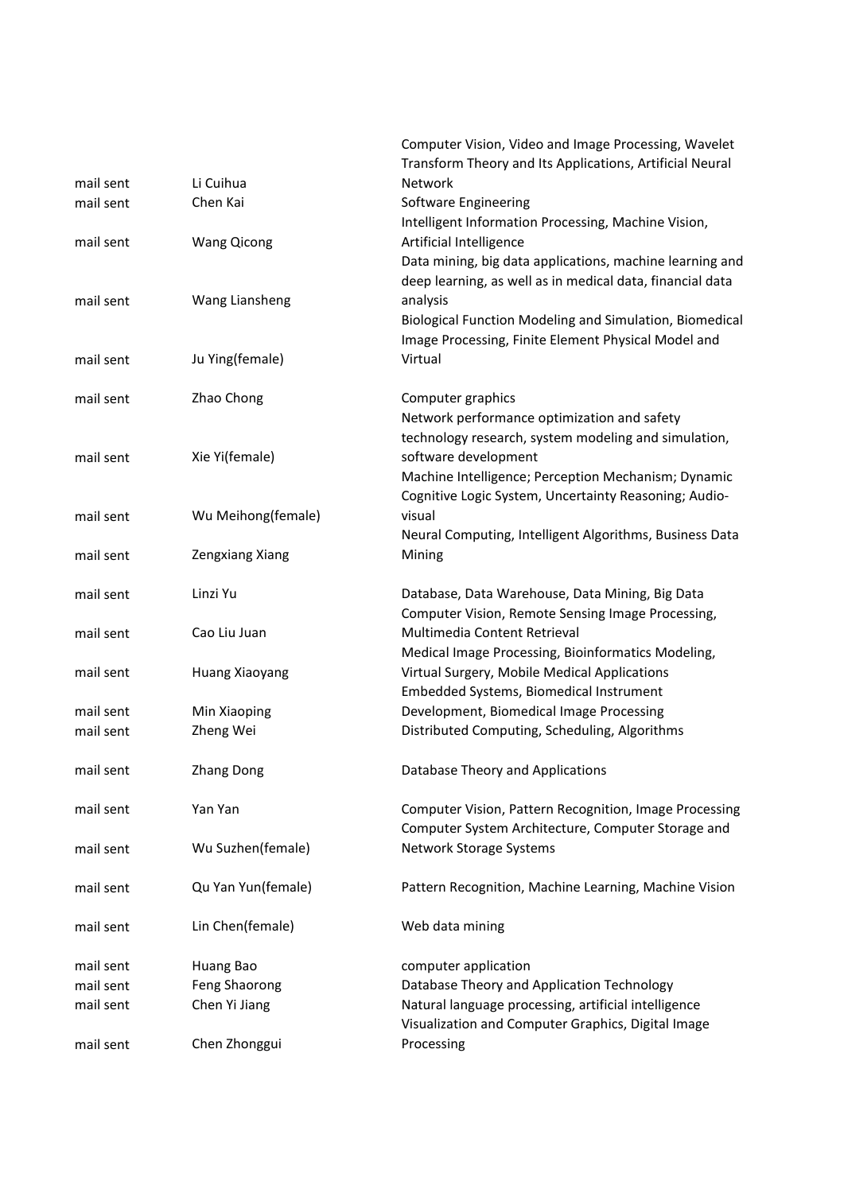| | | |
|---|---|---|
| mail sent | Li Cuihua | Computer Vision, Video and Image Processing, Wavelet Transform Theory and Its Applications, Artificial Neural Network |
| mail sent | Chen Kai | Software Engineering |
| mail sent | Wang Qicong | Intelligent Information Processing, Machine Vision, Artificial Intelligence |
| mail sent | Wang Liansheng | Data mining, big data applications, machine learning and deep learning, as well as in medical data, financial data analysis |
| mail sent | Ju Ying(female) | Biological Function Modeling and Simulation, Biomedical Image Processing, Finite Element Physical Model and Virtual |
| mail sent | Zhao Chong | Computer graphics |
| mail sent | Xie Yi(female) | Network performance optimization and safety technology research, system modeling and simulation, software development |
| mail sent | Wu Meihong(female) | Machine Intelligence; Perception Mechanism; Dynamic Cognitive Logic System, Uncertainty Reasoning; Audio-visual |
| mail sent | Zengxiang Xiang | Neural Computing, Intelligent Algorithms, Business Data Mining |
| mail sent | Linzi Yu | Database, Data Warehouse, Data Mining, Big Data |
| mail sent | Cao Liu Juan | Computer Vision, Remote Sensing Image Processing, Multimedia Content Retrieval |
| mail sent | Huang Xiaoyang | Medical Image Processing, Bioinformatics Modeling, Virtual Surgery, Mobile Medical Applications |
| mail sent | Min Xiaoping | Embedded Systems, Biomedical Instrument Development, Biomedical Image Processing |
| mail sent | Zheng Wei | Distributed Computing, Scheduling, Algorithms |
| mail sent | Zhang Dong | Database Theory and Applications |
| mail sent | Yan Yan | Computer Vision, Pattern Recognition, Image Processing |
| mail sent | Wu Suzhen(female) | Computer System Architecture, Computer Storage and Network Storage Systems |
| mail sent | Qu Yan Yun(female) | Pattern Recognition, Machine Learning, Machine Vision |
| mail sent | Lin Chen(female) | Web data mining |
| mail sent | Huang Bao | computer application |
| mail sent | Feng Shaorong | Database Theory and Application Technology |
| mail sent | Chen Yi Jiang | Natural language processing, artificial intelligence |
| mail sent | Chen Zhonggui | Visualization and Computer Graphics, Digital Image Processing |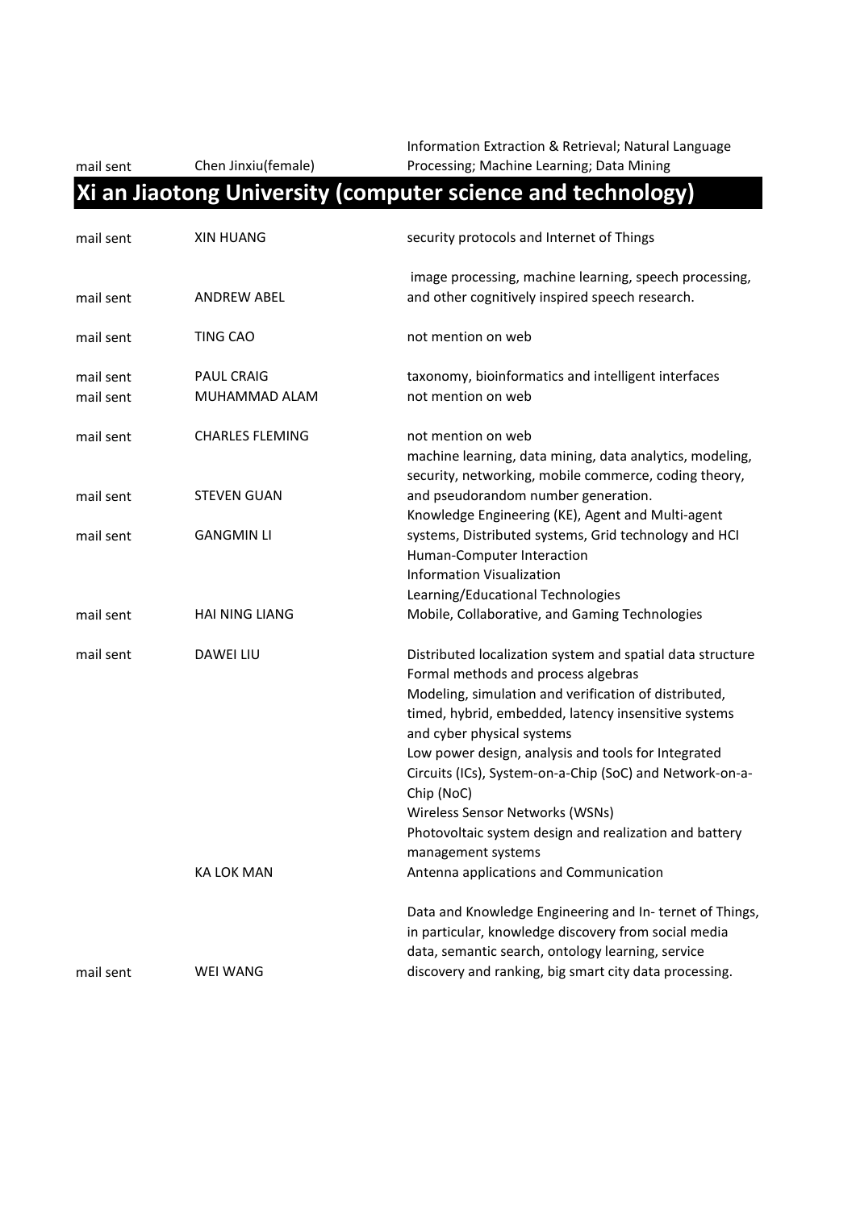| | | |
|---|---|---|
| mail sent | Chen Jinxiu(female) | Information Extraction & Retrieval; Natural Language Processing; Machine Learning; Data Mining |

## Xi an Jiaotong University (computer science and technology)

| | | |
|---|---|---|
| mail sent | XIN HUANG | security protocols and Internet of Things |
| mail sent | ANDREW ABEL | image processing, machine learning, speech processing, and other cognitively inspired speech research. |
| mail sent | TING CAO | not mention on web |
| mail sent | PAUL CRAIG | taxonomy, bioinformatics and intelligent interfaces |
| mail sent | MUHAMMAD ALAM | not mention on web |
| mail sent | CHARLES FLEMING | not mention on web |
| mail sent | STEVEN GUAN | machine learning, data mining, data analytics, modeling, security, networking, mobile commerce, coding theory, and pseudorandom number generation. |
| mail sent | GANGMIN LI | Knowledge Engineering (KE), Agent and Multi-agent systems, Distributed systems, Grid technology and HCI |
| mail sent | HAI NING LIANG | Human-Computer Interaction<br>Information Visualization<br>Learning/Educational Technologies<br>Mobile, Collaborative, and Gaming Technologies |
| mail sent | DAWEI LIU | Distributed localization system and spatial data structure |
| | KA LOK MAN | Formal methods and process algebras<br>Modeling, simulation and verification of distributed, timed, hybrid, embedded, latency insensitive systems and cyber physical systems<br>Low power design, analysis and tools for Integrated Circuits (ICs), System-on-a-Chip (SoC) and Network-on-a-Chip (NoC)<br>Wireless Sensor Networks (WSNs)<br>Photovoltaic system design and realization and battery management systems<br>Antenna applications and Communication |
| mail sent | WEI WANG | Data and Knowledge Engineering and In- ternet of Things, in particular, knowledge discovery from social media data, semantic search, ontology learning, service discovery and ranking, big smart city data processing. |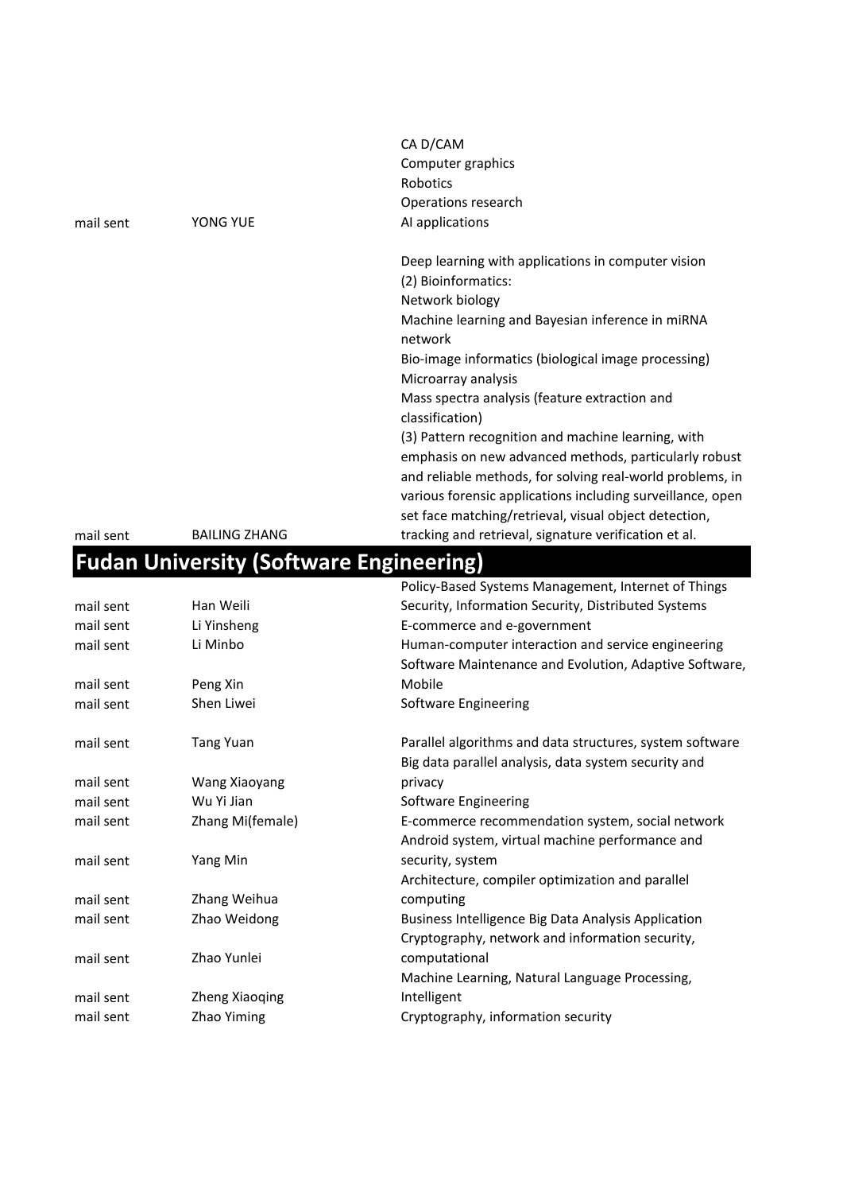| | | |
|---|---|---|
| mail sent | YONG YUE | CA D/CAM<br>Computer graphics<br>Robotics<br>Operations research<br>AI applications |
| mail sent | BAILING ZHANG | Deep learning with applications in computer vision<br>(2) Bioinformatics:<br>Network biology<br>Machine learning and Bayesian inference in miRNA network<br>Bio-image informatics (biological image processing)<br>Microarray analysis<br>Mass spectra analysis (feature extraction and classification)<br>(3) Pattern recognition and machine learning, with emphasis on new advanced methods, particularly robust and reliable methods, for solving real-world problems, in various forensic applications including surveillance, open set face matching/retrieval, visual object detection, tracking and retrieval, signature verification et al. |

## Fudan University (Software Engineering)

| | | |
|---|---|---|
| mail sent | Han Weili | Policy-Based Systems Management, Internet of Things Security, Information Security, Distributed Systems |
| mail sent | Li Yinsheng | E-commerce and e-government |
| mail sent | Li Minbo | Human-computer interaction and service engineering |
| mail sent | Peng Xin | Software Maintenance and Evolution, Adaptive Software, Mobile |
| mail sent | Shen Liwei | Software Engineering |
| mail sent | Tang Yuan | Parallel algorithms and data structures, system software |
| mail sent | Wang Xiaoyang | Big data parallel analysis, data system security and privacy |
| mail sent | Wu Yi Jian | Software Engineering |
| mail sent | Zhang Mi(female) | E-commerce recommendation system, social network |
| mail sent | Yang Min | Android system, virtual machine performance and security, system |
| mail sent | Zhang Weihua | Architecture, compiler optimization and parallel computing |
| mail sent | Zhao Weidong | Business Intelligence Big Data Analysis Application |
| mail sent | Zhao Yunlei | Cryptography, network and information security, computational |
| mail sent | Zheng Xiaoqing | Machine Learning, Natural Language Processing, Intelligent |
| mail sent | Zhao Yiming | Cryptography, information security |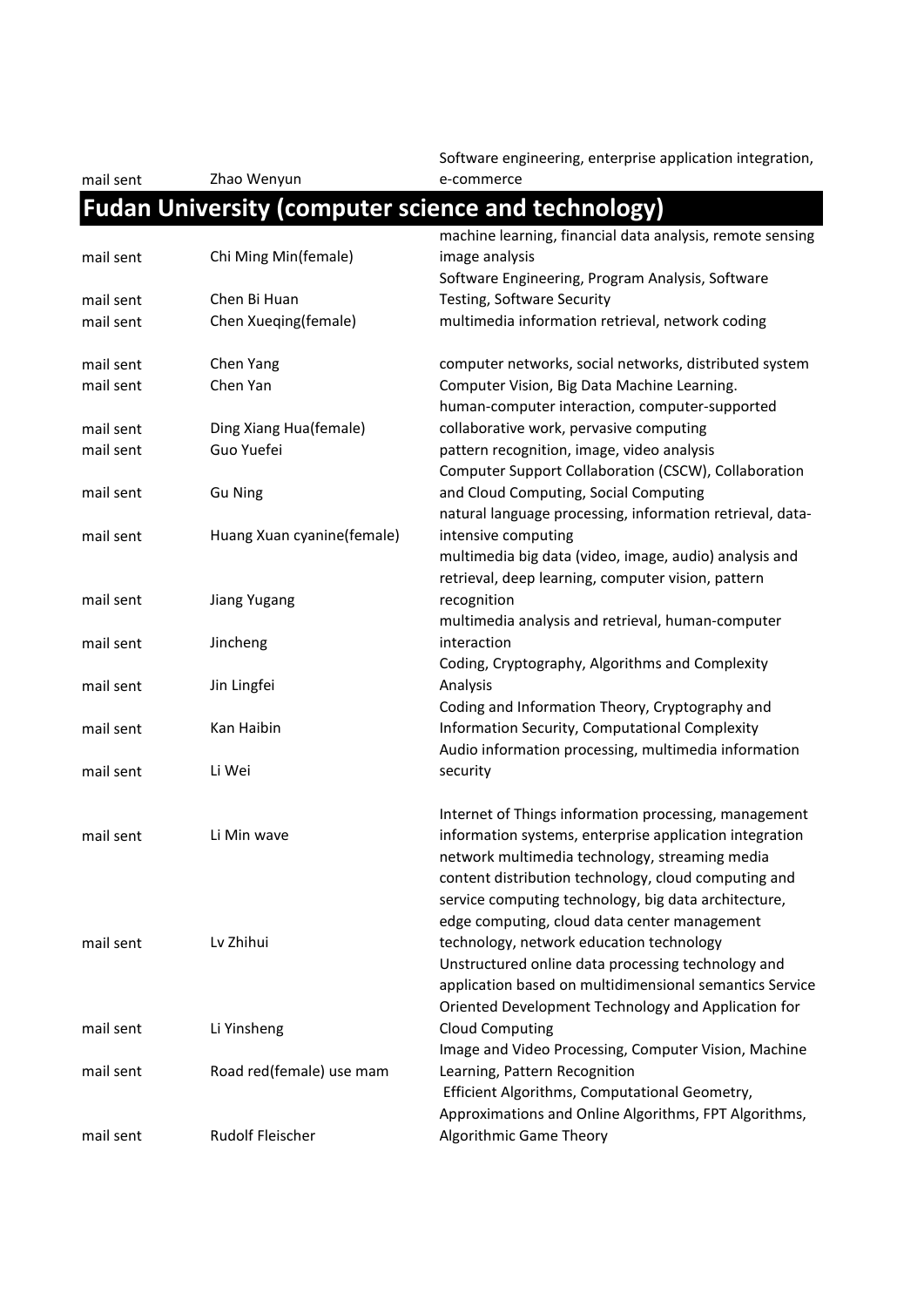| | | |
|---|---|---|
| mail sent | Zhao Wenyun | Software engineering, enterprise application integration, e-commerce |

## Fudan University (computer science and technology)

| | | |
|---|---|---|
| mail sent | Chi Ming Min(female) | machine learning, financial data analysis, remote sensing image analysis |
| mail sent | Chen Bi Huan | Software Engineering, Program Analysis, Software Testing, Software Security |
| mail sent | Chen Xueqing(female) | multimedia information retrieval, network coding |
| mail sent | Chen Yang | computer networks, social networks, distributed system |
| mail sent | Chen Yan | Computer Vision, Big Data Machine Learning. |
| mail sent | Ding Xiang Hua(female) | human-computer interaction, computer-supported collaborative work, pervasive computing |
| mail sent | Guo Yuefei | pattern recognition, image, video analysis |
| mail sent | Gu Ning | Computer Support Collaboration (CSCW), Collaboration and Cloud Computing, Social Computing |
| mail sent | Huang Xuan cyanine(female) | natural language processing, information retrieval, data-intensive computing |
| mail sent | Jiang Yugang | multimedia big data (video, image, audio) analysis and retrieval, deep learning, computer vision, pattern recognition |
| mail sent | Jincheng | multimedia analysis and retrieval, human-computer interaction |
| mail sent | Jin Lingfei | Coding, Cryptography, Algorithms and Complexity Analysis |
| mail sent | Kan Haibin | Coding and Information Theory, Cryptography and Information Security, Computational Complexity |
| mail sent | Li Wei | Audio information processing, multimedia information security |
| mail sent | Li Min wave | Internet of Things information processing, management information systems, enterprise application integration |
| mail sent | Lv Zhihui | network multimedia technology, streaming media content distribution technology, cloud computing and service computing technology, big data architecture, edge computing, cloud data center management technology, network education technology |
| mail sent | Li Yinsheng | Unstructured online data processing technology and application based on multidimensional semantics Service Oriented Development Technology and Application for Cloud Computing |
| mail sent | Road red(female) use mam | Image and Video Processing, Computer Vision, Machine Learning, Pattern Recognition |
| mail sent | Rudolf Fleischer | Efficient Algorithms, Computational Geometry, Approximations and Online Algorithms, FPT Algorithms, Algorithmic Game Theory |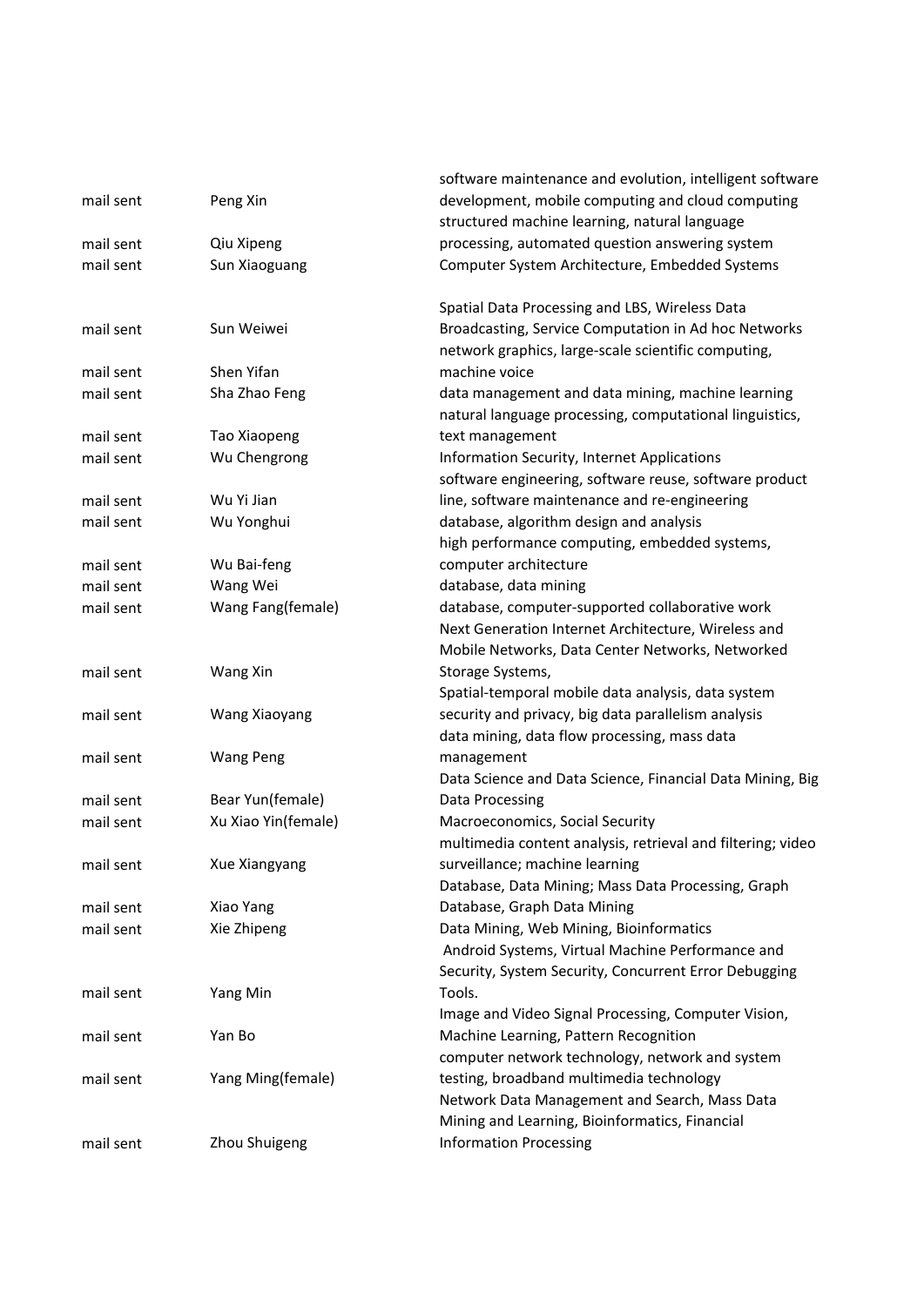| | | |
|---|---|---|
| mail sent | Peng Xin | software maintenance and evolution, intelligent software development, mobile computing and cloud computing |
| mail sent | Qiu Xipeng | structured machine learning, natural language processing, automated question answering system |
| mail sent | Sun Xiaoguang | Computer System Architecture, Embedded Systems |
| mail sent | Sun Weiwei | Spatial Data Processing and LBS, Wireless Data Broadcasting, Service Computation in Ad hoc Networks |
| mail sent | Shen Yifan | network graphics, large-scale scientific computing, machine voice |
| mail sent | Sha Zhao Feng | data management and data mining, machine learning |
| mail sent | Tao Xiaopeng | natural language processing, computational linguistics, text management |
| mail sent | Wu Chengrong | Information Security, Internet Applications |
| mail sent | Wu Yi Jian | software engineering, software reuse, software product line, software maintenance and re-engineering |
| mail sent | Wu Yonghui | database, algorithm design and analysis |
| mail sent | Wu Bai-feng | high performance computing, embedded systems, computer architecture |
| mail sent | Wang Wei | database, data mining |
| mail sent | Wang Fang(female) | database, computer-supported collaborative work |
| mail sent | Wang Xin | Next Generation Internet Architecture, Wireless and Mobile Networks, Data Center Networks, Networked Storage Systems, |
| mail sent | Wang Xiaoyang | Spatial-temporal mobile data analysis, data system security and privacy, big data parallelism analysis |
| mail sent | Wang Peng | data mining, data flow processing, mass data management |
| mail sent | Bear Yun(female) | Data Science and Data Science, Financial Data Mining, Big Data Processing |
| mail sent | Xu Xiao Yin(female) | Macroeconomics, Social Security |
| mail sent | Xue Xiangyang | multimedia content analysis, retrieval and filtering; video surveillance; machine learning |
| mail sent | Xiao Yang | Database, Data Mining; Mass Data Processing, Graph Database, Graph Data Mining |
| mail sent | Xie Zhipeng | Data Mining, Web Mining, Bioinformatics |
| mail sent | Yang Min | Android Systems, Virtual Machine Performance and Security, System Security, Concurrent Error Debugging Tools. |
| mail sent | Yan Bo | Image and Video Signal Processing, Computer Vision, Machine Learning, Pattern Recognition |
| mail sent | Yang Ming(female) | computer network technology, network and system testing, broadband multimedia technology |
| mail sent | Zhou Shuigeng | Network Data Management and Search, Mass Data Mining and Learning, Bioinformatics, Financial Information Processing |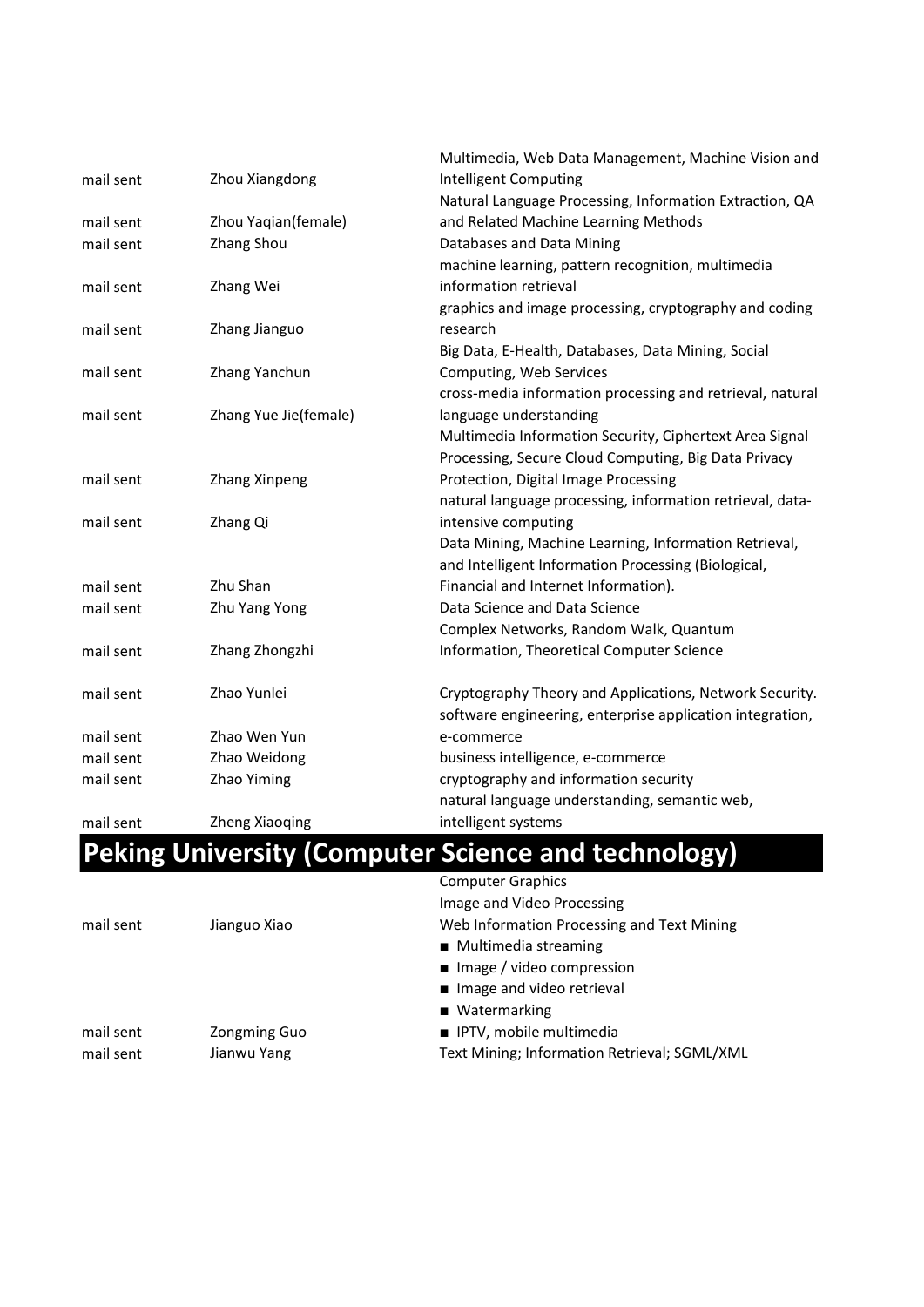| | | |
|---|---|---|
| mail sent | Zhou Xiangdong | Multimedia, Web Data Management, Machine Vision and Intelligent Computing |
| mail sent | Zhou Yaqian(female) | Natural Language Processing, Information Extraction, QA and Related Machine Learning Methods |
| mail sent | Zhang Shou | Databases and Data Mining |
| mail sent | Zhang Wei | machine learning, pattern recognition, multimedia information retrieval |
| mail sent | Zhang Jianguo | graphics and image processing, cryptography and coding research |
| mail sent | Zhang Yanchun | Big Data, E-Health, Databases, Data Mining, Social Computing, Web Services |
| mail sent | Zhang Yue Jie(female) | cross-media information processing and retrieval, natural language understanding |
| mail sent | Zhang Xinpeng | Multimedia Information Security, Ciphertext Area Signal Processing, Secure Cloud Computing, Big Data Privacy Protection, Digital Image Processing |
| mail sent | Zhang Qi | natural language processing, information retrieval, data-intensive computing |
| mail sent | Zhu Shan | Data Mining, Machine Learning, Information Retrieval, and Intelligent Information Processing (Biological, Financial and Internet Information). |
| mail sent | Zhu Yang Yong | Data Science and Data Science |
| mail sent | Zhang Zhongzhi | Complex Networks, Random Walk, Quantum Information, Theoretical Computer Science |
| mail sent | Zhao Yunlei | Cryptography Theory and Applications, Network Security. |
| mail sent | Zhao Wen Yun | software engineering, enterprise application integration, e-commerce |
| mail sent | Zhao Weidong | business intelligence, e-commerce |
| mail sent | Zhao Yiming | cryptography and information security |
| mail sent | Zheng Xiaoqing | natural language understanding, semantic web, intelligent systems |

# Peking University (Computer Science and technology)

| | | |
|---|---|---|
| mail sent | Jianguo Xiao | Computer Graphics<br>Image and Video Processing<br>Web Information Processing and Text Mining |
| mail sent | Zongming Guo | ■ Multimedia streaming<br>■ Image / video compression<br>■ Image and video retrieval<br>■ Watermarking<br>■ IPTV, mobile multimedia |
| mail sent | Jianwu Yang | Text Mining; Information Retrieval; SGML/XML |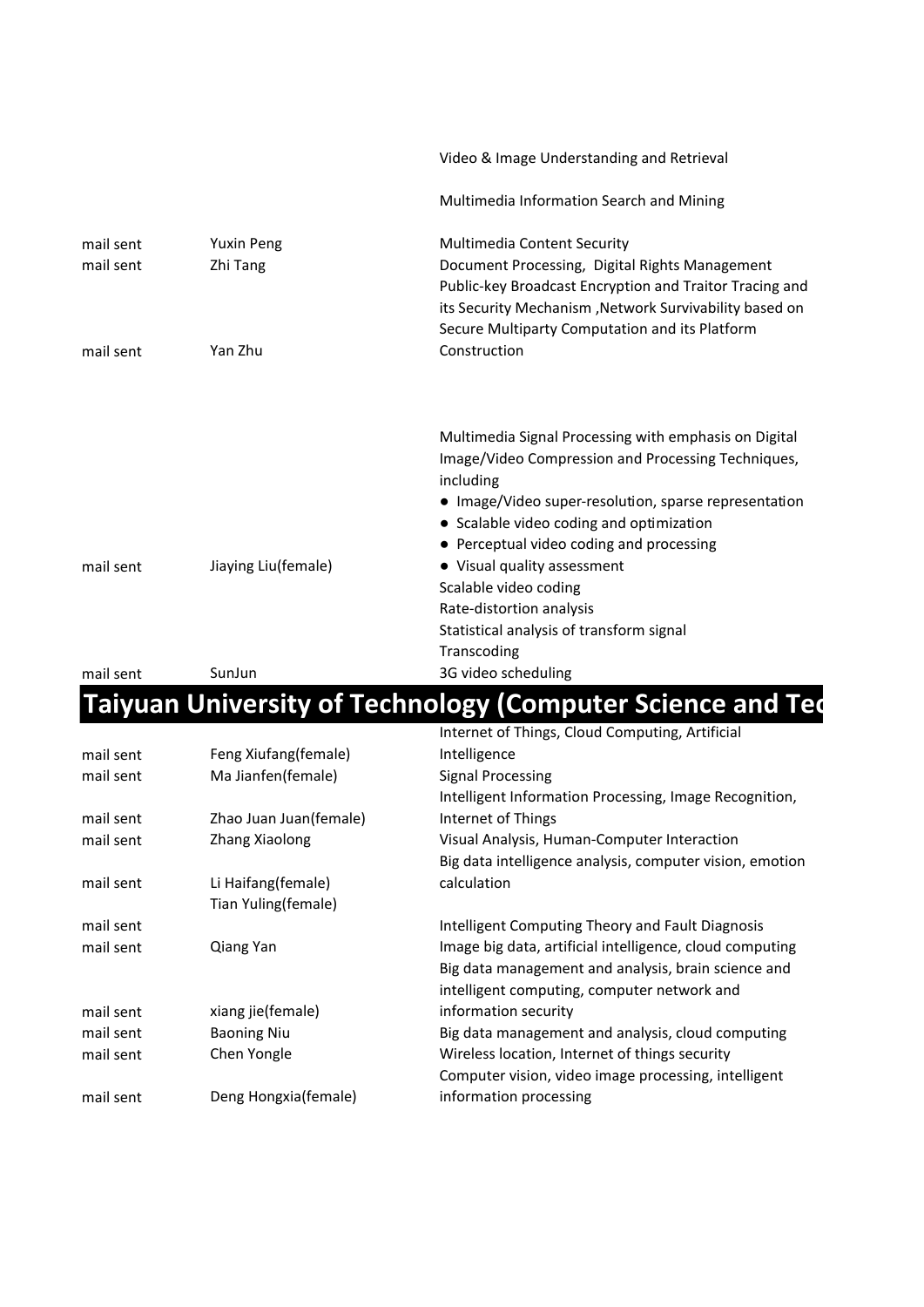| | | |
|---|---|---|
| | | Video & Image Understanding and Retrieval |
| | | Multimedia Information Search and Mining |
| mail sent | Yuxin Peng | Multimedia Content Security |
| mail sent | Zhi Tang | Document Processing, Digital Rights Management |
| mail sent | Yan Zhu | Public-key Broadcast Encryption and Traitor Tracing and its Security Mechanism ,Network Survivability based on Secure Multiparty Computation and its Platform Construction |
| mail sent | Jiaying Liu(female) | Multimedia Signal Processing with emphasis on Digital Image/Video Compression and Processing Techniques, including<br>● Image/Video super-resolution, sparse representation<br>● Scalable video coding and optimization<br>● Perceptual video coding and processing<br>● Visual quality assessment |
| mail sent | SunJun | Scalable video coding<br>Rate-distortion analysis<br>Statistical analysis of transform signal<br>Transcoding<br>3G video scheduling |

## Taiyuan University of Technology (Computer Science and Tec

| | | |
|---|---|---|
| mail sent | Feng Xiufang(female) | Internet of Things, Cloud Computing, Artificial Intelligence |
| mail sent | Ma Jianfen(female) | Signal Processing |
| mail sent | Zhao Juan Juan(female) | Intelligent Information Processing, Image Recognition, Internet of Things |
| mail sent | Zhang Xiaolong | Visual Analysis, Human-Computer Interaction |
| mail sent | Li Haifang(female) | Big data intelligence analysis, computer vision, emotion calculation |
| | Tian Yuling(female) | |
| mail sent | | Intelligent Computing Theory and Fault Diagnosis |
| mail sent | Qiang Yan | Image big data, artificial intelligence, cloud computing |
| mail sent | xiang jie(female) | Big data management and analysis, brain science and intelligent computing, computer network and information security |
| mail sent | Baoning Niu | Big data management and analysis, cloud computing |
| mail sent | Chen Yongle | Wireless location, Internet of things security |
| mail sent | Deng Hongxia(female) | Computer vision, video image processing, intelligent information processing |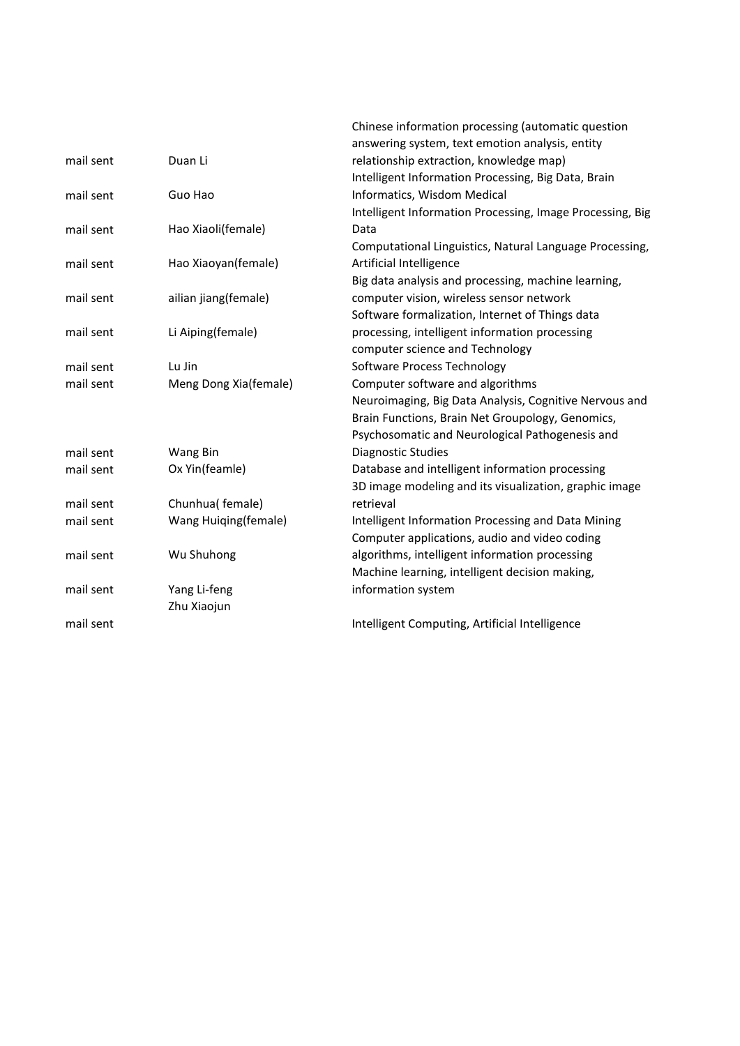|  |  |  |
|---|---|---|
| mail sent | Duan Li | Chinese information processing (automatic question answering system, text emotion analysis, entity relationship extraction, knowledge map) |
| mail sent | Guo Hao | Intelligent Information Processing, Big Data, Brain Informatics, Wisdom Medical |
| mail sent | Hao Xiaoli(female) | Intelligent Information Processing, Image Processing, Big Data |
| mail sent | Hao Xiaoyan(female) | Computational Linguistics, Natural Language Processing, Artificial Intelligence |
| mail sent | ailian jiang(female) | Big data analysis and processing, machine learning, computer vision, wireless sensor network |
| mail sent | Li Aiping(female) | Software formalization, Internet of Things data processing, intelligent information processing |
| mail sent | Lu Jin | computer science and Technology<br>Software Process Technology |
| mail sent | Meng Dong Xia(female) | Computer software and algorithms |
| mail sent | Wang Bin | Neuroimaging, Big Data Analysis, Cognitive Nervous and Brain Functions, Brain Net Groupology, Genomics, Psychosomatic and Neurological Pathogenesis and Diagnostic Studies |
| mail sent | Ox Yin(feamle) | Database and intelligent information processing |
| mail sent | Chunhua( female) | 3D image modeling and its visualization, graphic image retrieval |
| mail sent | Wang Huiqing(female) | Intelligent Information Processing and Data Mining |
| mail sent | Wu Shuhong | Computer applications, audio and video coding algorithms, intelligent information processing |
| mail sent | Yang Li-feng | Machine learning, intelligent decision making, information system |
| mail sent | Zhu Xiaojun | Intelligent Computing, Artificial Intelligence |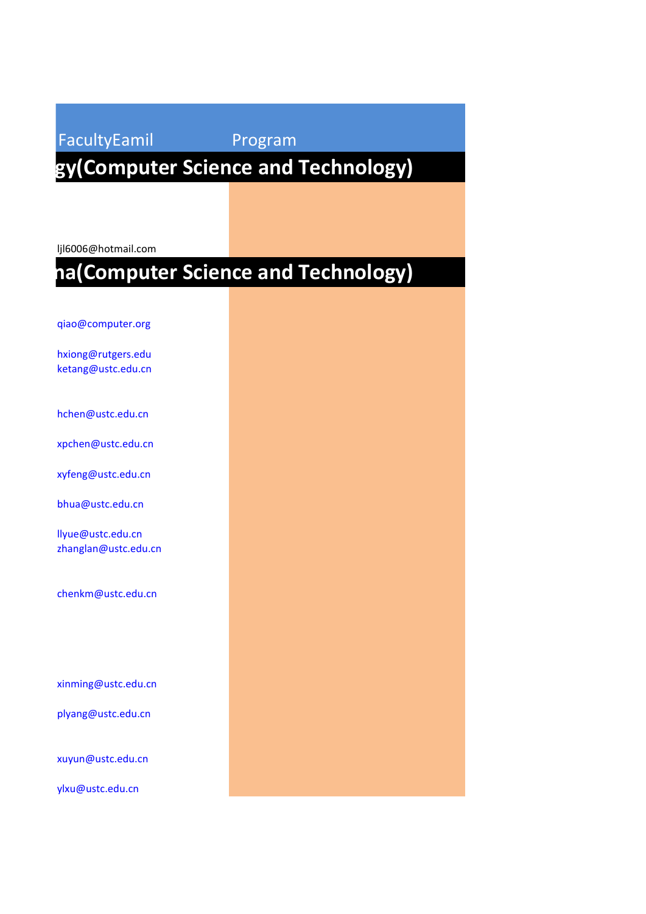| FacultyEamil | Program |
|---|---|
| gy(Computer Science and Technology) | |
| ljl6006@hotmail.com | |
| na(Computer Science and Technology) | |
| qiao@computer.org | |
| hxiong@rutgers.edu | |
| ketang@ustc.edu.cn | |
| hchen@ustc.edu.cn | |
| xpchen@ustc.edu.cn | |
| xyfeng@ustc.edu.cn | |
| bhua@ustc.edu.cn | |
| llyue@ustc.edu.cn | |
| zhanglan@ustc.edu.cn | |
| chenkm@ustc.edu.cn | |
| xinming@ustc.edu.cn | |
| plyang@ustc.edu.cn | |
| xuyun@ustc.edu.cn | |
| ylxu@ustc.edu.cn | |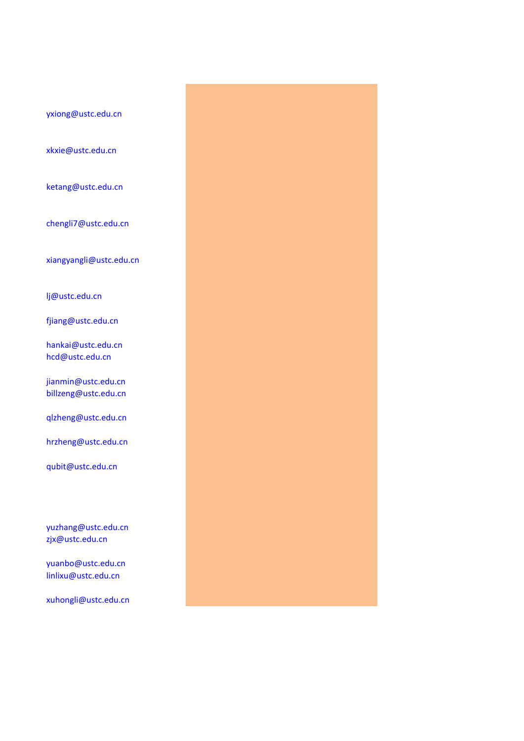yxiong@ustc.edu.cn

xkxie@ustc.edu.cn

ketang@ustc.edu.cn

chengli7@ustc.edu.cn

xiangyangli@ustc.edu.cn

lj@ustc.edu.cn

fjiang@ustc.edu.cn

hankai@ustc.edu.cn
hcd@ustc.edu.cn

jianmin@ustc.edu.cn
billzeng@ustc.edu.cn

qlzheng@ustc.edu.cn

hrzheng@ustc.edu.cn

qubit@ustc.edu.cn

yuzhang@ustc.edu.cn
zjx@ustc.edu.cn

yuanbo@ustc.edu.cn
linlixu@ustc.edu.cn

xuhongli@ustc.edu.cn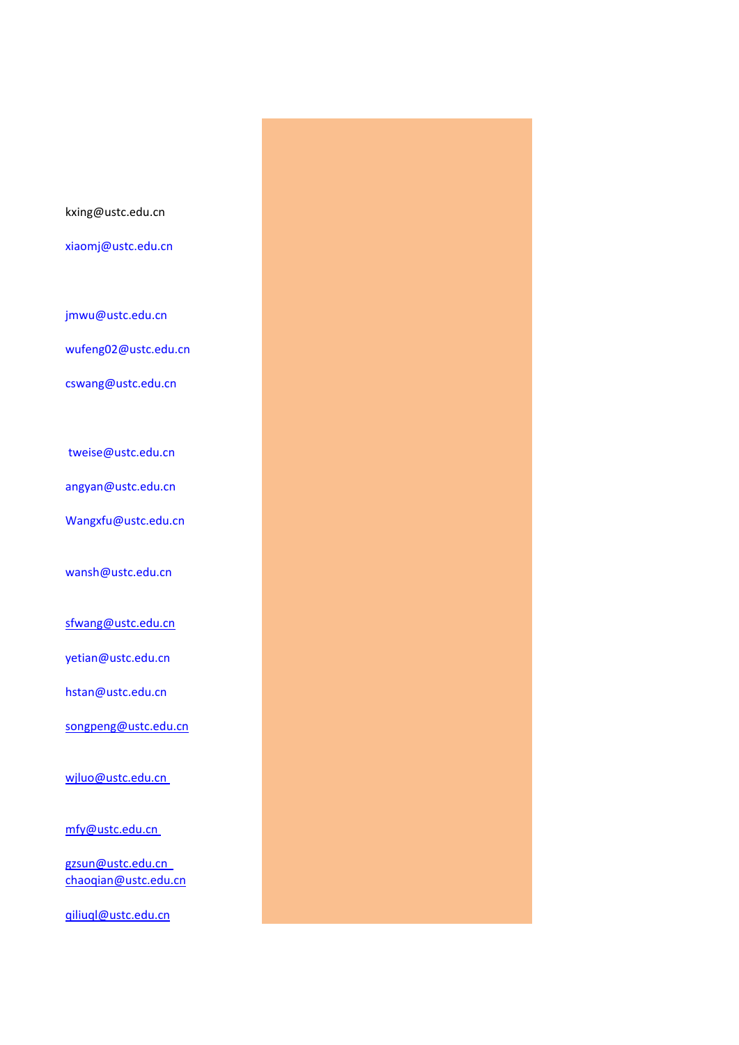kxing@ustc.edu.cn

xiaomj@ustc.edu.cn

jmwu@ustc.edu.cn

wufeng02@ustc.edu.cn

cswang@ustc.edu.cn

tweise@ustc.edu.cn

angyan@ustc.edu.cn

Wangxfu@ustc.edu.cn

wansh@ustc.edu.cn

sfwang@ustc.edu.cn

yetian@ustc.edu.cn

hstan@ustc.edu.cn

songpeng@ustc.edu.cn

wjluo@ustc.edu.cn

mfy@ustc.edu.cn

gzsun@ustc.edu.cn
chaoqian@ustc.edu.cn

qiliuql@ustc.edu.cn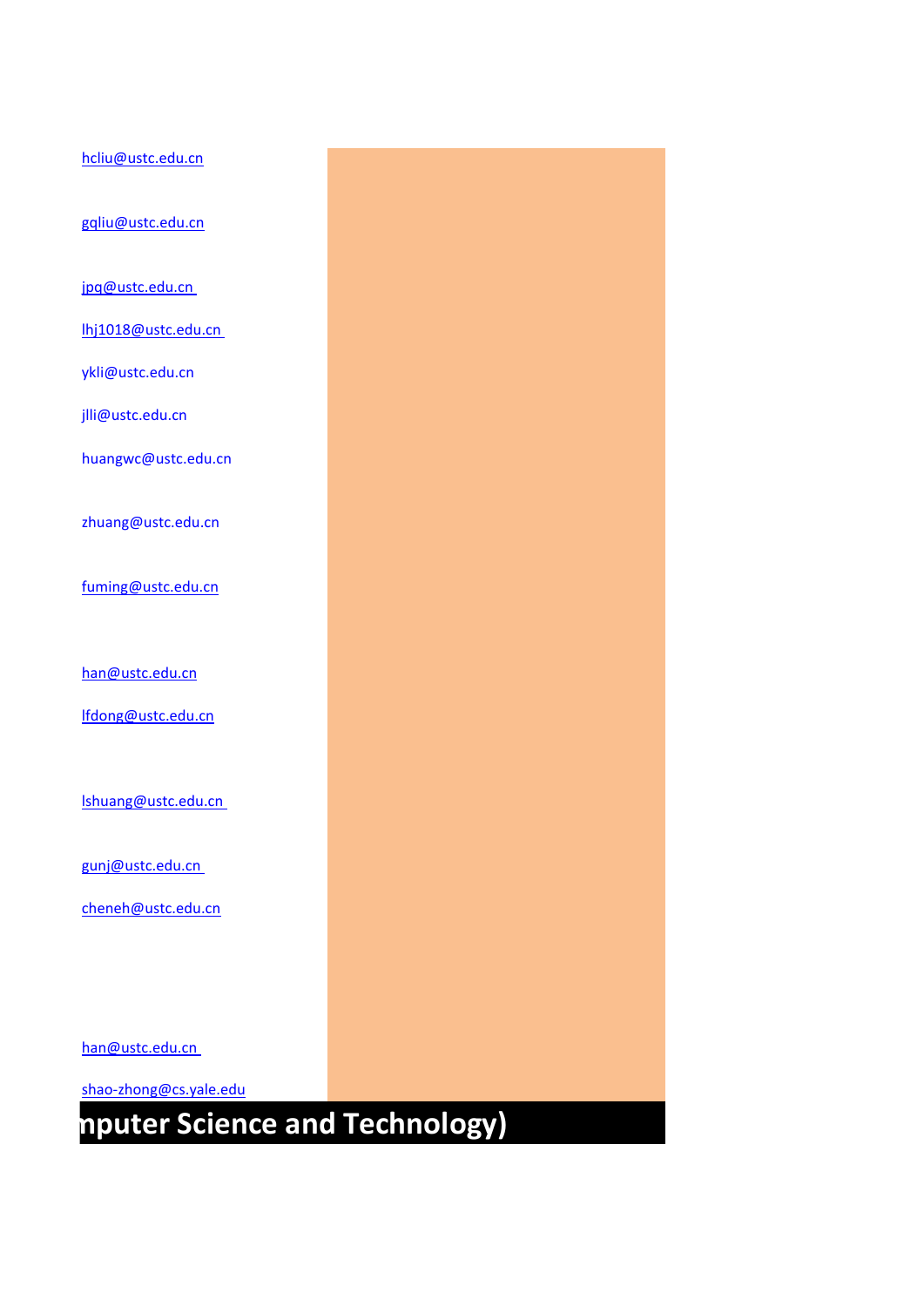hcliu@ustc.edu.cn

gqliu@ustc.edu.cn

jpq@ustc.edu.cn

lhj1018@ustc.edu.cn

ykli@ustc.edu.cn

jlli@ustc.edu.cn

huangwc@ustc.edu.cn

zhuang@ustc.edu.cn

fuming@ustc.edu.cn

han@ustc.edu.cn

lfdong@ustc.edu.cn

lshuang@ustc.edu.cn

gunj@ustc.edu.cn

cheneh@ustc.edu.cn

han@ustc.edu.cn

shao-zhong@cs.yale.edu

**mputer Science and Technology)**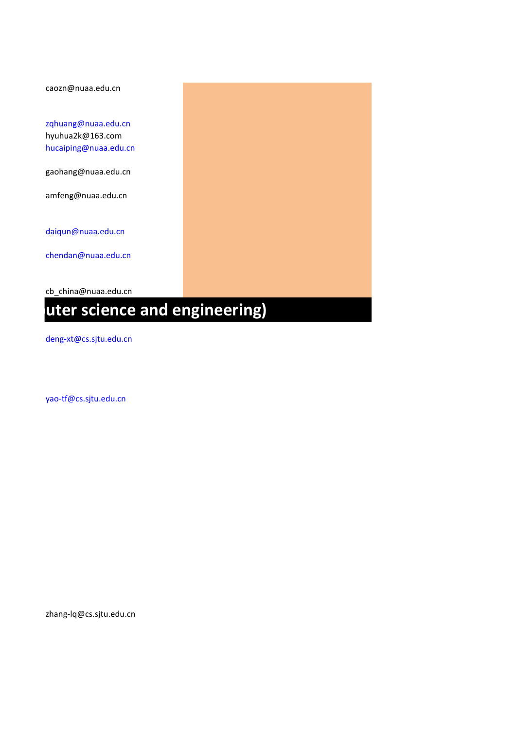caozn@nuaa.edu.cn

zqhuang@nuaa.edu.cn
hyuhua2k@163.com
hucaiping@nuaa.edu.cn

gaohang@nuaa.edu.cn

amfeng@nuaa.edu.cn

daiqun@nuaa.edu.cn

chendan@nuaa.edu.cn

cb_china@nuaa.edu.cn

## uter science and engineering)

deng-xt@cs.sjtu.edu.cn

yao-tf@cs.sjtu.edu.cn

zhang-lq@cs.sjtu.edu.cn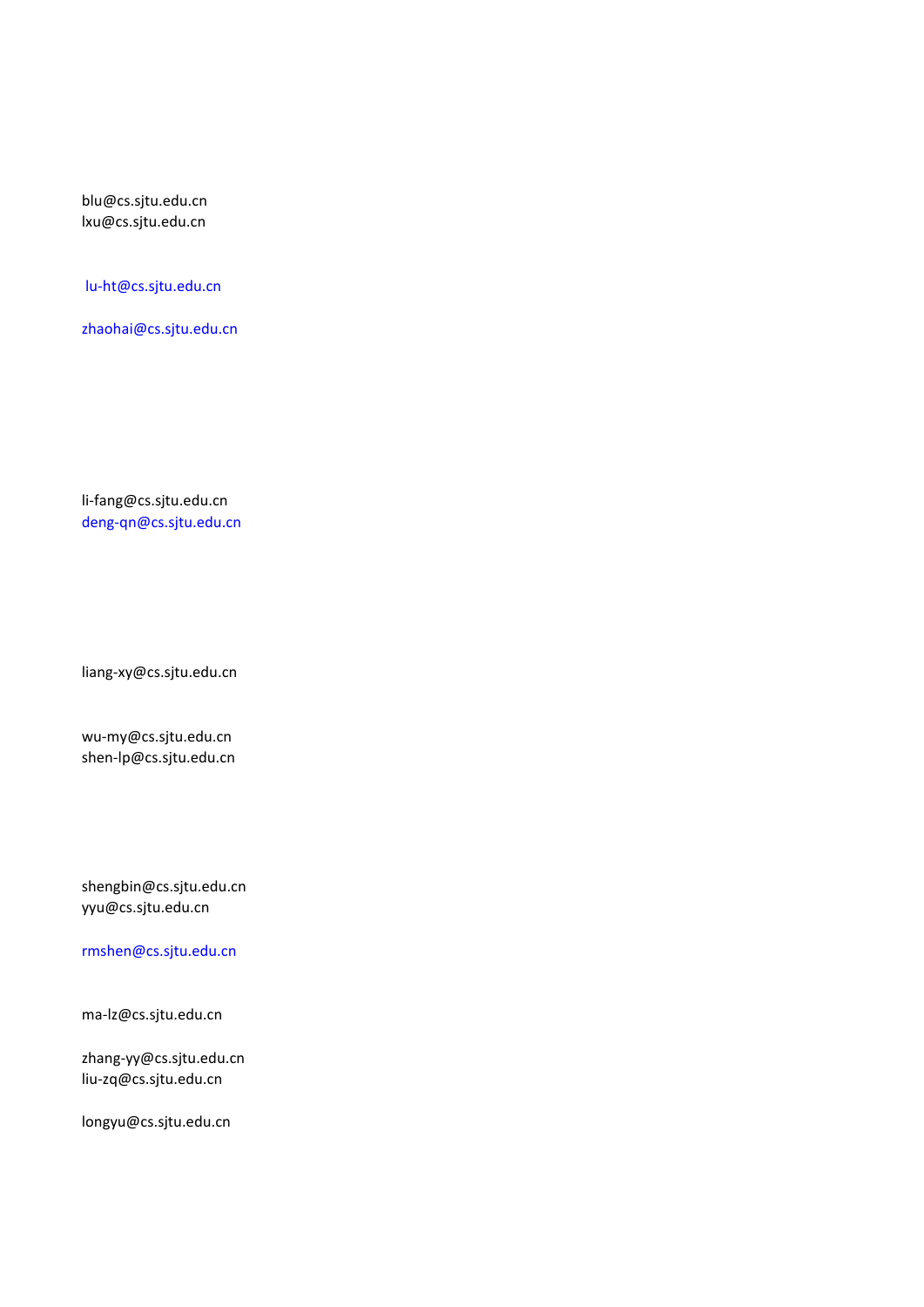blu@cs.sjtu.edu.cn
lxu@cs.sjtu.edu.cn

lu-ht@cs.sjtu.edu.cn

zhaohai@cs.sjtu.edu.cn

li-fang@cs.sjtu.edu.cn
deng-qn@cs.sjtu.edu.cn

liang-xy@cs.sjtu.edu.cn

wu-my@cs.sjtu.edu.cn
shen-lp@cs.sjtu.edu.cn

shengbin@cs.sjtu.edu.cn
yyu@cs.sjtu.edu.cn

rmshen@cs.sjtu.edu.cn

ma-lz@cs.sjtu.edu.cn

zhang-yy@cs.sjtu.edu.cn
liu-zq@cs.sjtu.edu.cn

longyu@cs.sjtu.edu.cn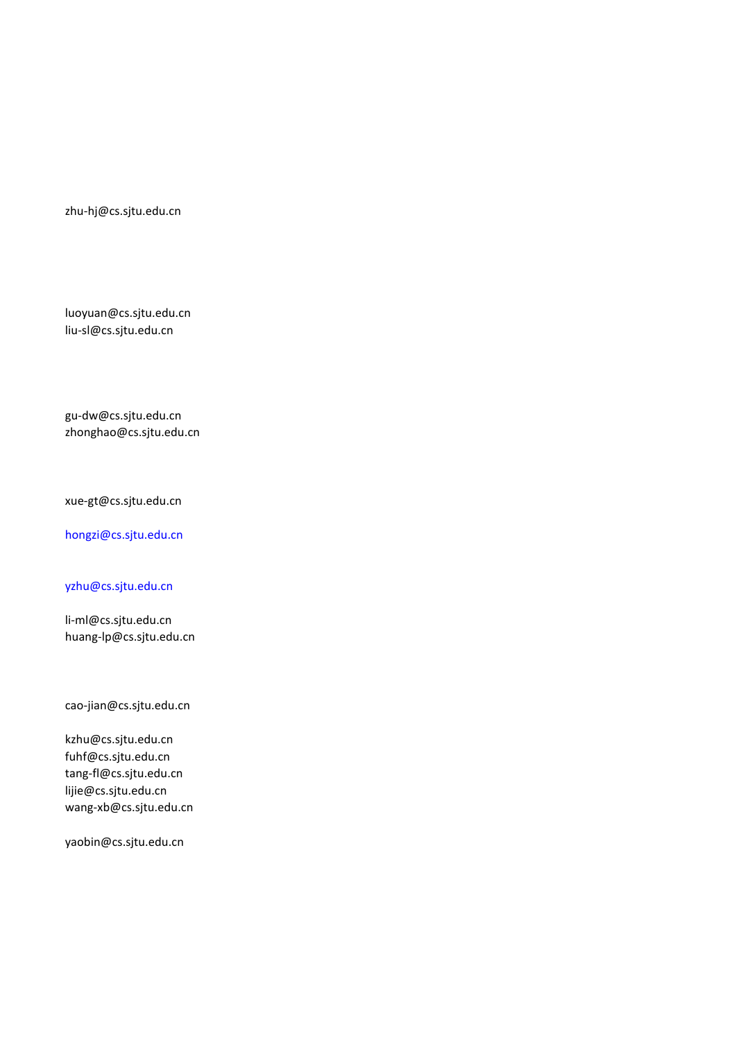zhu-hj@cs.sjtu.edu.cn

luoyuan@cs.sjtu.edu.cn
liu-sl@cs.sjtu.edu.cn

gu-dw@cs.sjtu.edu.cn
zhonghao@cs.sjtu.edu.cn

xue-gt@cs.sjtu.edu.cn

hongzi@cs.sjtu.edu.cn

yzhu@cs.sjtu.edu.cn

li-ml@cs.sjtu.edu.cn
huang-lp@cs.sjtu.edu.cn

cao-jian@cs.sjtu.edu.cn

kzhu@cs.sjtu.edu.cn
fuhf@cs.sjtu.edu.cn
tang-fl@cs.sjtu.edu.cn
lijie@cs.sjtu.edu.cn
wang-xb@cs.sjtu.edu.cn

yaobin@cs.sjtu.edu.cn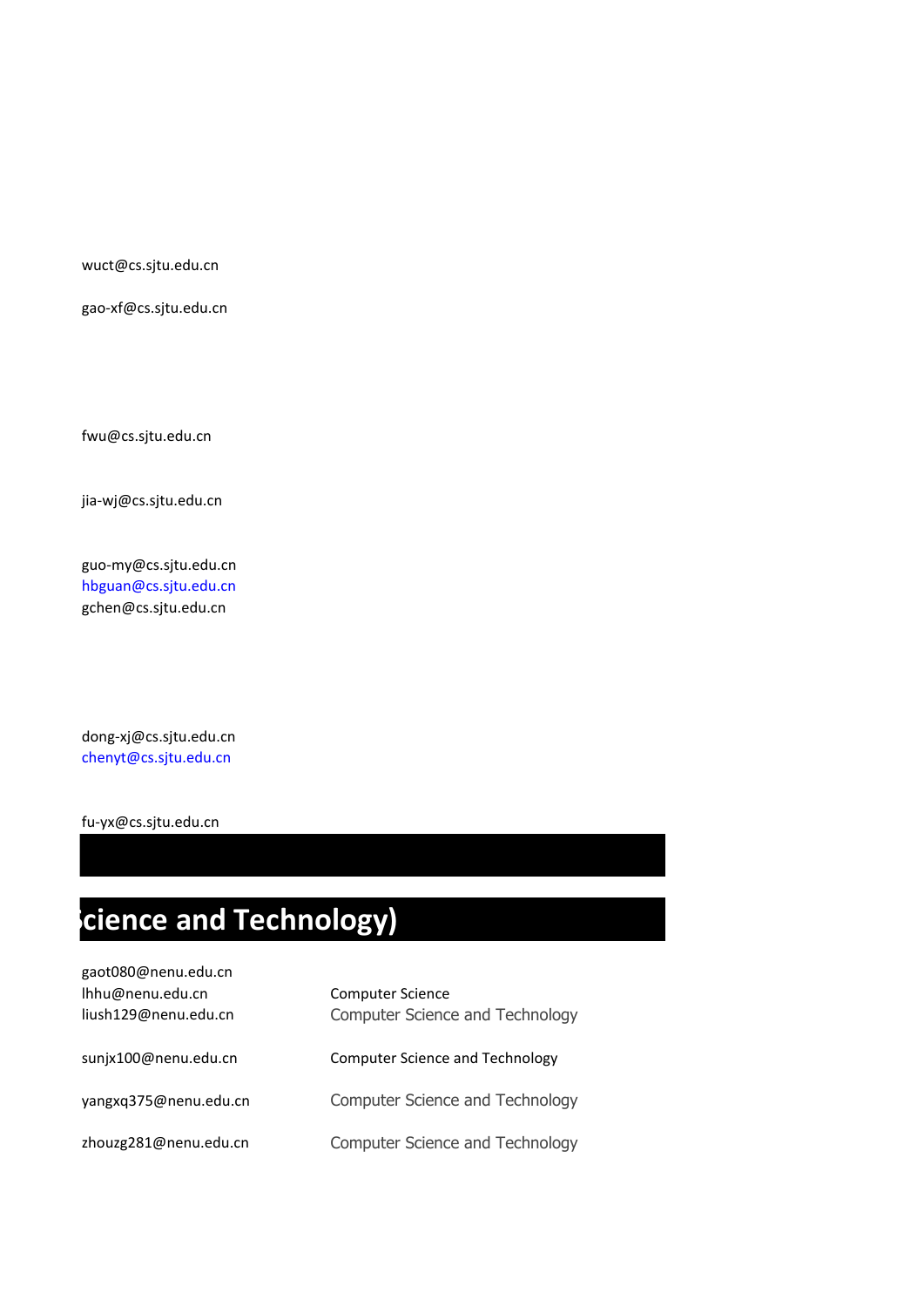wuct@cs.sjtu.edu.cn

gao-xf@cs.sjtu.edu.cn

fwu@cs.sjtu.edu.cn

jia-wj@cs.sjtu.edu.cn

guo-my@cs.sjtu.edu.cn
hbguan@cs.sjtu.edu.cn
gchen@cs.sjtu.edu.cn

dong-xj@cs.sjtu.edu.cn
chenyt@cs.sjtu.edu.cn

fu-yx@cs.sjtu.edu.cn

# cience and Technology)

| | |
|---|---|
| gaot080@nenu.edu.cn | |
| lhhu@nenu.edu.cn | Computer Science |
| liush129@nenu.edu.cn | Computer Science and Technology |
| sunjx100@nenu.edu.cn | Computer Science and Technology |
| yangxq375@nenu.edu.cn | Computer Science and Technology |
| zhouzg281@nenu.edu.cn | Computer Science and Technology |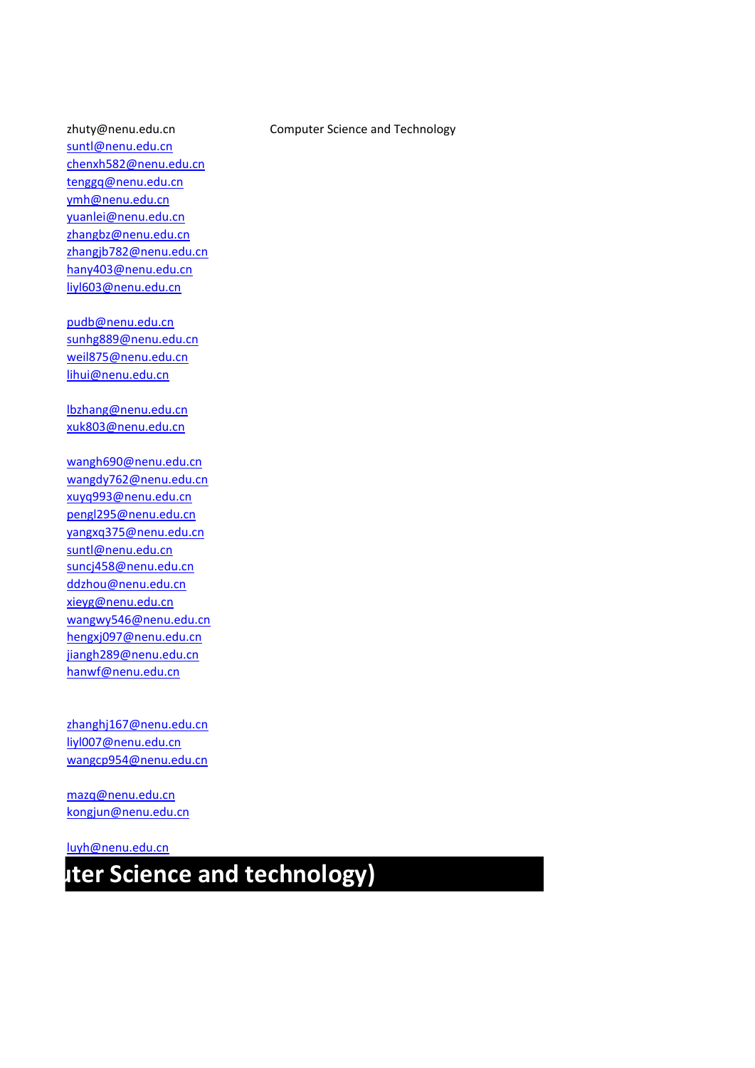zhuty@nenu.edu.cn Computer Science and Technology

suntl@nenu.edu.cn
chenxh582@nenu.edu.cn
tenggq@nenu.edu.cn
ymh@nenu.edu.cn
yuanlei@nenu.edu.cn
zhangbz@nenu.edu.cn
zhangjb782@nenu.edu.cn
hany403@nenu.edu.cn
liyl603@nenu.edu.cn

pudb@nenu.edu.cn
sunhg889@nenu.edu.cn
weil875@nenu.edu.cn
lihui@nenu.edu.cn

lbzhang@nenu.edu.cn
xuk803@nenu.edu.cn

wangh690@nenu.edu.cn
wangdy762@nenu.edu.cn
xuyq993@nenu.edu.cn
pengl295@nenu.edu.cn
yangxq375@nenu.edu.cn
suntl@nenu.edu.cn
suncj458@nenu.edu.cn
ddzhou@nenu.edu.cn
xieyg@nenu.edu.cn
wangwy546@nenu.edu.cn
hengxj097@nenu.edu.cn
jiangh289@nenu.edu.cn
hanwf@nenu.edu.cn

zhanghj167@nenu.edu.cn
liyl007@nenu.edu.cn
wangcp954@nenu.edu.cn

mazq@nenu.edu.cn
kongjun@nenu.edu.cn

luyh@nenu.edu.cn

**ıter Science and technology)**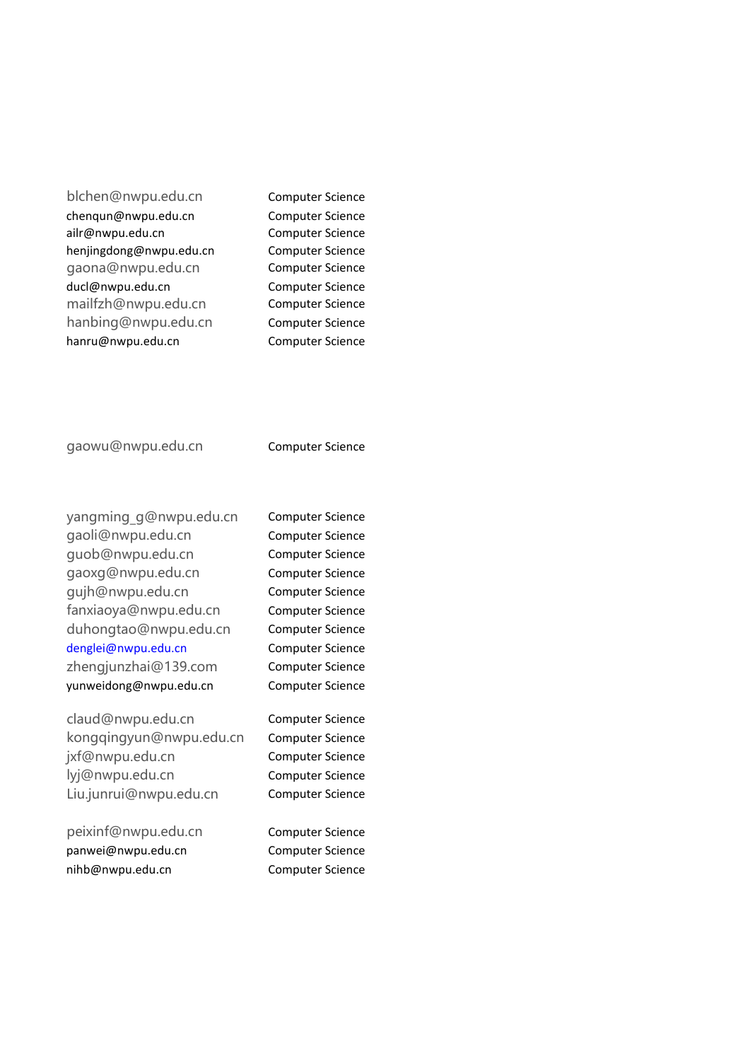| | |
|---|---|
| blchen@nwpu.edu.cn | Computer Science |
| chenqun@nwpu.edu.cn | Computer Science |
| ailr@nwpu.edu.cn | Computer Science |
| henjingdong@nwpu.edu.cn | Computer Science |
| gaona@nwpu.edu.cn | Computer Science |
| ducl@nwpu.edu.cn | Computer Science |
| mailfzh@nwpu.edu.cn | Computer Science |
| hanbing@nwpu.edu.cn | Computer Science |
| hanru@nwpu.edu.cn | Computer Science |
| gaowu@nwpu.edu.cn | Computer Science |
| yangming_g@nwpu.edu.cn | Computer Science |
| gaoli@nwpu.edu.cn | Computer Science |
| guob@nwpu.edu.cn | Computer Science |
| gaoxg@nwpu.edu.cn | Computer Science |
| gujh@nwpu.edu.cn | Computer Science |
| fanxiaoya@nwpu.edu.cn | Computer Science |
| duhongtao@nwpu.edu.cn | Computer Science |
| denglei@nwpu.edu.cn | Computer Science |
| zhengjunzhai@139.com | Computer Science |
| yunweidong@nwpu.edu.cn | Computer Science |
| claud@nwpu.edu.cn | Computer Science |
| kongqingyun@nwpu.edu.cn | Computer Science |
| jxf@nwpu.edu.cn | Computer Science |
| lyj@nwpu.edu.cn | Computer Science |
| Liu.junrui@nwpu.edu.cn | Computer Science |
| peixinf@nwpu.edu.cn | Computer Science |
| panwei@nwpu.edu.cn | Computer Science |
| nihb@nwpu.edu.cn | Computer Science |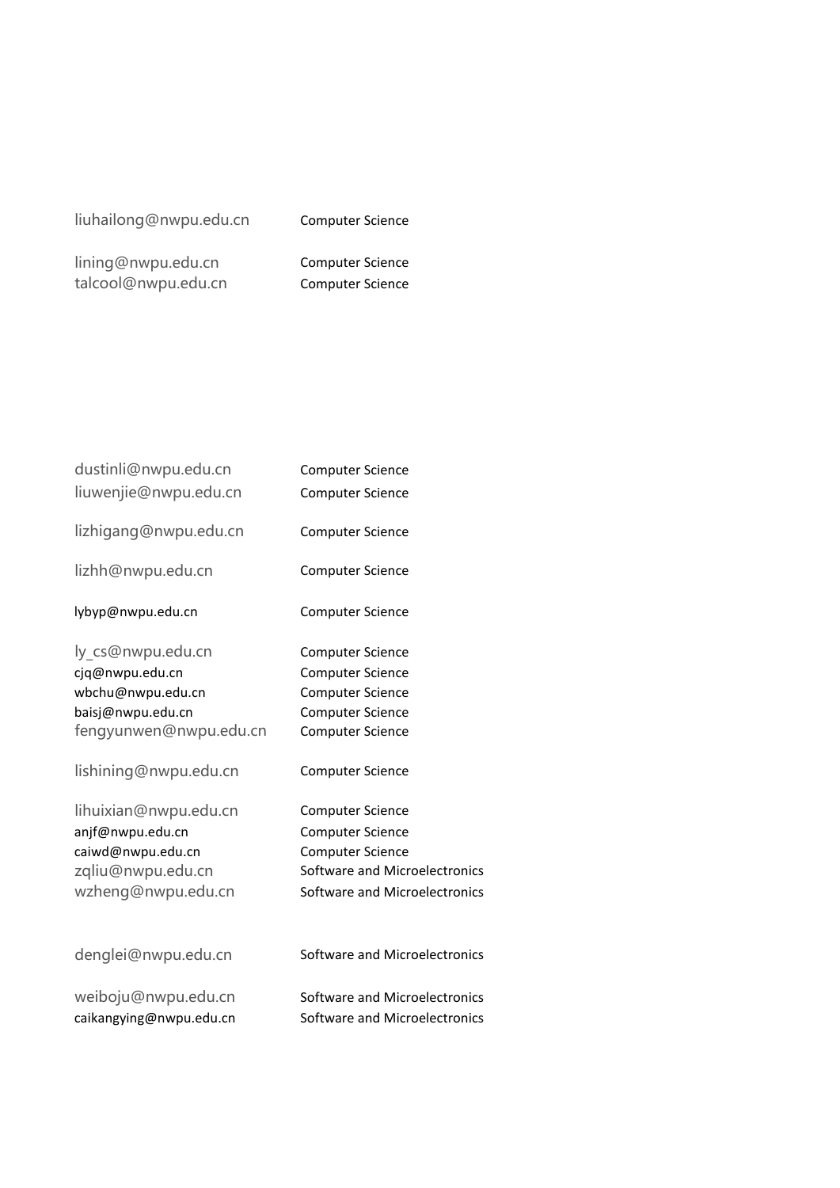| | |
|---|---|
| liuhailong@nwpu.edu.cn | Computer Science |
| lining@nwpu.edu.cn | Computer Science |
| talcool@nwpu.edu.cn | Computer Science |
| dustinli@nwpu.edu.cn | Computer Science |
| liuwenjie@nwpu.edu.cn | Computer Science |
| lizhigang@nwpu.edu.cn | Computer Science |
| lizhh@nwpu.edu.cn | Computer Science |
| lybyp@nwpu.edu.cn | Computer Science |
| ly_cs@nwpu.edu.cn | Computer Science |
| cjq@nwpu.edu.cn | Computer Science |
| wbchu@nwpu.edu.cn | Computer Science |
| baisj@nwpu.edu.cn | Computer Science |
| fengyunwen@nwpu.edu.cn | Computer Science |
| lishining@nwpu.edu.cn | Computer Science |
| lihuixian@nwpu.edu.cn | Computer Science |
| anjf@nwpu.edu.cn | Computer Science |
| caiwd@nwpu.edu.cn | Computer Science |
| zqliu@nwpu.edu.cn | Software and Microelectronics |
| wzheng@nwpu.edu.cn | Software and Microelectronics |
| denglei@nwpu.edu.cn | Software and Microelectronics |
| weiboju@nwpu.edu.cn | Software and Microelectronics |
| caikangying@nwpu.edu.cn | Software and Microelectronics |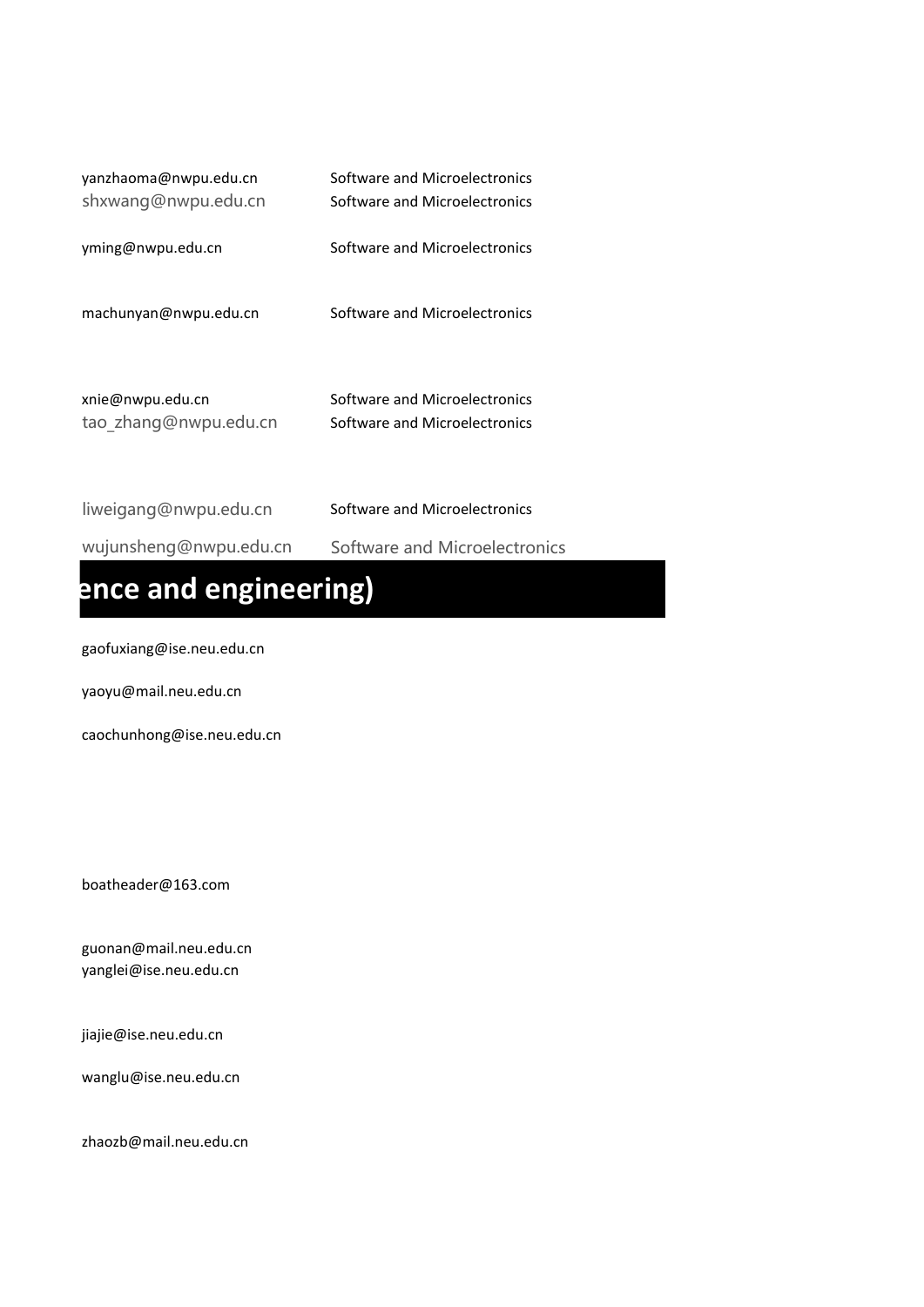| | |
|---|---|
| yanzhaoma@nwpu.edu.cn | Software and Microelectronics |
| shxwang@nwpu.edu.cn | Software and Microelectronics |
| yming@nwpu.edu.cn | Software and Microelectronics |
| machunyan@nwpu.edu.cn | Software and Microelectronics |
| xnie@nwpu.edu.cn | Software and Microelectronics |
| tao_zhang@nwpu.edu.cn | Software and Microelectronics |
| liweigang@nwpu.edu.cn | Software and Microelectronics |
| wujunsheng@nwpu.edu.cn | Software and Microelectronics |

## ence and engineering)

gaofuxiang@ise.neu.edu.cn

yaoyu@mail.neu.edu.cn

caochunhong@ise.neu.edu.cn

boatheader@163.com

guonan@mail.neu.edu.cn

yanglei@ise.neu.edu.cn

jiajie@ise.neu.edu.cn

wanglu@ise.neu.edu.cn

zhaozb@mail.neu.edu.cn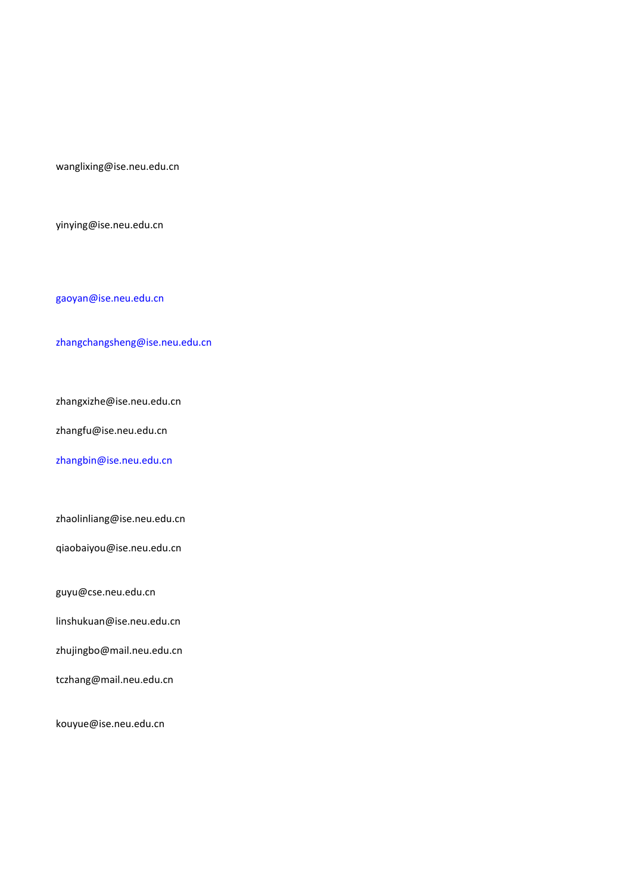wanglixing@ise.neu.edu.cn

yinying@ise.neu.edu.cn

gaoyan@ise.neu.edu.cn

zhangchangsheng@ise.neu.edu.cn

zhangxizhe@ise.neu.edu.cn

zhangfu@ise.neu.edu.cn

zhangbin@ise.neu.edu.cn

zhaolinliang@ise.neu.edu.cn

qiaobaiyou@ise.neu.edu.cn

guyu@cse.neu.edu.cn

linshukuan@ise.neu.edu.cn

zhujingbo@mail.neu.edu.cn

tczhang@mail.neu.edu.cn

kouyue@ise.neu.edu.cn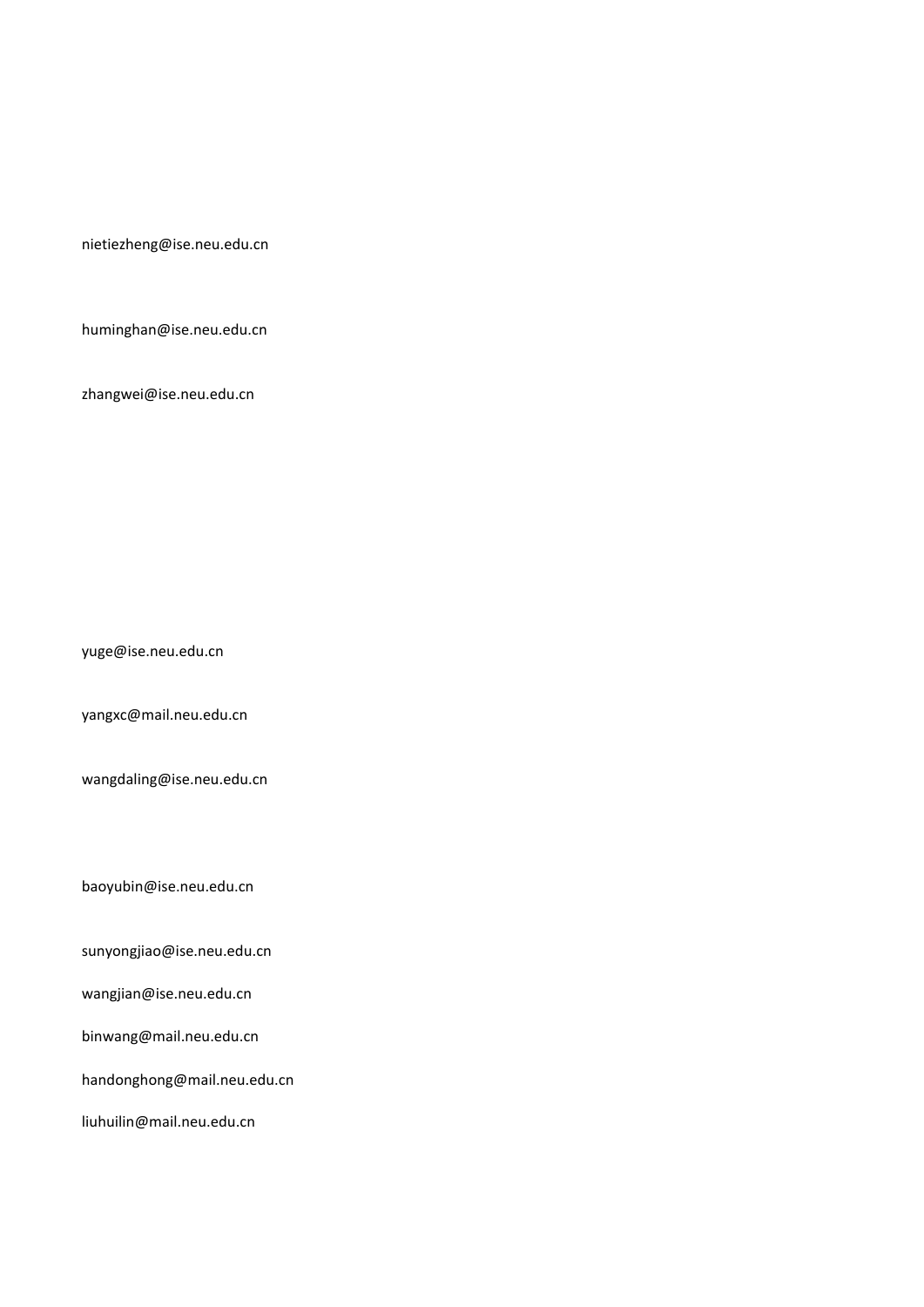nietiezheng@ise.neu.edu.cn

huminghan@ise.neu.edu.cn

zhangwei@ise.neu.edu.cn

yuge@ise.neu.edu.cn

yangxc@mail.neu.edu.cn

wangdaling@ise.neu.edu.cn

baoyubin@ise.neu.edu.cn

sunyongjiao@ise.neu.edu.cn

wangjian@ise.neu.edu.cn

binwang@mail.neu.edu.cn

handonghong@mail.neu.edu.cn

liuhuilin@mail.neu.edu.cn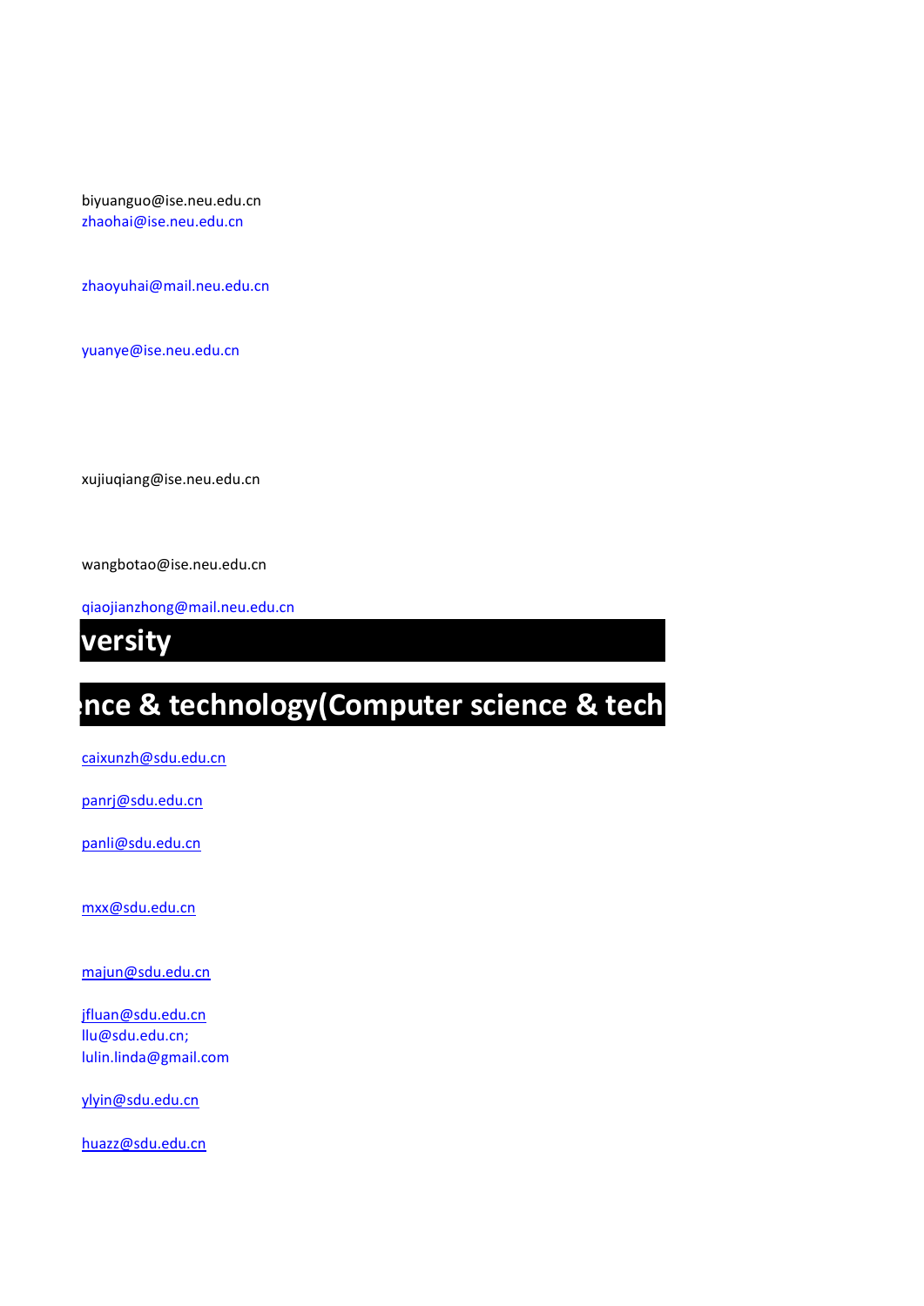biyuanguo@ise.neu.edu.cn
zhaohai@ise.neu.edu.cn

zhaoyuhai@mail.neu.edu.cn

yuanye@ise.neu.edu.cn

xujiuqiang@ise.neu.edu.cn

wangbotao@ise.neu.edu.cn

qiaojianzhong@mail.neu.edu.cn

## versity

## nce & technology(Computer science & tech

caixunzh@sdu.edu.cn

panrj@sdu.edu.cn

panli@sdu.edu.cn

mxx@sdu.edu.cn

majun@sdu.edu.cn

jfluan@sdu.edu.cn
llu@sdu.edu.cn;
lulin.linda@gmail.com

ylyin@sdu.edu.cn

huazz@sdu.edu.cn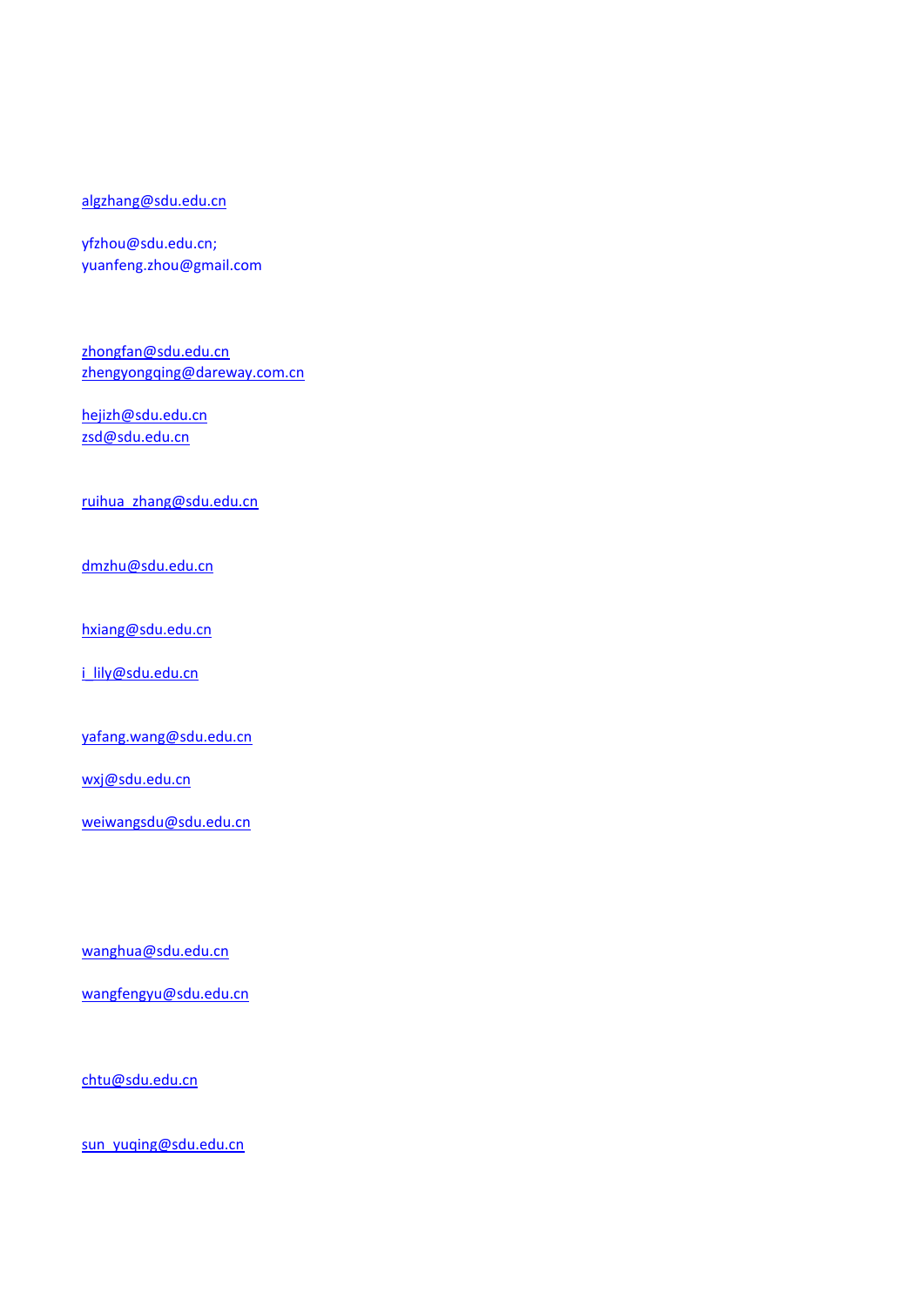algzhang@sdu.edu.cn

yfzhou@sdu.edu.cn;
yuanfeng.zhou@gmail.com

zhongfan@sdu.edu.cn
zhengyongqing@dareway.com.cn

hejizh@sdu.edu.cn
zsd@sdu.edu.cn

ruihua_zhang@sdu.edu.cn

dmzhu@sdu.edu.cn

hxiang@sdu.edu.cn

i_lily@sdu.edu.cn

yafang.wang@sdu.edu.cn

wxj@sdu.edu.cn

weiwangsdu@sdu.edu.cn

wanghua@sdu.edu.cn

wangfengyu@sdu.edu.cn

chtu@sdu.edu.cn

sun_yuqing@sdu.edu.cn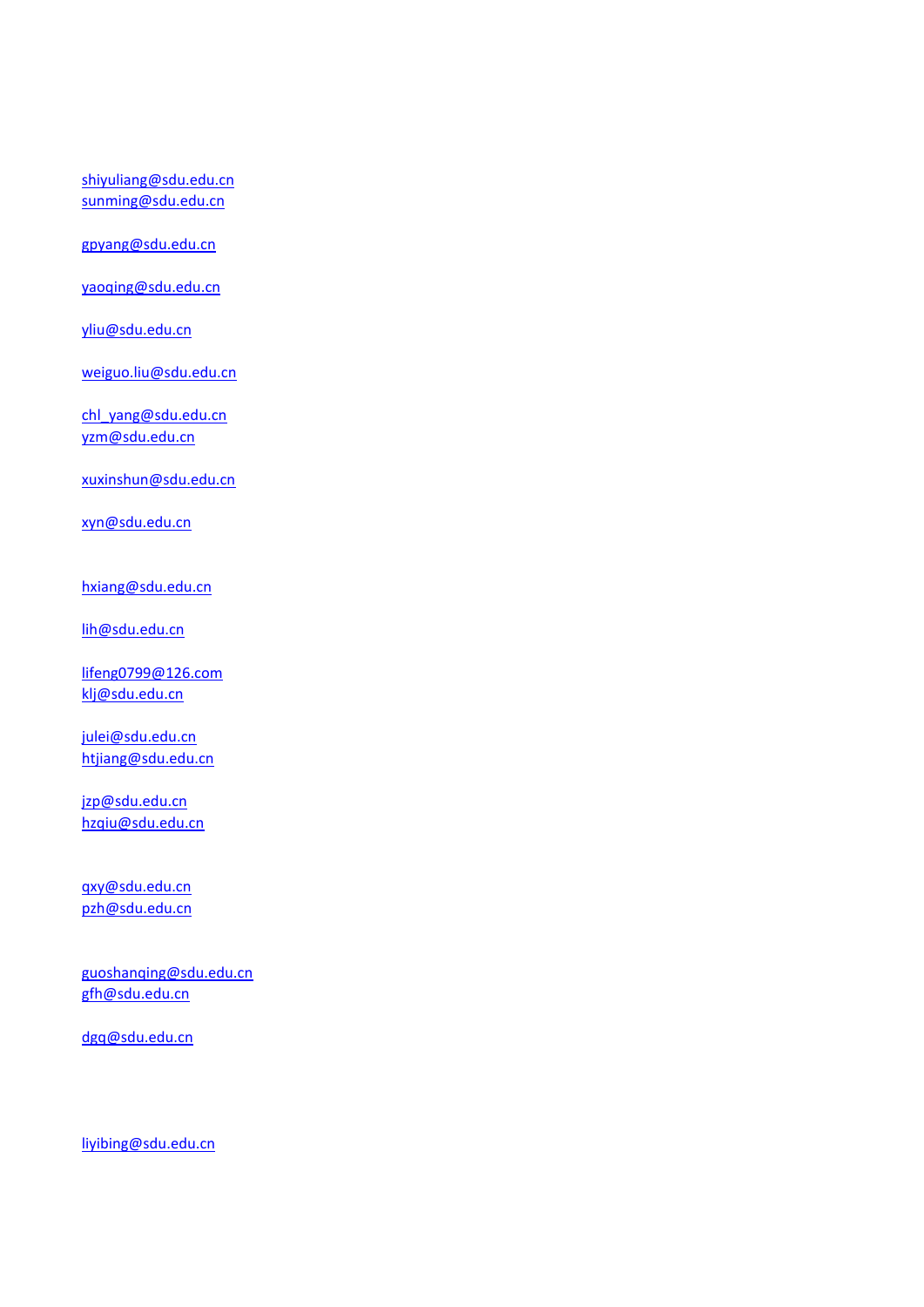shiyuliang@sdu.edu.cn
sunming@sdu.edu.cn

gpyang@sdu.edu.cn

yaoqing@sdu.edu.cn

yliu@sdu.edu.cn

weiguo.liu@sdu.edu.cn

chl_yang@sdu.edu.cn
yzm@sdu.edu.cn

xuxinshun@sdu.edu.cn

xyn@sdu.edu.cn

hxiang@sdu.edu.cn

lih@sdu.edu.cn

lifeng0799@126.com
klj@sdu.edu.cn

julei@sdu.edu.cn
htjiang@sdu.edu.cn

jzp@sdu.edu.cn
hzqiu@sdu.edu.cn

qxy@sdu.edu.cn
pzh@sdu.edu.cn

guoshanqing@sdu.edu.cn
gfh@sdu.edu.cn

dgq@sdu.edu.cn

liyibing@sdu.edu.cn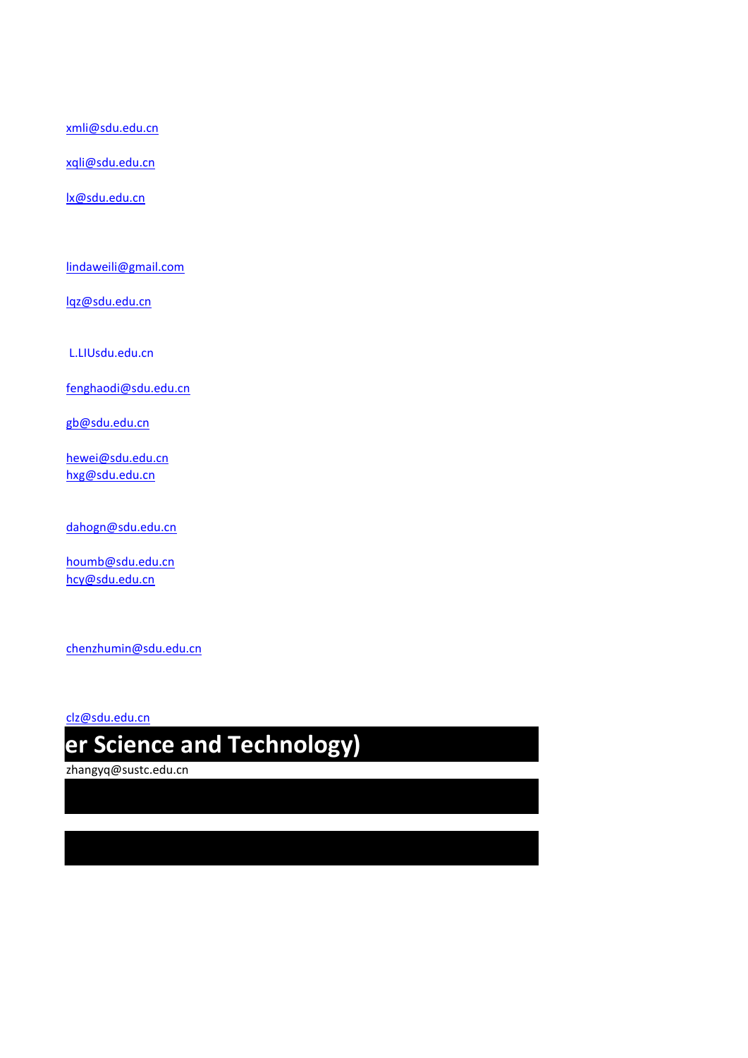xmli@sdu.edu.cn

xqli@sdu.edu.cn

lx@sdu.edu.cn

lindaweili@gmail.com

lqz@sdu.edu.cn

L.LIUsdu.edu.cn

fenghaodi@sdu.edu.cn

gb@sdu.edu.cn

hewei@sdu.edu.cn

hxg@sdu.edu.cn

dahogn@sdu.edu.cn

houmb@sdu.edu.cn

hcy@sdu.edu.cn

chenzhumin@sdu.edu.cn

clz@sdu.edu.cn

## er Science and Technology)

zhangyq@sustc.edu.cn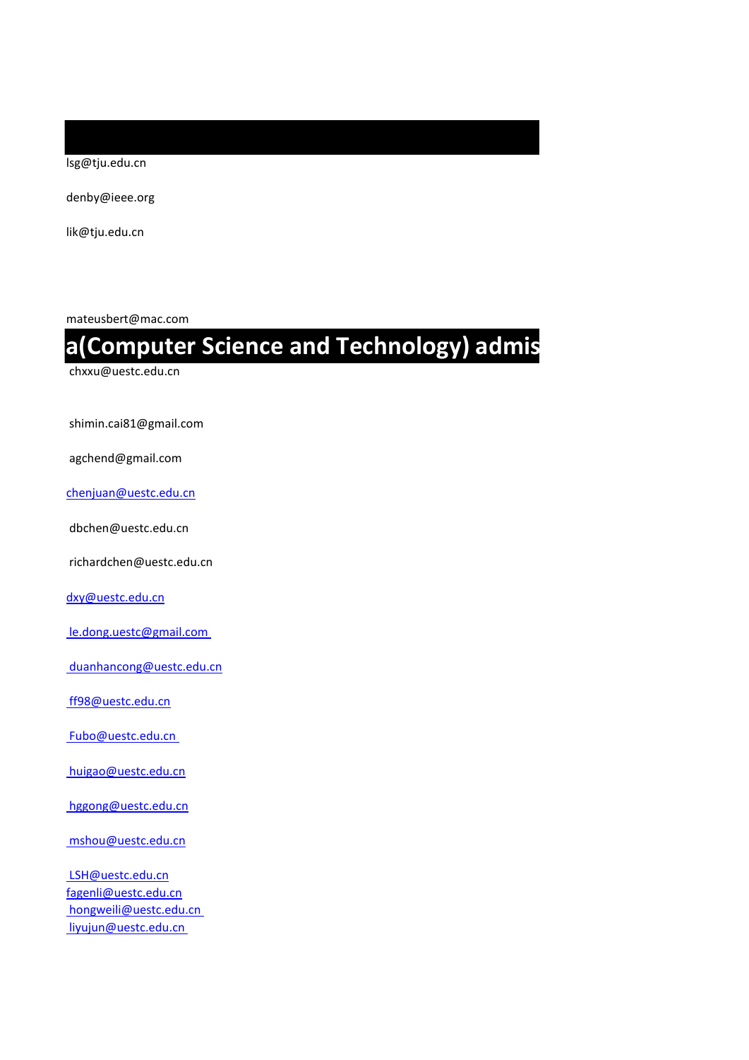lsg@tju.edu.cn

denby@ieee.org

lik@tju.edu.cn

mateusbert@mac.com

## a(Computer Science and Technology) admis

chxxu@uestc.edu.cn

shimin.cai81@gmail.com

agchend@gmail.com

chenjuan@uestc.edu.cn

dbchen@uestc.edu.cn

richardchen@uestc.edu.cn

dxy@uestc.edu.cn

le.dong.uestc@gmail.com

duanhancong@uestc.edu.cn

ff98@uestc.edu.cn

Fubo@uestc.edu.cn

huigao@uestc.edu.cn

hggong@uestc.edu.cn

mshou@uestc.edu.cn

LSH@uestc.edu.cn
fagenli@uestc.edu.cn
hongweili@uestc.edu.cn
liyujun@uestc.edu.cn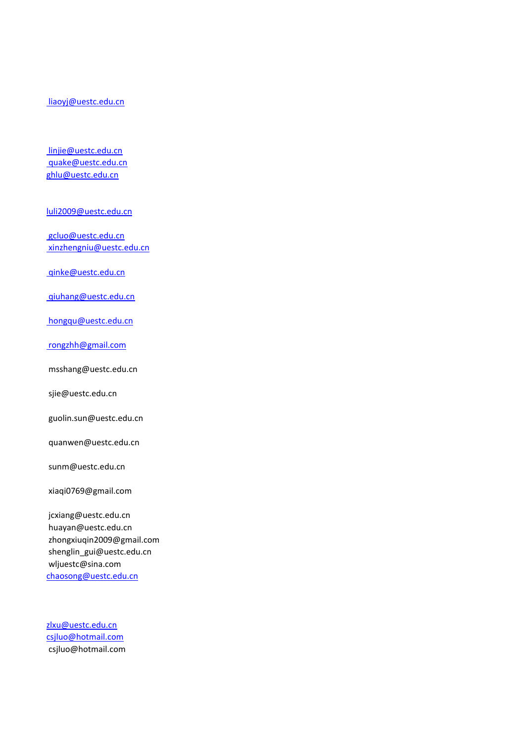liaoyj@uestc.edu.cn

linjie@uestc.edu.cn
quake@uestc.edu.cn
ghlu@uestc.edu.cn

luli2009@uestc.edu.cn

gcluo@uestc.edu.cn
xinzhengniu@uestc.edu.cn

qinke@uestc.edu.cn

qiuhang@uestc.edu.cn

hongqu@uestc.edu.cn

rongzhh@gmail.com

msshang@uestc.edu.cn

sjie@uestc.edu.cn

guolin.sun@uestc.edu.cn

quanwen@uestc.edu.cn

sunm@uestc.edu.cn

xiaqi0769@gmail.com

jcxiang@uestc.edu.cn
huayan@uestc.edu.cn
zhongxiuqin2009@gmail.com
shenglin_gui@uestc.edu.cn
wljuestc@sina.com
chaosong@uestc.edu.cn

zlxu@uestc.edu.cn
csjluo@hotmail.com
csjluo@hotmail.com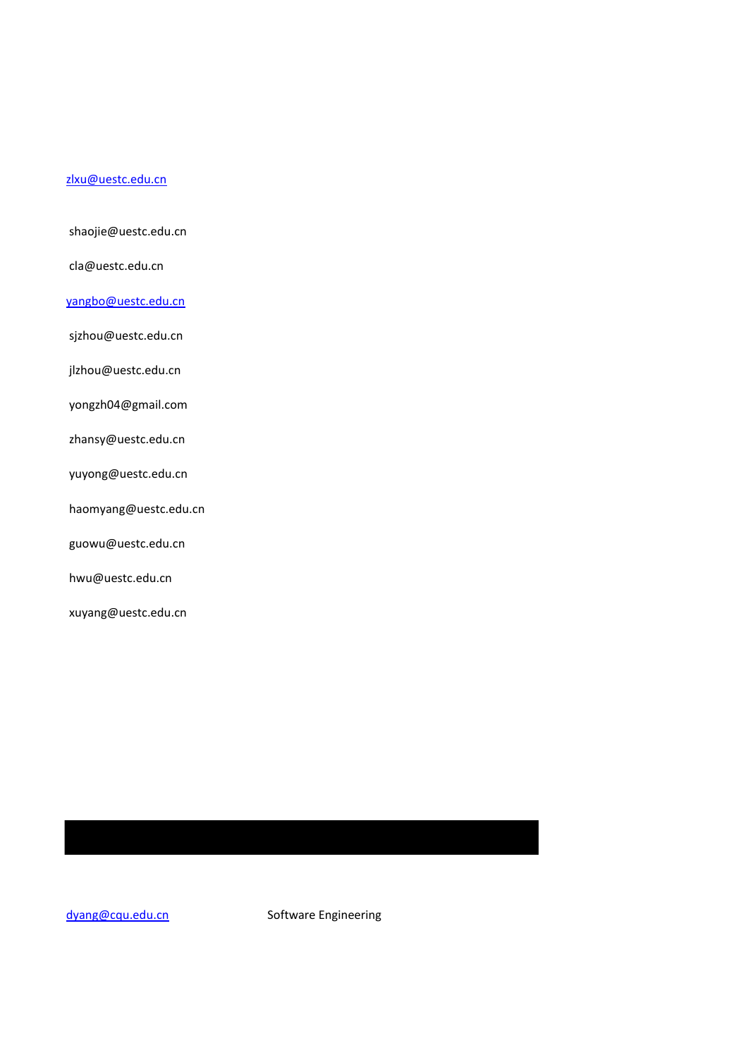zlxu@uestc.edu.cn

shaojie@uestc.edu.cn

cla@uestc.edu.cn

yangbo@uestc.edu.cn

sjzhou@uestc.edu.cn

jlzhou@uestc.edu.cn

yongzh04@gmail.com

zhansy@uestc.edu.cn

yuyong@uestc.edu.cn

haomyang@uestc.edu.cn

guowu@uestc.edu.cn

hwu@uestc.edu.cn

xuyang@uestc.edu.cn

| dyang@cqu.edu.cn | Software Engineering |
|---|---|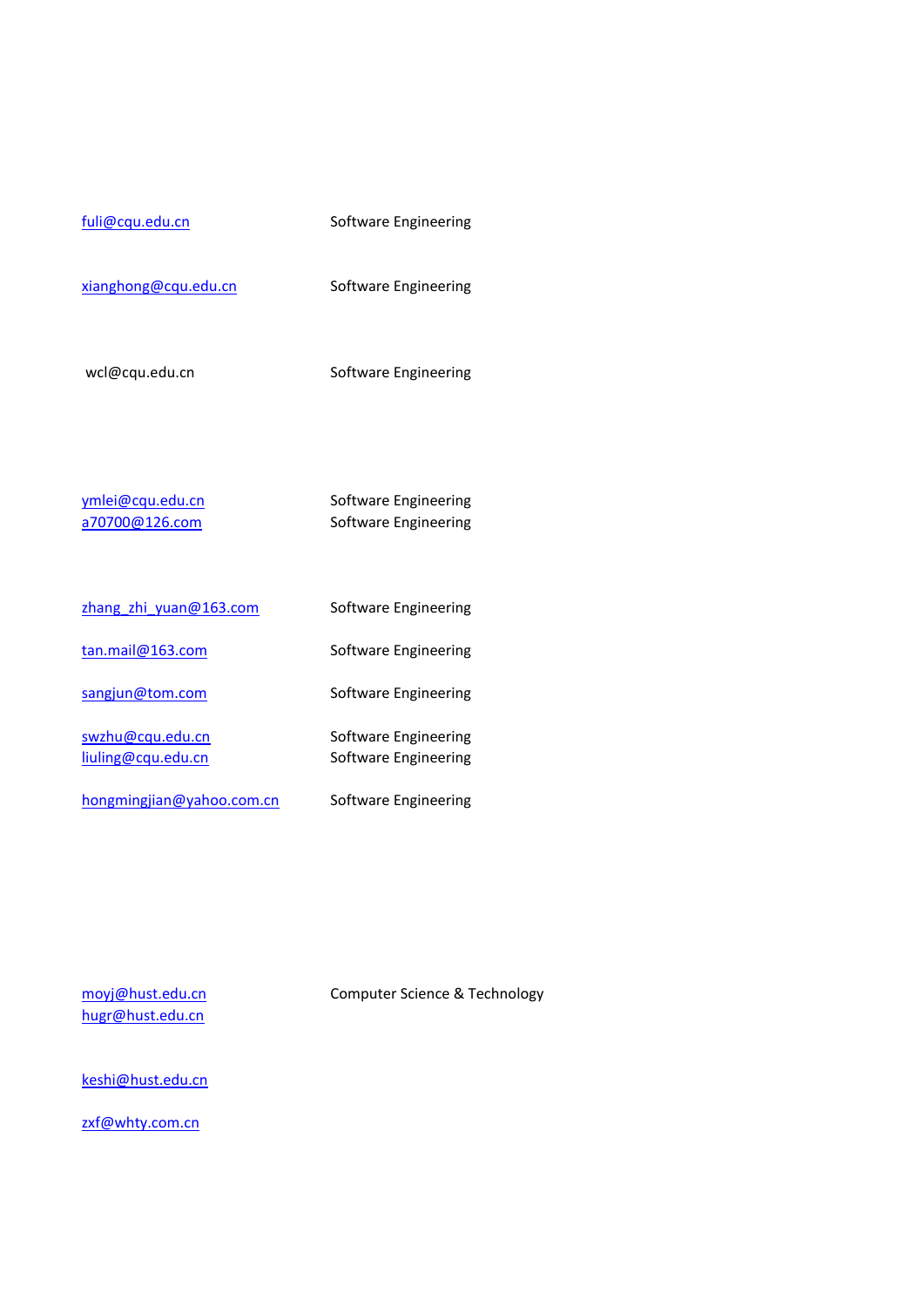| | |
|---|---|
| fuli@cqu.edu.cn | Software Engineering |
| xianghong@cqu.edu.cn | Software Engineering |
| wcl@cqu.edu.cn | Software Engineering |
| ymlei@cqu.edu.cn | Software Engineering |
| a70700@126.com | Software Engineering |
| zhang_zhi_yuan@163.com | Software Engineering |
| tan.mail@163.com | Software Engineering |
| sangjun@tom.com | Software Engineering |
| swzhu@cqu.edu.cn | Software Engineering |
| liuling@cqu.edu.cn | Software Engineering |
| hongmingjian@yahoo.com.cn | Software Engineering |
| moyj@hust.edu.cn | Computer Science & Technology |
| hugr@hust.edu.cn | |
| keshi@hust.edu.cn | |
| zxf@whty.com.cn | |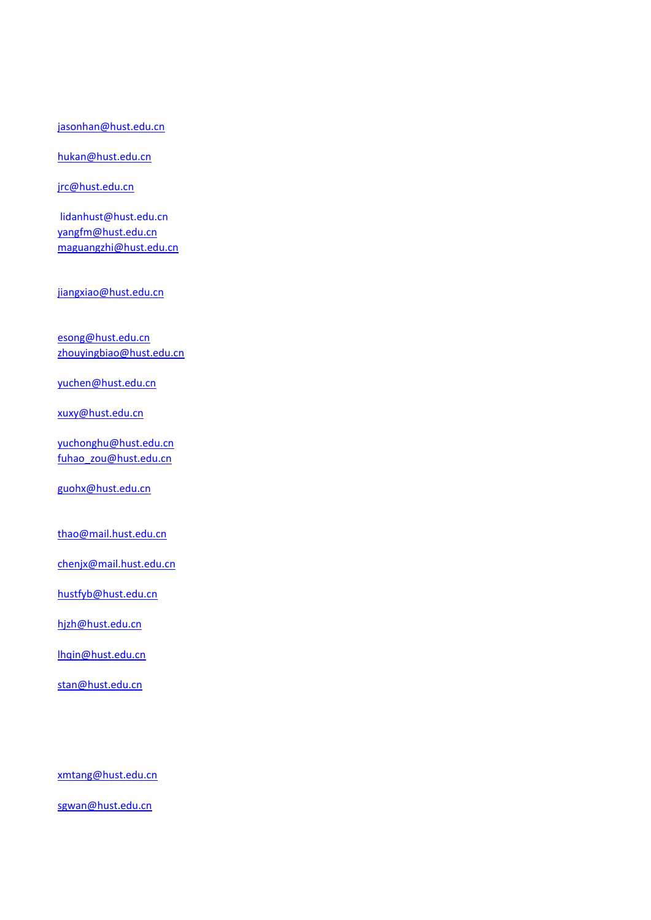jasonhan@hust.edu.cn

hukan@hust.edu.cn

jrc@hust.edu.cn

lidanhust@hust.edu.cn
yangfm@hust.edu.cn
maguangzhi@hust.edu.cn

jiangxiao@hust.edu.cn

esong@hust.edu.cn
zhouyingbiao@hust.edu.cn

yuchen@hust.edu.cn

xuxy@hust.edu.cn

yuchonghu@hust.edu.cn
fuhao_zou@hust.edu.cn

guohx@hust.edu.cn

thao@mail.hust.edu.cn

chenjx@mail.hust.edu.cn

hustfyb@hust.edu.cn

hjzh@hust.edu.cn

lhqin@hust.edu.cn

stan@hust.edu.cn

xmtang@hust.edu.cn

sgwan@hust.edu.cn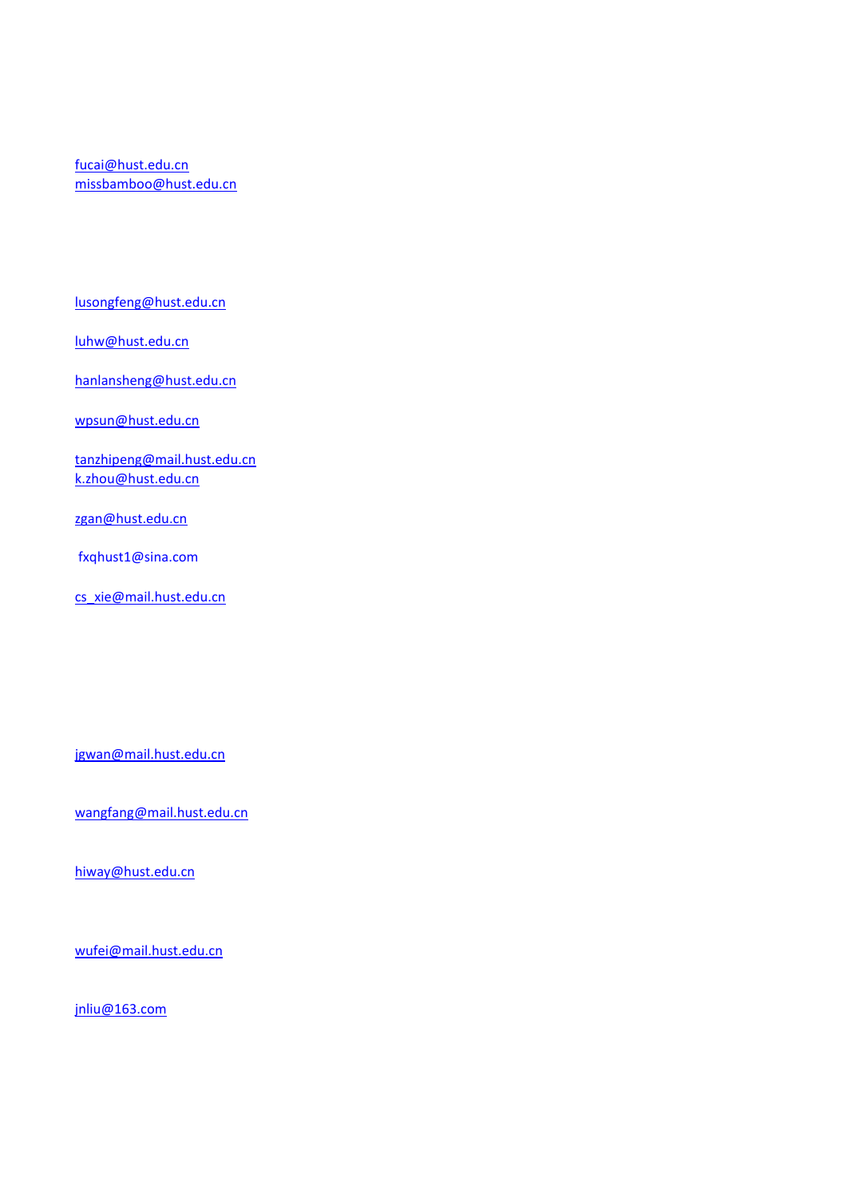fucai@hust.edu.cn
missbamboo@hust.edu.cn

lusongfeng@hust.edu.cn

luhw@hust.edu.cn

hanlansheng@hust.edu.cn

wpsun@hust.edu.cn

tanzhipeng@mail.hust.edu.cn
k.zhou@hust.edu.cn

zgan@hust.edu.cn

fxqhust1@sina.com

cs_xie@mail.hust.edu.cn

jgwan@mail.hust.edu.cn

wangfang@mail.hust.edu.cn

hiway@hust.edu.cn

wufei@mail.hust.edu.cn

jnliu@163.com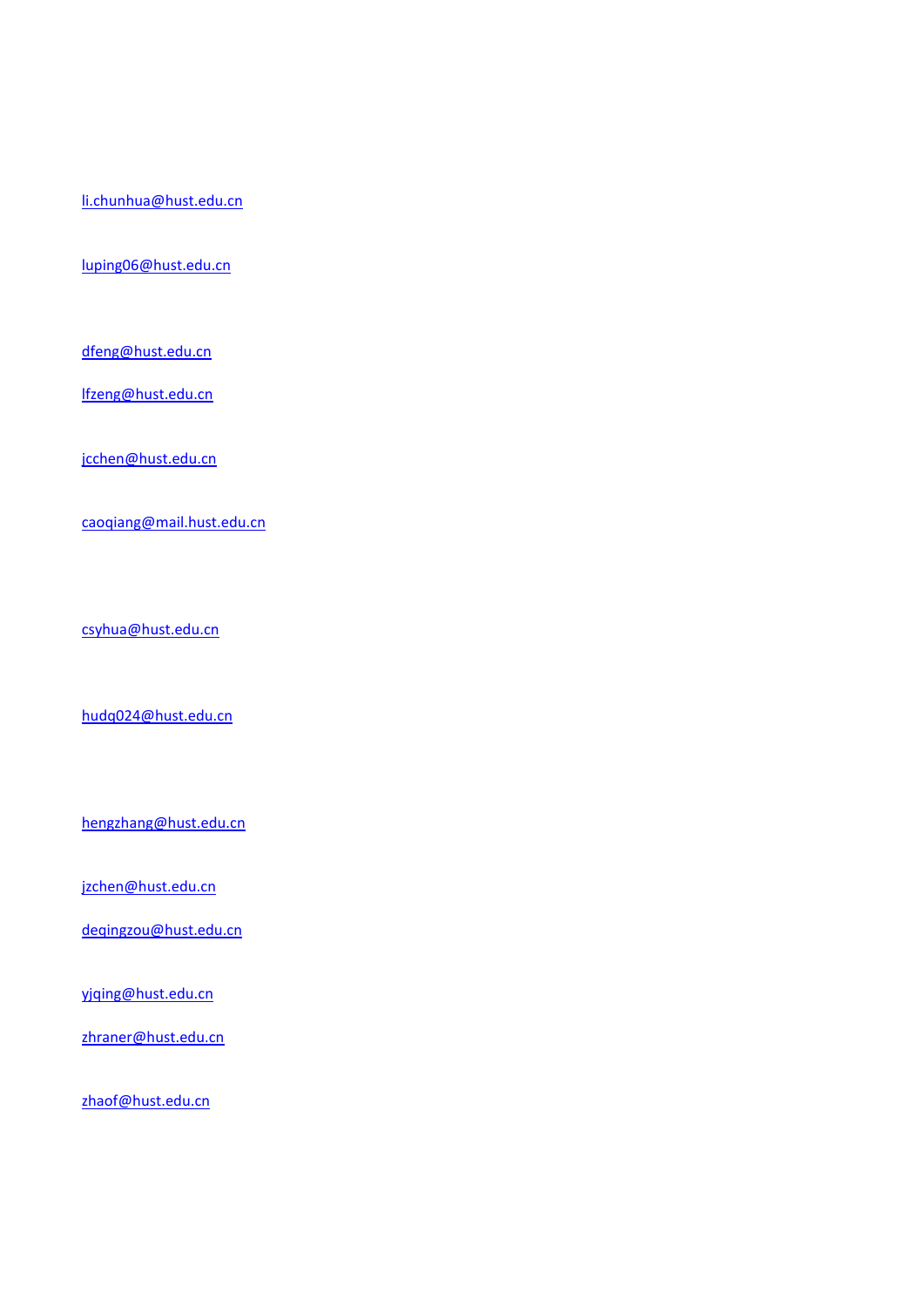li.chunhua@hust.edu.cn

luping06@hust.edu.cn

dfeng@hust.edu.cn

lfzeng@hust.edu.cn

jcchen@hust.edu.cn

caoqiang@mail.hust.edu.cn

csyhua@hust.edu.cn

hudq024@hust.edu.cn

hengzhang@hust.edu.cn

jzchen@hust.edu.cn

deqingzou@hust.edu.cn

yjqing@hust.edu.cn

zhraner@hust.edu.cn

zhaof@hust.edu.cn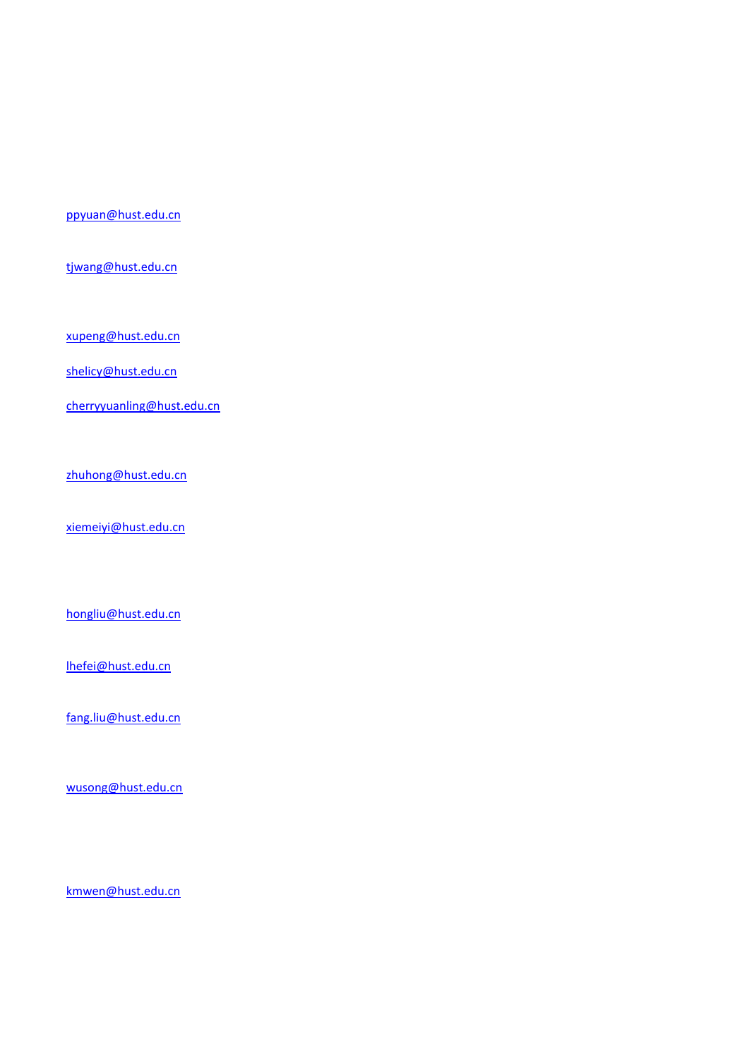ppyuan@hust.edu.cn

tjwang@hust.edu.cn

xupeng@hust.edu.cn

shelicy@hust.edu.cn

cherryyuanling@hust.edu.cn

zhuhong@hust.edu.cn

xiemeiyi@hust.edu.cn

hongliu@hust.edu.cn

lhefei@hust.edu.cn

fang.liu@hust.edu.cn

wusong@hust.edu.cn

kmwen@hust.edu.cn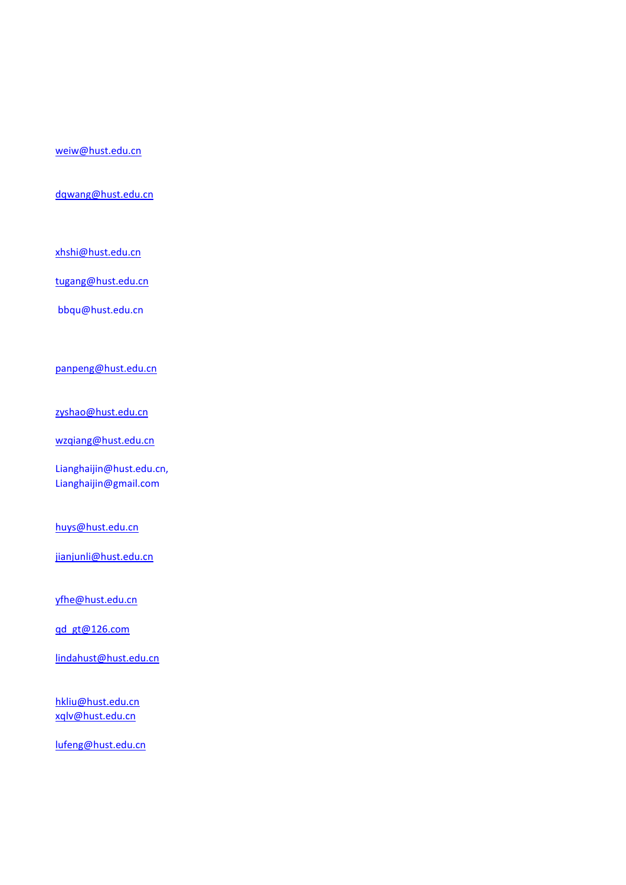weiw@hust.edu.cn

dqwang@hust.edu.cn

xhshi@hust.edu.cn

tugang@hust.edu.cn

bbqu@hust.edu.cn

panpeng@hust.edu.cn

zyshao@hust.edu.cn

wzqiang@hust.edu.cn

Lianghaijin@hust.edu.cn,
Lianghaijin@gmail.com

huys@hust.edu.cn

jianjunli@hust.edu.cn

yfhe@hust.edu.cn

gd_gt@126.com

lindahust@hust.edu.cn

hkliu@hust.edu.cn
xqlv@hust.edu.cn

lufeng@hust.edu.cn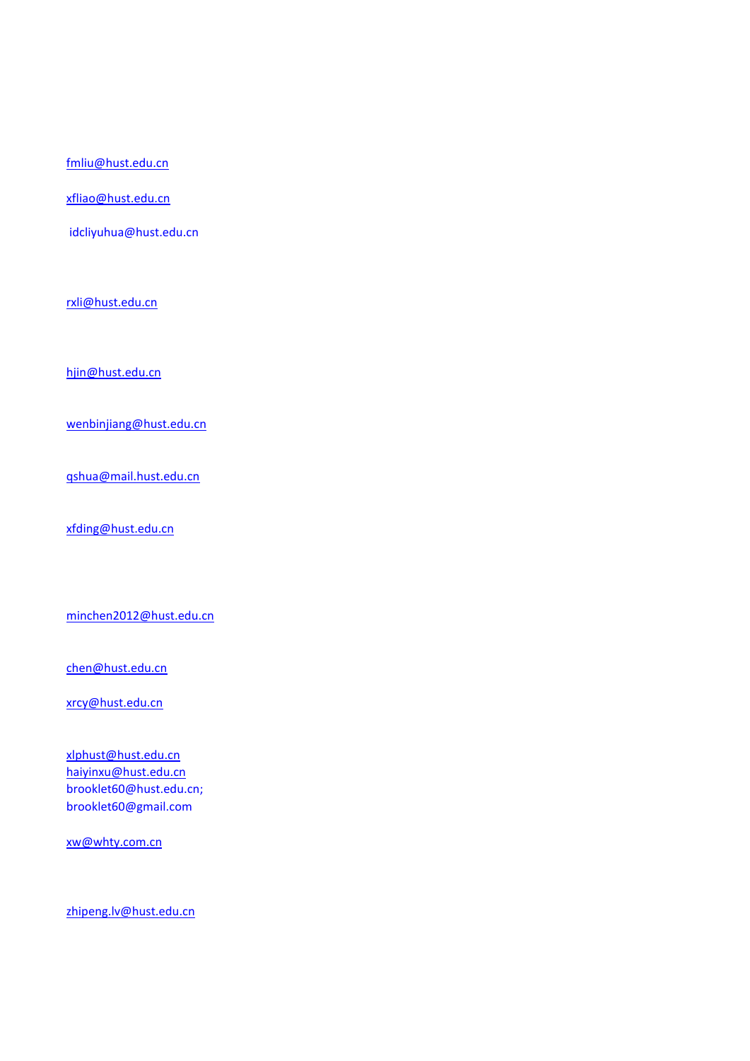fmliu@hust.edu.cn

xfliao@hust.edu.cn

idcliyuhua@hust.edu.cn

rxli@hust.edu.cn

hjin@hust.edu.cn

wenbinjiang@hust.edu.cn

qshua@mail.hust.edu.cn

xfding@hust.edu.cn

minchen2012@hust.edu.cn

chen@hust.edu.cn

xrcy@hust.edu.cn

xlphust@hust.edu.cn
haiyinxu@hust.edu.cn
brooklet60@hust.edu.cn;
brooklet60@gmail.com

xw@whty.com.cn

zhipeng.lv@hust.edu.cn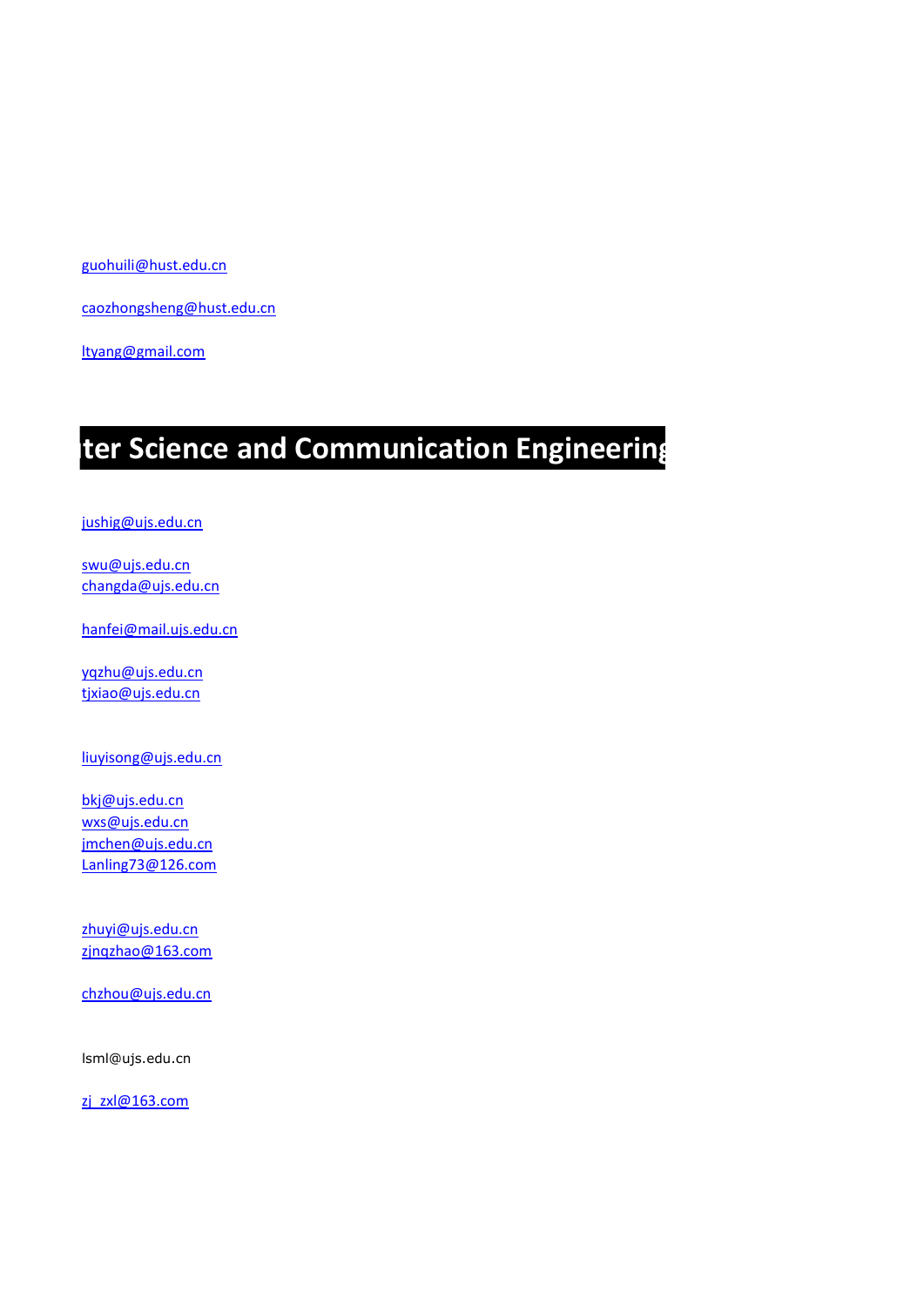guohuili@hust.edu.cn

caozhongsheng@hust.edu.cn

ltyang@gmail.com

# ter Science and Communication Engineering

jushig@ujs.edu.cn

swu@ujs.edu.cn
changda@ujs.edu.cn

hanfei@mail.ujs.edu.cn

yqzhu@ujs.edu.cn
tjxiao@ujs.edu.cn

liuyisong@ujs.edu.cn

bkj@ujs.edu.cn
wxs@ujs.edu.cn
jmchen@ujs.edu.cn
Lanling73@126.com

zhuyi@ujs.edu.cn
zjnqzhao@163.com

chzhou@ujs.edu.cn

lsml@ujs.edu.cn

zj_zxl@163.com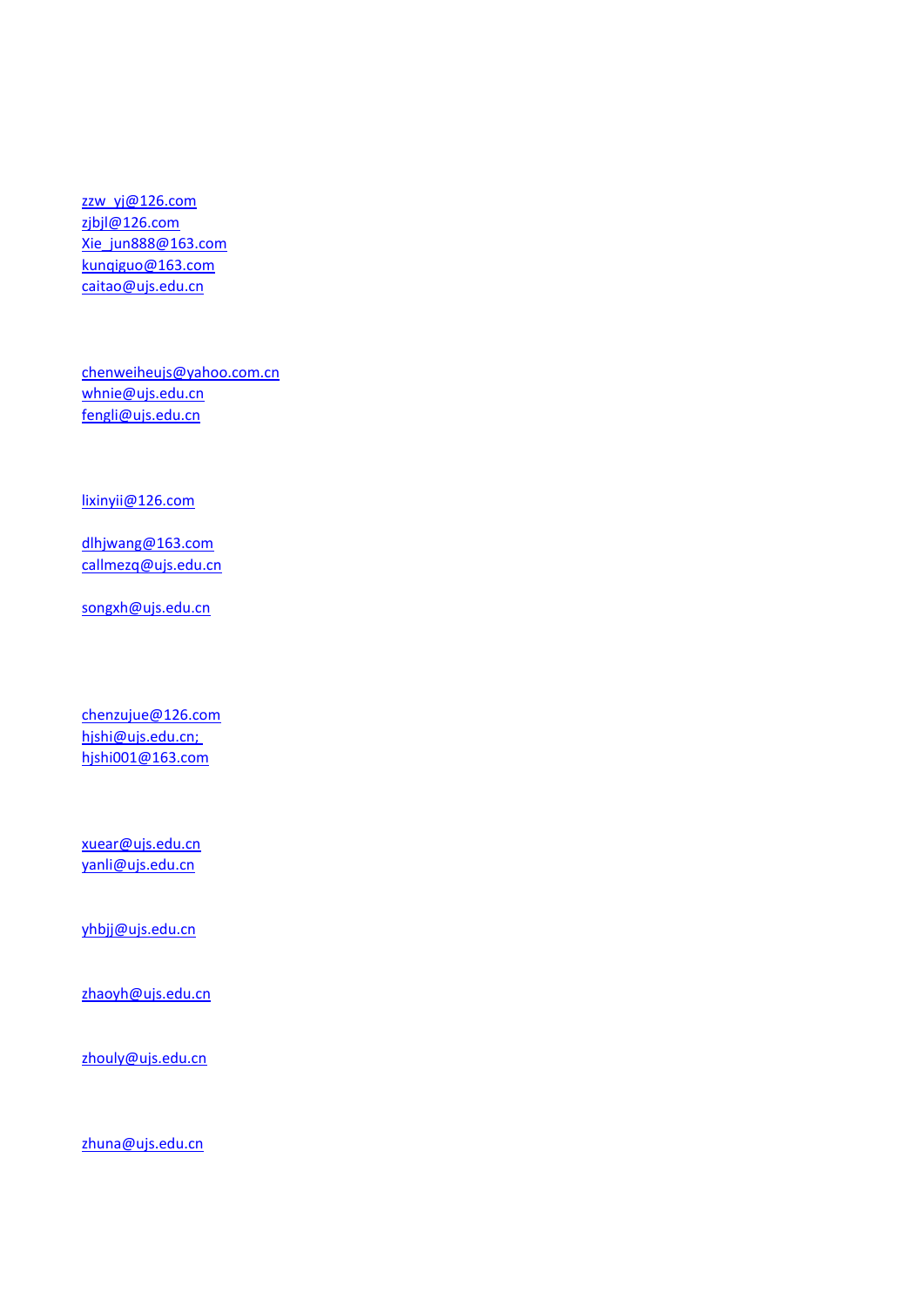zzw_yj@126.com
zjbjl@126.com
Xie_jun888@163.com
kunqiguo@163.com
caitao@ujs.edu.cn

chenweiheujs@yahoo.com.cn
whnie@ujs.edu.cn
fengli@ujs.edu.cn

lixinyii@126.com

dlhjwang@163.com
callmezq@ujs.edu.cn

songxh@ujs.edu.cn

chenzujue@126.com
hjshi@ujs.edu.cn;
hjshi001@163.com

xuear@ujs.edu.cn
yanli@ujs.edu.cn

yhbjj@ujs.edu.cn

zhaoyh@ujs.edu.cn

zhouly@ujs.edu.cn

zhuna@ujs.edu.cn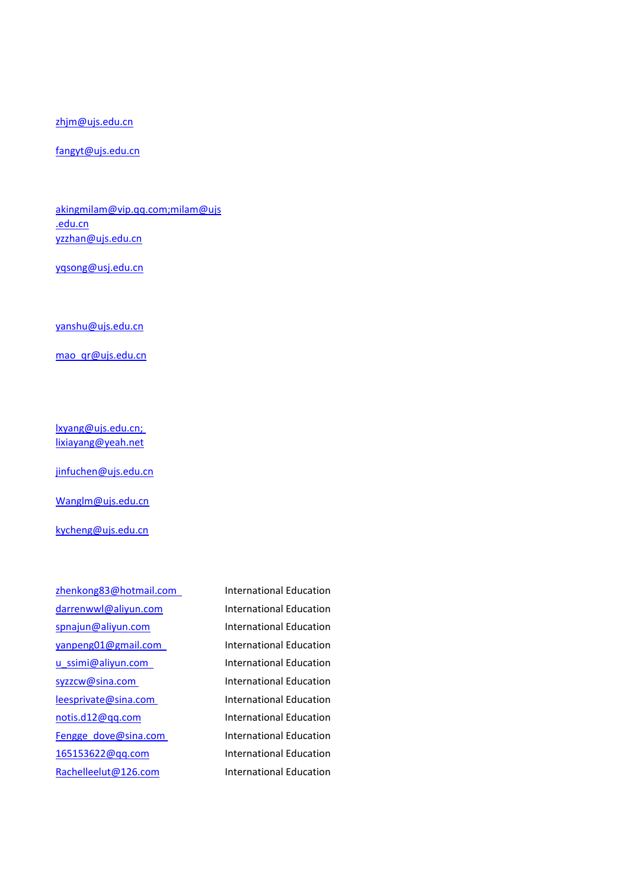zhjm@ujs.edu.cn

fangyt@ujs.edu.cn

akingmilam@vip.qq.com;milam@ujs
.edu.cn

yzzhan@ujs.edu.cn

yqsong@usj.edu.cn

yanshu@ujs.edu.cn

mao_qr@ujs.edu.cn

lxyang@ujs.edu.cn;
lixiayang@yeah.net

jinfuchen@ujs.edu.cn

Wanglm@ujs.edu.cn

kycheng@ujs.edu.cn

| | |
|---|---|
| zhenkong83@hotmail.com | International Education |
| darrenwwl@aliyun.com | International Education |
| spnajun@aliyun.com | International Education |
| yanpeng01@gmail.com | International Education |
| u_ssimi@aliyun.com | International Education |
| syzzcw@sina.com | International Education |
| leesprivate@sina.com | International Education |
| notis.d12@qq.com | International Education |
| Fengge_dove@sina.com | International Education |
| 165153622@qq.com | International Education |
| Rachelleelut@126.com | International Education |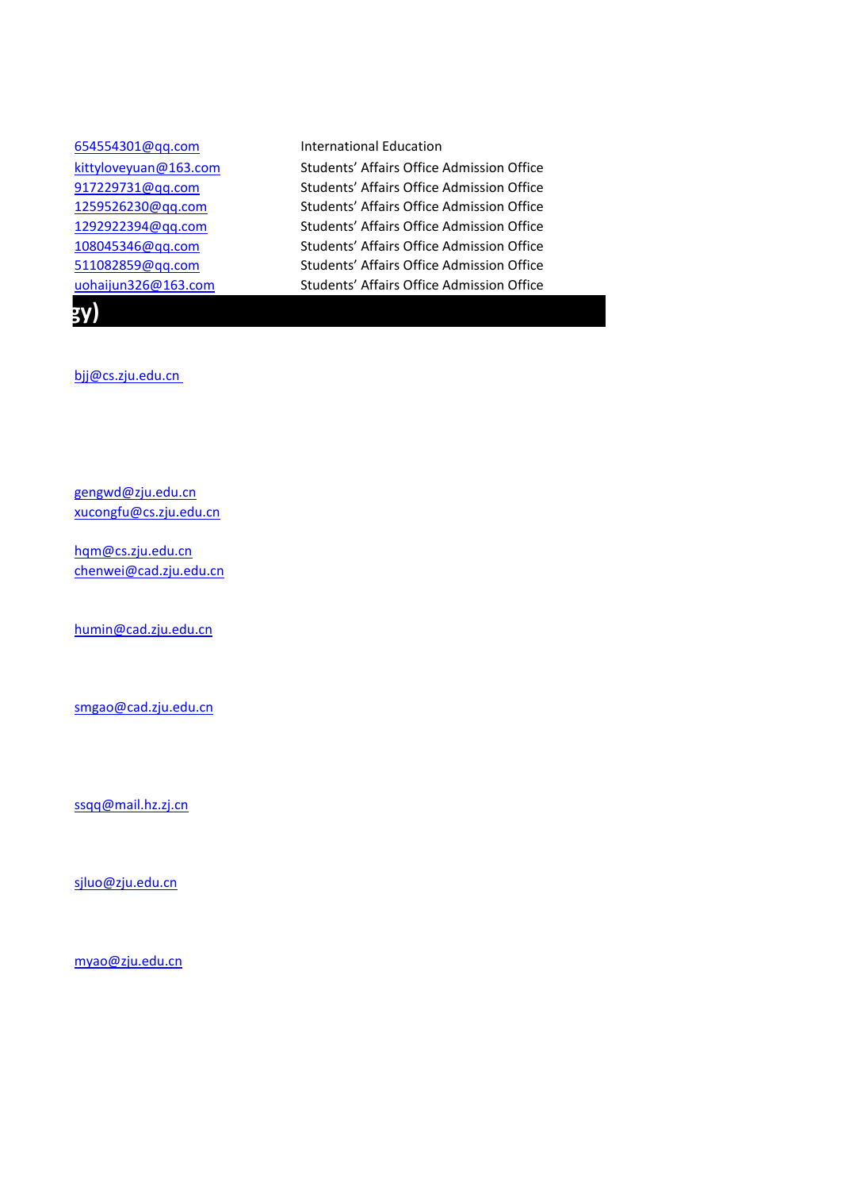| | |
|---|---|
| 654554301@qq.com | International Education |
| kittyloveyuan@163.com | Students' Affairs Office Admission Office |
| 917229731@qq.com | Students' Affairs Office Admission Office |
| 1259526230@qq.com | Students' Affairs Office Admission Office |
| 1292922394@qq.com | Students' Affairs Office Admission Office |
| 108045346@qq.com | Students' Affairs Office Admission Office |
| 511082859@qq.com | Students' Affairs Office Admission Office |
| uohaijun326@163.com | Students' Affairs Office Admission Office |

**gy)**

bjj@cs.zju.edu.cn

gengwd@zju.edu.cn
xucongfu@cs.zju.edu.cn

hqm@cs.zju.edu.cn
chenwei@cad.zju.edu.cn

humin@cad.zju.edu.cn

smgao@cad.zju.edu.cn

ssqq@mail.hz.zj.cn

sjluo@zju.edu.cn

myao@zju.edu.cn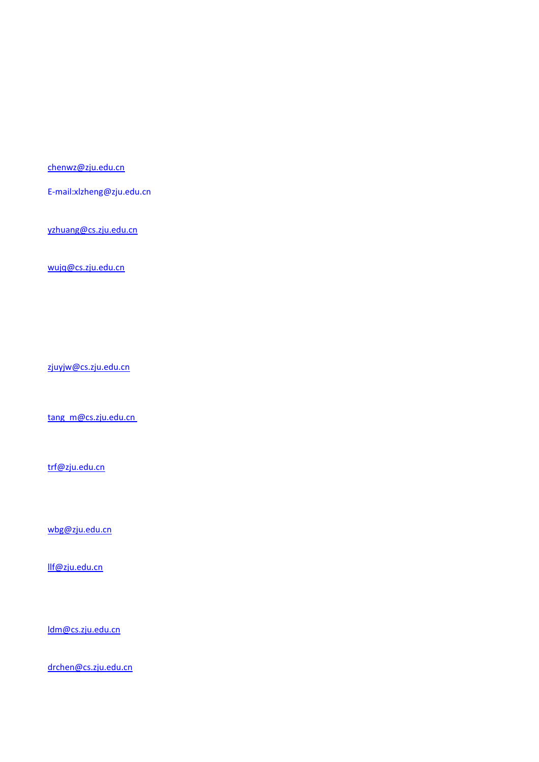chenwz@zju.edu.cn

E-mail:xlzheng@zju.edu.cn

yzhuang@cs.zju.edu.cn

wujq@cs.zju.edu.cn

zjuyjw@cs.zju.edu.cn

tang_m@cs.zju.edu.cn

trf@zju.edu.cn

wbg@zju.edu.cn

llf@zju.edu.cn

ldm@cs.zju.edu.cn

drchen@cs.zju.edu.cn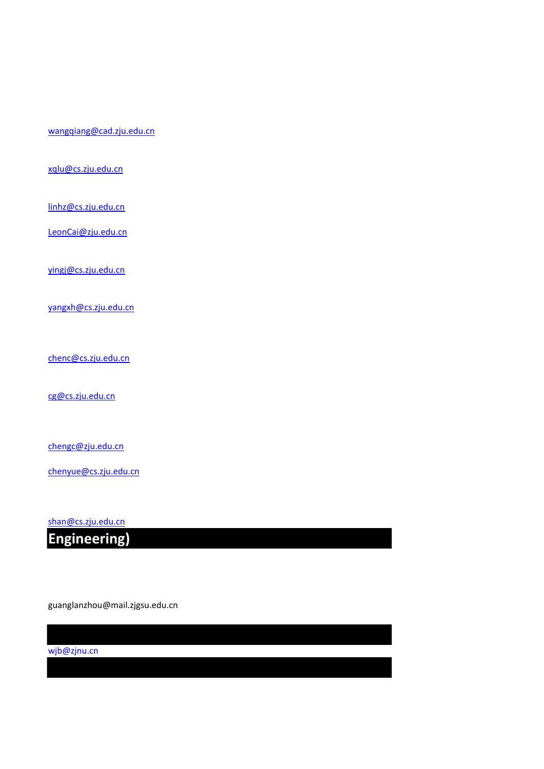wangqiang@cad.zju.edu.cn

xqlu@cs.zju.edu.cn

linhz@cs.zju.edu.cn

LeonCai@zju.edu.cn

yingj@cs.zju.edu.cn

yangxh@cs.zju.edu.cn

chenc@cs.zju.edu.cn

cg@cs.zju.edu.cn

chengc@zju.edu.cn

chenyue@cs.zju.edu.cn

shan@cs.zju.edu.cn

## Engineering)

guanglanzhou@mail.zjgsu.edu.cn

wjb@zjnu.cn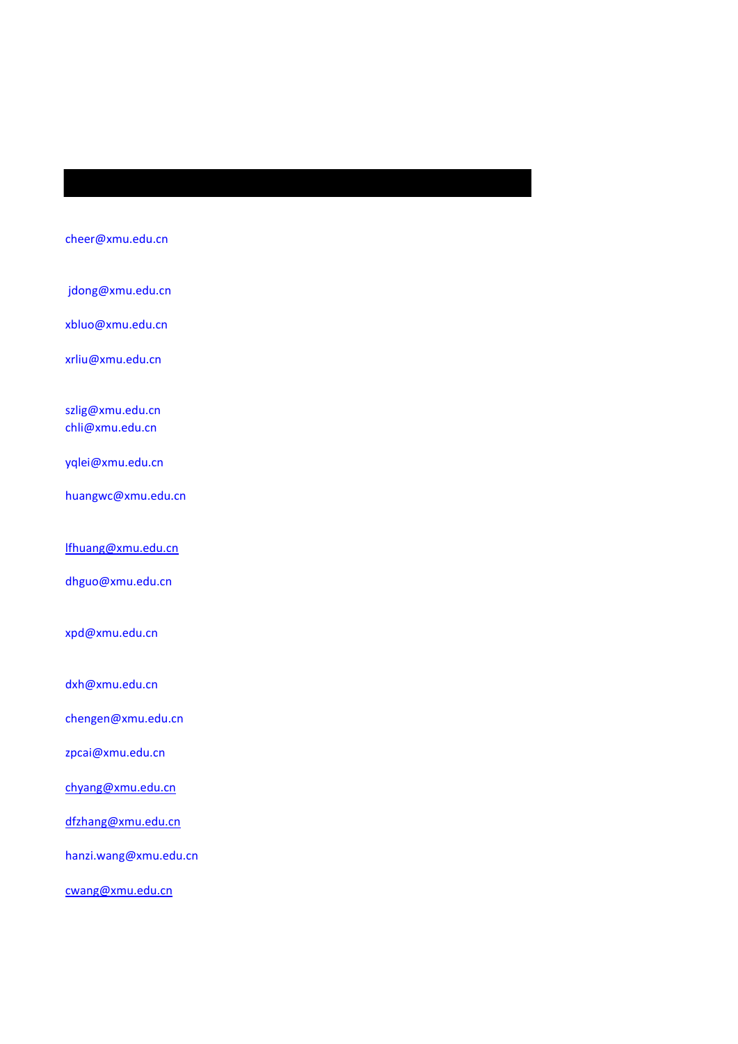cheer@xmu.edu.cn

jdong@xmu.edu.cn

xbluo@xmu.edu.cn

xrliu@xmu.edu.cn

szlig@xmu.edu.cn
chli@xmu.edu.cn

yqlei@xmu.edu.cn

huangwc@xmu.edu.cn

lfhuang@xmu.edu.cn

dhguo@xmu.edu.cn

xpd@xmu.edu.cn

dxh@xmu.edu.cn

chengen@xmu.edu.cn

zpcai@xmu.edu.cn

chyang@xmu.edu.cn

dfzhang@xmu.edu.cn

hanzi.wang@xmu.edu.cn

cwang@xmu.edu.cn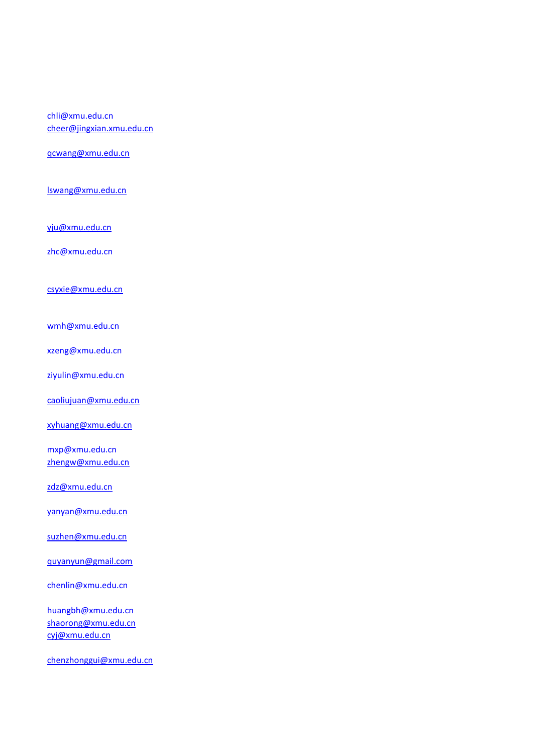chli@xmu.edu.cn
cheer@jingxian.xmu.edu.cn

qcwang@xmu.edu.cn

lswang@xmu.edu.cn

yju@xmu.edu.cn

zhc@xmu.edu.cn

csyxie@xmu.edu.cn

wmh@xmu.edu.cn

xzeng@xmu.edu.cn

ziyulin@xmu.edu.cn

caoliujuan@xmu.edu.cn

xyhuang@xmu.edu.cn

mxp@xmu.edu.cn
zhengw@xmu.edu.cn

zdz@xmu.edu.cn

yanyan@xmu.edu.cn

suzhen@xmu.edu.cn

quyanyun@gmail.com

chenlin@xmu.edu.cn

huangbh@xmu.edu.cn
shaorong@xmu.edu.cn
cyj@xmu.edu.cn

chenzhonggui@xmu.edu.cn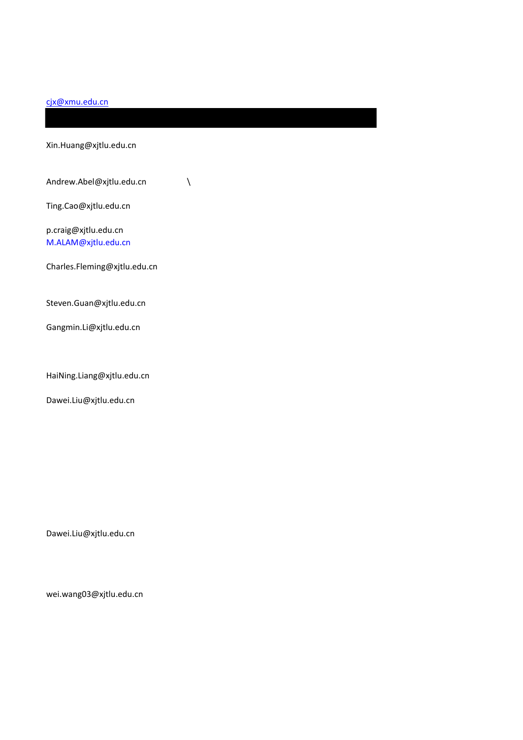cjx@xmu.edu.cn

Xin.Huang@xjtlu.edu.cn

Andrew.Abel@xjtlu.edu.cn \

Ting.Cao@xjtlu.edu.cn

p.craig@xjtlu.edu.cn
M.ALAM@xjtlu.edu.cn

Charles.Fleming@xjtlu.edu.cn

Steven.Guan@xjtlu.edu.cn

Gangmin.Li@xjtlu.edu.cn

HaiNing.Liang@xjtlu.edu.cn

Dawei.Liu@xjtlu.edu.cn

Dawei.Liu@xjtlu.edu.cn

wei.wang03@xjtlu.edu.cn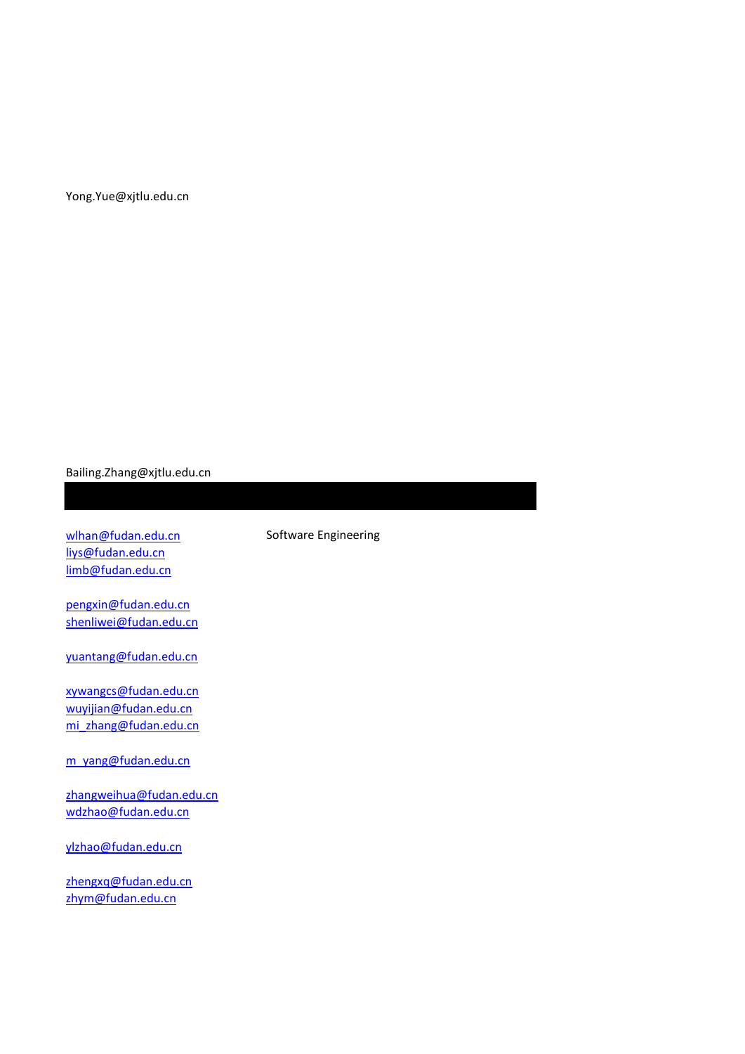Yong.Yue@xjtlu.edu.cn

Bailing.Zhang@xjtlu.edu.cn

wlhan@fudan.edu.cn Software Engineering
liys@fudan.edu.cn
limb@fudan.edu.cn

pengxin@fudan.edu.cn
shenliwei@fudan.edu.cn

yuantang@fudan.edu.cn

xywangcs@fudan.edu.cn
wuyijian@fudan.edu.cn
mi_zhang@fudan.edu.cn

m_yang@fudan.edu.cn

zhangweihua@fudan.edu.cn
wdzhao@fudan.edu.cn

ylzhao@fudan.edu.cn

zhengxq@fudan.edu.cn
zhym@fudan.edu.cn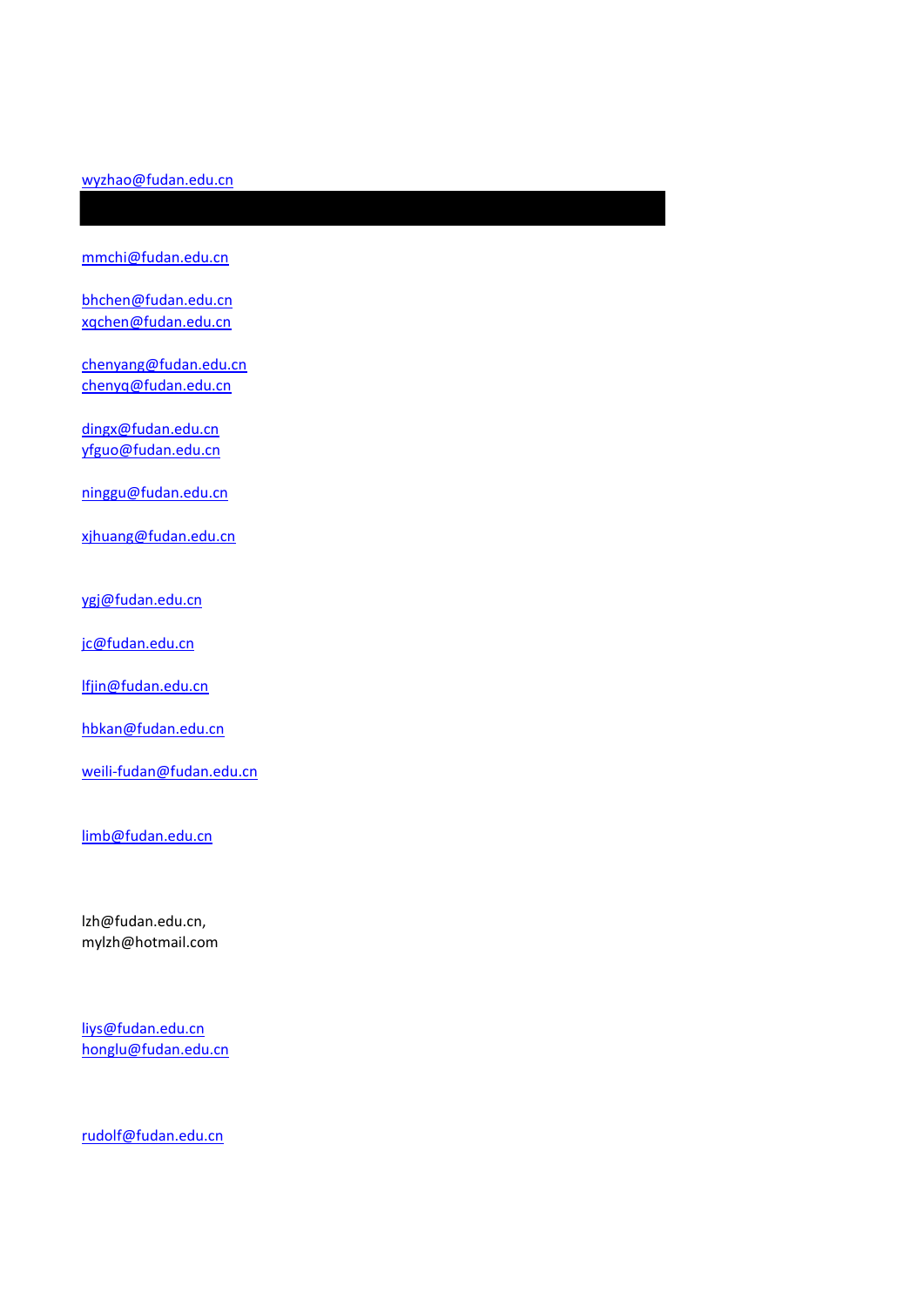wyzhao@fudan.edu.cn

mmchi@fudan.edu.cn

bhchen@fudan.edu.cn
xqchen@fudan.edu.cn

chenyang@fudan.edu.cn
chenyq@fudan.edu.cn

dingx@fudan.edu.cn
yfguo@fudan.edu.cn

ninggu@fudan.edu.cn

xjhuang@fudan.edu.cn

ygj@fudan.edu.cn

jc@fudan.edu.cn

lfjin@fudan.edu.cn

hbkan@fudan.edu.cn

weili-fudan@fudan.edu.cn

limb@fudan.edu.cn

lzh@fudan.edu.cn,
mylzh@hotmail.com

liys@fudan.edu.cn
honglu@fudan.edu.cn

rudolf@fudan.edu.cn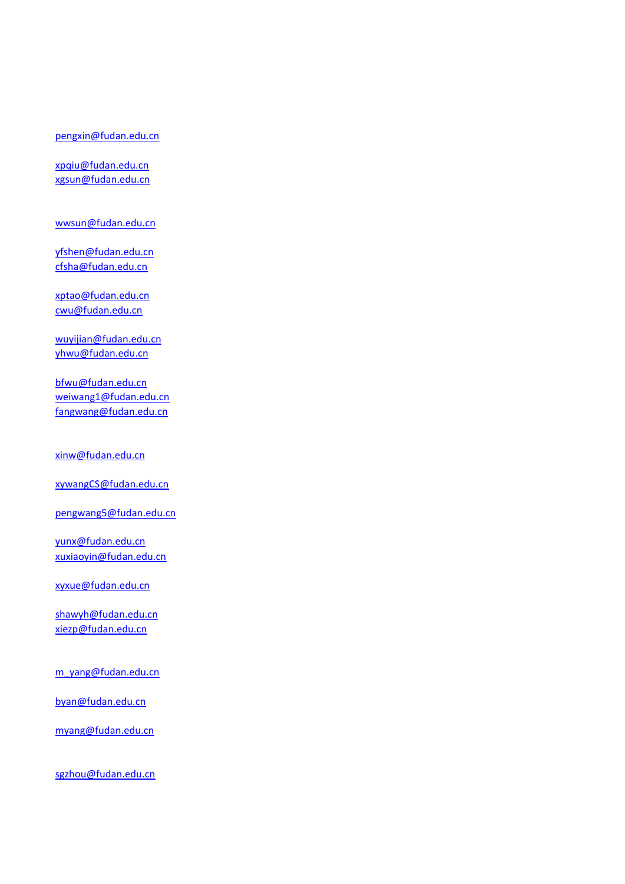pengxin@fudan.edu.cn

xpqiu@fudan.edu.cn
xgsun@fudan.edu.cn

wwsun@fudan.edu.cn

yfshen@fudan.edu.cn
cfsha@fudan.edu.cn

xptao@fudan.edu.cn
cwu@fudan.edu.cn

wuyijian@fudan.edu.cn
yhwu@fudan.edu.cn

bfwu@fudan.edu.cn
weiwang1@fudan.edu.cn
fangwang@fudan.edu.cn

xinw@fudan.edu.cn

xywangCS@fudan.edu.cn

pengwang5@fudan.edu.cn

yunx@fudan.edu.cn
xuxiaoyin@fudan.edu.cn

xyxue@fudan.edu.cn

shawyh@fudan.edu.cn
xiezp@fudan.edu.cn

m_yang@fudan.edu.cn

byan@fudan.edu.cn

myang@fudan.edu.cn

sgzhou@fudan.edu.cn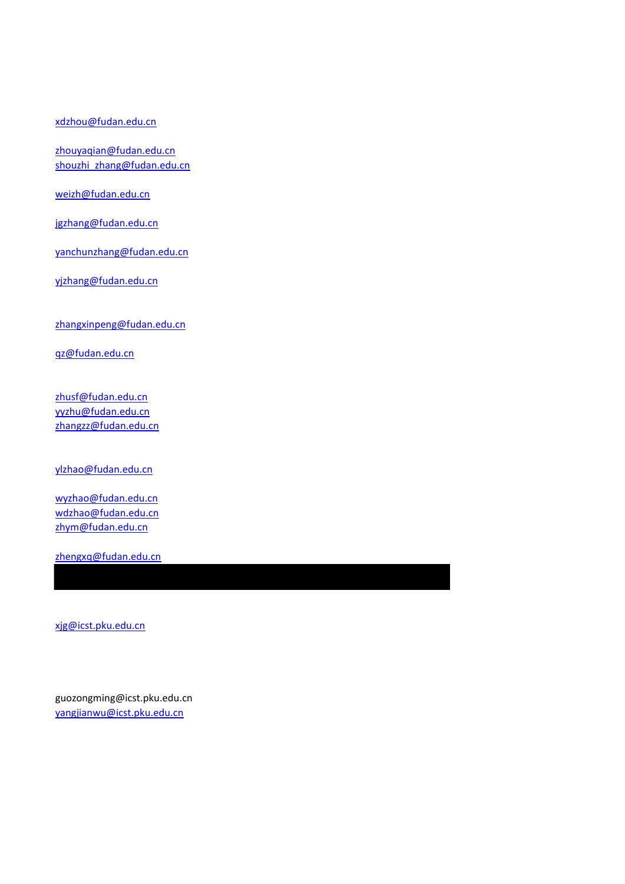xdzhou@fudan.edu.cn

zhouyaqian@fudan.edu.cn
shouzhi_zhang@fudan.edu.cn

weizh@fudan.edu.cn

jgzhang@fudan.edu.cn

yanchunzhang@fudan.edu.cn

yjzhang@fudan.edu.cn

zhangxinpeng@fudan.edu.cn

qz@fudan.edu.cn

zhusf@fudan.edu.cn
yyzhu@fudan.edu.cn
zhangzz@fudan.edu.cn

ylzhao@fudan.edu.cn

wyzhao@fudan.edu.cn
wdzhao@fudan.edu.cn
zhym@fudan.edu.cn

zhengxq@fudan.edu.cn

xjg@icst.pku.edu.cn

guozongming@icst.pku.edu.cn
yangjianwu@icst.pku.edu.cn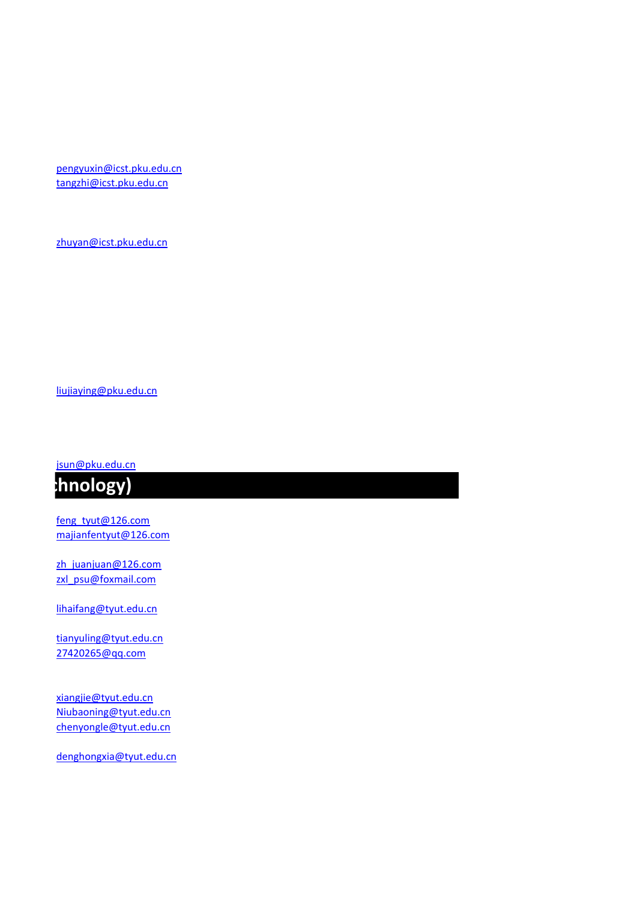pengyuxin@icst.pku.edu.cn
tangzhi@icst.pku.edu.cn

zhuyan@icst.pku.edu.cn

liujiaying@pku.edu.cn

jsun@pku.edu.cn

## hnology)

feng_tyut@126.com
majianfentyut@126.com

zh_juanjuan@126.com
zxl_psu@foxmail.com

lihaifang@tyut.edu.cn

tianyuling@tyut.edu.cn
27420265@qq.com

xiangjie@tyut.edu.cn
Niubaoning@tyut.edu.cn
chenyongle@tyut.edu.cn

denghongxia@tyut.edu.cn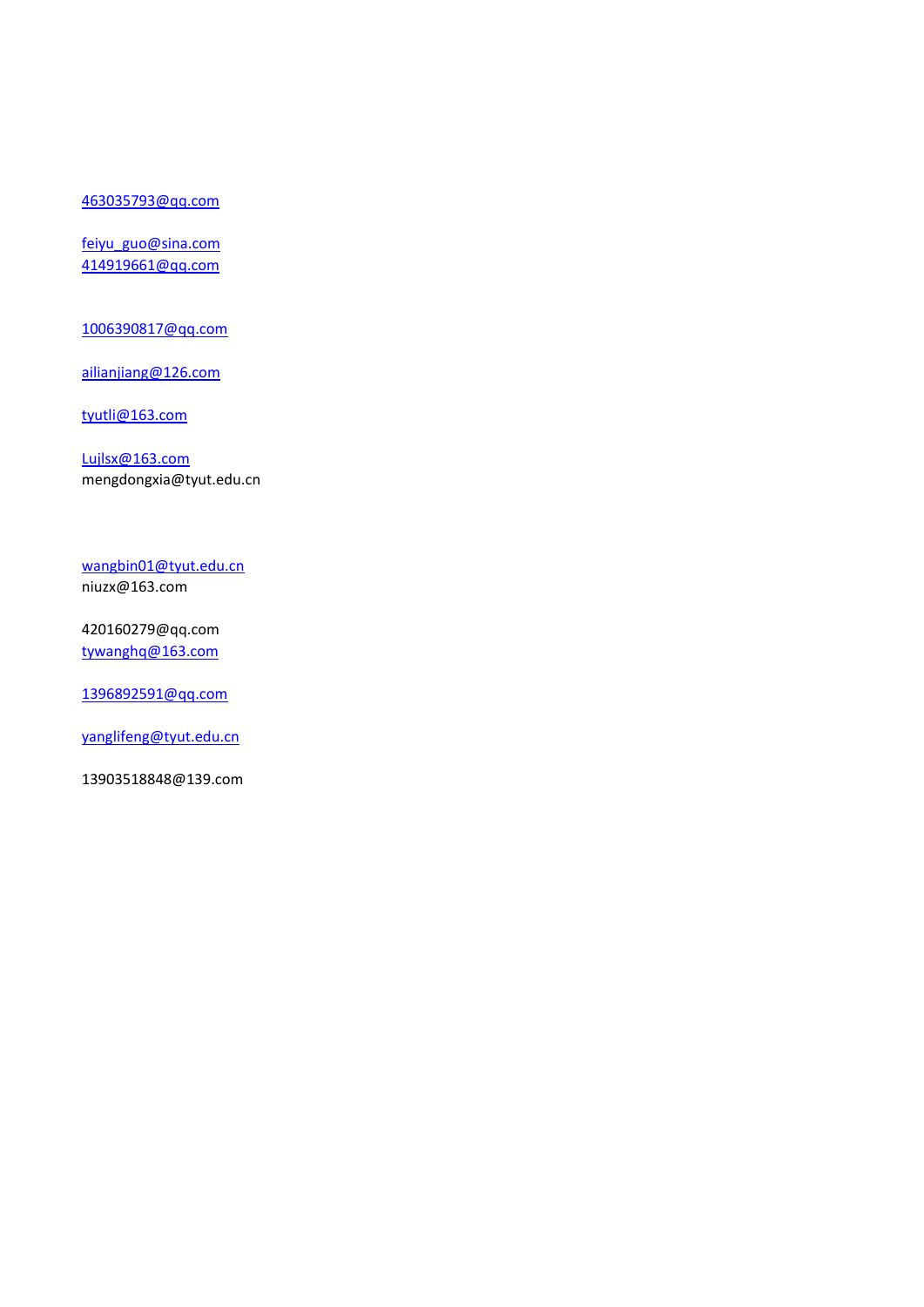463035793@qq.com

feiyu_guo@sina.com
414919661@qq.com

1006390817@qq.com

ailianjiang@126.com

tyutli@163.com

Lujlsx@163.com
mengdongxia@tyut.edu.cn

wangbin01@tyut.edu.cn
niuzx@163.com

420160279@qq.com
tywanghq@163.com

1396892591@qq.com

yanglifeng@tyut.edu.cn

13903518848@139.com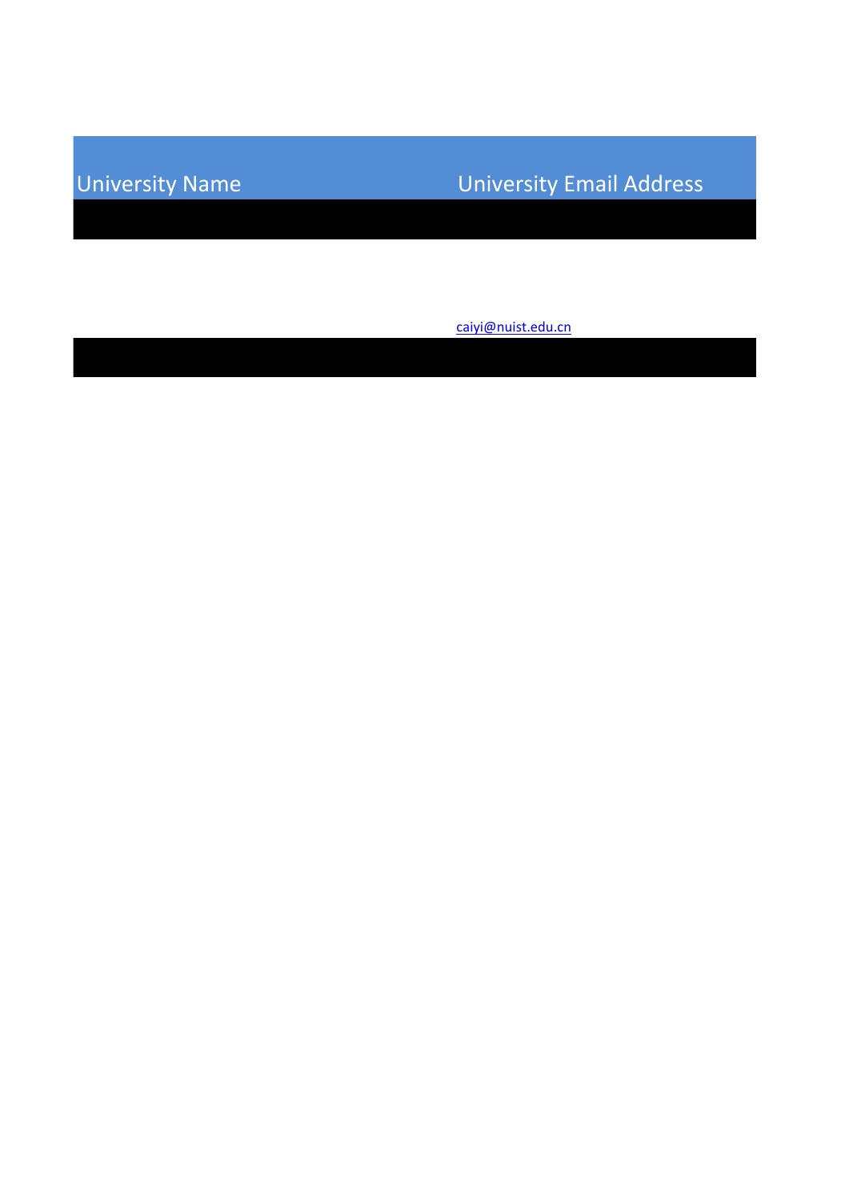| University Name | University Email Address |
| --- | --- |
| | |
| | caiyi@nuist.edu.cn |
| | |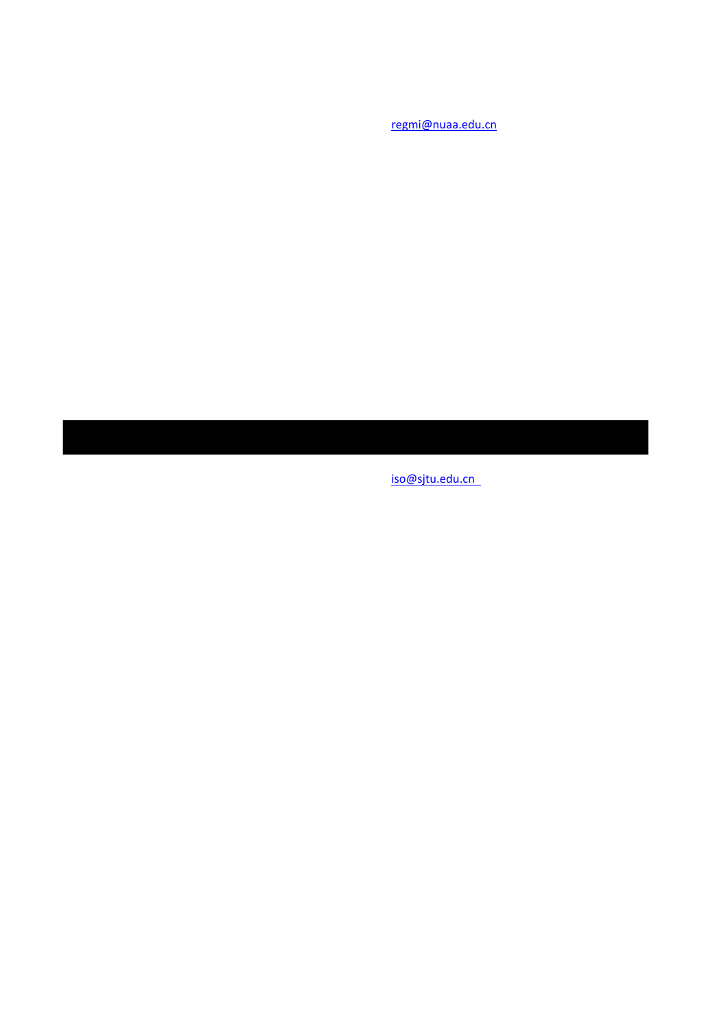regmi@nuaa.edu.cn

iso@sjtu.edu.cn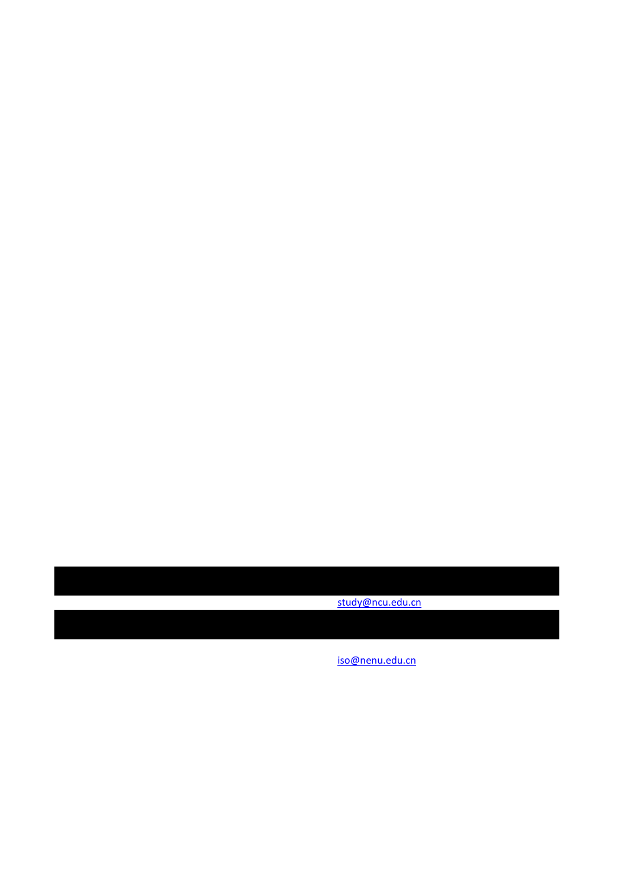study@ncu.edu.cn

iso@nenu.edu.cn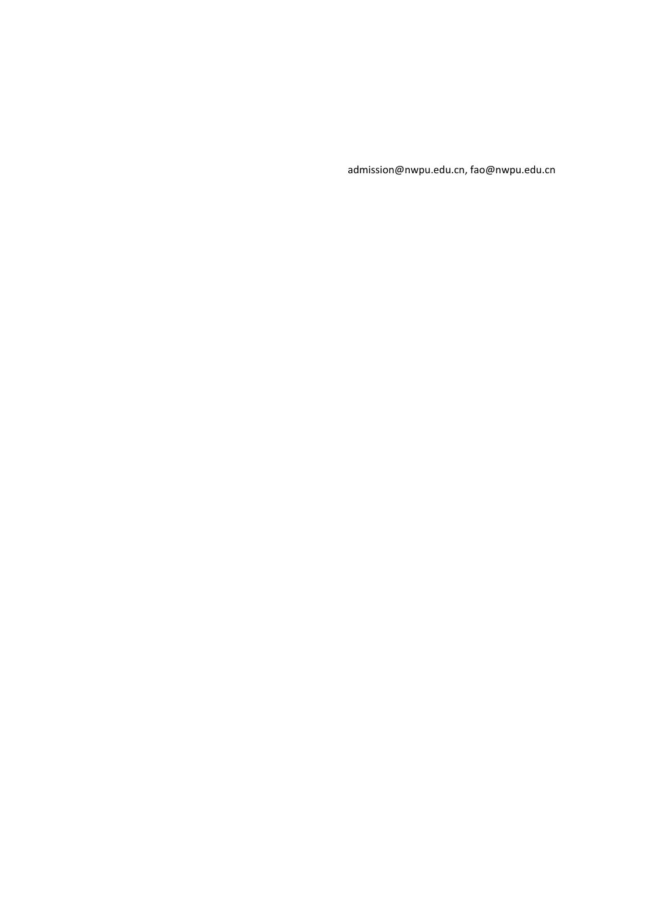admission@nwpu.edu.cn, fao@nwpu.edu.cn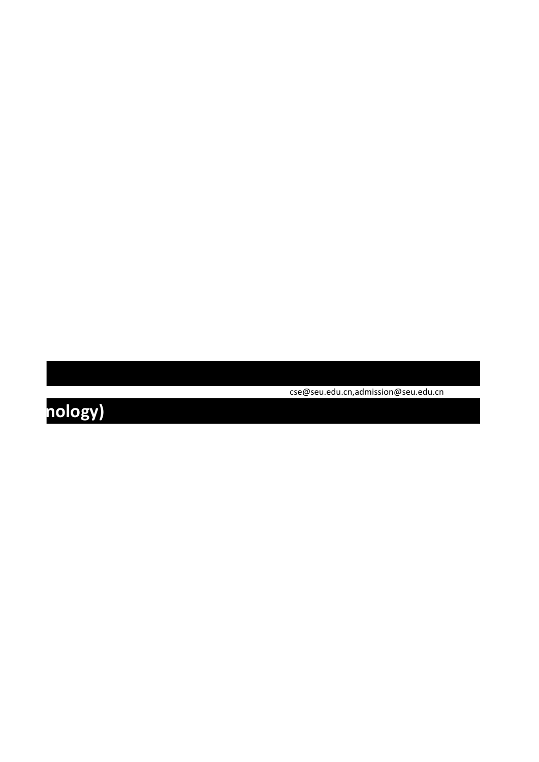cse@seu.edu.cn,admission@seu.edu.cn

**nology)**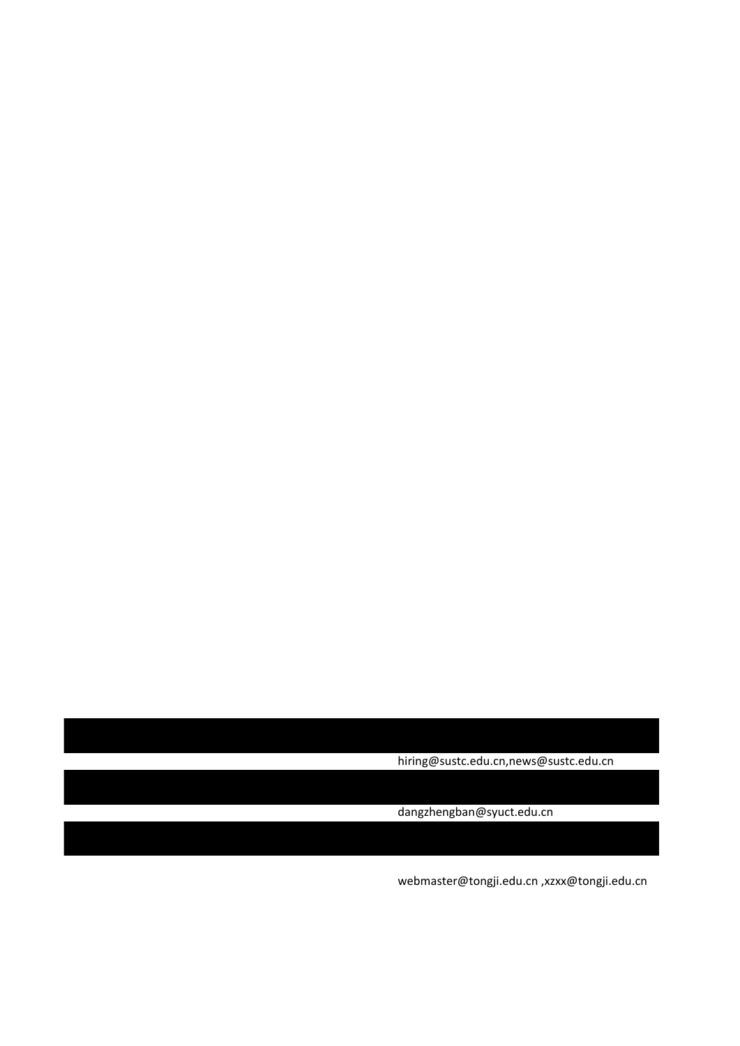hiring@sustc.edu.cn,news@sustc.edu.cn

dangzhengban@syuct.edu.cn

webmaster@tongji.edu.cn ,xzxx@tongji.edu.cn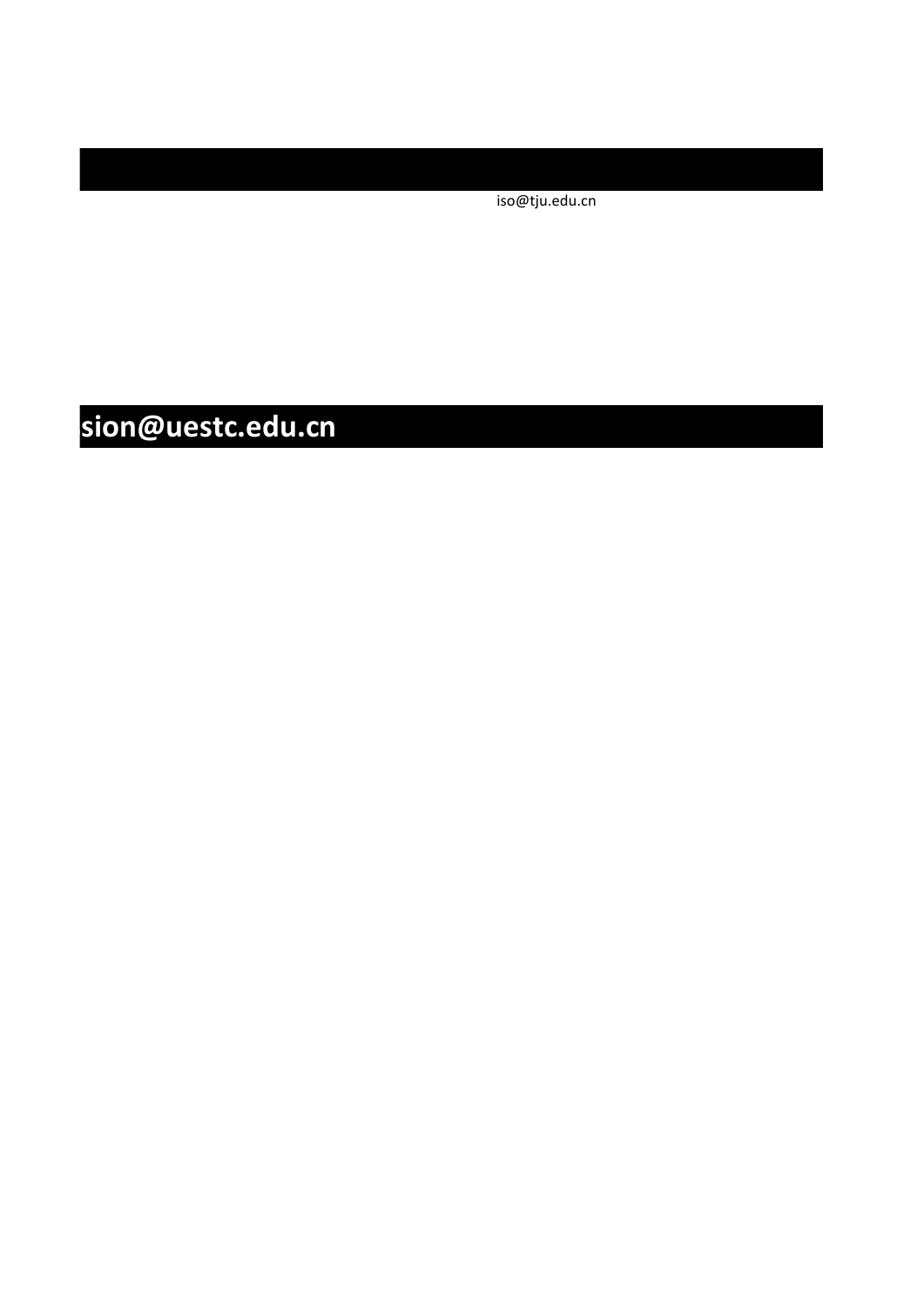iso@tju.edu.cn

**sion@uestc.edu.cn**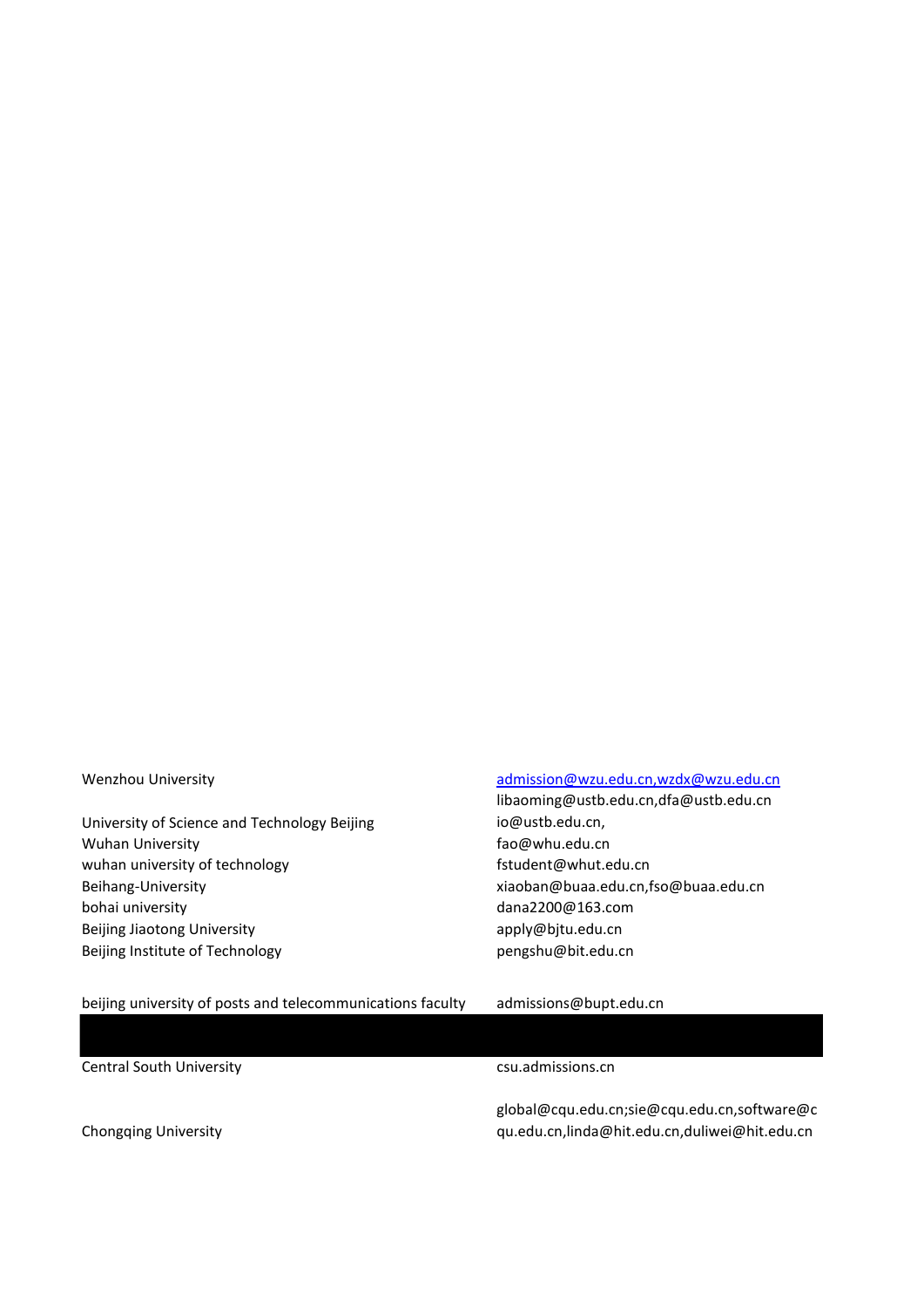| | |
|---|---|
| Wenzhou University | admission@wzu.edu.cn,wzdx@wzu.edu.cn |
| University of Science and Technology Beijing | libaoming@ustb.edu.cn,dfa@ustb.edu.cn io@ustb.edu.cn, |
| Wuhan University | fao@whu.edu.cn |
| wuhan university of technology | fstudent@whut.edu.cn |
| Beihang-University | xiaoban@buaa.edu.cn,fso@buaa.edu.cn |
| bohai university | dana2200@163.com |
| Beijing Jiaotong University | apply@bjtu.edu.cn |
| Beijing Institute of Technology | pengshu@bit.edu.cn |
| beijing university of posts and telecommunications faculty | admissions@bupt.edu.cn |
| | |
| Central South University | csu.admissions.cn |
| Chongqing University | global@cqu.edu.cn;sie@cqu.edu.cn,software@cqu.edu.cn,linda@hit.edu.cn,duliwei@hit.edu.cn |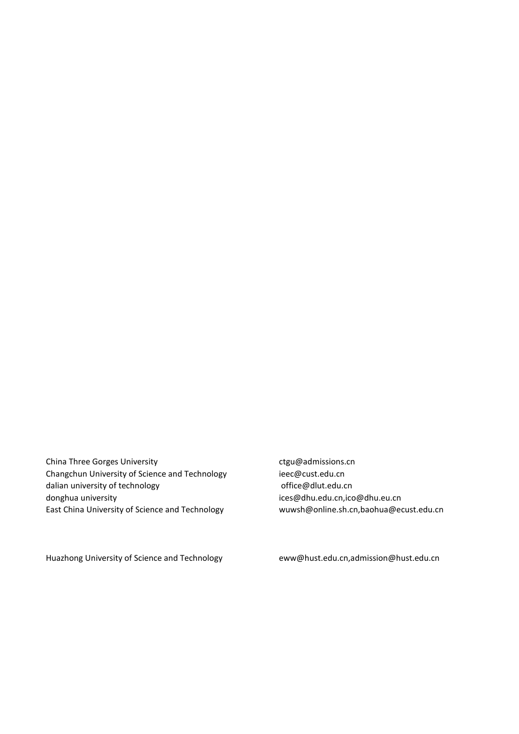| | |
|---|---|
| China Three Gorges University | ctgu@admissions.cn |
| Changchun University of Science and Technology | ieec@cust.edu.cn |
| dalian university of technology | office@dlut.edu.cn |
| donghua university | ices@dhu.edu.cn,ico@dhu.eu.cn |
| East China University of Science and Technology | wuwsh@online.sh.cn,baohua@ecust.edu.cn |
| Huazhong University of Science and Technology | eww@hust.edu.cn,admission@hust.edu.cn |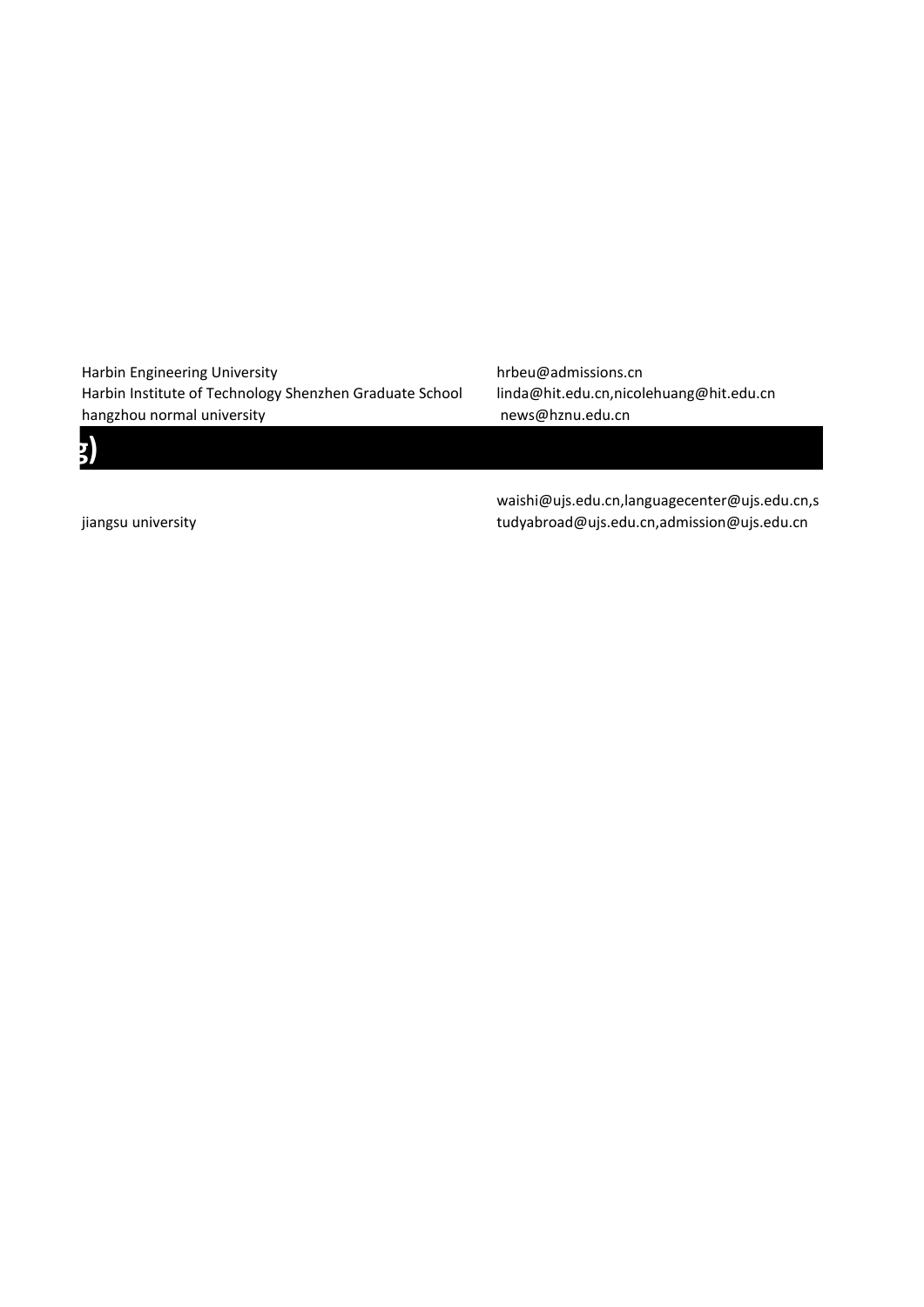| | |
|---|---|
| Harbin Engineering University | hrbeu@admissions.cn |
| Harbin Institute of Technology Shenzhen Graduate School | linda@hit.edu.cn,nicolehuang@hit.edu.cn |
| hangzhou normal university | news@hznu.edu.cn |

**g)**

| | |
|---|---|
| jiangsu university | waishi@ujs.edu.cn,languagecenter@ujs.edu.cn,studyabroad@ujs.edu.cn,admission@ujs.edu.cn |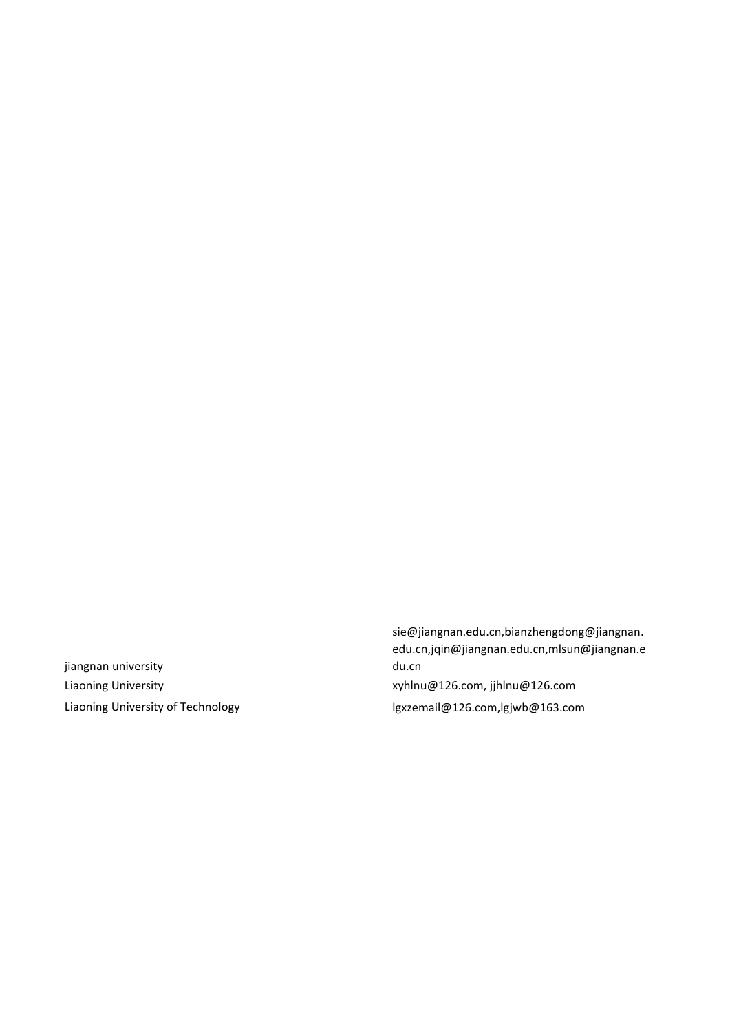| | |
|---|---|
| jiangnan university | sie@jiangnan.edu.cn,bianzhengdong@jiangnan.edu.cn,jqin@jiangnan.edu.cn,mlsun@jiangnan.edu.cn |
| Liaoning University | xyhlnu@126.com, jjhlnu@126.com |
| Liaoning University of Technology | lgxzemail@126.com,lgjwb@163.com |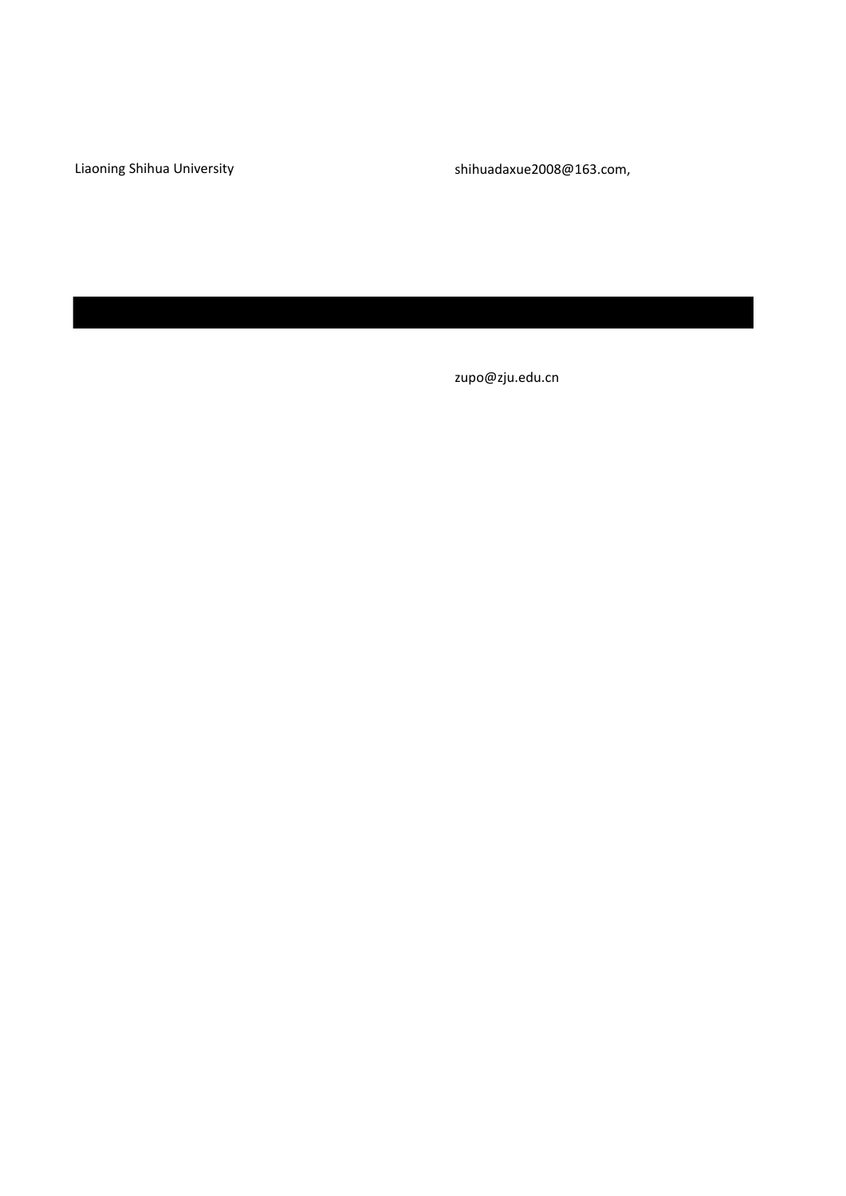Liaoning Shihua University shihuadaxue2008@163.com,

zupo@zju.edu.cn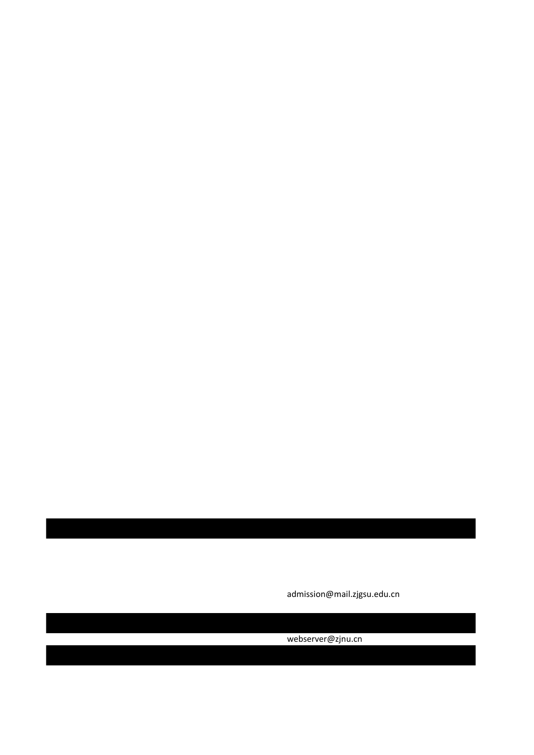admission@mail.zjgsu.edu.cn

webserver@zjnu.cn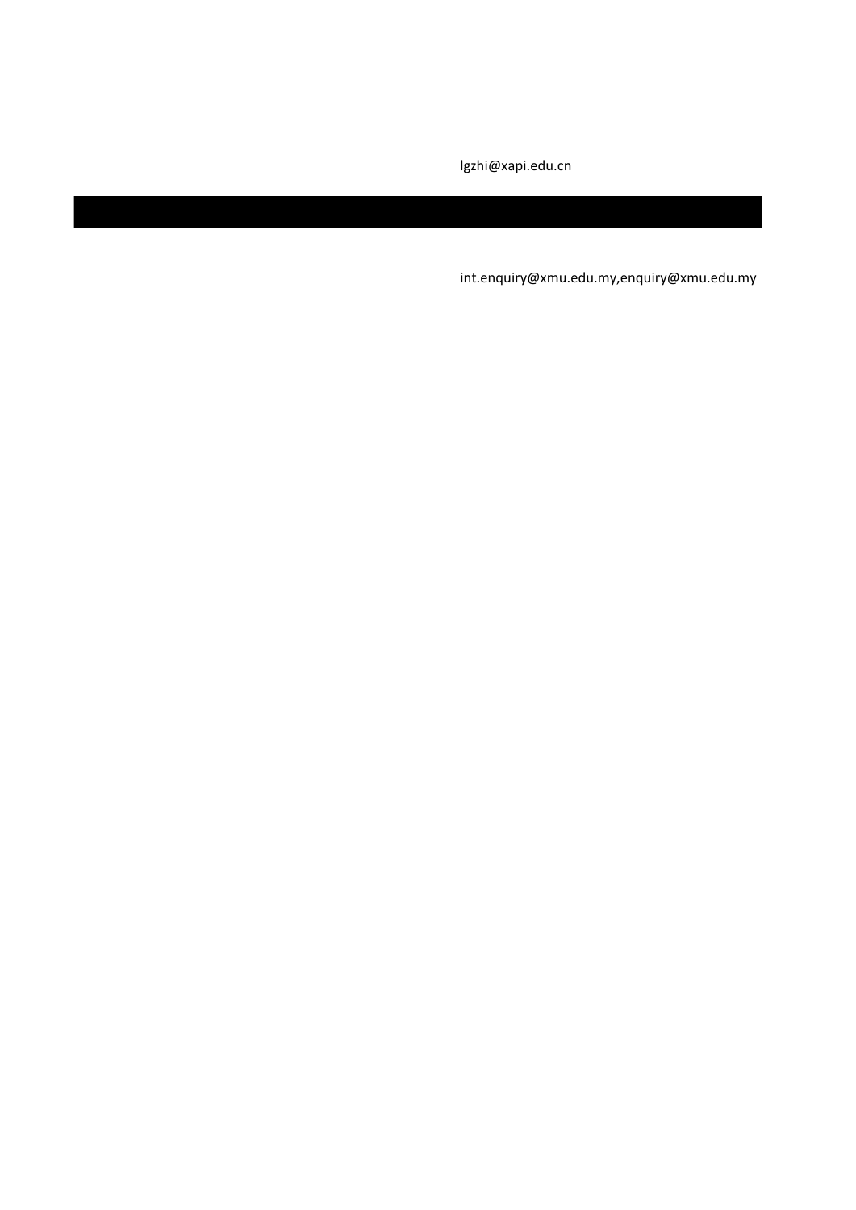lgzhi@xapi.edu.cn

int.enquiry@xmu.edu.my,enquiry@xmu.edu.my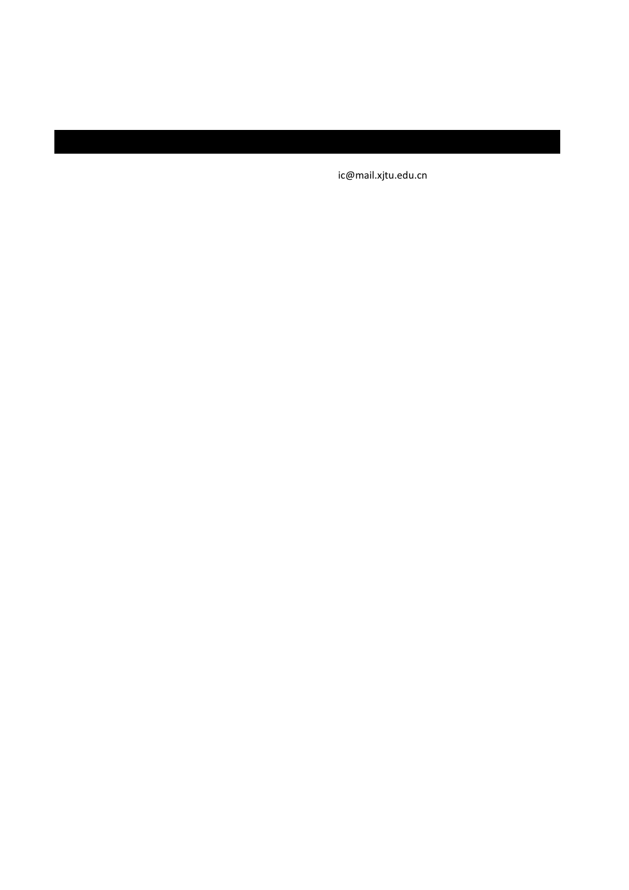ic@mail.xjtu.edu.cn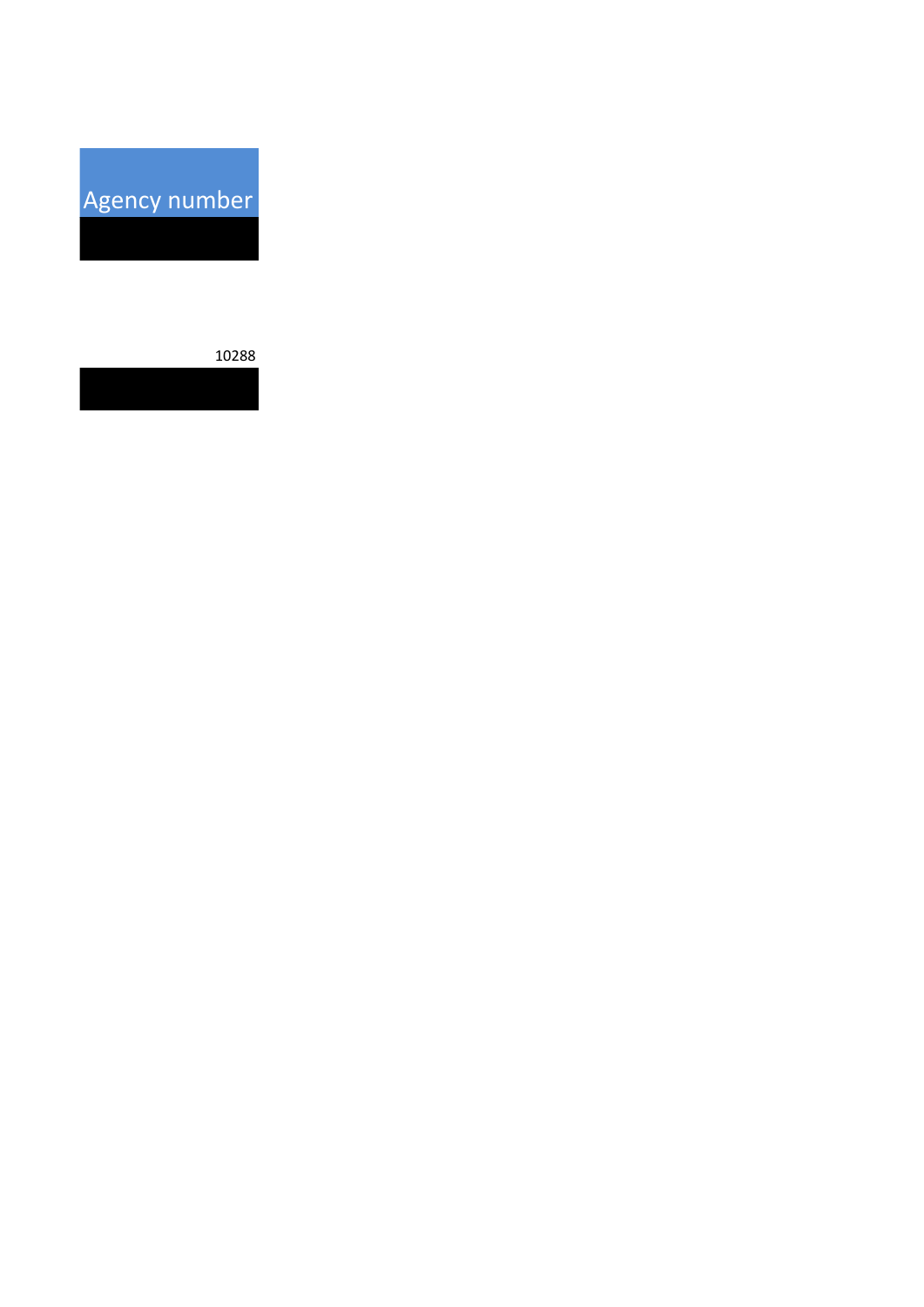| Agency number |
| --- |
| |
| 10288 |
| |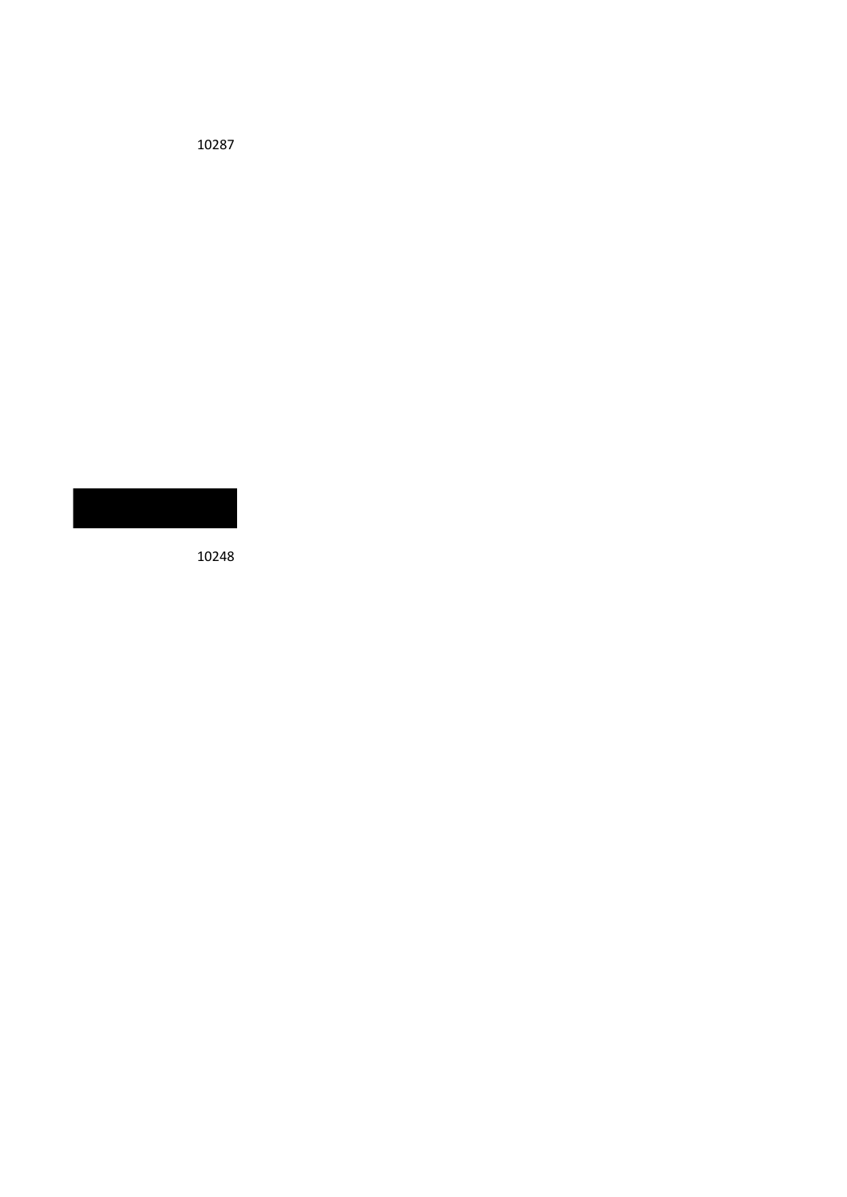10287

10248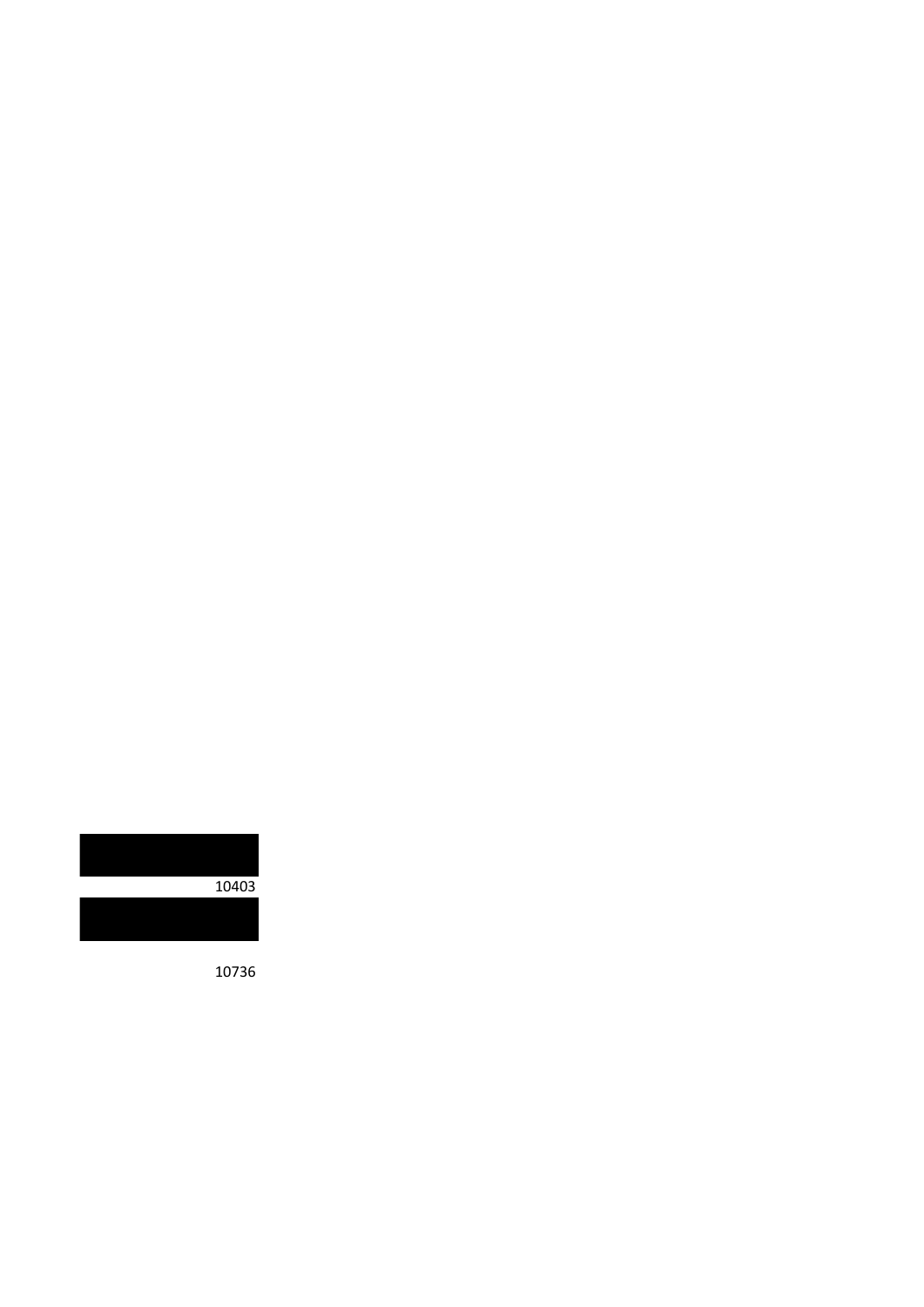10403

10736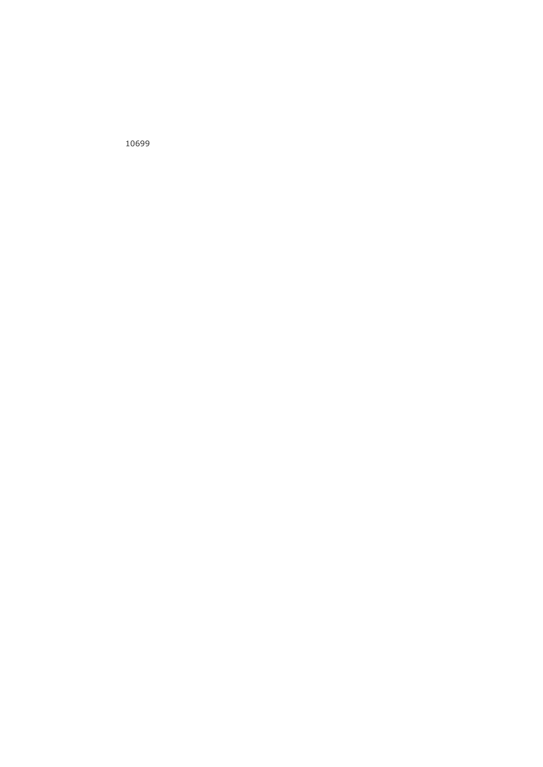10699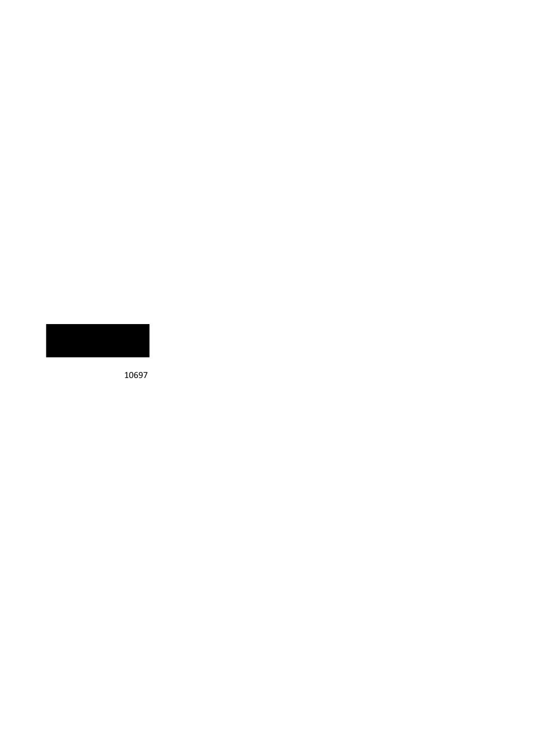10697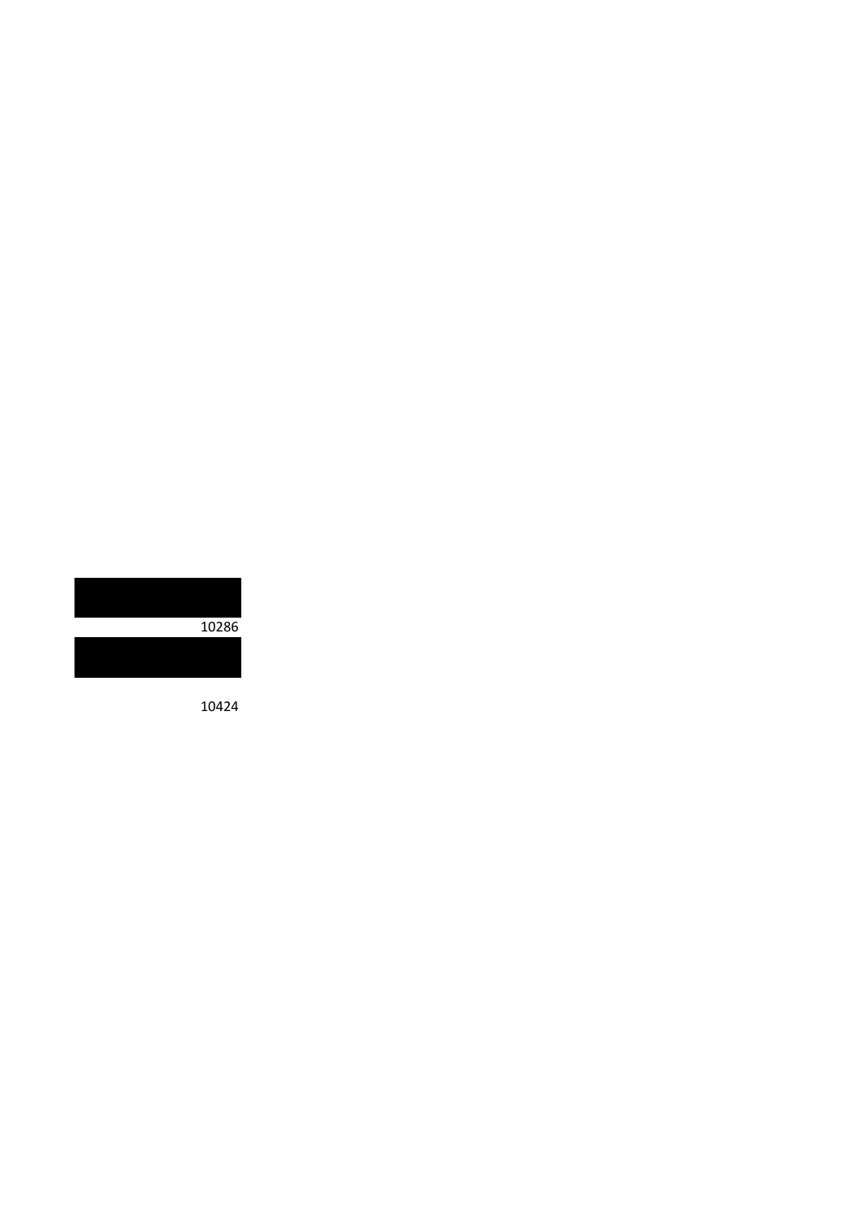10286

10424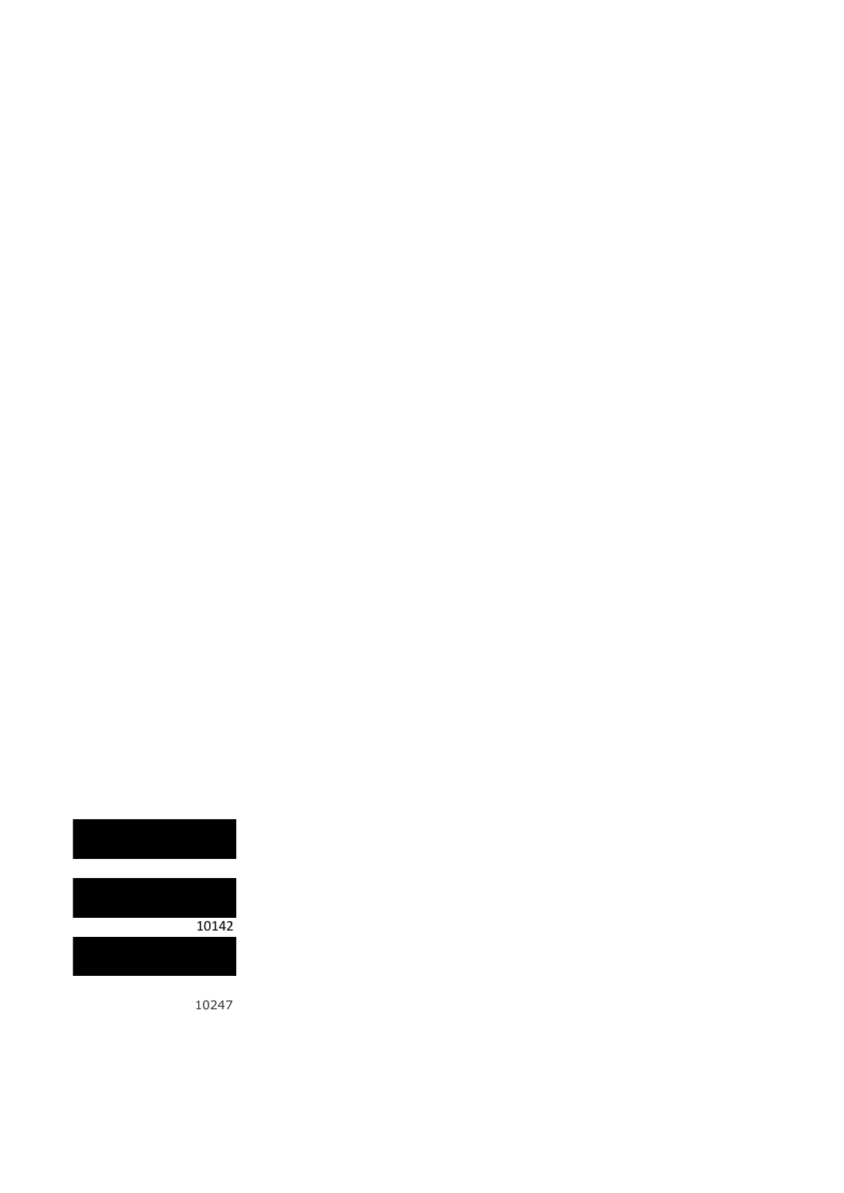10142

10247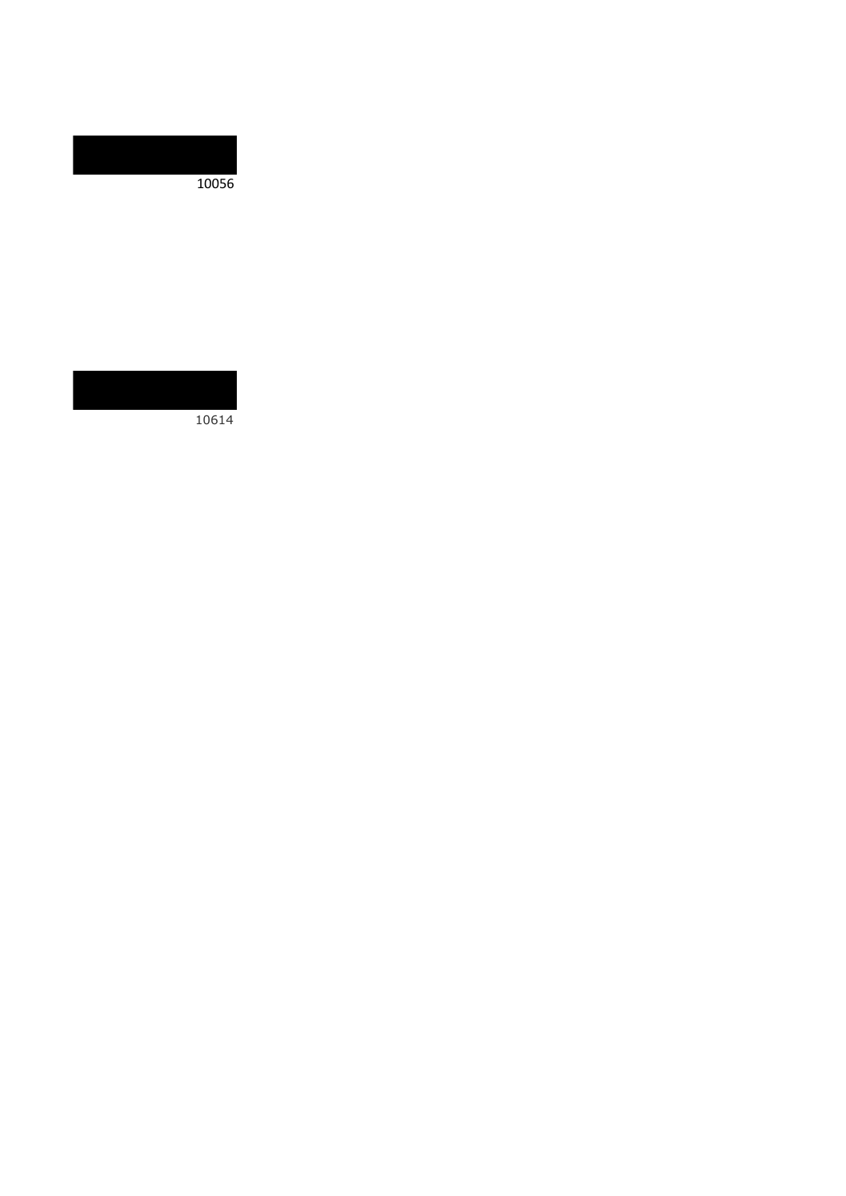10056

10614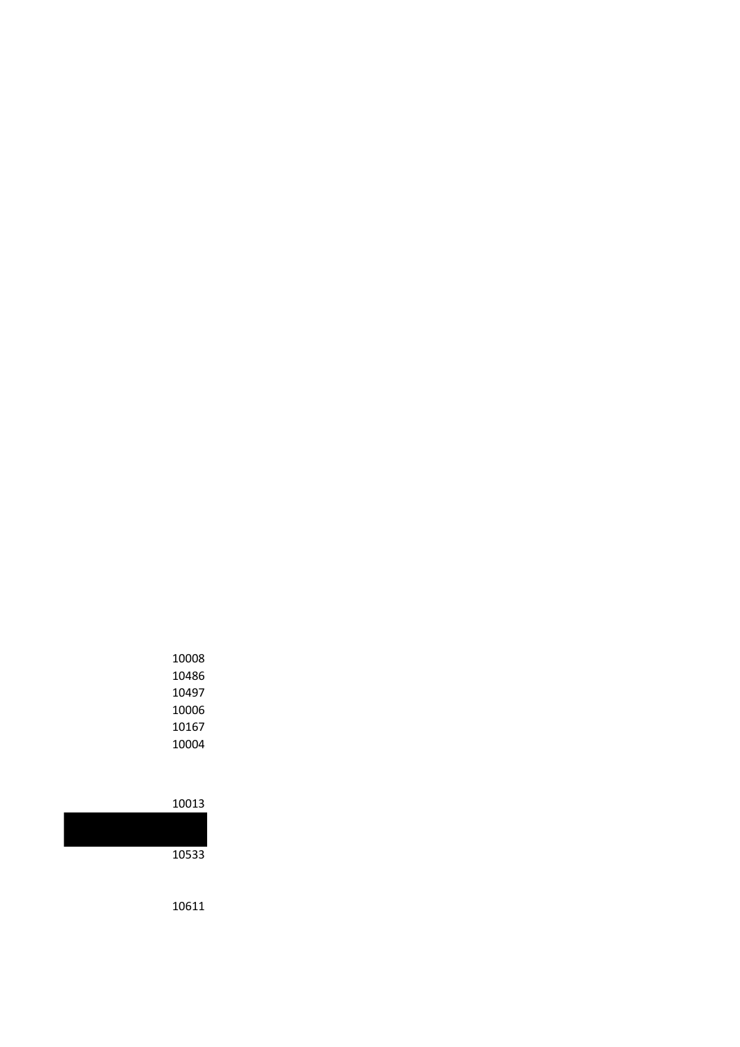10008
10486
10497
10006
10167
10004

10013

10533

10611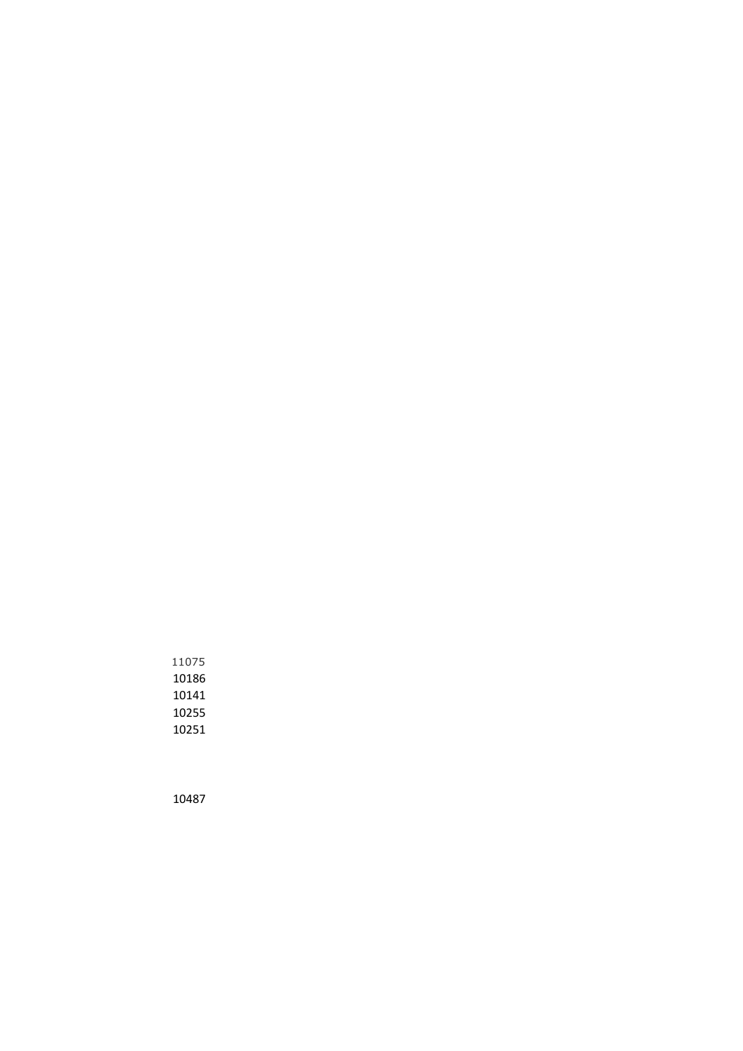11075
10186
10141
10255
10251

10487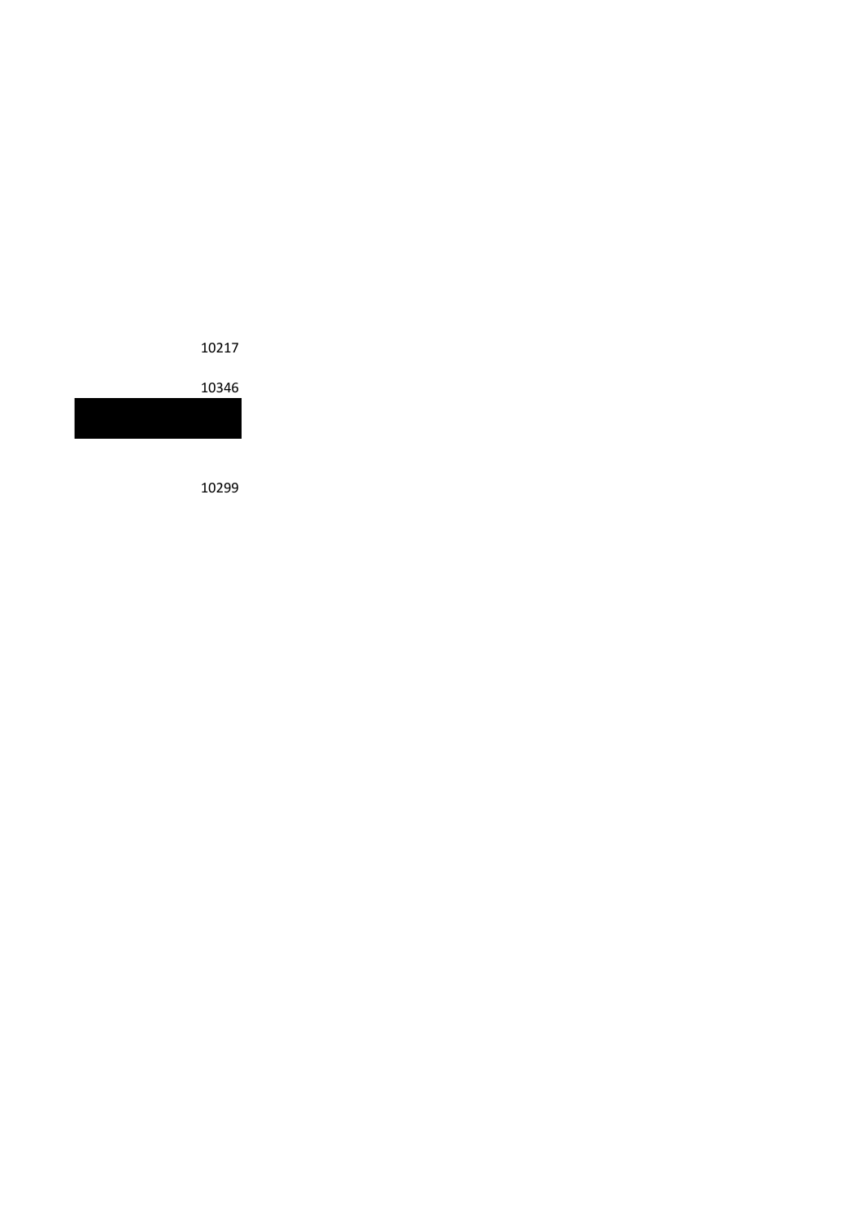10217

10346

10299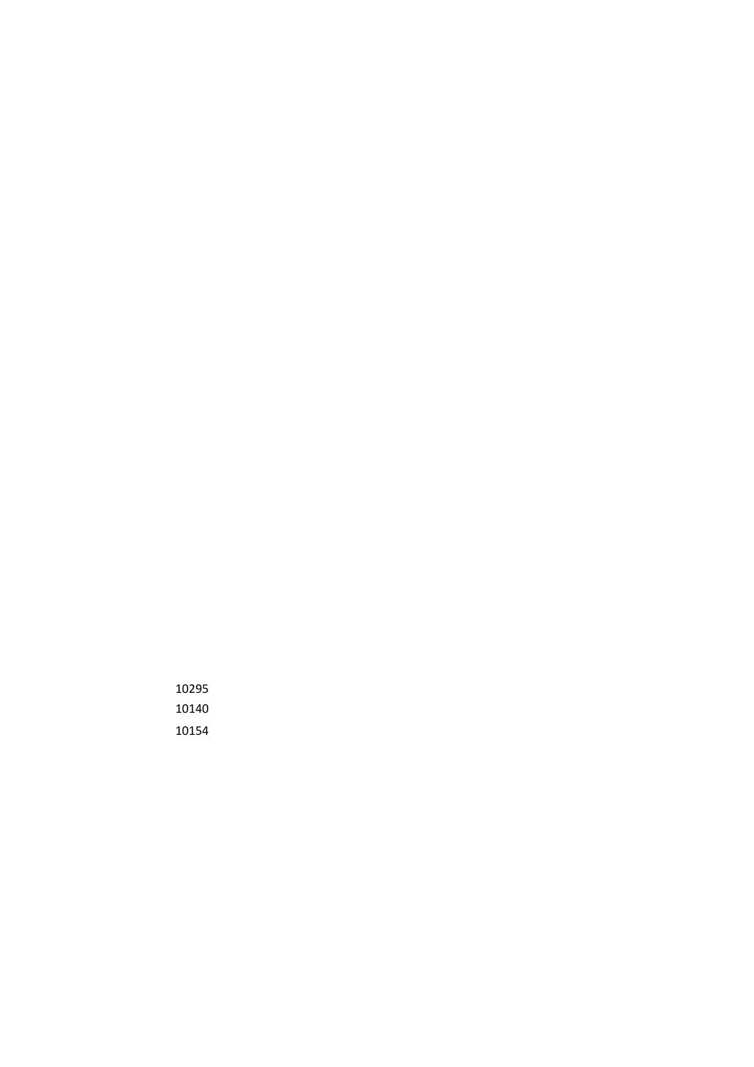10295

10140

10154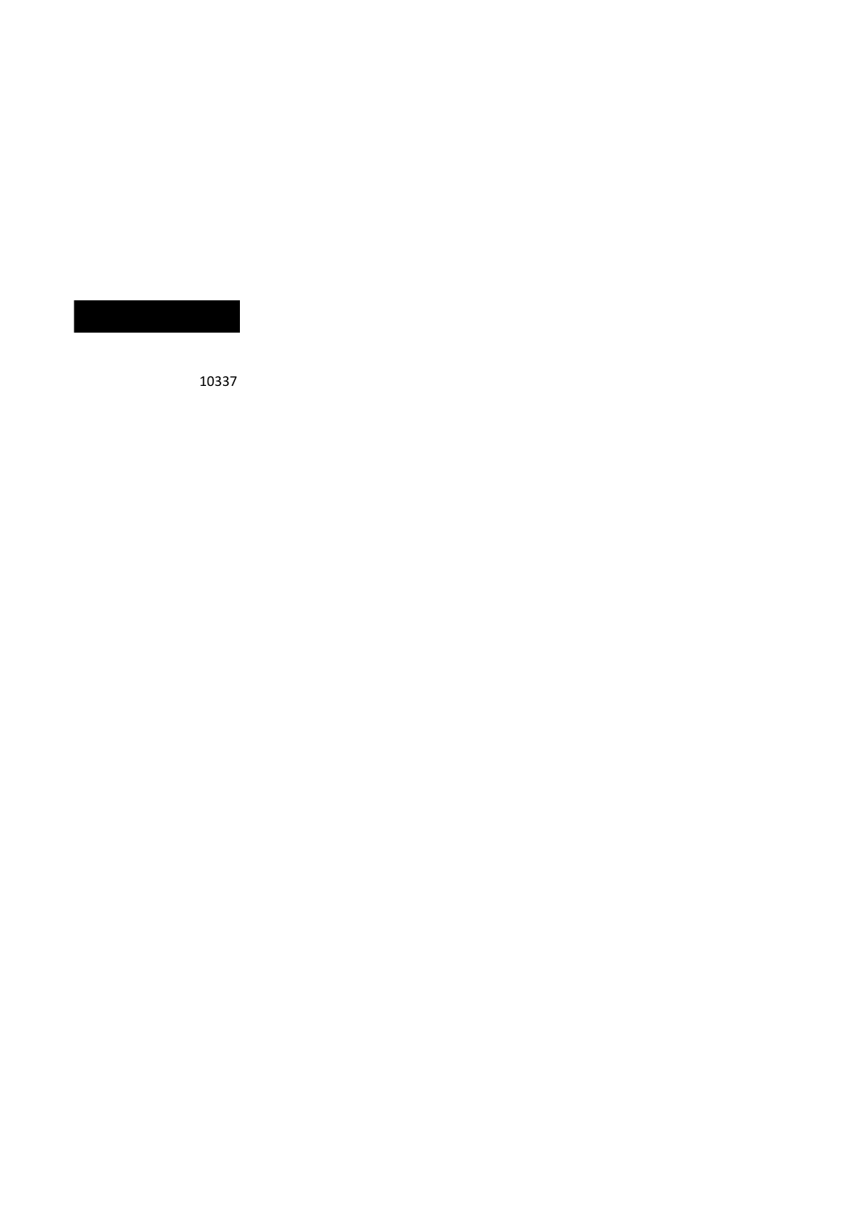10337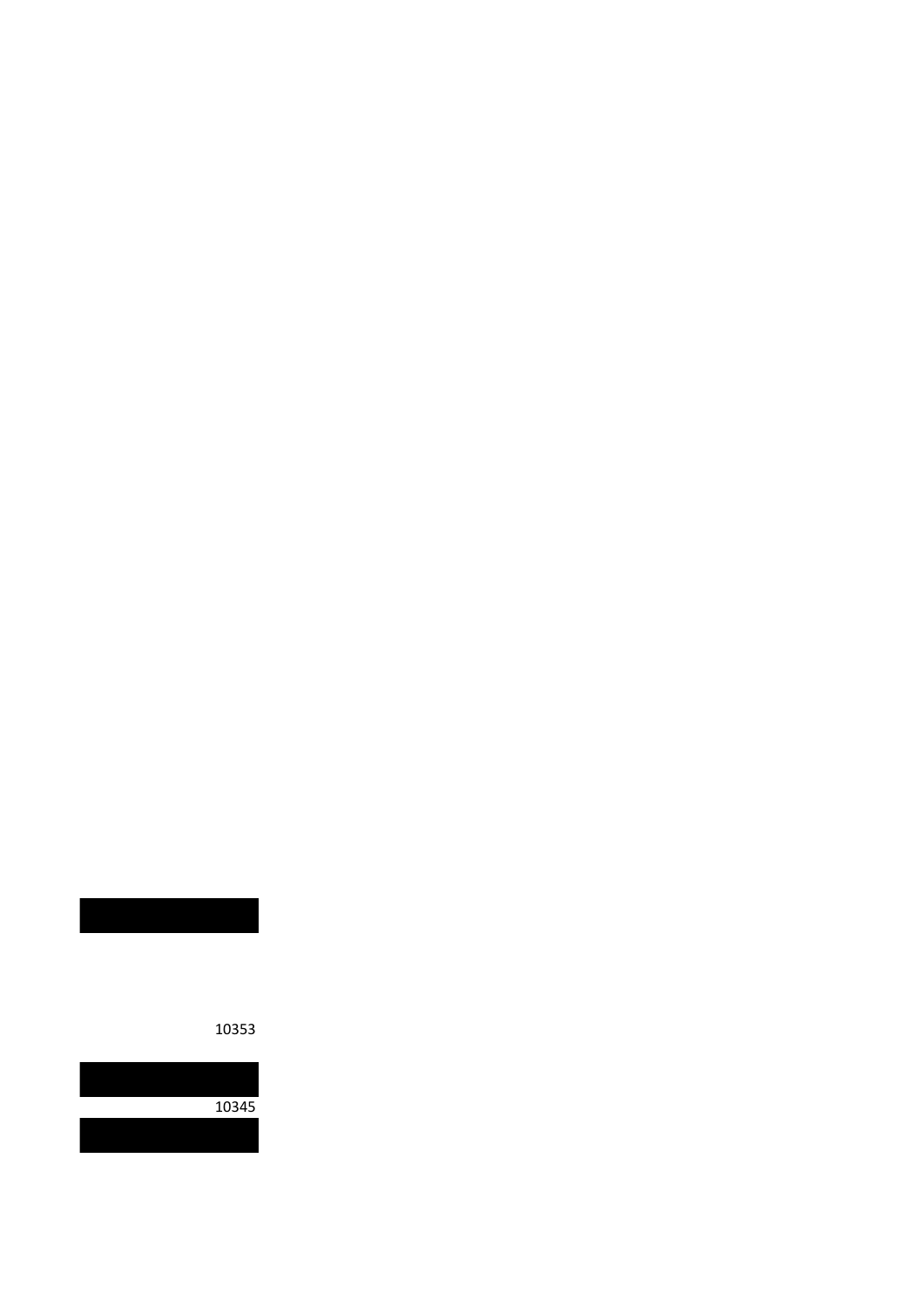10353

10345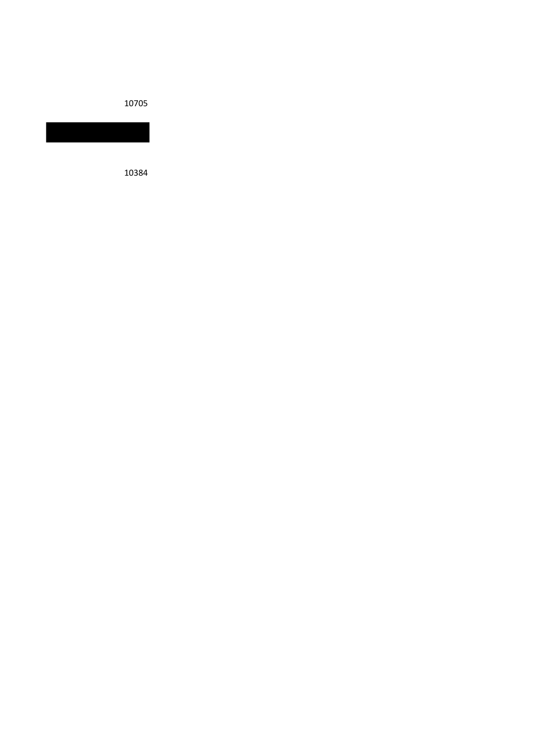10705

10384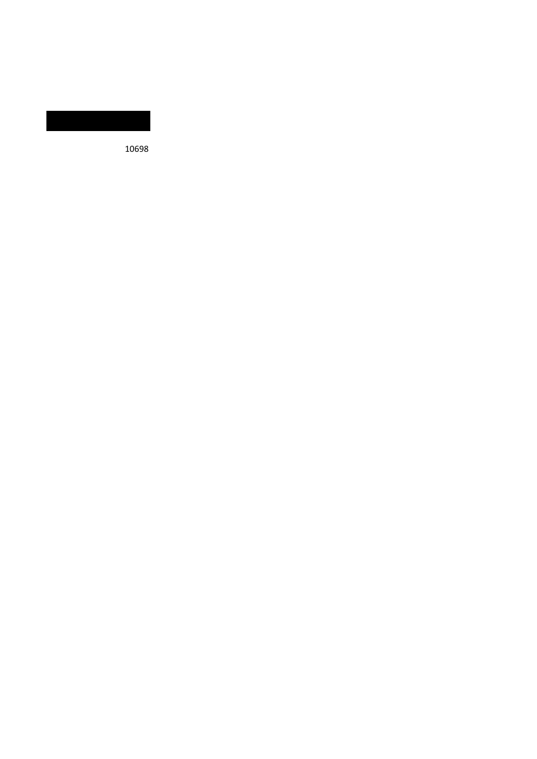10698